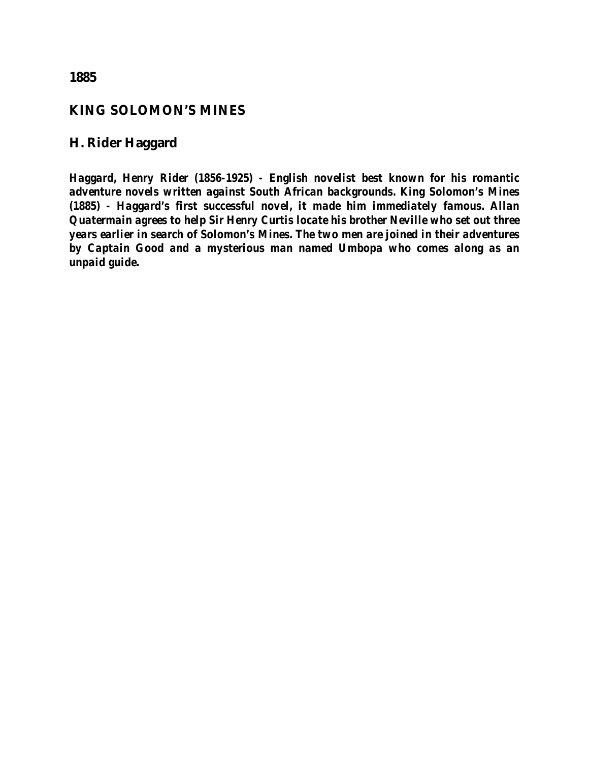**1885**

# KING SOLOMON'S MINES

## H. Rider Haggard

***Haggard, Henry Rider (1856-1925) - English novelist best known for his romantic adventure novels written against South African backgrounds. King Solomon's Mines (1885) - Haggard's first successful novel, it made him immediately famous. Allan Quatermain agrees to help Sir Henry Curtis locate his brother Neville who set out three years earlier in search of Solomon's Mines. The two men are joined in their adventures by Captain Good and a mysterious man named Umbopa who comes along as an unpaid guide.***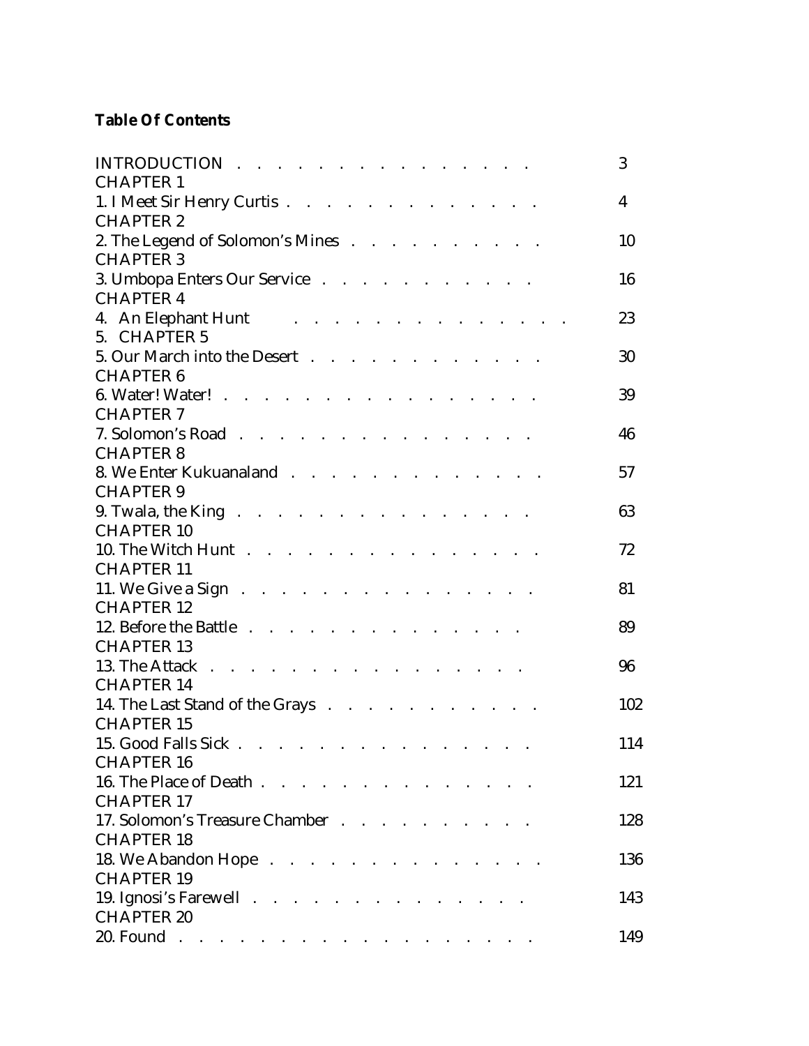**Table Of Contents**

| | |
|---|---|
| INTRODUCTION | 3 |
| CHAPTER 1 | |
| 1. I Meet Sir Henry Curtis | 4 |
| CHAPTER 2 | |
| 2. The Legend of Solomon's Mines | 10 |
| CHAPTER 3 | |
| 3. Umbopa Enters Our Service | 16 |
| CHAPTER 4 | |
| 4. An Elephant Hunt | 23 |
| 5. CHAPTER 5 | |
| 5. Our March into the Desert | 30 |
| CHAPTER 6 | |
| 6. Water! Water! | 39 |
| CHAPTER 7 | |
| 7. Solomon's Road | 46 |
| CHAPTER 8 | |
| 8. We Enter Kukuanaland | 57 |
| CHAPTER 9 | |
| 9. Twala, the King | 63 |
| CHAPTER 10 | |
| 10. The Witch Hunt | 72 |
| CHAPTER 11 | |
| 11. We Give a Sign | 81 |
| CHAPTER 12 | |
| 12. Before the Battle | 89 |
| CHAPTER 13 | |
| 13. The Attack | 96 |
| CHAPTER 14 | |
| 14. The Last Stand of the Grays | 102 |
| CHAPTER 15 | |
| 15. Good Falls Sick | 114 |
| CHAPTER 16 | |
| 16. The Place of Death | 121 |
| CHAPTER 17 | |
| 17. Solomon's Treasure Chamber | 128 |
| CHAPTER 18 | |
| 18. We Abandon Hope | 136 |
| CHAPTER 19 | |
| 19. Ignosi's Farewell | 143 |
| CHAPTER 20 | |
| 20. Found | 149 |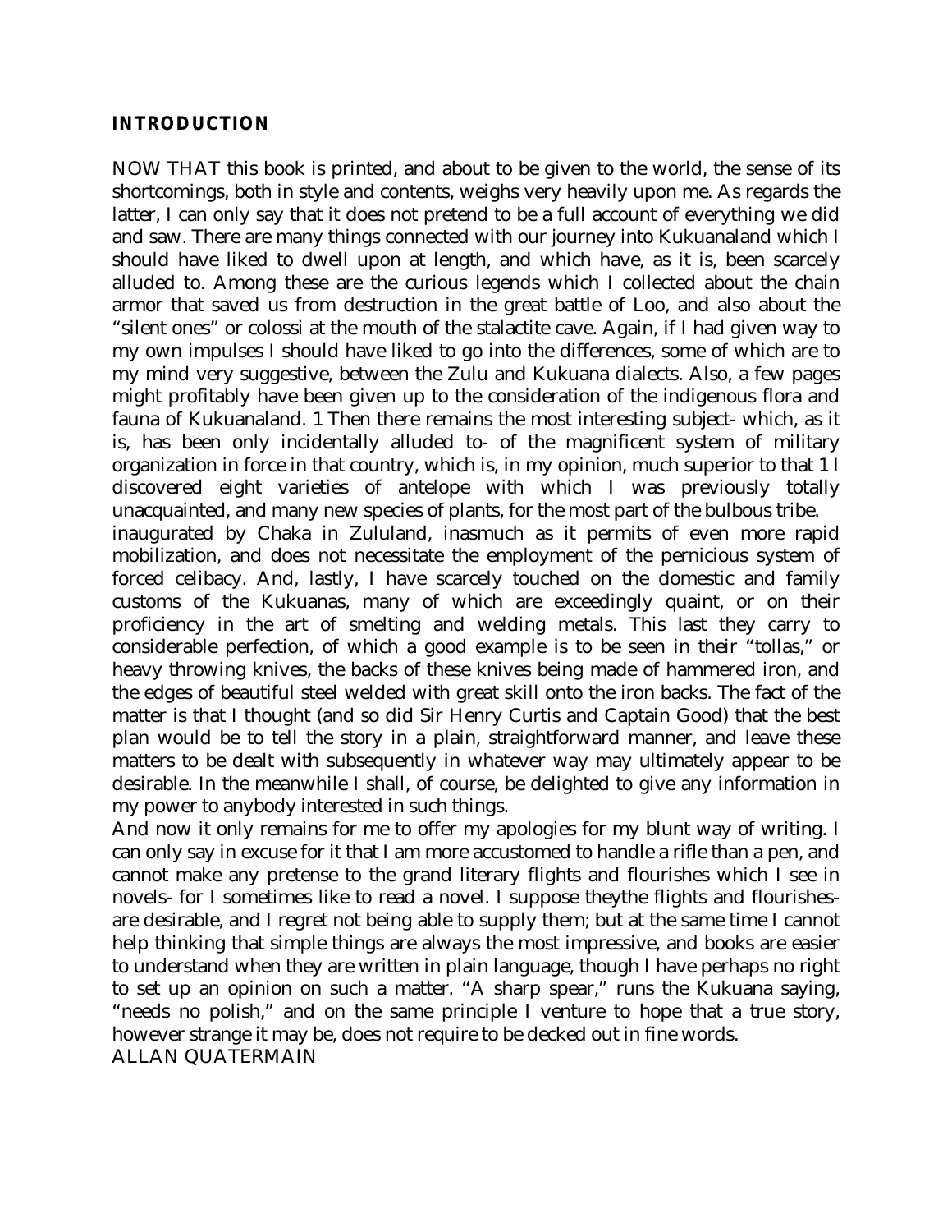## INTRODUCTION

NOW THAT this book is printed, and about to be given to the world, the sense of its shortcomings, both in style and contents, weighs very heavily upon me. As regards the latter, I can only say that it does not pretend to be a full account of everything we did and saw. There are many things connected with our journey into Kukuanaland which I should have liked to dwell upon at length, and which have, as it is, been scarcely alluded to. Among these are the curious legends which I collected about the chain armor that saved us from destruction in the great battle of Loo, and also about the "silent ones" or colossi at the mouth of the stalactite cave. Again, if I had given way to my own impulses I should have liked to go into the differences, some of which are to my mind very suggestive, between the Zulu and Kukuana dialects. Also, a few pages might profitably have been given up to the consideration of the indigenous flora and fauna of Kukuanaland. 1 Then there remains the most interesting subject- which, as it is, has been only incidentally alluded to- of the magnificent system of military organization in force in that country, which is, in my opinion, much superior to that 1 I discovered eight varieties of antelope with which I was previously totally unacquainted, and many new species of plants, for the most part of the bulbous tribe.
inaugurated by Chaka in Zululand, inasmuch as it permits of even more rapid mobilization, and does not necessitate the employment of the pernicious system of forced celibacy. And, lastly, I have scarcely touched on the domestic and family customs of the Kukuanas, many of which are exceedingly quaint, or on their proficiency in the art of smelting and welding metals. This last they carry to considerable perfection, of which a good example is to be seen in their "tollas," or heavy throwing knives, the backs of these knives being made of hammered iron, and the edges of beautiful steel welded with great skill onto the iron backs. The fact of the matter is that I thought (and so did Sir Henry Curtis and Captain Good) that the best plan would be to tell the story in a plain, straightforward manner, and leave these matters to be dealt with subsequently in whatever way may ultimately appear to be desirable. In the meanwhile I shall, of course, be delighted to give any information in my power to anybody interested in such things.

And now it only remains for me to offer my apologies for my blunt way of writing. I can only say in excuse for it that I am more accustomed to handle a rifle than a pen, and cannot make any pretense to the grand literary flights and flourishes which I see in novels- for I sometimes like to read a novel. I suppose theythe flights and flourishes- are desirable, and I regret not being able to supply them; but at the same time I cannot help thinking that simple things are always the most impressive, and books are easier to understand when they are written in plain language, though I have perhaps no right to set up an opinion on such a matter. "A sharp spear," runs the Kukuana saying, "needs no polish," and on the same principle I venture to hope that a true story, however strange it may be, does not require to be decked out in fine words.

ALLAN QUATERMAIN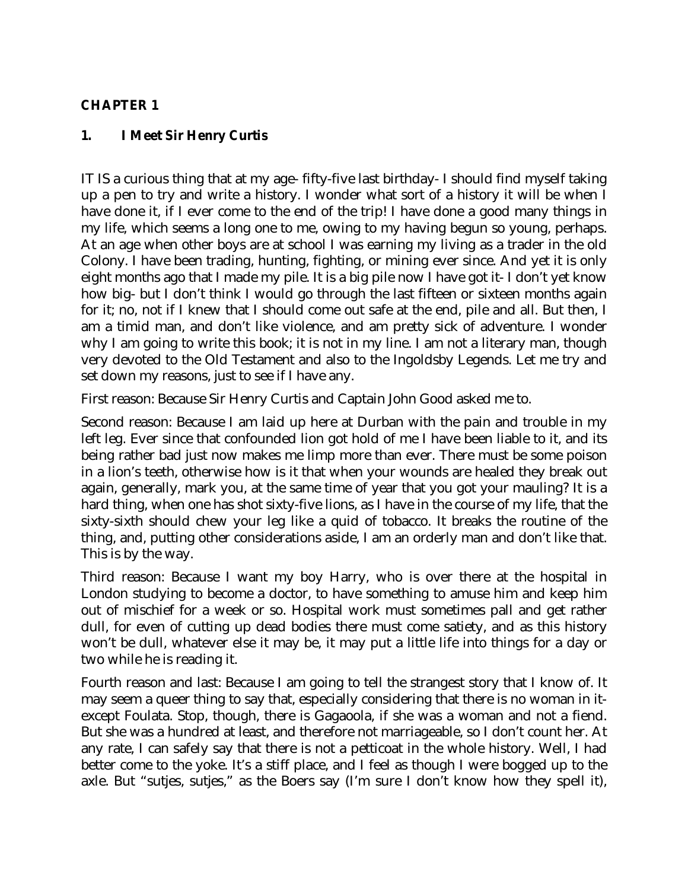# CHAPTER 1

## 1. I Meet Sir Henry Curtis

IT IS a curious thing that at my age- fifty-five last birthday- I should find myself taking up a pen to try and write a history. I wonder what sort of a history it will be when I have done it, if I ever come to the end of the trip! I have done a good many things in my life, which seems a long one to me, owing to my having begun so young, perhaps. At an age when other boys are at school I was earning my living as a trader in the old Colony. I have been trading, hunting, fighting, or mining ever since. And yet it is only eight months ago that I made my pile. It is a big pile now I have got it- I don't yet know how big- but I don't think I would go through the last fifteen or sixteen months again for it; no, not if I knew that I should come out safe at the end, pile and all. But then, I am a timid man, and don't like violence, and am pretty sick of adventure. I wonder why I am going to write this book; it is not in my line. I am not a literary man, though very devoted to the Old Testament and also to the Ingoldsby Legends. Let me try and set down my reasons, just to see if I have any.

First reason: Because Sir Henry Curtis and Captain John Good asked me to.

Second reason: Because I am laid up here at Durban with the pain and trouble in my left leg. Ever since that confounded lion got hold of me I have been liable to it, and its being rather bad just now makes me limp more than ever. There must be some poison in a lion's teeth, otherwise how is it that when your wounds are healed they break out again, generally, mark you, at the same time of year that you got your mauling? It is a hard thing, when one has shot sixty-five lions, as I have in the course of my life, that the sixty-sixth should chew your leg like a quid of tobacco. It breaks the routine of the thing, and, putting other considerations aside, I am an orderly man and don't like that. This is by the way.

Third reason: Because I want my boy Harry, who is over there at the hospital in London studying to become a doctor, to have something to amuse him and keep him out of mischief for a week or so. Hospital work must sometimes pall and get rather dull, for even of cutting up dead bodies there must come satiety, and as this history won't be dull, whatever else it may be, it may put a little life into things for a day or two while he is reading it.

Fourth reason and last: Because I am going to tell the strangest story that I know of. It may seem a queer thing to say that, especially considering that there is no woman in it- except Foulata. Stop, though, there is Gagaoola, if she was a woman and not a fiend. But she was a hundred at least, and therefore not marriageable, so I don't count her. At any rate, I can safely say that there is not a petticoat in the whole history. Well, I had better come to the yoke. It's a stiff place, and I feel as though I were bogged up to the axle. But "sutjes, sutjes," as the Boers say (I'm sure I don't know how they spell it),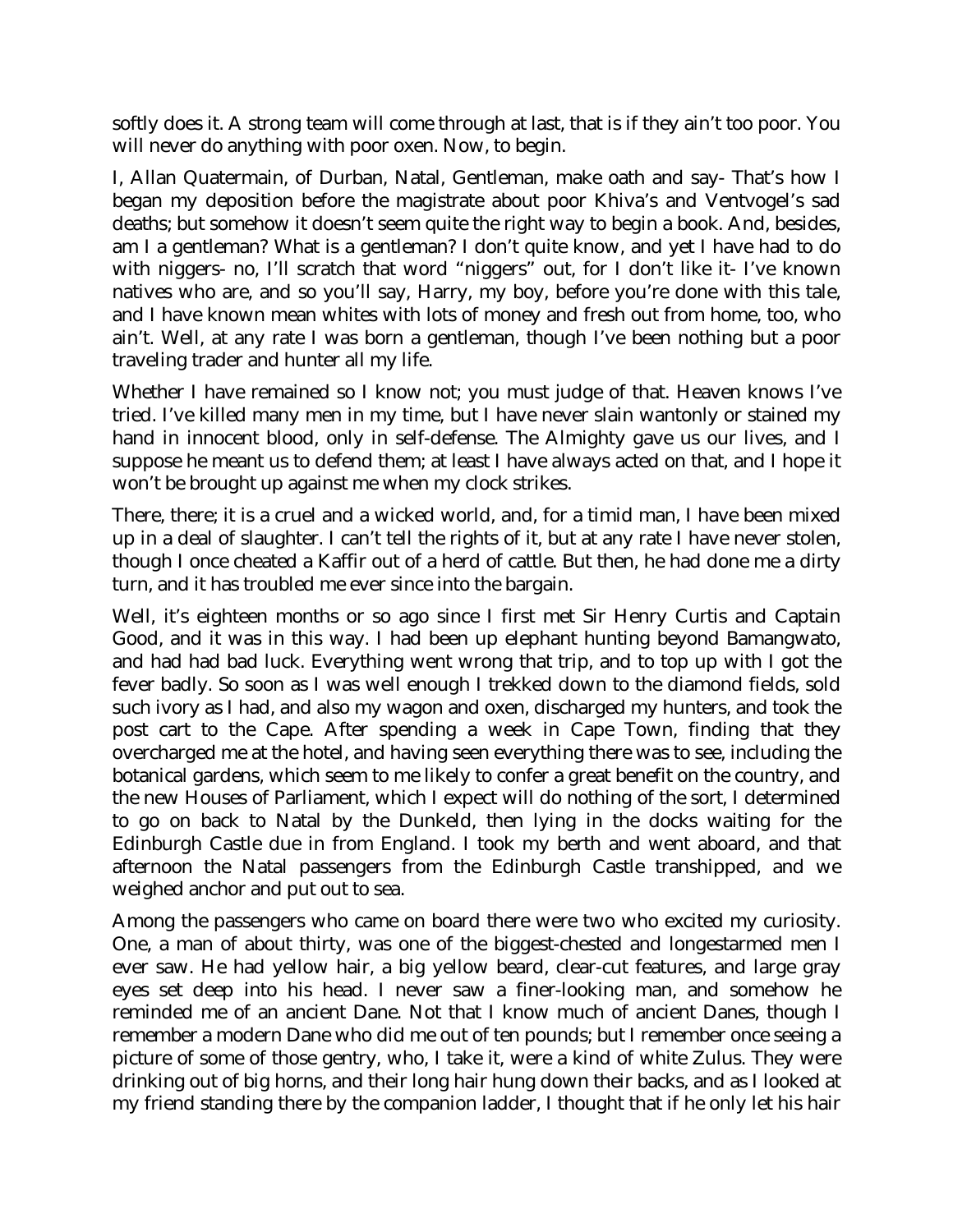softly does it. A strong team will come through at last, that is if they ain't too poor. You will never do anything with poor oxen. Now, to begin.

I, Allan Quatermain, of Durban, Natal, Gentleman, make oath and say- That's how I began my deposition before the magistrate about poor Khiva's and Ventvogel's sad deaths; but somehow it doesn't seem quite the right way to begin a book. And, besides, am I a gentleman? What is a gentleman? I don't quite know, and yet I have had to do with niggers- no, I'll scratch that word "niggers" out, for I don't like it- I've known natives who are, and so you'll say, Harry, my boy, before you're done with this tale, and I have known mean whites with lots of money and fresh out from home, too, who ain't. Well, at any rate I was born a gentleman, though I've been nothing but a poor traveling trader and hunter all my life.

Whether I have remained so I know not; you must judge of that. Heaven knows I've tried. I've killed many men in my time, but I have never slain wantonly or stained my hand in innocent blood, only in self-defense. The Almighty gave us our lives, and I suppose he meant us to defend them; at least I have always acted on that, and I hope it won't be brought up against me when my clock strikes.

There, there; it is a cruel and a wicked world, and, for a timid man, I have been mixed up in a deal of slaughter. I can't tell the rights of it, but at any rate I have never stolen, though I once cheated a Kaffir out of a herd of cattle. But then, he had done me a dirty turn, and it has troubled me ever since into the bargain.

Well, it's eighteen months or so ago since I first met Sir Henry Curtis and Captain Good, and it was in this way. I had been up elephant hunting beyond Bamangwato, and had had bad luck. Everything went wrong that trip, and to top up with I got the fever badly. So soon as I was well enough I trekked down to the diamond fields, sold such ivory as I had, and also my wagon and oxen, discharged my hunters, and took the post cart to the Cape. After spending a week in Cape Town, finding that they overcharged me at the hotel, and having seen everything there was to see, including the botanical gardens, which seem to me likely to confer a great benefit on the country, and the new Houses of Parliament, which I expect will do nothing of the sort, I determined to go on back to Natal by the Dunkeld, then lying in the docks waiting for the Edinburgh Castle due in from England. I took my berth and went aboard, and that afternoon the Natal passengers from the Edinburgh Castle transhipped, and we weighed anchor and put out to sea.

Among the passengers who came on board there were two who excited my curiosity. One, a man of about thirty, was one of the biggest-chested and longestarmed men I ever saw. He had yellow hair, a big yellow beard, clear-cut features, and large gray eyes set deep into his head. I never saw a finer-looking man, and somehow he reminded me of an ancient Dane. Not that I know much of ancient Danes, though I remember a modern Dane who did me out of ten pounds; but I remember once seeing a picture of some of those gentry, who, I take it, were a kind of white Zulus. They were drinking out of big horns, and their long hair hung down their backs, and as I looked at my friend standing there by the companion ladder, I thought that if he only let his hair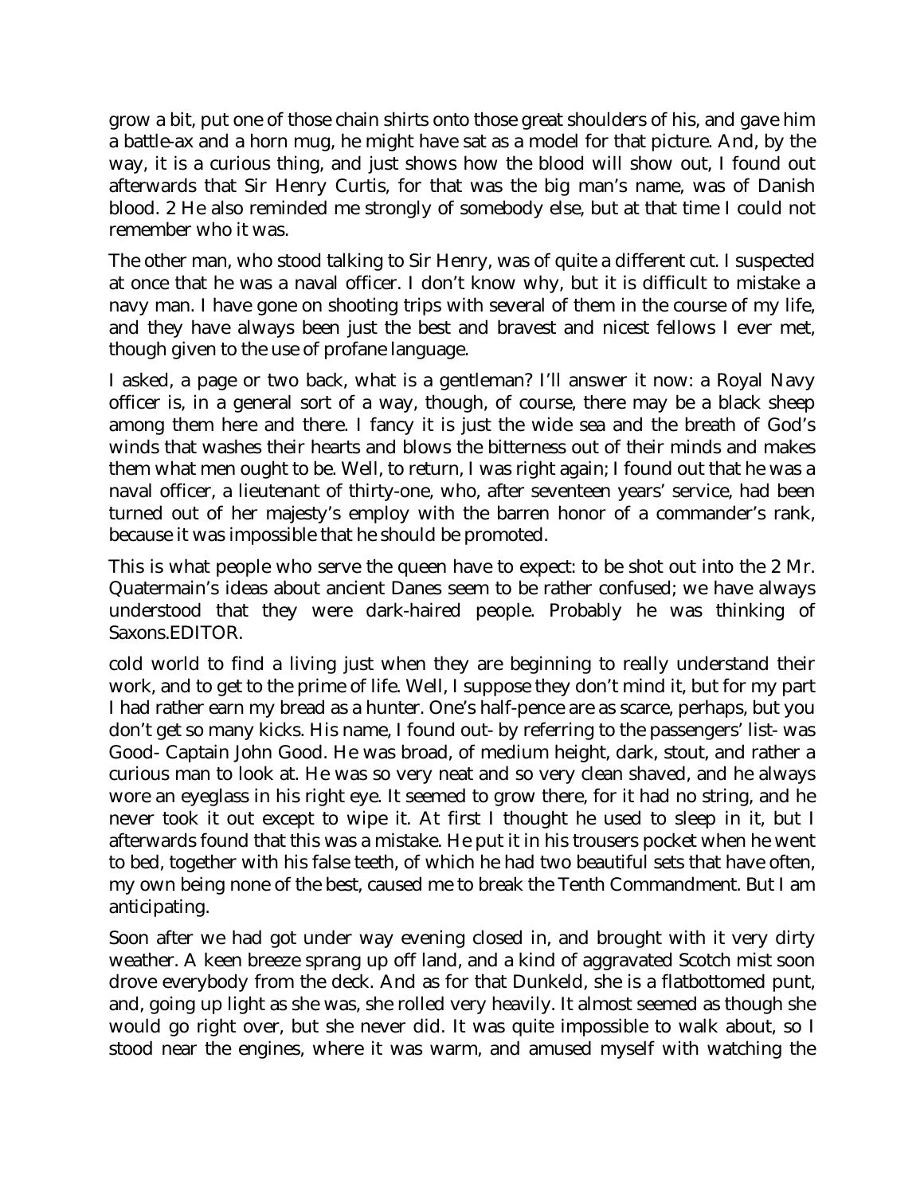grow a bit, put one of those chain shirts onto those great shoulders of his, and gave him a battle-ax and a horn mug, he might have sat as a model for that picture. And, by the way, it is a curious thing, and just shows how the blood will show out, I found out afterwards that Sir Henry Curtis, for that was the big man's name, was of Danish blood. [2] He also reminded me strongly of somebody else, but at that time I could not remember who it was.

The other man, who stood talking to Sir Henry, was of quite a different cut. I suspected at once that he was a naval officer. I don't know why, but it is difficult to mistake a navy man. I have gone on shooting trips with several of them in the course of my life, and they have always been just the best and bravest and nicest fellows I ever met, though given to the use of profane language.

I asked, a page or two back, what is a gentleman? I'll answer it now: a Royal Navy officer is, in a general sort of a way, though, of course, there may be a black sheep among them here and there. I fancy it is just the wide sea and the breath of God's winds that washes their hearts and blows the bitterness out of their minds and makes them what men ought to be. Well, to return, I was right again; I found out that he was a naval officer, a lieutenant of thirty-one, who, after seventeen years' service, had been turned out of her majesty's employ with the barren honor of a commander's rank, because it was impossible that he should be promoted.

This is what people who serve the queen have to expect: to be shot out into the cold world to find a living just when they are beginning to really understand their work, and to get to the prime of life. Well, I suppose they don't mind it, but for my part I had rather earn my bread as a hunter. One's half-pence are as scarce, perhaps, but you don't get so many kicks. His name, I found out- by referring to the passengers' list- was Good- Captain John Good. He was broad, of medium height, dark, stout, and rather a curious man to look at. He was so very neat and so very clean shaved, and he always wore an eyeglass in his right eye. It seemed to grow there, for it had no string, and he never took it out except to wipe it. At first I thought he used to sleep in it, but I afterwards found that this was a mistake. He put it in his trousers pocket when he went to bed, together with his false teeth, of which he had two beautiful sets that have often, my own being none of the best, caused me to break the Tenth Commandment. But I am anticipating.

Soon after we had got under way evening closed in, and brought with it very dirty weather. A keen breeze sprang up off land, and a kind of aggravated Scotch mist soon drove everybody from the deck. And as for that Dunkeld, she is a flatbottomed punt, and, going up light as she was, she rolled very heavily. It almost seemed as though she would go right over, but she never did. It was quite impossible to walk about, so I stood near the engines, where it was warm, and amused myself with watching the

[2] Mr. Quatermain's ideas about ancient Danes seem to be rather confused; we have always understood that they were dark-haired people. Probably he was thinking of Saxons.EDITOR.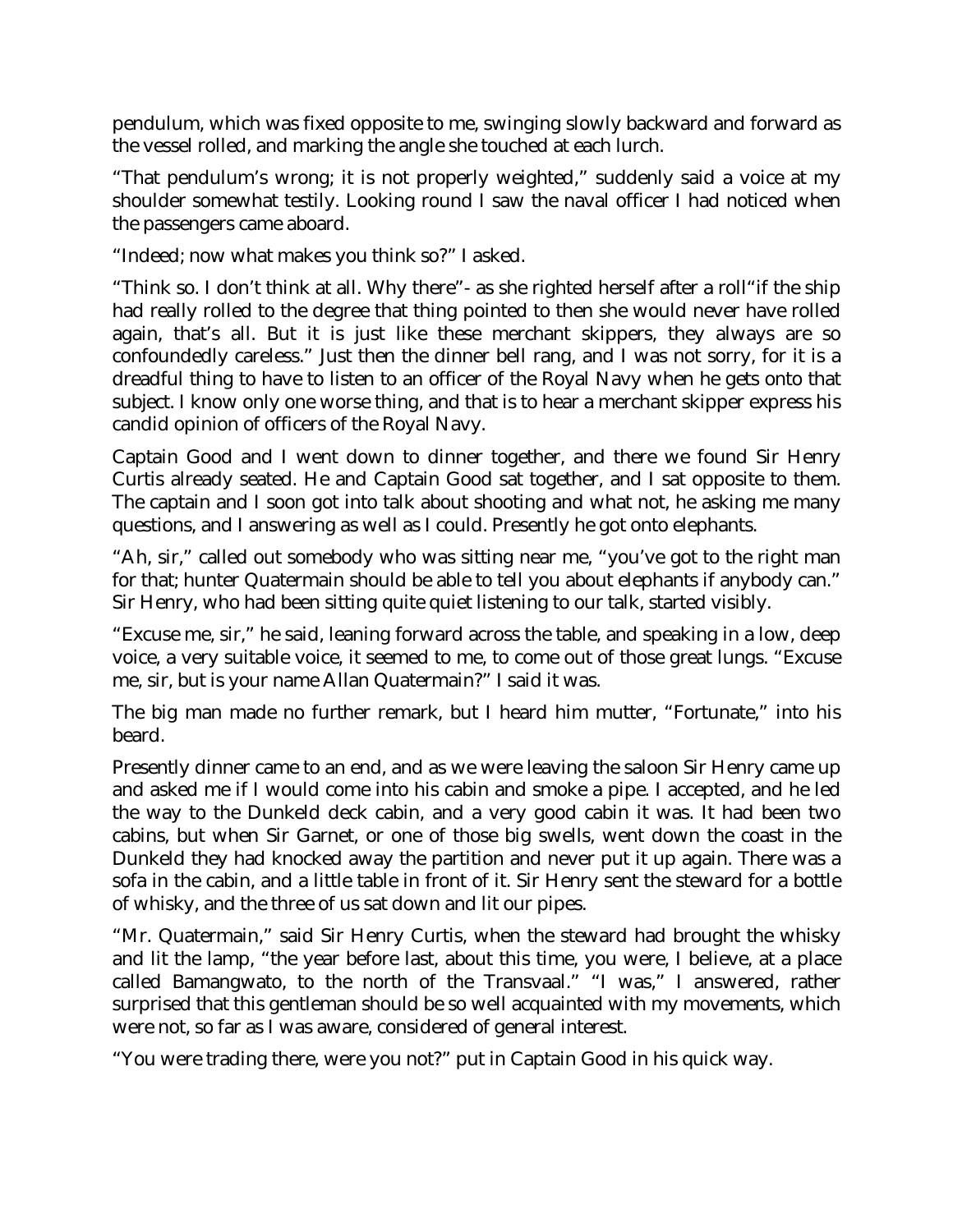pendulum, which was fixed opposite to me, swinging slowly backward and forward as the vessel rolled, and marking the angle she touched at each lurch.

"That pendulum's wrong; it is not properly weighted," suddenly said a voice at my shoulder somewhat testily. Looking round I saw the naval officer I had noticed when the passengers came aboard.

"Indeed; now what makes you think so?" I asked.

"Think so. I don't think at all. Why there"- as she righted herself after a roll"if the ship had really rolled to the degree that thing pointed to then she would never have rolled again, that's all. But it is just like these merchant skippers, they always are so confoundedly careless." Just then the dinner bell rang, and I was not sorry, for it is a dreadful thing to have to listen to an officer of the Royal Navy when he gets onto that subject. I know only one worse thing, and that is to hear a merchant skipper express his candid opinion of officers of the Royal Navy.

Captain Good and I went down to dinner together, and there we found Sir Henry Curtis already seated. He and Captain Good sat together, and I sat opposite to them. The captain and I soon got into talk about shooting and what not, he asking me many questions, and I answering as well as I could. Presently he got onto elephants.

"Ah, sir," called out somebody who was sitting near me, "you've got to the right man for that; hunter Quatermain should be able to tell you about elephants if anybody can." Sir Henry, who had been sitting quite quiet listening to our talk, started visibly.

"Excuse me, sir," he said, leaning forward across the table, and speaking in a low, deep voice, a very suitable voice, it seemed to me, to come out of those great lungs. "Excuse me, sir, but is your name Allan Quatermain?" I said it was.

The big man made no further remark, but I heard him mutter, "Fortunate," into his beard.

Presently dinner came to an end, and as we were leaving the saloon Sir Henry came up and asked me if I would come into his cabin and smoke a pipe. I accepted, and he led the way to the Dunkeld deck cabin, and a very good cabin it was. It had been two cabins, but when Sir Garnet, or one of those big swells, went down the coast in the Dunkeld they had knocked away the partition and never put it up again. There was a sofa in the cabin, and a little table in front of it. Sir Henry sent the steward for a bottle of whisky, and the three of us sat down and lit our pipes.

"Mr. Quatermain," said Sir Henry Curtis, when the steward had brought the whisky and lit the lamp, "the year before last, about this time, you were, I believe, at a place called Bamangwato, to the north of the Transvaal." "I was," I answered, rather surprised that this gentleman should be so well acquainted with my movements, which were not, so far as I was aware, considered of general interest.

"You were trading there, were you not?" put in Captain Good in his quick way.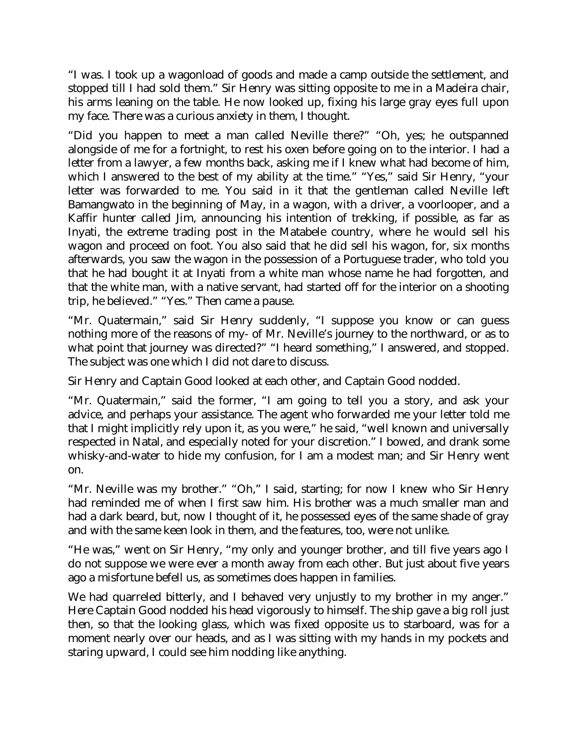"I was. I took up a wagonload of goods and made a camp outside the settlement, and stopped till I had sold them." Sir Henry was sitting opposite to me in a Madeira chair, his arms leaning on the table. He now looked up, fixing his large gray eyes full upon my face. There was a curious anxiety in them, I thought.

"Did you happen to meet a man called Neville there?" "Oh, yes; he outspanned alongside of me for a fortnight, to rest his oxen before going on to the interior. I had a letter from a lawyer, a few months back, asking me if I knew what had become of him, which I answered to the best of my ability at the time." "Yes," said Sir Henry, "your letter was forwarded to me. You said in it that the gentleman called Neville left Bamangwato in the beginning of May, in a wagon, with a driver, a voorlooper, and a Kaffir hunter called Jim, announcing his intention of trekking, if possible, as far as Inyati, the extreme trading post in the Matabele country, where he would sell his wagon and proceed on foot. You also said that he did sell his wagon, for, six months afterwards, you saw the wagon in the possession of a Portuguese trader, who told you that he had bought it at Inyati from a white man whose name he had forgotten, and that the white man, with a native servant, had started off for the interior on a shooting trip, he believed." "Yes." Then came a pause.

"Mr. Quatermain," said Sir Henry suddenly, "I suppose you know or can guess nothing more of the reasons of my- of Mr. Neville's journey to the northward, or as to what point that journey was directed?" "I heard something," I answered, and stopped. The subject was one which I did not dare to discuss.

Sir Henry and Captain Good looked at each other, and Captain Good nodded.

"Mr. Quatermain," said the former, "I am going to tell you a story, and ask your advice, and perhaps your assistance. The agent who forwarded me your letter told me that I might implicitly rely upon it, as you were," he said, "well known and universally respected in Natal, and especially noted for your discretion." I bowed, and drank some whisky-and-water to hide my confusion, for I am a modest man; and Sir Henry went on.

"Mr. Neville was my brother." "Oh," I said, starting; for now I knew who Sir Henry had reminded me of when I first saw him. His brother was a much smaller man and had a dark beard, but, now I thought of it, he possessed eyes of the same shade of gray and with the same keen look in them, and the features, too, were not unlike.

"He was," went on Sir Henry, "my only and younger brother, and till five years ago I do not suppose we were ever a month away from each other. But just about five years ago a misfortune befell us, as sometimes does happen in families.

We had quarreled bitterly, and I behaved very unjustly to my brother in my anger." Here Captain Good nodded his head vigorously to himself. The ship gave a big roll just then, so that the looking glass, which was fixed opposite us to starboard, was for a moment nearly over our heads, and as I was sitting with my hands in my pockets and staring upward, I could see him nodding like anything.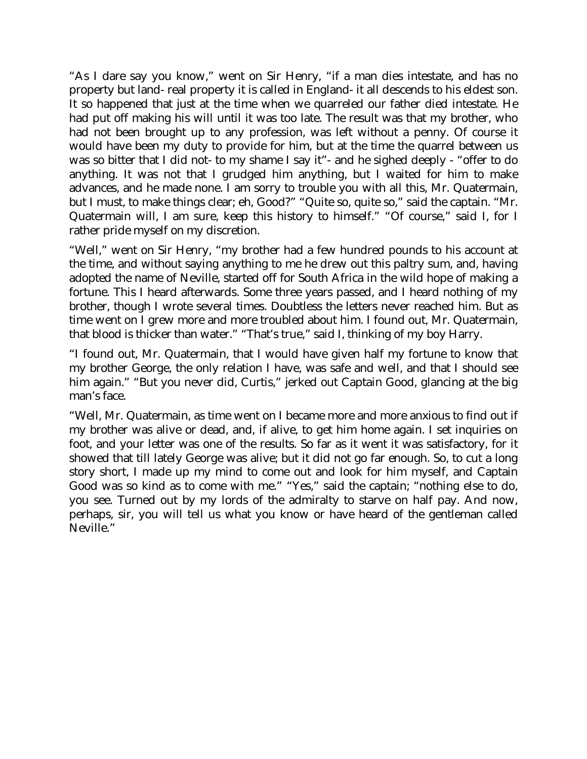"As I dare say you know," went on Sir Henry, "if a man dies intestate, and has no property but land- real property it is called in England- it all descends to his eldest son. It so happened that just at the time when we quarreled our father died intestate. He had put off making his will until it was too late. The result was that my brother, who had not been brought up to any profession, was left without a penny. Of course it would have been my duty to provide for him, but at the time the quarrel between us was so bitter that I did not- to my shame I say it"- and he sighed deeply - "offer to do anything. It was not that I grudged him anything, but I waited for him to make advances, and he made none. I am sorry to trouble you with all this, Mr. Quatermain, but I must, to make things clear; eh, Good?" "Quite so, quite so," said the captain. "Mr. Quatermain will, I am sure, keep this history to himself." "Of course," said I, for I rather pride myself on my discretion.

"Well," went on Sir Henry, "my brother had a few hundred pounds to his account at the time, and without saying anything to me he drew out this paltry sum, and, having adopted the name of Neville, started off for South Africa in the wild hope of making a fortune. This I heard afterwards. Some three years passed, and I heard nothing of my brother, though I wrote several times. Doubtless the letters never reached him. But as time went on I grew more and more troubled about him. I found out, Mr. Quatermain, that blood is thicker than water." "That's true," said I, thinking of my boy Harry.

"I found out, Mr. Quatermain, that I would have given half my fortune to know that my brother George, the only relation I have, was safe and well, and that I should see him again." "But you never did, Curtis," jerked out Captain Good, glancing at the big man's face.

"Well, Mr. Quatermain, as time went on I became more and more anxious to find out if my brother was alive or dead, and, if alive, to get him home again. I set inquiries on foot, and your letter was one of the results. So far as it went it was satisfactory, for it showed that till lately George was alive; but it did not go far enough. So, to cut a long story short, I made up my mind to come out and look for him myself, and Captain Good was so kind as to come with me." "Yes," said the captain; "nothing else to do, you see. Turned out by my lords of the admiralty to starve on half pay. And now, perhaps, sir, you will tell us what you know or have heard of the gentleman called Neville."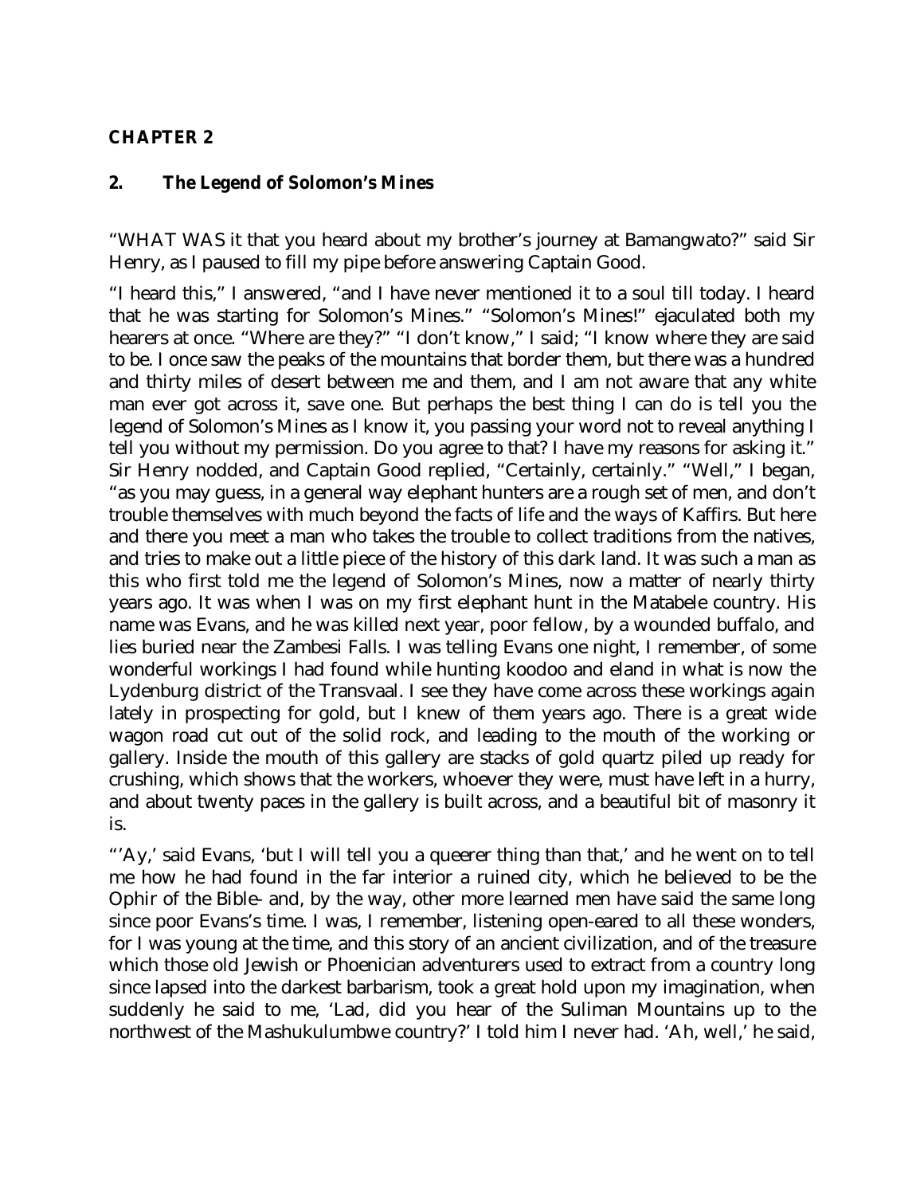## CHAPTER 2

### 2. The Legend of Solomon's Mines

"WHAT WAS it that you heard about my brother's journey at Bamangwato?" said Sir Henry, as I paused to fill my pipe before answering Captain Good.

"I heard this," I answered, "and I have never mentioned it to a soul till today. I heard that he was starting for Solomon's Mines." "Solomon's Mines!" ejaculated both my hearers at once. "Where are they?" "I don't know," I said; "I know where they are said to be. I once saw the peaks of the mountains that border them, but there was a hundred and thirty miles of desert between me and them, and I am not aware that any white man ever got across it, save one. But perhaps the best thing I can do is tell you the legend of Solomon's Mines as I know it, you passing your word not to reveal anything I tell you without my permission. Do you agree to that? I have my reasons for asking it." Sir Henry nodded, and Captain Good replied, "Certainly, certainly." "Well," I began, "as you may guess, in a general way elephant hunters are a rough set of men, and don't trouble themselves with much beyond the facts of life and the ways of Kaffirs. But here and there you meet a man who takes the trouble to collect traditions from the natives, and tries to make out a little piece of the history of this dark land. It was such a man as this who first told me the legend of Solomon's Mines, now a matter of nearly thirty years ago. It was when I was on my first elephant hunt in the Matabele country. His name was Evans, and he was killed next year, poor fellow, by a wounded buffalo, and lies buried near the Zambesi Falls. I was telling Evans one night, I remember, of some wonderful workings I had found while hunting koodoo and eland in what is now the Lydenburg district of the Transvaal. I see they have come across these workings again lately in prospecting for gold, but I knew of them years ago. There is a great wide wagon road cut out of the solid rock, and leading to the mouth of the working or gallery. Inside the mouth of this gallery are stacks of gold quartz piled up ready for crushing, which shows that the workers, whoever they were, must have left in a hurry, and about twenty paces in the gallery is built across, and a beautiful bit of masonry it is.

"'Ay,' said Evans, 'but I will tell you a queerer thing than that,' and he went on to tell me how he had found in the far interior a ruined city, which he believed to be the Ophir of the Bible- and, by the way, other more learned men have said the same long since poor Evans's time. I was, I remember, listening open-eared to all these wonders, for I was young at the time, and this story of an ancient civilization, and of the treasure which those old Jewish or Phoenician adventurers used to extract from a country long since lapsed into the darkest barbarism, took a great hold upon my imagination, when suddenly he said to me, 'Lad, did you hear of the Suliman Mountains up to the northwest of the Mashukulumbwe country?' I told him I never had. 'Ah, well,' he said,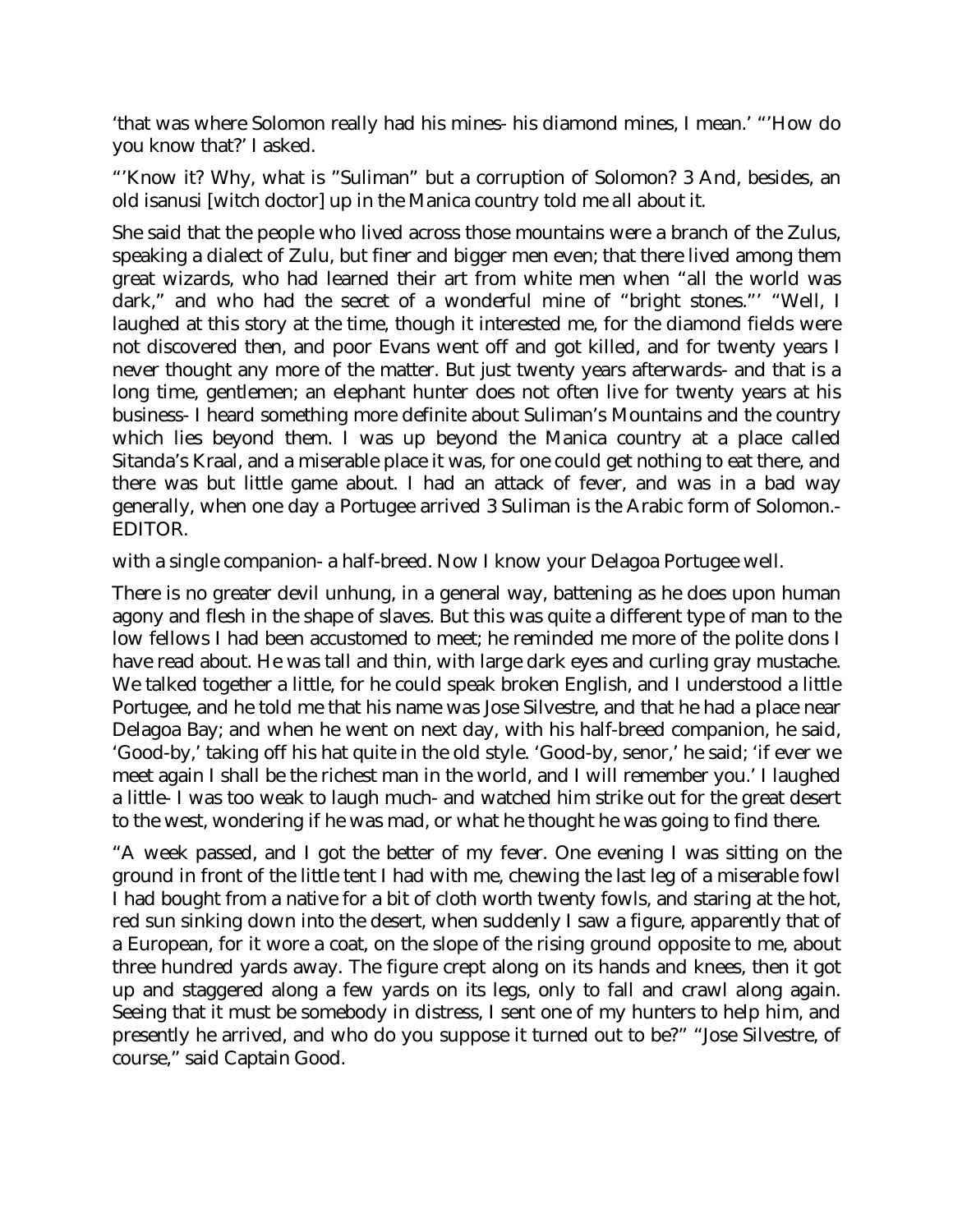'that was where Solomon really had his mines- his diamond mines, I mean.' "'How do you know that?' I asked.

"'Know it? Why, what is "Suliman" but a corruption of Solomon? 3 And, besides, an old isanusi [witch doctor] up in the Manica country told me all about it.

She said that the people who lived across those mountains were a branch of the Zulus, speaking a dialect of Zulu, but finer and bigger men even; that there lived among them great wizards, who had learned their art from white men when "all the world was dark," and who had the secret of a wonderful mine of "bright stones."' "Well, I laughed at this story at the time, though it interested me, for the diamond fields were not discovered then, and poor Evans went off and got killed, and for twenty years I never thought any more of the matter. But just twenty years afterwards- and that is a long time, gentlemen; an elephant hunter does not often live for twenty years at his business- I heard something more definite about Suliman's Mountains and the country which lies beyond them. I was up beyond the Manica country at a place called Sitanda's Kraal, and a miserable place it was, for one could get nothing to eat there, and there was but little game about. I had an attack of fever, and was in a bad way generally, when one day a Portugee arrived 3 Suliman is the Arabic form of Solomon.- EDITOR.

with a single companion- a half-breed. Now I know your Delagoa Portugee well.

There is no greater devil unhung, in a general way, battening as he does upon human agony and flesh in the shape of slaves. But this was quite a different type of man to the low fellows I had been accustomed to meet; he reminded me more of the polite dons I have read about. He was tall and thin, with large dark eyes and curling gray mustache. We talked together a little, for he could speak broken English, and I understood a little Portugee, and he told me that his name was Jose Silvestre, and that he had a place near Delagoa Bay; and when he went on next day, with his half-breed companion, he said, 'Good-by,' taking off his hat quite in the old style. 'Good-by, senor,' he said; 'if ever we meet again I shall be the richest man in the world, and I will remember you.' I laughed a little- I was too weak to laugh much- and watched him strike out for the great desert to the west, wondering if he was mad, or what he thought he was going to find there.

"A week passed, and I got the better of my fever. One evening I was sitting on the ground in front of the little tent I had with me, chewing the last leg of a miserable fowl I had bought from a native for a bit of cloth worth twenty fowls, and staring at the hot, red sun sinking down into the desert, when suddenly I saw a figure, apparently that of a European, for it wore a coat, on the slope of the rising ground opposite to me, about three hundred yards away. The figure crept along on its hands and knees, then it got up and staggered along a few yards on its legs, only to fall and crawl along again. Seeing that it must be somebody in distress, I sent one of my hunters to help him, and presently he arrived, and who do you suppose it turned out to be?" "Jose Silvestre, of course," said Captain Good.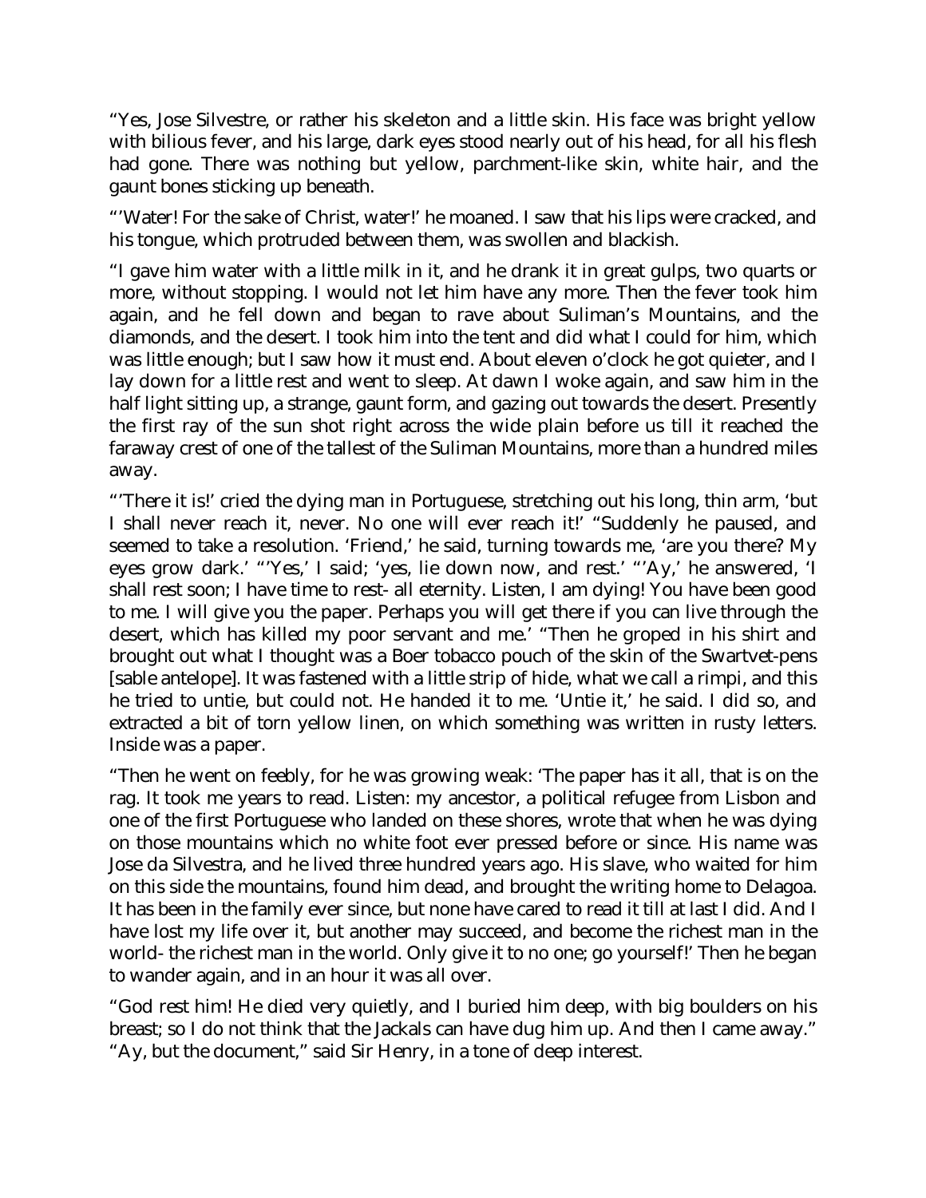"Yes, Jose Silvestre, or rather his skeleton and a little skin. His face was bright yellow with bilious fever, and his large, dark eyes stood nearly out of his head, for all his flesh had gone. There was nothing but yellow, parchment-like skin, white hair, and the gaunt bones sticking up beneath.

"'Water! For the sake of Christ, water!' he moaned. I saw that his lips were cracked, and his tongue, which protruded between them, was swollen and blackish.

"I gave him water with a little milk in it, and he drank it in great gulps, two quarts or more, without stopping. I would not let him have any more. Then the fever took him again, and he fell down and began to rave about Suliman's Mountains, and the diamonds, and the desert. I took him into the tent and did what I could for him, which was little enough; but I saw how it must end. About eleven o'clock he got quieter, and I lay down for a little rest and went to sleep. At dawn I woke again, and saw him in the half light sitting up, a strange, gaunt form, and gazing out towards the desert. Presently the first ray of the sun shot right across the wide plain before us till it reached the faraway crest of one of the tallest of the Suliman Mountains, more than a hundred miles away.

"'There it is!' cried the dying man in Portuguese, stretching out his long, thin arm, 'but I shall never reach it, never. No one will ever reach it!' "Suddenly he paused, and seemed to take a resolution. 'Friend,' he said, turning towards me, 'are you there? My eyes grow dark.' "'Yes,' I said; 'yes, lie down now, and rest.' "'Ay,' he answered, 'I shall rest soon; I have time to rest- all eternity. Listen, I am dying! You have been good to me. I will give you the paper. Perhaps you will get there if you can live through the desert, which has killed my poor servant and me.' "Then he groped in his shirt and brought out what I thought was a Boer tobacco pouch of the skin of the Swartvet-pens [sable antelope]. It was fastened with a little strip of hide, what we call a rimpi, and this he tried to untie, but could not. He handed it to me. 'Untie it,' he said. I did so, and extracted a bit of torn yellow linen, on which something was written in rusty letters. Inside was a paper.

"Then he went on feebly, for he was growing weak: 'The paper has it all, that is on the rag. It took me years to read. Listen: my ancestor, a political refugee from Lisbon and one of the first Portuguese who landed on these shores, wrote that when he was dying on those mountains which no white foot ever pressed before or since. His name was Jose da Silvestra, and he lived three hundred years ago. His slave, who waited for him on this side the mountains, found him dead, and brought the writing home to Delagoa. It has been in the family ever since, but none have cared to read it till at last I did. And I have lost my life over it, but another may succeed, and become the richest man in the world- the richest man in the world. Only give it to no one; go yourself!' Then he began to wander again, and in an hour it was all over.

"God rest him! He died very quietly, and I buried him deep, with big boulders on his breast; so I do not think that the Jackals can have dug him up. And then I came away."
"Ay, but the document," said Sir Henry, in a tone of deep interest.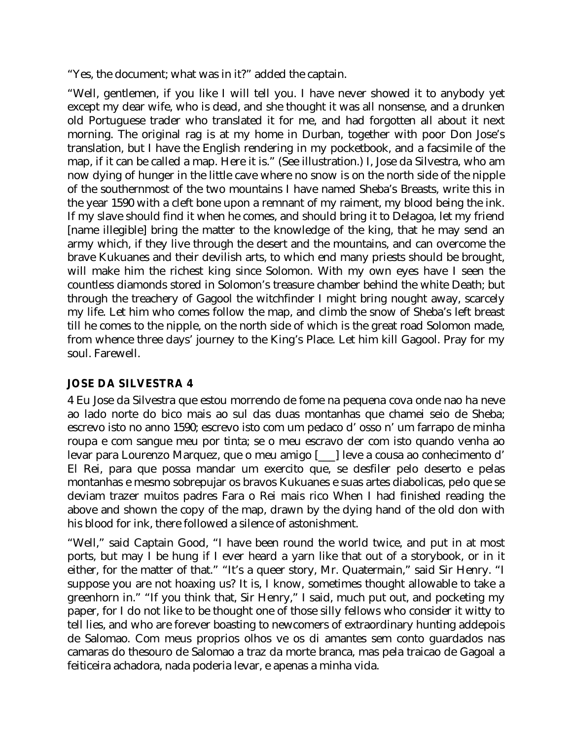"Yes, the document; what was in it?" added the captain.

"Well, gentlemen, if you like I will tell you. I have never showed it to anybody yet except my dear wife, who is dead, and she thought it was all nonsense, and a drunken old Portuguese trader who translated it for me, and had forgotten all about it next morning. The original rag is at my home in Durban, together with poor Don Jose's translation, but I have the English rendering in my pocketbook, and a facsimile of the map, if it can be called a map. Here it is." (See illustration.) I, Jose da Silvestra, who am now dying of hunger in the little cave where no snow is on the north side of the nipple of the southernmost of the two mountains I have named Sheba's Breasts, write this in the year 1590 with a cleft bone upon a remnant of my raiment, my blood being the ink. If my slave should find it when he comes, and should bring it to Delagoa, let my friend [name illegible] bring the matter to the knowledge of the king, that he may send an army which, if they live through the desert and the mountains, and can overcome the brave Kukuanes and their devilish arts, to which end many priests should be brought, will make him the richest king since Solomon. With my own eyes have I seen the countless diamonds stored in Solomon's treasure chamber behind the white Death; but through the treachery of Gagool the witchfinder I might bring nought away, scarcely my life. Let him who comes follow the map, and climb the snow of Sheba's left breast till he comes to the nipple, on the north side of which is the great road Solomon made, from whence three days' journey to the King's Place. Let him kill Gagool. Pray for my soul. Farewell.

**JOSE DA SILVESTRA 4**

4 Eu Jose da Silvestra que estou morrendo de fome na pequena cova onde nao ha neve ao lado norte do bico mais ao sul das duas montanhas que chamei seio de Sheba; escrevo isto no anno 1590; escrevo isto com um pedaco d' osso n' um farrapo de minha roupa e com sangue meu por tinta; se o meu escravo der com isto quando venha ao levar para Lourenzo Marquez, que o meu amigo [___] leve a cousa ao conhecimento d' El Rei, para que possa mandar um exercito que, se desfiler pelo deserto e pelas montanhas e mesmo sobrepujar os bravos Kukuanes e suas artes diabolicas, pelo que se deviam trazer muitos padres Fara o Rei mais rico When I had finished reading the above and shown the copy of the map, drawn by the dying hand of the old don with his blood for ink, there followed a silence of astonishment.

"Well," said Captain Good, "I have been round the world twice, and put in at most ports, but may I be hung if I ever heard a yarn like that out of a storybook, or in it either, for the matter of that." "It's a queer story, Mr. Quatermain," said Sir Henry. "I suppose you are not hoaxing us? It is, I know, sometimes thought allowable to take a greenhorn in." "If you think that, Sir Henry," I said, much put out, and pocketing my paper, for I do not like to be thought one of those silly fellows who consider it witty to tell lies, and who are forever boasting to newcomers of extraordinary hunting addepois de Salomao. Com meus proprios olhos ve os di amantes sem conto guardados nas camaras do thesouro de Salomao a traz da morte branca, mas pela traicao de Gagoal a feiticeira achadora, nada poderia levar, e apenas a minha vida.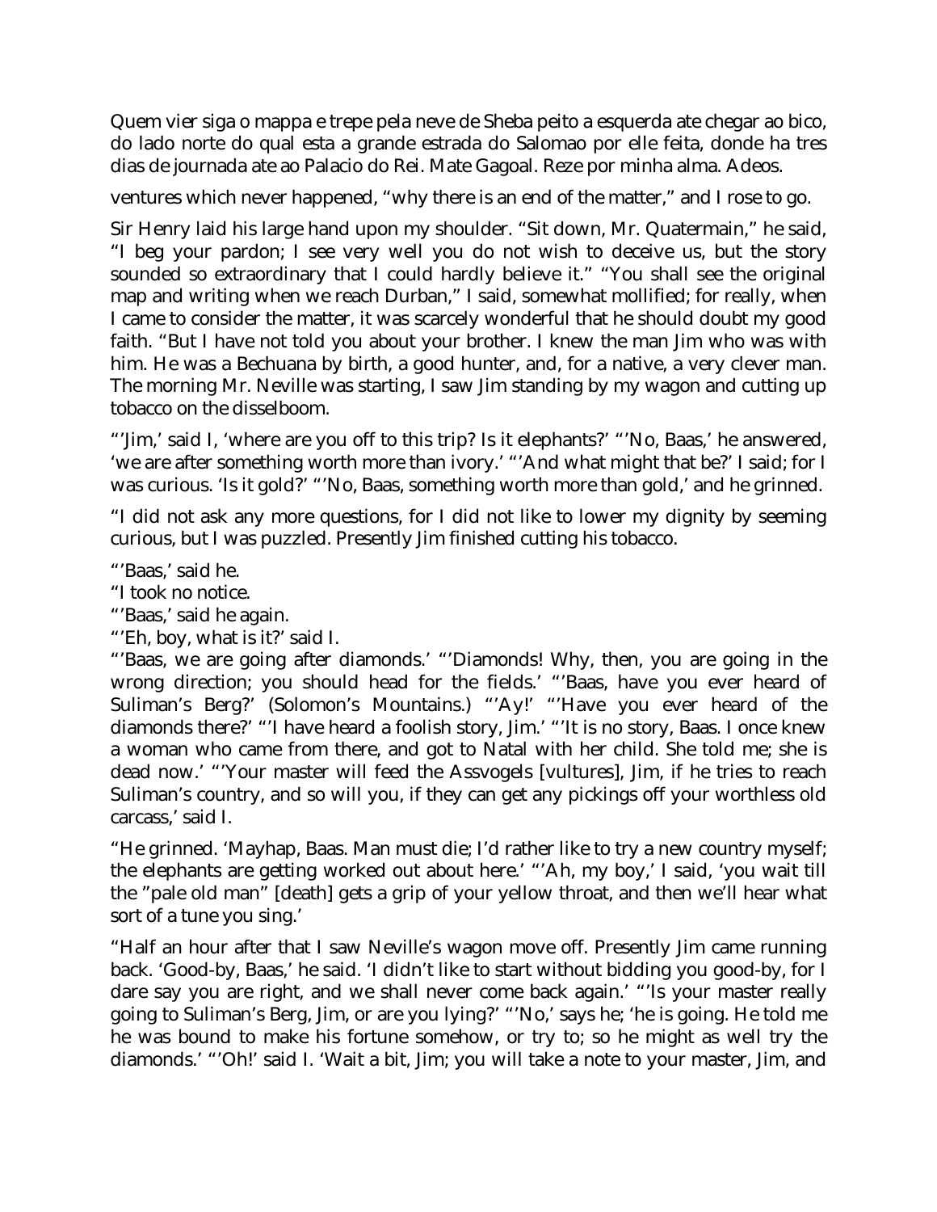Quem vier siga o mappa e trepe pela neve de Sheba peito a esquerda ate chegar ao bico, do lado norte do qual esta a grande estrada do Salomao por elle feita, donde ha tres dias de journada ate ao Palacio do Rei. Mate Gagoal. Reze por minha alma. Adeos.

ventures which never happened, "why there is an end of the matter," and I rose to go.

Sir Henry laid his large hand upon my shoulder. "Sit down, Mr. Quatermain," he said, "I beg your pardon; I see very well you do not wish to deceive us, but the story sounded so extraordinary that I could hardly believe it." "You shall see the original map and writing when we reach Durban," I said, somewhat mollified; for really, when I came to consider the matter, it was scarcely wonderful that he should doubt my good faith. "But I have not told you about your brother. I knew the man Jim who was with him. He was a Bechuana by birth, a good hunter, and, for a native, a very clever man. The morning Mr. Neville was starting, I saw Jim standing by my wagon and cutting up tobacco on the disselboom.

"'Jim,' said I, 'where are you off to this trip? Is it elephants?' "'No, Baas,' he answered, 'we are after something worth more than ivory.' "'And what might that be?' I said; for I was curious. 'Is it gold?' "'No, Baas, something worth more than gold,' and he grinned.

"I did not ask any more questions, for I did not like to lower my dignity by seeming curious, but I was puzzled. Presently Jim finished cutting his tobacco.

"'Baas,' said he.

"I took no notice.

"'Baas,' said he again.

"'Eh, boy, what is it?' said I.

"'Baas, we are going after diamonds.' "'Diamonds! Why, then, you are going in the wrong direction; you should head for the fields.' "'Baas, have you ever heard of Suliman's Berg?' (Solomon's Mountains.) "'Ay!' "'Have you ever heard of the diamonds there?' "'I have heard a foolish story, Jim.' "'It is no story, Baas. I once knew a woman who came from there, and got to Natal with her child. She told me; she is dead now.' "'Your master will feed the Assvogels [vultures], Jim, if he tries to reach Suliman's country, and so will you, if they can get any pickings off your worthless old carcass,' said I.

"He grinned. 'Mayhap, Baas. Man must die; I'd rather like to try a new country myself; the elephants are getting worked out about here.' "'Ah, my boy,' I said, 'you wait till the "pale old man" [death] gets a grip of your yellow throat, and then we'll hear what sort of a tune you sing.'

"Half an hour after that I saw Neville's wagon move off. Presently Jim came running back. 'Good-by, Baas,' he said. 'I didn't like to start without bidding you good-by, for I dare say you are right, and we shall never come back again.' "'Is your master really going to Suliman's Berg, Jim, or are you lying?' "'No,' says he; 'he is going. He told me he was bound to make his fortune somehow, or try to; so he might as well try the diamonds.' "'Oh!' said I. 'Wait a bit, Jim; you will take a note to your master, Jim, and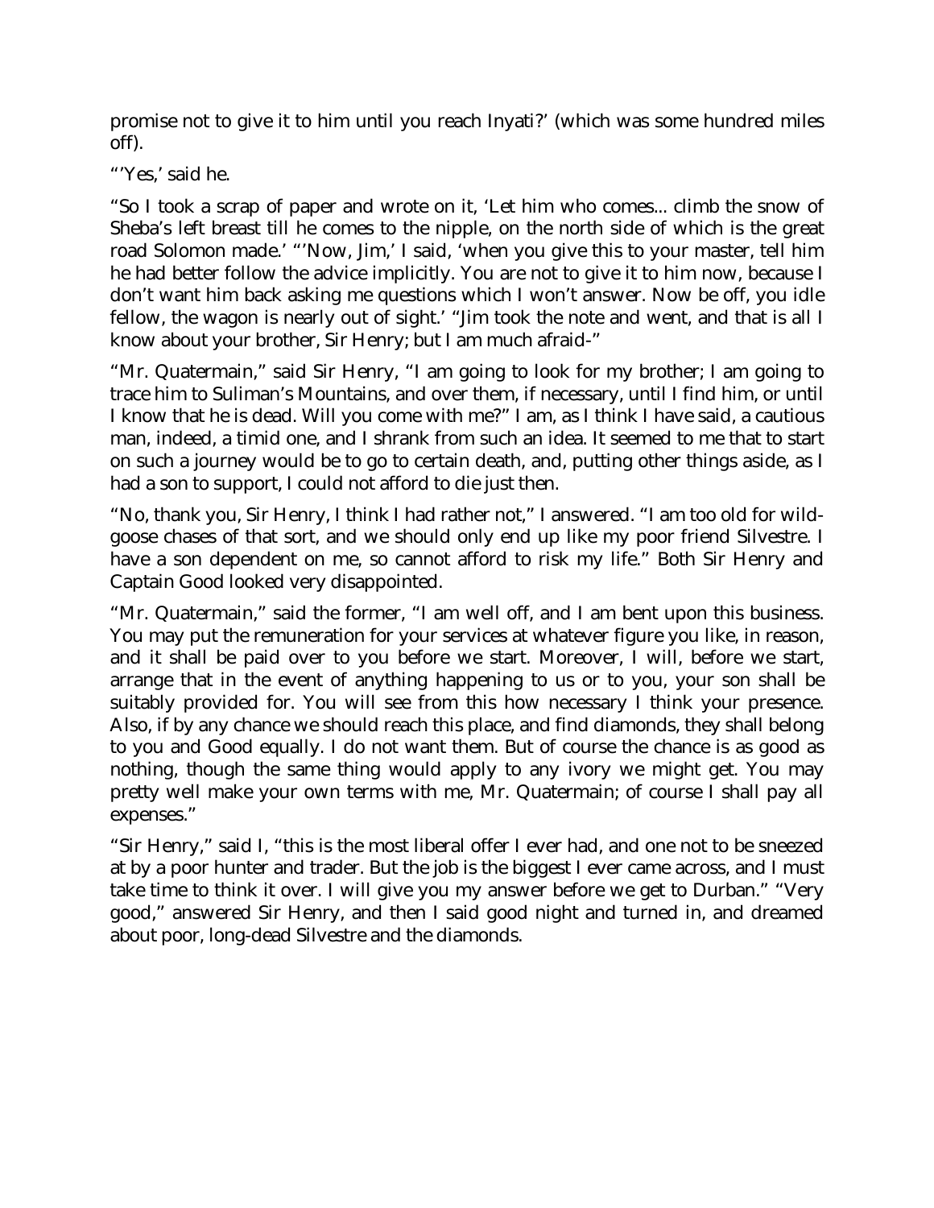promise not to give it to him until you reach Inyati?' (which was some hundred miles off).

"'Yes,' said he.

"So I took a scrap of paper and wrote on it, 'Let him who comes... climb the snow of Sheba's left breast till he comes to the nipple, on the north side of which is the great road Solomon made.' "'Now, Jim,' I said, 'when you give this to your master, tell him he had better follow the advice implicitly. You are not to give it to him now, because I don't want him back asking me questions which I won't answer. Now be off, you idle fellow, the wagon is nearly out of sight.' "Jim took the note and went, and that is all I know about your brother, Sir Henry; but I am much afraid-"

"Mr. Quatermain," said Sir Henry, "I am going to look for my brother; I am going to trace him to Suliman's Mountains, and over them, if necessary, until I find him, or until I know that he is dead. Will you come with me?" I am, as I think I have said, a cautious man, indeed, a timid one, and I shrank from such an idea. It seemed to me that to start on such a journey would be to go to certain death, and, putting other things aside, as I had a son to support, I could not afford to die just then.

"No, thank you, Sir Henry, I think I had rather not," I answered. "I am too old for wild-goose chases of that sort, and we should only end up like my poor friend Silvestre. I have a son dependent on me, so cannot afford to risk my life." Both Sir Henry and Captain Good looked very disappointed.

"Mr. Quatermain," said the former, "I am well off, and I am bent upon this business. You may put the remuneration for your services at whatever figure you like, in reason, and it shall be paid over to you before we start. Moreover, I will, before we start, arrange that in the event of anything happening to us or to you, your son shall be suitably provided for. You will see from this how necessary I think your presence. Also, if by any chance we should reach this place, and find diamonds, they shall belong to you and Good equally. I do not want them. But of course the chance is as good as nothing, though the same thing would apply to any ivory we might get. You may pretty well make your own terms with me, Mr. Quatermain; of course I shall pay all expenses."

"Sir Henry," said I, "this is the most liberal offer I ever had, and one not to be sneezed at by a poor hunter and trader. But the job is the biggest I ever came across, and I must take time to think it over. I will give you my answer before we get to Durban." "Very good," answered Sir Henry, and then I said good night and turned in, and dreamed about poor, long-dead Silvestre and the diamonds.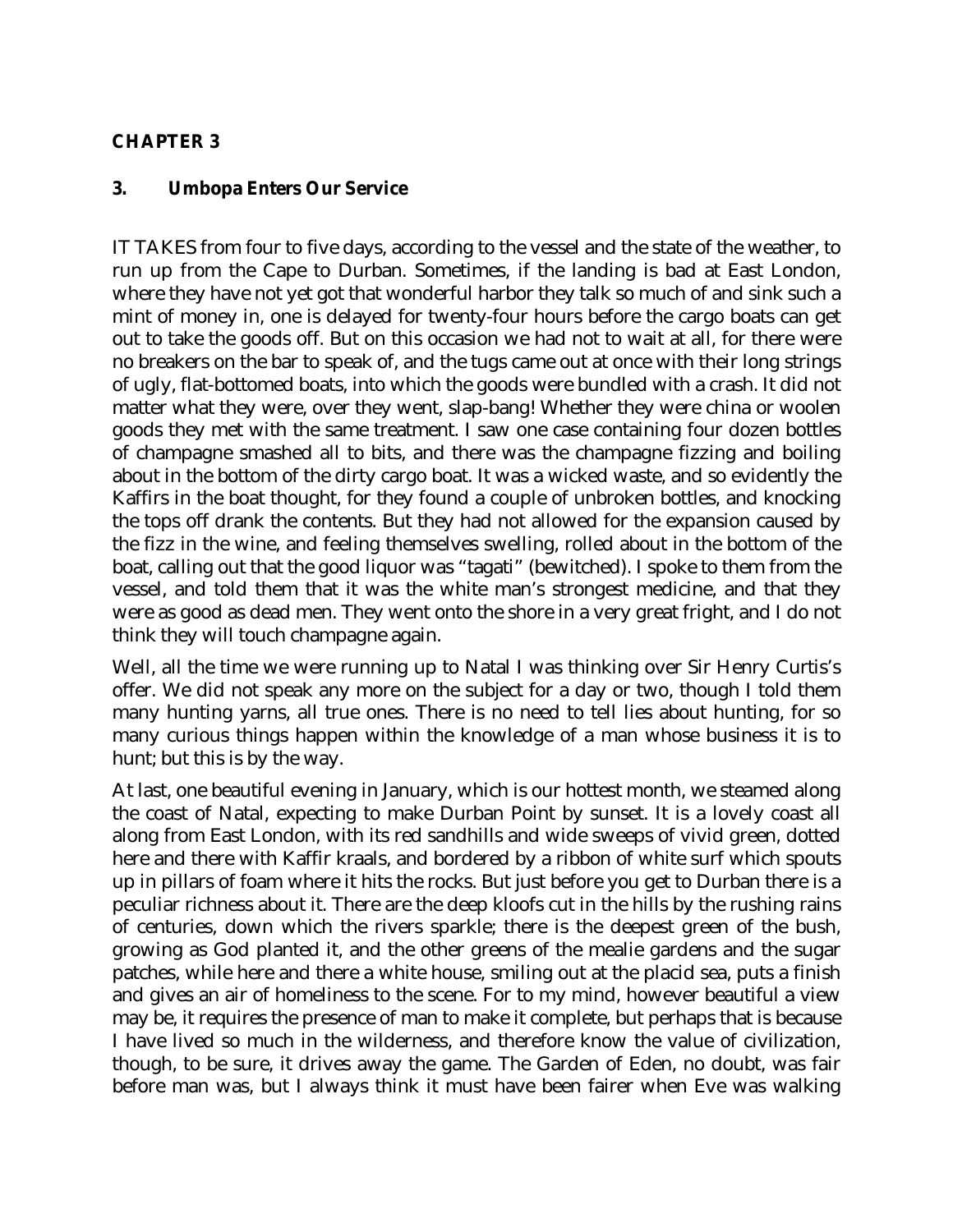# CHAPTER 3

## 3. Umbopa Enters Our Service

IT TAKES from four to five days, according to the vessel and the state of the weather, to run up from the Cape to Durban. Sometimes, if the landing is bad at East London, where they have not yet got that wonderful harbor they talk so much of and sink such a mint of money in, one is delayed for twenty-four hours before the cargo boats can get out to take the goods off. But on this occasion we had not to wait at all, for there were no breakers on the bar to speak of, and the tugs came out at once with their long strings of ugly, flat-bottomed boats, into which the goods were bundled with a crash. It did not matter what they were, over they went, slap-bang! Whether they were china or woolen goods they met with the same treatment. I saw one case containing four dozen bottles of champagne smashed all to bits, and there was the champagne fizzing and boiling about in the bottom of the dirty cargo boat. It was a wicked waste, and so evidently the Kaffirs in the boat thought, for they found a couple of unbroken bottles, and knocking the tops off drank the contents. But they had not allowed for the expansion caused by the fizz in the wine, and feeling themselves swelling, rolled about in the bottom of the boat, calling out that the good liquor was "tagati" (bewitched). I spoke to them from the vessel, and told them that it was the white man's strongest medicine, and that they were as good as dead men. They went onto the shore in a very great fright, and I do not think they will touch champagne again.

Well, all the time we were running up to Natal I was thinking over Sir Henry Curtis's offer. We did not speak any more on the subject for a day or two, though I told them many hunting yarns, all true ones. There is no need to tell lies about hunting, for so many curious things happen within the knowledge of a man whose business it is to hunt; but this is by the way.

At last, one beautiful evening in January, which is our hottest month, we steamed along the coast of Natal, expecting to make Durban Point by sunset. It is a lovely coast all along from East London, with its red sandhills and wide sweeps of vivid green, dotted here and there with Kaffir kraals, and bordered by a ribbon of white surf which spouts up in pillars of foam where it hits the rocks. But just before you get to Durban there is a peculiar richness about it. There are the deep kloofs cut in the hills by the rushing rains of centuries, down which the rivers sparkle; there is the deepest green of the bush, growing as God planted it, and the other greens of the mealie gardens and the sugar patches, while here and there a white house, smiling out at the placid sea, puts a finish and gives an air of homeliness to the scene. For to my mind, however beautiful a view may be, it requires the presence of man to make it complete, but perhaps that is because I have lived so much in the wilderness, and therefore know the value of civilization, though, to be sure, it drives away the game. The Garden of Eden, no doubt, was fair before man was, but I always think it must have been fairer when Eve was walking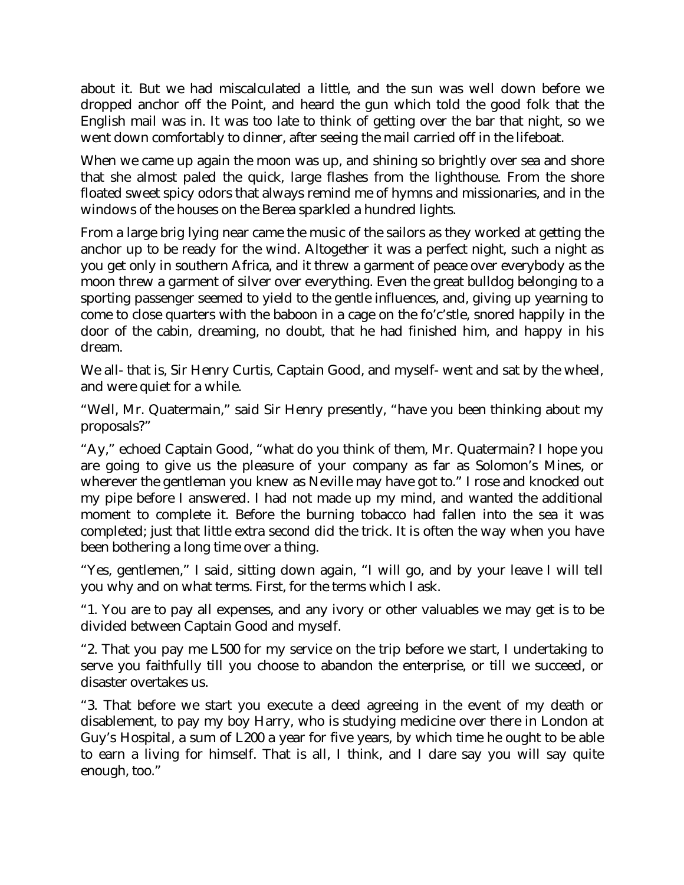about it. But we had miscalculated a little, and the sun was well down before we dropped anchor off the Point, and heard the gun which told the good folk that the English mail was in. It was too late to think of getting over the bar that night, so we went down comfortably to dinner, after seeing the mail carried off in the lifeboat.

When we came up again the moon was up, and shining so brightly over sea and shore that she almost paled the quick, large flashes from the lighthouse. From the shore floated sweet spicy odors that always remind me of hymns and missionaries, and in the windows of the houses on the Berea sparkled a hundred lights.

From a large brig lying near came the music of the sailors as they worked at getting the anchor up to be ready for the wind. Altogether it was a perfect night, such a night as you get only in southern Africa, and it threw a garment of peace over everybody as the moon threw a garment of silver over everything. Even the great bulldog belonging to a sporting passenger seemed to yield to the gentle influences, and, giving up yearning to come to close quarters with the baboon in a cage on the fo'c'stle, snored happily in the door of the cabin, dreaming, no doubt, that he had finished him, and happy in his dream.

We all- that is, Sir Henry Curtis, Captain Good, and myself- went and sat by the wheel, and were quiet for a while.

"Well, Mr. Quatermain," said Sir Henry presently, "have you been thinking about my proposals?"

"Ay," echoed Captain Good, "what do you think of them, Mr. Quatermain? I hope you are going to give us the pleasure of your company as far as Solomon's Mines, or wherever the gentleman you knew as Neville may have got to." I rose and knocked out my pipe before I answered. I had not made up my mind, and wanted the additional moment to complete it. Before the burning tobacco had fallen into the sea it was completed; just that little extra second did the trick. It is often the way when you have been bothering a long time over a thing.

"Yes, gentlemen," I said, sitting down again, "I will go, and by your leave I will tell you why and on what terms. First, for the terms which I ask.

"1. You are to pay all expenses, and any ivory or other valuables we may get is to be divided between Captain Good and myself.

"2. That you pay me L500 for my service on the trip before we start, I undertaking to serve you faithfully till you choose to abandon the enterprise, or till we succeed, or disaster overtakes us.

"3. That before we start you execute a deed agreeing in the event of my death or disablement, to pay my boy Harry, who is studying medicine over there in London at Guy's Hospital, a sum of L200 a year for five years, by which time he ought to be able to earn a living for himself. That is all, I think, and I dare say you will say quite enough, too."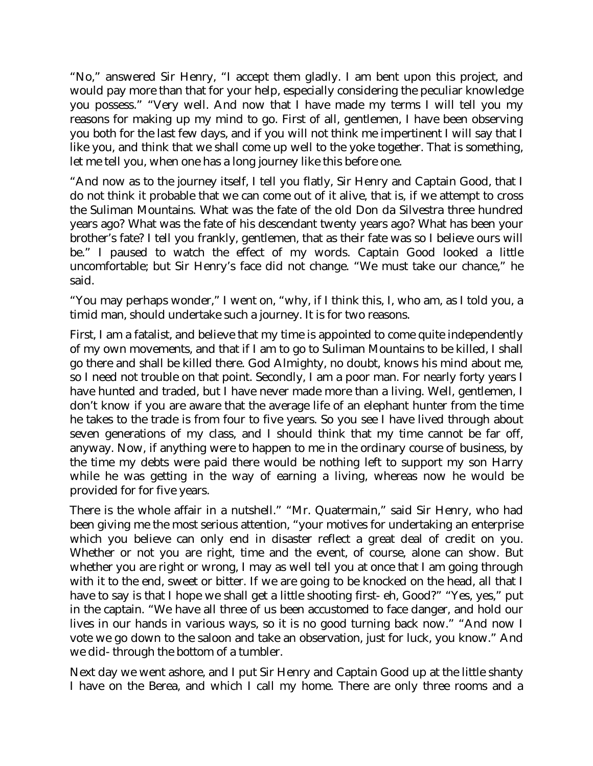"No," answered Sir Henry, "I accept them gladly. I am bent upon this project, and would pay more than that for your help, especially considering the peculiar knowledge you possess." "Very well. And now that I have made my terms I will tell you my reasons for making up my mind to go. First of all, gentlemen, I have been observing you both for the last few days, and if you will not think me impertinent I will say that I like you, and think that we shall come up well to the yoke together. That is something, let me tell you, when one has a long journey like this before one.

"And now as to the journey itself, I tell you flatly, Sir Henry and Captain Good, that I do not think it probable that we can come out of it alive, that is, if we attempt to cross the Suliman Mountains. What was the fate of the old Don da Silvestra three hundred years ago? What was the fate of his descendant twenty years ago? What has been your brother's fate? I tell you frankly, gentlemen, that as their fate was so I believe ours will be." I paused to watch the effect of my words. Captain Good looked a little uncomfortable; but Sir Henry's face did not change. "We must take our chance," he said.

"You may perhaps wonder," I went on, "why, if I think this, I, who am, as I told you, a timid man, should undertake such a journey. It is for two reasons.

First, I am a fatalist, and believe that my time is appointed to come quite independently of my own movements, and that if I am to go to Suliman Mountains to be killed, I shall go there and shall be killed there. God Almighty, no doubt, knows his mind about me, so I need not trouble on that point. Secondly, I am a poor man. For nearly forty years I have hunted and traded, but I have never made more than a living. Well, gentlemen, I don't know if you are aware that the average life of an elephant hunter from the time he takes to the trade is from four to five years. So you see I have lived through about seven generations of my class, and I should think that my time cannot be far off, anyway. Now, if anything were to happen to me in the ordinary course of business, by the time my debts were paid there would be nothing left to support my son Harry while he was getting in the way of earning a living, whereas now he would be provided for for five years.

There is the whole affair in a nutshell." "Mr. Quatermain," said Sir Henry, who had been giving me the most serious attention, "your motives for undertaking an enterprise which you believe can only end in disaster reflect a great deal of credit on you. Whether or not you are right, time and the event, of course, alone can show. But whether you are right or wrong, I may as well tell you at once that I am going through with it to the end, sweet or bitter. If we are going to be knocked on the head, all that I have to say is that I hope we shall get a little shooting first- eh, Good?" "Yes, yes," put in the captain. "We have all three of us been accustomed to face danger, and hold our lives in our hands in various ways, so it is no good turning back now." "And now I vote we go down to the saloon and take an observation, just for luck, you know." And we did- through the bottom of a tumbler.

Next day we went ashore, and I put Sir Henry and Captain Good up at the little shanty I have on the Berea, and which I call my home. There are only three rooms and a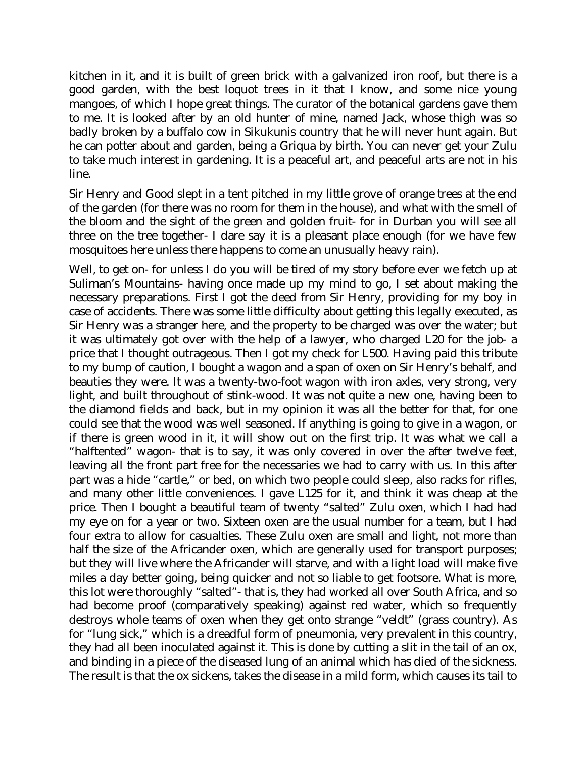kitchen in it, and it is built of green brick with a galvanized iron roof, but there is a good garden, with the best loquot trees in it that I know, and some nice young mangoes, of which I hope great things. The curator of the botanical gardens gave them to me. It is looked after by an old hunter of mine, named Jack, whose thigh was so badly broken by a buffalo cow in Sikukunis country that he will never hunt again. But he can potter about and garden, being a Griqua by birth. You can never get your Zulu to take much interest in gardening. It is a peaceful art, and peaceful arts are not in his line.

Sir Henry and Good slept in a tent pitched in my little grove of orange trees at the end of the garden (for there was no room for them in the house), and what with the smell of the bloom and the sight of the green and golden fruit- for in Durban you will see all three on the tree together- I dare say it is a pleasant place enough (for we have few mosquitoes here unless there happens to come an unusually heavy rain).

Well, to get on- for unless I do you will be tired of my story before ever we fetch up at Suliman's Mountains- having once made up my mind to go, I set about making the necessary preparations. First I got the deed from Sir Henry, providing for my boy in case of accidents. There was some little difficulty about getting this legally executed, as Sir Henry was a stranger here, and the property to be charged was over the water; but it was ultimately got over with the help of a lawyer, who charged L20 for the job- a price that I thought outrageous. Then I got my check for L500. Having paid this tribute to my bump of caution, I bought a wagon and a span of oxen on Sir Henry's behalf, and beauties they were. It was a twenty-two-foot wagon with iron axles, very strong, very light, and built throughout of stink-wood. It was not quite a new one, having been to the diamond fields and back, but in my opinion it was all the better for that, for one could see that the wood was well seasoned. If anything is going to give in a wagon, or if there is green wood in it, it will show out on the first trip. It was what we call a "halftented" wagon- that is to say, it was only covered in over the after twelve feet, leaving all the front part free for the necessaries we had to carry with us. In this after part was a hide "cartle," or bed, on which two people could sleep, also racks for rifles, and many other little conveniences. I gave L125 for it, and think it was cheap at the price. Then I bought a beautiful team of twenty "salted" Zulu oxen, which I had had my eye on for a year or two. Sixteen oxen are the usual number for a team, but I had four extra to allow for casualties. These Zulu oxen are small and light, not more than half the size of the Africander oxen, which are generally used for transport purposes; but they will live where the Africander will starve, and with a light load will make five miles a day better going, being quicker and not so liable to get footsore. What is more, this lot were thoroughly "salted"- that is, they had worked all over South Africa, and so had become proof (comparatively speaking) against red water, which so frequently destroys whole teams of oxen when they get onto strange "veldt" (grass country). As for "lung sick," which is a dreadful form of pneumonia, very prevalent in this country, they had all been inoculated against it. This is done by cutting a slit in the tail of an ox, and binding in a piece of the diseased lung of an animal which has died of the sickness. The result is that the ox sickens, takes the disease in a mild form, which causes its tail to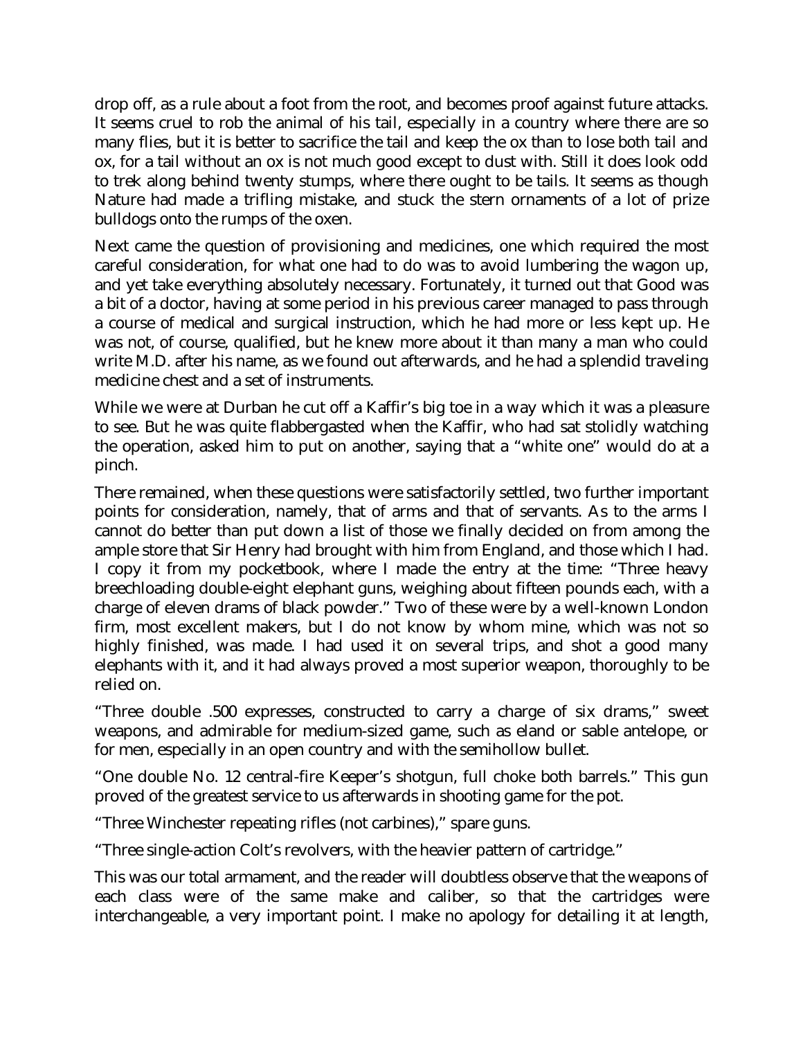drop off, as a rule about a foot from the root, and becomes proof against future attacks. It seems cruel to rob the animal of his tail, especially in a country where there are so many flies, but it is better to sacrifice the tail and keep the ox than to lose both tail and ox, for a tail without an ox is not much good except to dust with. Still it does look odd to trek along behind twenty stumps, where there ought to be tails. It seems as though Nature had made a trifling mistake, and stuck the stern ornaments of a lot of prize bulldogs onto the rumps of the oxen.

Next came the question of provisioning and medicines, one which required the most careful consideration, for what one had to do was to avoid lumbering the wagon up, and yet take everything absolutely necessary. Fortunately, it turned out that Good was a bit of a doctor, having at some period in his previous career managed to pass through a course of medical and surgical instruction, which he had more or less kept up. He was not, of course, qualified, but he knew more about it than many a man who could write M.D. after his name, as we found out afterwards, and he had a splendid traveling medicine chest and a set of instruments.

While we were at Durban he cut off a Kaffir's big toe in a way which it was a pleasure to see. But he was quite flabbergasted when the Kaffir, who had sat stolidly watching the operation, asked him to put on another, saying that a "white one" would do at a pinch.

There remained, when these questions were satisfactorily settled, two further important points for consideration, namely, that of arms and that of servants. As to the arms I cannot do better than put down a list of those we finally decided on from among the ample store that Sir Henry had brought with him from England, and those which I had. I copy it from my pocketbook, where I made the entry at the time: "Three heavy breechloading double-eight elephant guns, weighing about fifteen pounds each, with a charge of eleven drams of black powder." Two of these were by a well-known London firm, most excellent makers, but I do not know by whom mine, which was not so highly finished, was made. I had used it on several trips, and shot a good many elephants with it, and it had always proved a most superior weapon, thoroughly to be relied on.

"Three double .500 expresses, constructed to carry a charge of six drams," sweet weapons, and admirable for medium-sized game, such as eland or sable antelope, or for men, especially in an open country and with the semihollow bullet.

"One double No. 12 central-fire Keeper's shotgun, full choke both barrels." This gun proved of the greatest service to us afterwards in shooting game for the pot.

"Three Winchester repeating rifles (not carbines)," spare guns.

"Three single-action Colt's revolvers, with the heavier pattern of cartridge."

This was our total armament, and the reader will doubtless observe that the weapons of each class were of the same make and caliber, so that the cartridges were interchangeable, a very important point. I make no apology for detailing it at length,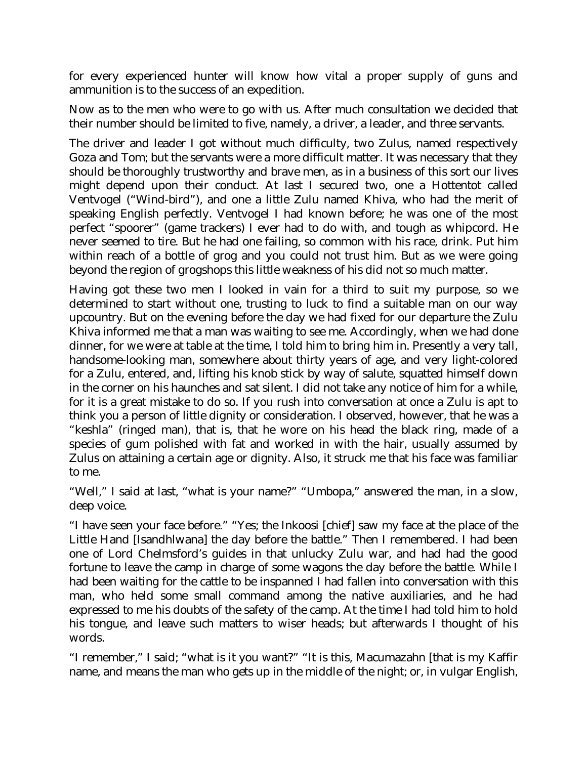for every experienced hunter will know how vital a proper supply of guns and ammunition is to the success of an expedition.

Now as to the men who were to go with us. After much consultation we decided that their number should be limited to five, namely, a driver, a leader, and three servants.

The driver and leader I got without much difficulty, two Zulus, named respectively Goza and Tom; but the servants were a more difficult matter. It was necessary that they should be thoroughly trustworthy and brave men, as in a business of this sort our lives might depend upon their conduct. At last I secured two, one a Hottentot called Ventvogel ("Wind-bird"), and one a little Zulu named Khiva, who had the merit of speaking English perfectly. Ventvogel I had known before; he was one of the most perfect "spoorer" (game trackers) I ever had to do with, and tough as whipcord. He never seemed to tire. But he had one failing, so common with his race, drink. Put him within reach of a bottle of grog and you could not trust him. But as we were going beyond the region of grogshops this little weakness of his did not so much matter.

Having got these two men I looked in vain for a third to suit my purpose, so we determined to start without one, trusting to luck to find a suitable man on our way upcountry. But on the evening before the day we had fixed for our departure the Zulu Khiva informed me that a man was waiting to see me. Accordingly, when we had done dinner, for we were at table at the time, I told him to bring him in. Presently a very tall, handsome-looking man, somewhere about thirty years of age, and very light-colored for a Zulu, entered, and, lifting his knob stick by way of salute, squatted himself down in the corner on his haunches and sat silent. I did not take any notice of him for a while, for it is a great mistake to do so. If you rush into conversation at once a Zulu is apt to think you a person of little dignity or consideration. I observed, however, that he was a "keshla" (ringed man), that is, that he wore on his head the black ring, made of a species of gum polished with fat and worked in with the hair, usually assumed by Zulus on attaining a certain age or dignity. Also, it struck me that his face was familiar to me.

"Well," I said at last, "what is your name?" "Umbopa," answered the man, in a slow, deep voice.

"I have seen your face before." "Yes; the Inkoosi [chief] saw my face at the place of the Little Hand [Isandhlwana] the day before the battle." Then I remembered. I had been one of Lord Chelmsford's guides in that unlucky Zulu war, and had had the good fortune to leave the camp in charge of some wagons the day before the battle. While I had been waiting for the cattle to be inspanned I had fallen into conversation with this man, who held some small command among the native auxiliaries, and he had expressed to me his doubts of the safety of the camp. At the time I had told him to hold his tongue, and leave such matters to wiser heads; but afterwards I thought of his words.

"I remember," I said; "what is it you want?" "It is this, Macumazahn [that is my Kaffir name, and means the man who gets up in the middle of the night; or, in vulgar English,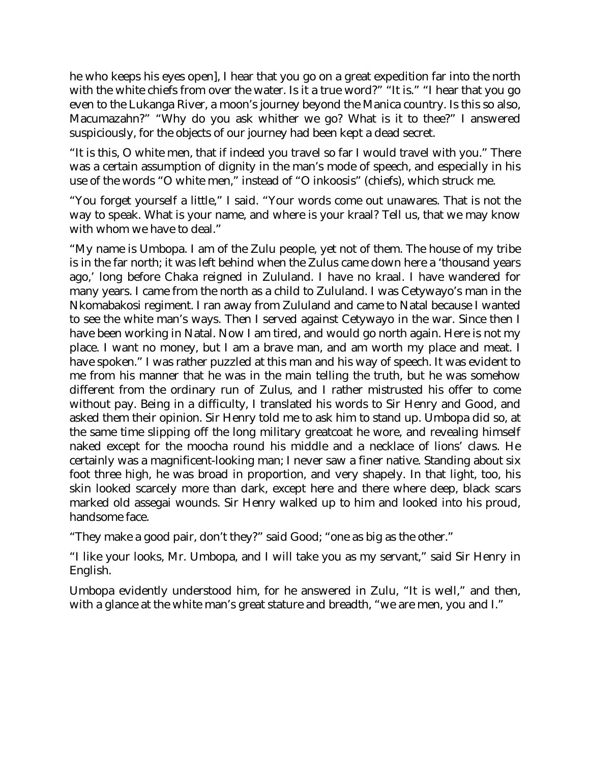he who keeps his eyes open], I hear that you go on a great expedition far into the north with the white chiefs from over the water. Is it a true word?" "It is." "I hear that you go even to the Lukanga River, a moon's journey beyond the Manica country. Is this so also, Macumazahn?" "Why do you ask whither we go? What is it to thee?" I answered suspiciously, for the objects of our journey had been kept a dead secret.

"It is this, O white men, that if indeed you travel so far I would travel with you." There was a certain assumption of dignity in the man's mode of speech, and especially in his use of the words "O white men," instead of "O inkoosis" (chiefs), which struck me.

"You forget yourself a little," I said. "Your words come out unawares. That is not the way to speak. What is your name, and where is your kraal? Tell us, that we may know with whom we have to deal."

"My name is Umbopa. I am of the Zulu people, yet not of them. The house of my tribe is in the far north; it was left behind when the Zulus came down here a 'thousand years ago,' long before Chaka reigned in Zululand. I have no kraal. I have wandered for many years. I came from the north as a child to Zululand. I was Cetywayo's man in the Nkomabakosi regiment. I ran away from Zululand and came to Natal because I wanted to see the white man's ways. Then I served against Cetywayo in the war. Since then I have been working in Natal. Now I am tired, and would go north again. Here is not my place. I want no money, but I am a brave man, and am worth my place and meat. I have spoken." I was rather puzzled at this man and his way of speech. It was evident to me from his manner that he was in the main telling the truth, but he was somehow different from the ordinary run of Zulus, and I rather mistrusted his offer to come without pay. Being in a difficulty, I translated his words to Sir Henry and Good, and asked them their opinion. Sir Henry told me to ask him to stand up. Umbopa did so, at the same time slipping off the long military greatcoat he wore, and revealing himself naked except for the moocha round his middle and a necklace of lions' claws. He certainly was a magnificent-looking man; I never saw a finer native. Standing about six foot three high, he was broad in proportion, and very shapely. In that light, too, his skin looked scarcely more than dark, except here and there where deep, black scars marked old assegai wounds. Sir Henry walked up to him and looked into his proud, handsome face.

"They make a good pair, don't they?" said Good; "one as big as the other."

"I like your looks, Mr. Umbopa, and I will take you as my servant," said Sir Henry in English.

Umbopa evidently understood him, for he answered in Zulu, "It is well," and then, with a glance at the white man's great stature and breadth, "we are men, you and I."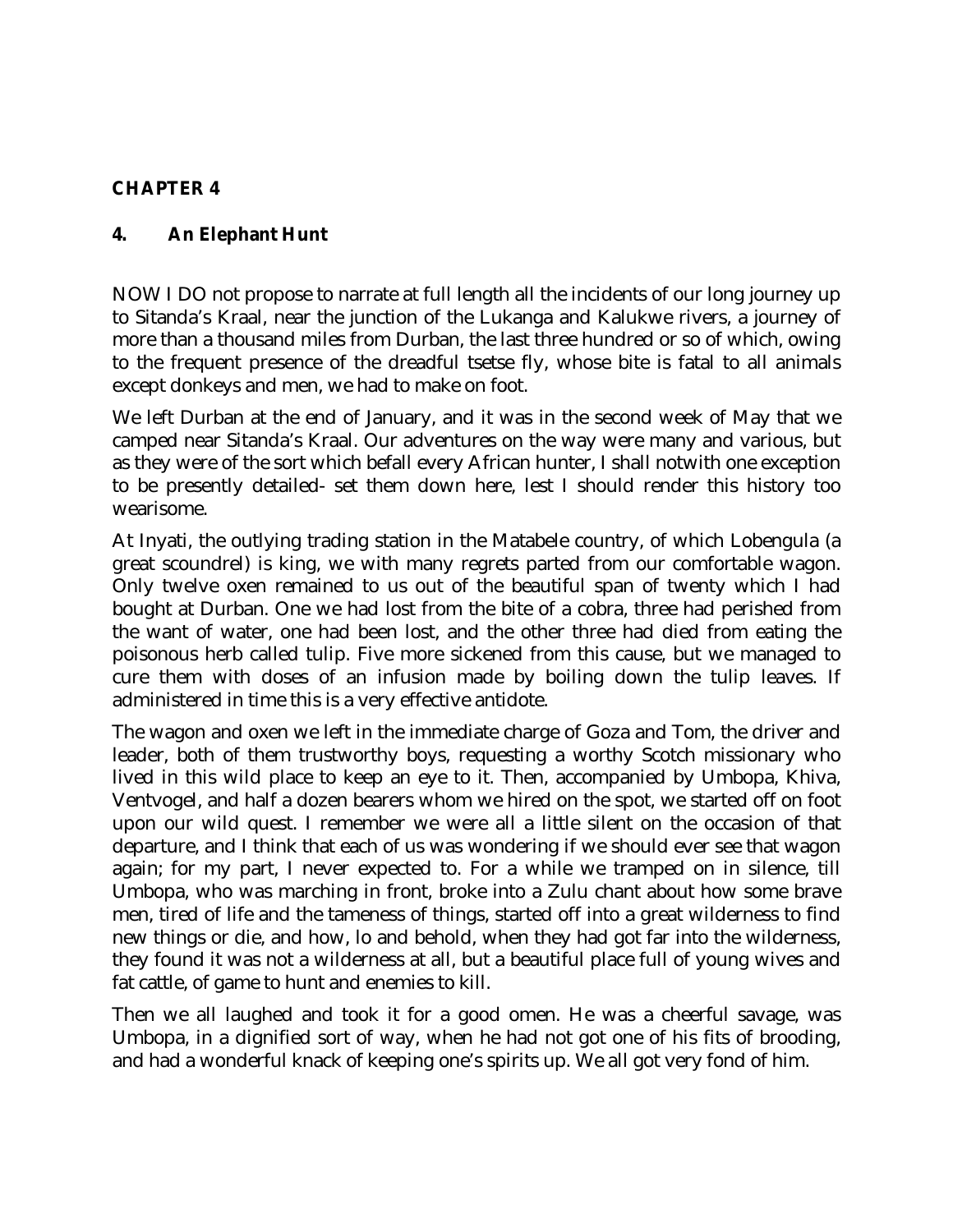## CHAPTER 4

### 4. An Elephant Hunt

NOW I DO not propose to narrate at full length all the incidents of our long journey up to Sitanda's Kraal, near the junction of the Lukanga and Kalukwe rivers, a journey of more than a thousand miles from Durban, the last three hundred or so of which, owing to the frequent presence of the dreadful tsetse fly, whose bite is fatal to all animals except donkeys and men, we had to make on foot.

We left Durban at the end of January, and it was in the second week of May that we camped near Sitanda's Kraal. Our adventures on the way were many and various, but as they were of the sort which befall every African hunter, I shall notwith one exception to be presently detailed- set them down here, lest I should render this history too wearisome.

At Inyati, the outlying trading station in the Matabele country, of which Lobengula (a great scoundrel) is king, we with many regrets parted from our comfortable wagon. Only twelve oxen remained to us out of the beautiful span of twenty which I had bought at Durban. One we had lost from the bite of a cobra, three had perished from the want of water, one had been lost, and the other three had died from eating the poisonous herb called tulip. Five more sickened from this cause, but we managed to cure them with doses of an infusion made by boiling down the tulip leaves. If administered in time this is a very effective antidote.

The wagon and oxen we left in the immediate charge of Goza and Tom, the driver and leader, both of them trustworthy boys, requesting a worthy Scotch missionary who lived in this wild place to keep an eye to it. Then, accompanied by Umbopa, Khiva, Ventvogel, and half a dozen bearers whom we hired on the spot, we started off on foot upon our wild quest. I remember we were all a little silent on the occasion of that departure, and I think that each of us was wondering if we should ever see that wagon again; for my part, I never expected to. For a while we tramped on in silence, till Umbopa, who was marching in front, broke into a Zulu chant about how some brave men, tired of life and the tameness of things, started off into a great wilderness to find new things or die, and how, lo and behold, when they had got far into the wilderness, they found it was not a wilderness at all, but a beautiful place full of young wives and fat cattle, of game to hunt and enemies to kill.

Then we all laughed and took it for a good omen. He was a cheerful savage, was Umbopa, in a dignified sort of way, when he had not got one of his fits of brooding, and had a wonderful knack of keeping one's spirits up. We all got very fond of him.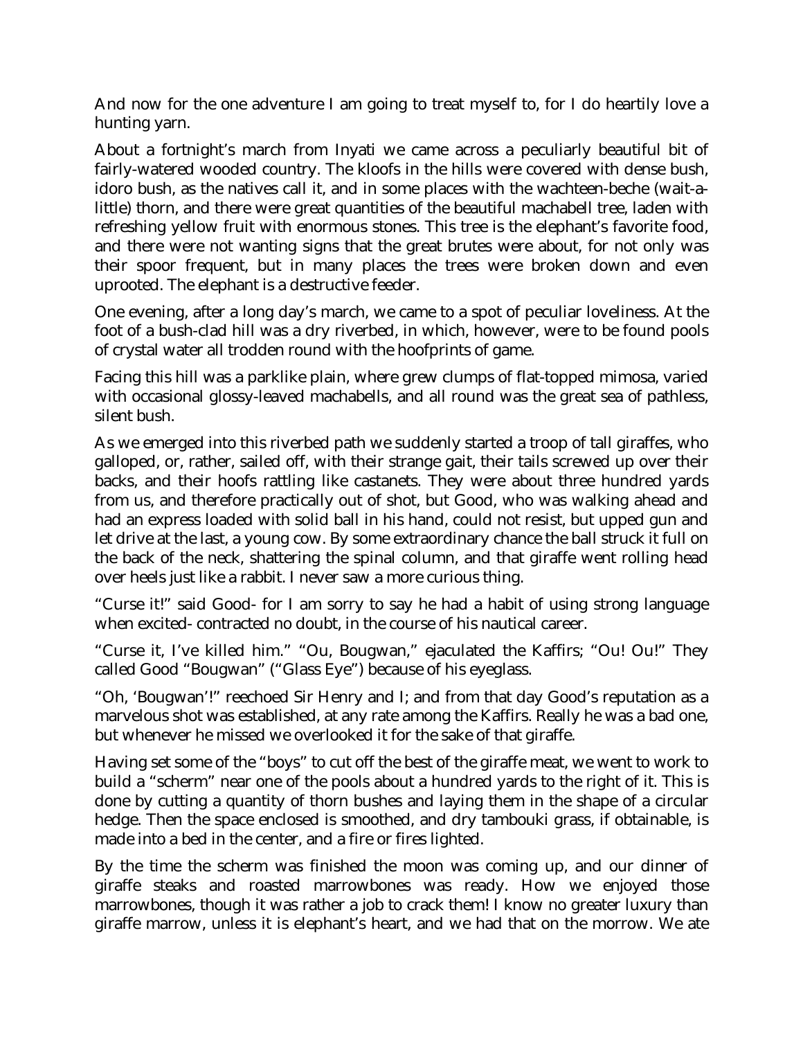And now for the one adventure I am going to treat myself to, for I do heartily love a hunting yarn.

About a fortnight's march from Inyati we came across a peculiarly beautiful bit of fairly-watered wooded country. The kloofs in the hills were covered with dense bush, idoro bush, as the natives call it, and in some places with the wachteen-beche (wait-a-little) thorn, and there were great quantities of the beautiful machabell tree, laden with refreshing yellow fruit with enormous stones. This tree is the elephant's favorite food, and there were not wanting signs that the great brutes were about, for not only was their spoor frequent, but in many places the trees were broken down and even uprooted. The elephant is a destructive feeder.

One evening, after a long day's march, we came to a spot of peculiar loveliness. At the foot of a bush-clad hill was a dry riverbed, in which, however, were to be found pools of crystal water all trodden round with the hoofprints of game.

Facing this hill was a parklike plain, where grew clumps of flat-topped mimosa, varied with occasional glossy-leaved machabells, and all round was the great sea of pathless, silent bush.

As we emerged into this riverbed path we suddenly started a troop of tall giraffes, who galloped, or, rather, sailed off, with their strange gait, their tails screwed up over their backs, and their hoofs rattling like castanets. They were about three hundred yards from us, and therefore practically out of shot, but Good, who was walking ahead and had an express loaded with solid ball in his hand, could not resist, but upped gun and let drive at the last, a young cow. By some extraordinary chance the ball struck it full on the back of the neck, shattering the spinal column, and that giraffe went rolling head over heels just like a rabbit. I never saw a more curious thing.

"Curse it!" said Good- for I am sorry to say he had a habit of using strong language when excited- contracted no doubt, in the course of his nautical career.

"Curse it, I've killed him." "Ou, Bougwan," ejaculated the Kaffirs; "Ou! Ou!" They called Good "Bougwan" ("Glass Eye") because of his eyeglass.

"Oh, 'Bougwan'!" reechoed Sir Henry and I; and from that day Good's reputation as a marvelous shot was established, at any rate among the Kaffirs. Really he was a bad one, but whenever he missed we overlooked it for the sake of that giraffe.

Having set some of the "boys" to cut off the best of the giraffe meat, we went to work to build a "scherm" near one of the pools about a hundred yards to the right of it. This is done by cutting a quantity of thorn bushes and laying them in the shape of a circular hedge. Then the space enclosed is smoothed, and dry tambouki grass, if obtainable, is made into a bed in the center, and a fire or fires lighted.

By the time the scherm was finished the moon was coming up, and our dinner of giraffe steaks and roasted marrowbones was ready. How we enjoyed those marrowbones, though it was rather a job to crack them! I know no greater luxury than giraffe marrow, unless it is elephant's heart, and we had that on the morrow. We ate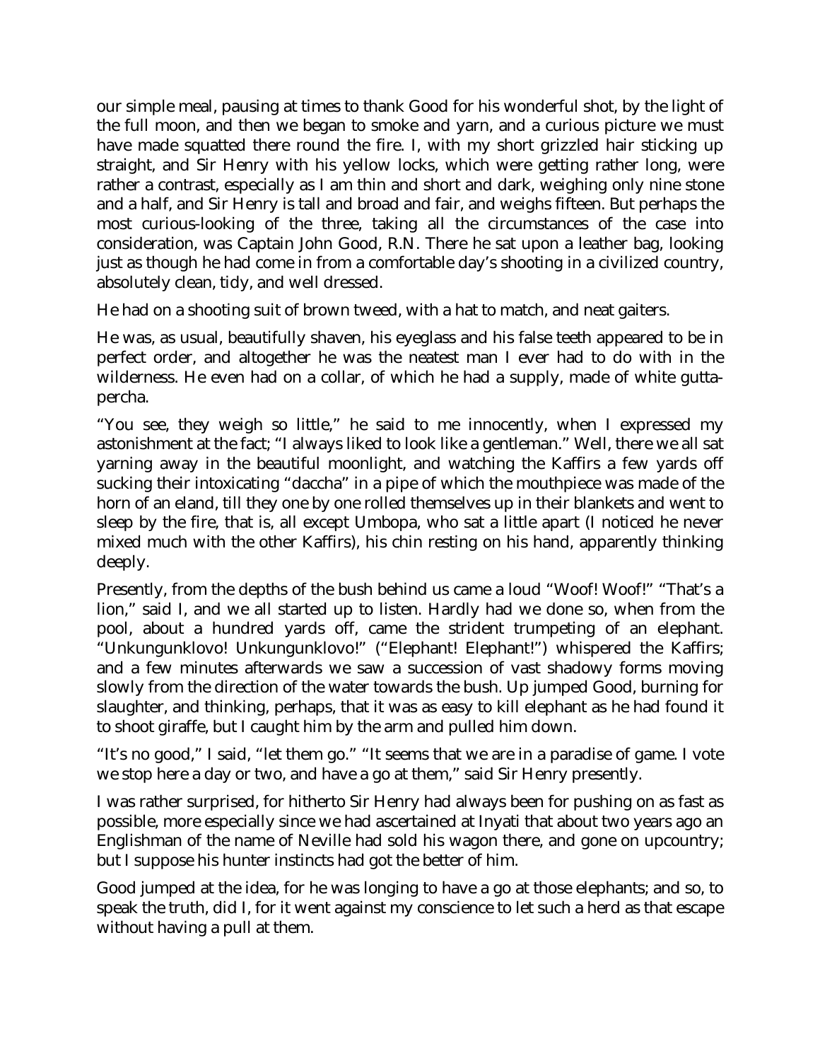our simple meal, pausing at times to thank Good for his wonderful shot, by the light of the full moon, and then we began to smoke and yarn, and a curious picture we must have made squatted there round the fire. I, with my short grizzled hair sticking up straight, and Sir Henry with his yellow locks, which were getting rather long, were rather a contrast, especially as I am thin and short and dark, weighing only nine stone and a half, and Sir Henry is tall and broad and fair, and weighs fifteen. But perhaps the most curious-looking of the three, taking all the circumstances of the case into consideration, was Captain John Good, R.N. There he sat upon a leather bag, looking just as though he had come in from a comfortable day's shooting in a civilized country, absolutely clean, tidy, and well dressed.

He had on a shooting suit of brown tweed, with a hat to match, and neat gaiters.

He was, as usual, beautifully shaven, his eyeglass and his false teeth appeared to be in perfect order, and altogether he was the neatest man I ever had to do with in the wilderness. He even had on a collar, of which he had a supply, made of white gutta-percha.

"You see, they weigh so little," he said to me innocently, when I expressed my astonishment at the fact; "I always liked to look like a gentleman." Well, there we all sat yarning away in the beautiful moonlight, and watching the Kaffirs a few yards off sucking their intoxicating "daccha" in a pipe of which the mouthpiece was made of the horn of an eland, till they one by one rolled themselves up in their blankets and went to sleep by the fire, that is, all except Umbopa, who sat a little apart (I noticed he never mixed much with the other Kaffirs), his chin resting on his hand, apparently thinking deeply.

Presently, from the depths of the bush behind us came a loud "Woof! Woof!" "That's a lion," said I, and we all started up to listen. Hardly had we done so, when from the pool, about a hundred yards off, came the strident trumpeting of an elephant. "Unkungunklovo! Unkungunklovo!" ("Elephant! Elephant!") whispered the Kaffirs; and a few minutes afterwards we saw a succession of vast shadowy forms moving slowly from the direction of the water towards the bush. Up jumped Good, burning for slaughter, and thinking, perhaps, that it was as easy to kill elephant as he had found it to shoot giraffe, but I caught him by the arm and pulled him down.

"It's no good," I said, "let them go." "It seems that we are in a paradise of game. I vote we stop here a day or two, and have a go at them," said Sir Henry presently.

I was rather surprised, for hitherto Sir Henry had always been for pushing on as fast as possible, more especially since we had ascertained at Inyati that about two years ago an Englishman of the name of Neville had sold his wagon there, and gone on upcountry; but I suppose his hunter instincts had got the better of him.

Good jumped at the idea, for he was longing to have a go at those elephants; and so, to speak the truth, did I, for it went against my conscience to let such a herd as that escape without having a pull at them.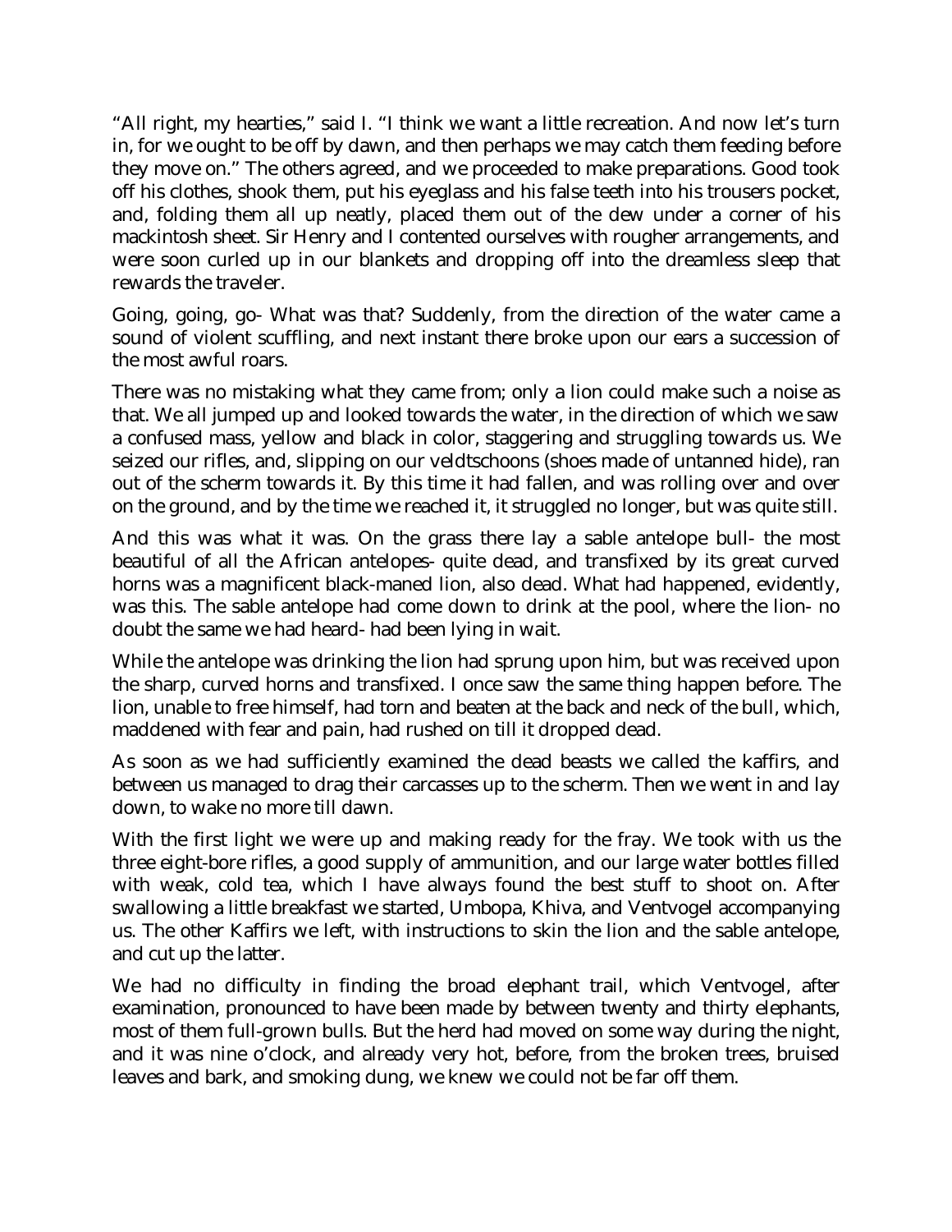"All right, my hearties," said I. "I think we want a little recreation. And now let's turn in, for we ought to be off by dawn, and then perhaps we may catch them feeding before they move on." The others agreed, and we proceeded to make preparations. Good took off his clothes, shook them, put his eyeglass and his false teeth into his trousers pocket, and, folding them all up neatly, placed them out of the dew under a corner of his mackintosh sheet. Sir Henry and I contented ourselves with rougher arrangements, and were soon curled up in our blankets and dropping off into the dreamless sleep that rewards the traveler.

Going, going, go- What was that? Suddenly, from the direction of the water came a sound of violent scuffling, and next instant there broke upon our ears a succession of the most awful roars.

There was no mistaking what they came from; only a lion could make such a noise as that. We all jumped up and looked towards the water, in the direction of which we saw a confused mass, yellow and black in color, staggering and struggling towards us. We seized our rifles, and, slipping on our veldtschoons (shoes made of untanned hide), ran out of the scherm towards it. By this time it had fallen, and was rolling over and over on the ground, and by the time we reached it, it struggled no longer, but was quite still.

And this was what it was. On the grass there lay a sable antelope bull- the most beautiful of all the African antelopes- quite dead, and transfixed by its great curved horns was a magnificent black-maned lion, also dead. What had happened, evidently, was this. The sable antelope had come down to drink at the pool, where the lion- no doubt the same we had heard- had been lying in wait.

While the antelope was drinking the lion had sprung upon him, but was received upon the sharp, curved horns and transfixed. I once saw the same thing happen before. The lion, unable to free himself, had torn and beaten at the back and neck of the bull, which, maddened with fear and pain, had rushed on till it dropped dead.

As soon as we had sufficiently examined the dead beasts we called the kaffirs, and between us managed to drag their carcasses up to the scherm. Then we went in and lay down, to wake no more till dawn.

With the first light we were up and making ready for the fray. We took with us the three eight-bore rifles, a good supply of ammunition, and our large water bottles filled with weak, cold tea, which I have always found the best stuff to shoot on. After swallowing a little breakfast we started, Umbopa, Khiva, and Ventvogel accompanying us. The other Kaffirs we left, with instructions to skin the lion and the sable antelope, and cut up the latter.

We had no difficulty in finding the broad elephant trail, which Ventvogel, after examination, pronounced to have been made by between twenty and thirty elephants, most of them full-grown bulls. But the herd had moved on some way during the night, and it was nine o'clock, and already very hot, before, from the broken trees, bruised leaves and bark, and smoking dung, we knew we could not be far off them.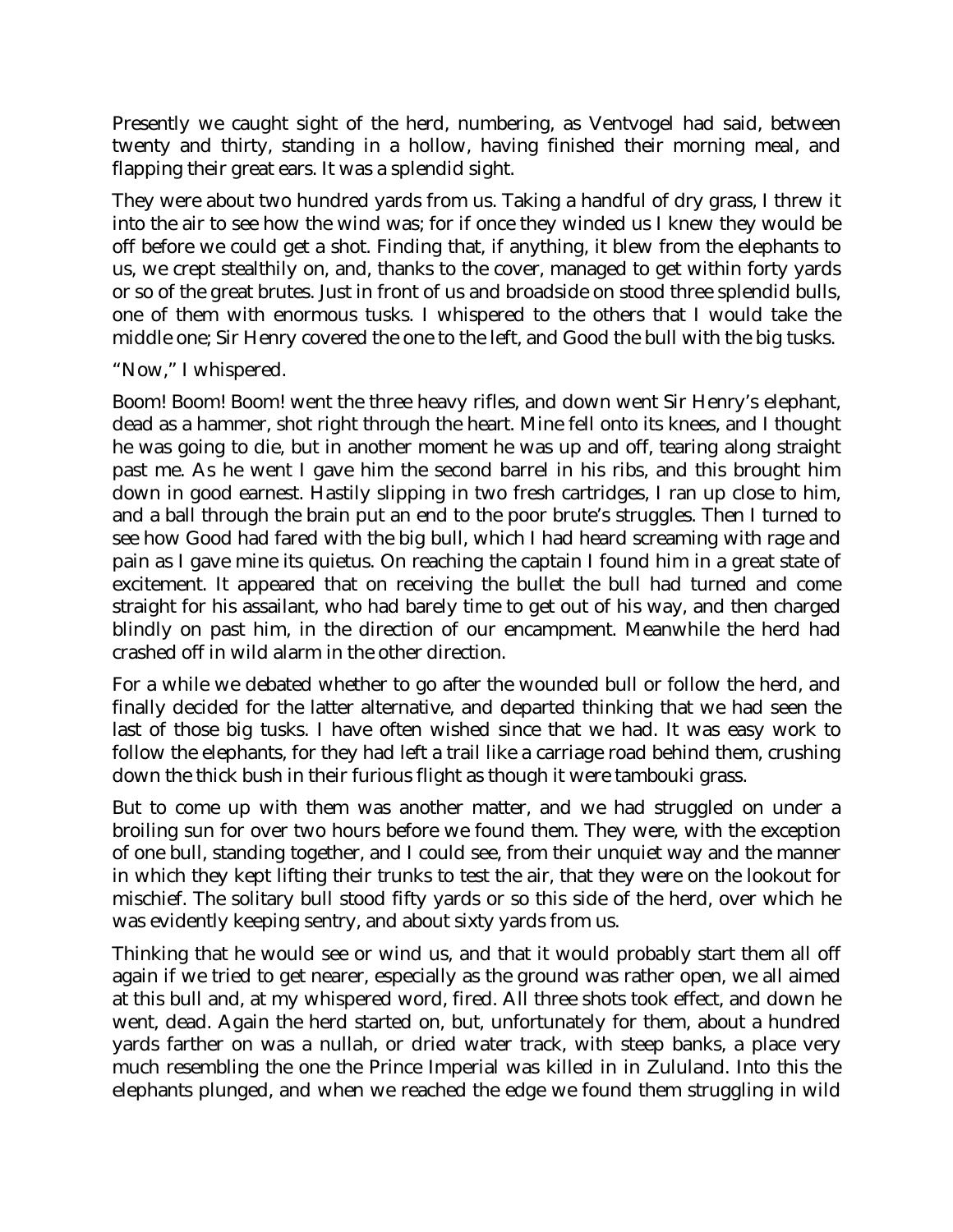Presently we caught sight of the herd, numbering, as Ventvogel had said, between twenty and thirty, standing in a hollow, having finished their morning meal, and flapping their great ears. It was a splendid sight.

They were about two hundred yards from us. Taking a handful of dry grass, I threw it into the air to see how the wind was; for if once they winded us I knew they would be off before we could get a shot. Finding that, if anything, it blew from the elephants to us, we crept stealthily on, and, thanks to the cover, managed to get within forty yards or so of the great brutes. Just in front of us and broadside on stood three splendid bulls, one of them with enormous tusks. I whispered to the others that I would take the middle one; Sir Henry covered the one to the left, and Good the bull with the big tusks.

"Now," I whispered.

Boom! Boom! Boom! went the three heavy rifles, and down went Sir Henry's elephant, dead as a hammer, shot right through the heart. Mine fell onto its knees, and I thought he was going to die, but in another moment he was up and off, tearing along straight past me. As he went I gave him the second barrel in his ribs, and this brought him down in good earnest. Hastily slipping in two fresh cartridges, I ran up close to him, and a ball through the brain put an end to the poor brute's struggles. Then I turned to see how Good had fared with the big bull, which I had heard screaming with rage and pain as I gave mine its quietus. On reaching the captain I found him in a great state of excitement. It appeared that on receiving the bullet the bull had turned and come straight for his assailant, who had barely time to get out of his way, and then charged blindly on past him, in the direction of our encampment. Meanwhile the herd had crashed off in wild alarm in the other direction.

For a while we debated whether to go after the wounded bull or follow the herd, and finally decided for the latter alternative, and departed thinking that we had seen the last of those big tusks. I have often wished since that we had. It was easy work to follow the elephants, for they had left a trail like a carriage road behind them, crushing down the thick bush in their furious flight as though it were tambouki grass.

But to come up with them was another matter, and we had struggled on under a broiling sun for over two hours before we found them. They were, with the exception of one bull, standing together, and I could see, from their unquiet way and the manner in which they kept lifting their trunks to test the air, that they were on the lookout for mischief. The solitary bull stood fifty yards or so this side of the herd, over which he was evidently keeping sentry, and about sixty yards from us.

Thinking that he would see or wind us, and that it would probably start them all off again if we tried to get nearer, especially as the ground was rather open, we all aimed at this bull and, at my whispered word, fired. All three shots took effect, and down he went, dead. Again the herd started on, but, unfortunately for them, about a hundred yards farther on was a nullah, or dried water track, with steep banks, a place very much resembling the one the Prince Imperial was killed in in Zululand. Into this the elephants plunged, and when we reached the edge we found them struggling in wild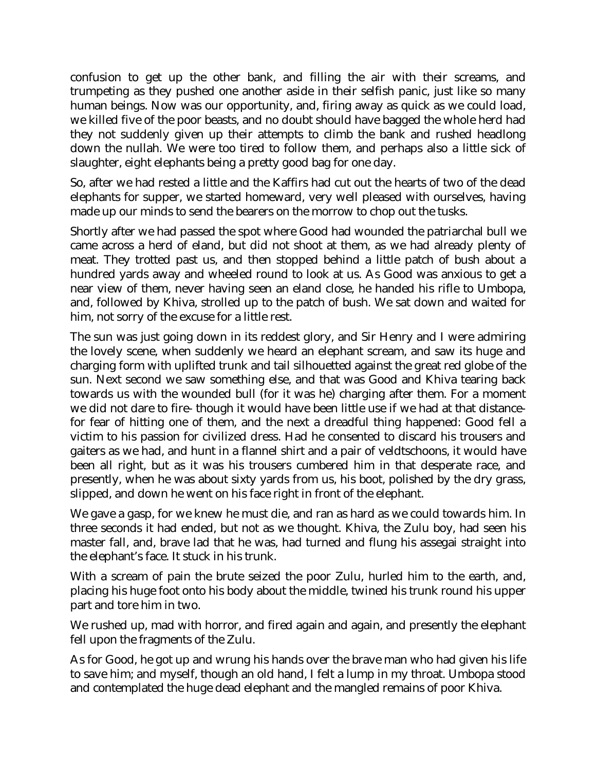confusion to get up the other bank, and filling the air with their screams, and trumpeting as they pushed one another aside in their selfish panic, just like so many human beings. Now was our opportunity, and, firing away as quick as we could load, we killed five of the poor beasts, and no doubt should have bagged the whole herd had they not suddenly given up their attempts to climb the bank and rushed headlong down the nullah. We were too tired to follow them, and perhaps also a little sick of slaughter, eight elephants being a pretty good bag for one day.

So, after we had rested a little and the Kaffirs had cut out the hearts of two of the dead elephants for supper, we started homeward, very well pleased with ourselves, having made up our minds to send the bearers on the morrow to chop out the tusks.

Shortly after we had passed the spot where Good had wounded the patriarchal bull we came across a herd of eland, but did not shoot at them, as we had already plenty of meat. They trotted past us, and then stopped behind a little patch of bush about a hundred yards away and wheeled round to look at us. As Good was anxious to get a near view of them, never having seen an eland close, he handed his rifle to Umbopa, and, followed by Khiva, strolled up to the patch of bush. We sat down and waited for him, not sorry of the excuse for a little rest.

The sun was just going down in its reddest glory, and Sir Henry and I were admiring the lovely scene, when suddenly we heard an elephant scream, and saw its huge and charging form with uplifted trunk and tail silhouetted against the great red globe of the sun. Next second we saw something else, and that was Good and Khiva tearing back towards us with the wounded bull (for it was he) charging after them. For a moment we did not dare to fire- though it would have been little use if we had at that distance- for fear of hitting one of them, and the next a dreadful thing happened: Good fell a victim to his passion for civilized dress. Had he consented to discard his trousers and gaiters as we had, and hunt in a flannel shirt and a pair of veldtschoons, it would have been all right, but as it was his trousers cumbered him in that desperate race, and presently, when he was about sixty yards from us, his boot, polished by the dry grass, slipped, and down he went on his face right in front of the elephant.

We gave a gasp, for we knew he must die, and ran as hard as we could towards him. In three seconds it had ended, but not as we thought. Khiva, the Zulu boy, had seen his master fall, and, brave lad that he was, had turned and flung his assegai straight into the elephant's face. It stuck in his trunk.

With a scream of pain the brute seized the poor Zulu, hurled him to the earth, and, placing his huge foot onto his body about the middle, twined his trunk round his upper part and tore him in two.

We rushed up, mad with horror, and fired again and again, and presently the elephant fell upon the fragments of the Zulu.

As for Good, he got up and wrung his hands over the brave man who had given his life to save him; and myself, though an old hand, I felt a lump in my throat. Umbopa stood and contemplated the huge dead elephant and the mangled remains of poor Khiva.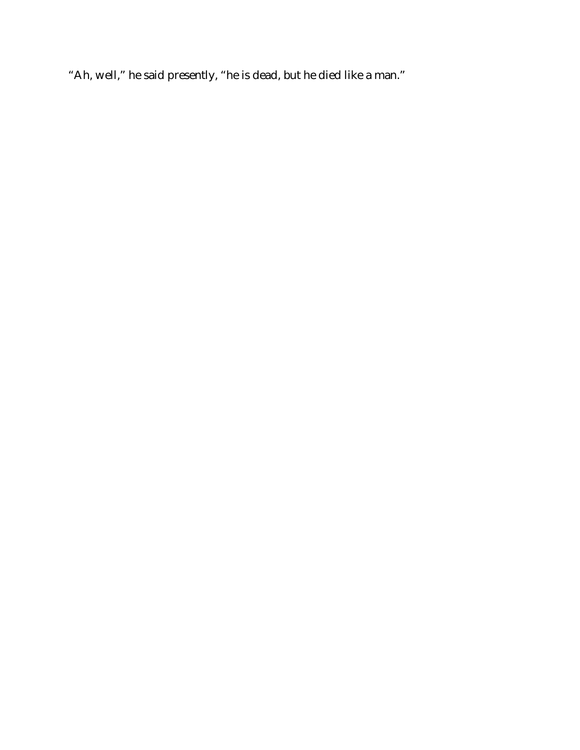"Ah, well," he said presently, "he is dead, but he died like a man."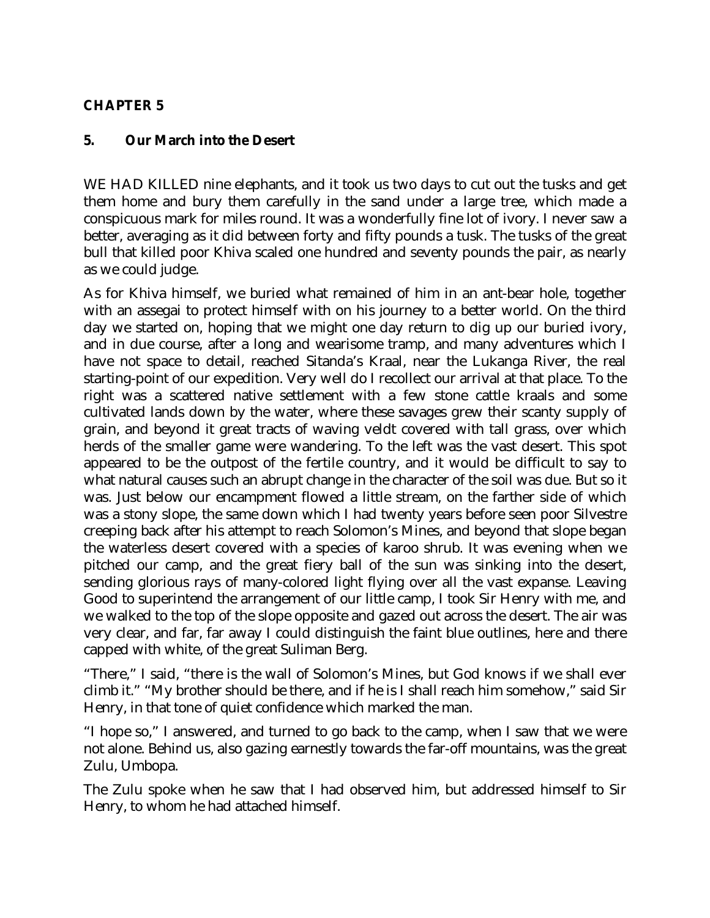**CHAPTER 5**

## 5. Our March into the Desert

WE HAD KILLED nine elephants, and it took us two days to cut out the tusks and get them home and bury them carefully in the sand under a large tree, which made a conspicuous mark for miles round. It was a wonderfully fine lot of ivory. I never saw a better, averaging as it did between forty and fifty pounds a tusk. The tusks of the great bull that killed poor Khiva scaled one hundred and seventy pounds the pair, as nearly as we could judge.

As for Khiva himself, we buried what remained of him in an ant-bear hole, together with an assegai to protect himself with on his journey to a better world. On the third day we started on, hoping that we might one day return to dig up our buried ivory, and in due course, after a long and wearisome tramp, and many adventures which I have not space to detail, reached Sitanda's Kraal, near the Lukanga River, the real starting-point of our expedition. Very well do I recollect our arrival at that place. To the right was a scattered native settlement with a few stone cattle kraals and some cultivated lands down by the water, where these savages grew their scanty supply of grain, and beyond it great tracts of waving veldt covered with tall grass, over which herds of the smaller game were wandering. To the left was the vast desert. This spot appeared to be the outpost of the fertile country, and it would be difficult to say to what natural causes such an abrupt change in the character of the soil was due. But so it was. Just below our encampment flowed a little stream, on the farther side of which was a stony slope, the same down which I had twenty years before seen poor Silvestre creeping back after his attempt to reach Solomon's Mines, and beyond that slope began the waterless desert covered with a species of karoo shrub. It was evening when we pitched our camp, and the great fiery ball of the sun was sinking into the desert, sending glorious rays of many-colored light flying over all the vast expanse. Leaving Good to superintend the arrangement of our little camp, I took Sir Henry with me, and we walked to the top of the slope opposite and gazed out across the desert. The air was very clear, and far, far away I could distinguish the faint blue outlines, here and there capped with white, of the great Suliman Berg.

"There," I said, "there is the wall of Solomon's Mines, but God knows if we shall ever climb it." "My brother should be there, and if he is I shall reach him somehow," said Sir Henry, in that tone of quiet confidence which marked the man.

"I hope so," I answered, and turned to go back to the camp, when I saw that we were not alone. Behind us, also gazing earnestly towards the far-off mountains, was the great Zulu, Umbopa.

The Zulu spoke when he saw that I had observed him, but addressed himself to Sir Henry, to whom he had attached himself.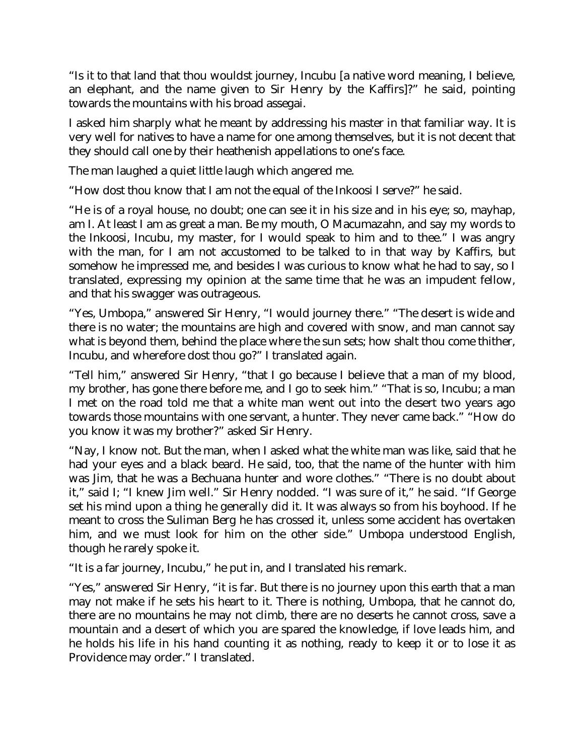"Is it to that land that thou wouldst journey, Incubu [a native word meaning, I believe, an elephant, and the name given to Sir Henry by the Kaffirs]?" he said, pointing towards the mountains with his broad assegai.

I asked him sharply what he meant by addressing his master in that familiar way. It is very well for natives to have a name for one among themselves, but it is not decent that they should call one by their heathenish appellations to one's face.

The man laughed a quiet little laugh which angered me.

"How dost thou know that I am not the equal of the Inkoosi I serve?" he said.

"He is of a royal house, no doubt; one can see it in his size and in his eye; so, mayhap, am I. At least I am as great a man. Be my mouth, O Macumazahn, and say my words to the Inkoosi, Incubu, my master, for I would speak to him and to thee." I was angry with the man, for I am not accustomed to be talked to in that way by Kaffirs, but somehow he impressed me, and besides I was curious to know what he had to say, so I translated, expressing my opinion at the same time that he was an impudent fellow, and that his swagger was outrageous.

"Yes, Umbopa," answered Sir Henry, "I would journey there." "The desert is wide and there is no water; the mountains are high and covered with snow, and man cannot say what is beyond them, behind the place where the sun sets; how shalt thou come thither, Incubu, and wherefore dost thou go?" I translated again.

"Tell him," answered Sir Henry, "that I go because I believe that a man of my blood, my brother, has gone there before me, and I go to seek him." "That is so, Incubu; a man I met on the road told me that a white man went out into the desert two years ago towards those mountains with one servant, a hunter. They never came back." "How do you know it was my brother?" asked Sir Henry.

"Nay, I know not. But the man, when I asked what the white man was like, said that he had your eyes and a black beard. He said, too, that the name of the hunter with him was Jim, that he was a Bechuana hunter and wore clothes." "There is no doubt about it," said I; "I knew Jim well." Sir Henry nodded. "I was sure of it," he said. "If George set his mind upon a thing he generally did it. It was always so from his boyhood. If he meant to cross the Suliman Berg he has crossed it, unless some accident has overtaken him, and we must look for him on the other side." Umbopa understood English, though he rarely spoke it.

"It is a far journey, Incubu," he put in, and I translated his remark.

"Yes," answered Sir Henry, "it is far. But there is no journey upon this earth that a man may not make if he sets his heart to it. There is nothing, Umbopa, that he cannot do, there are no mountains he may not climb, there are no deserts he cannot cross, save a mountain and a desert of which you are spared the knowledge, if love leads him, and he holds his life in his hand counting it as nothing, ready to keep it or to lose it as Providence may order." I translated.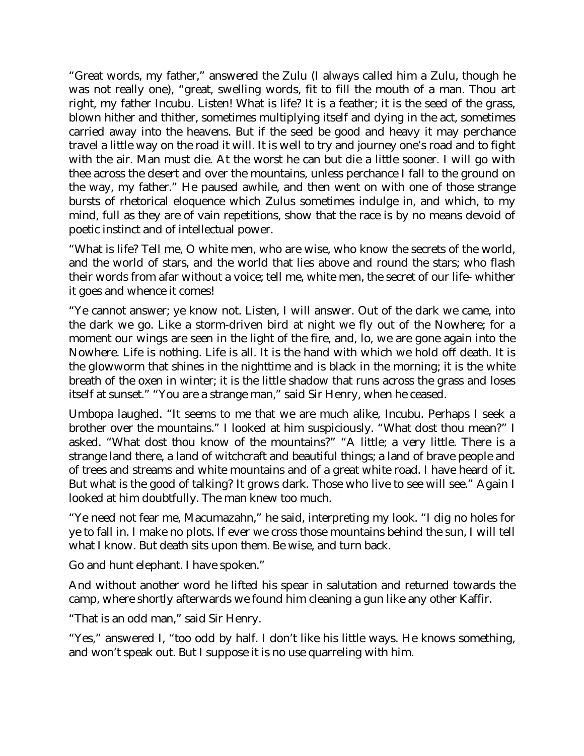"Great words, my father," answered the Zulu (I always called him a Zulu, though he was not really one), "great, swelling words, fit to fill the mouth of a man. Thou art right, my father Incubu. Listen! What is life? It is a feather; it is the seed of the grass, blown hither and thither, sometimes multiplying itself and dying in the act, sometimes carried away into the heavens. But if the seed be good and heavy it may perchance travel a little way on the road it will. It is well to try and journey one's road and to fight with the air. Man must die. At the worst he can but die a little sooner. I will go with thee across the desert and over the mountains, unless perchance I fall to the ground on the way, my father." He paused awhile, and then went on with one of those strange bursts of rhetorical eloquence which Zulus sometimes indulge in, and which, to my mind, full as they are of vain repetitions, show that the race is by no means devoid of poetic instinct and of intellectual power.

"What is life? Tell me, O white men, who are wise, who know the secrets of the world, and the world of stars, and the world that lies above and round the stars; who flash their words from afar without a voice; tell me, white men, the secret of our life- whither it goes and whence it comes!

"Ye cannot answer; ye know not. Listen, I will answer. Out of the dark we came, into the dark we go. Like a storm-driven bird at night we fly out of the Nowhere; for a moment our wings are seen in the light of the fire, and, lo, we are gone again into the Nowhere. Life is nothing. Life is all. It is the hand with which we hold off death. It is the glowworm that shines in the nighttime and is black in the morning; it is the white breath of the oxen in winter; it is the little shadow that runs across the grass and loses itself at sunset." "You are a strange man," said Sir Henry, when he ceased.

Umbopa laughed. "It seems to me that we are much alike, Incubu. Perhaps I seek a brother over the mountains." I looked at him suspiciously. "What dost thou mean?" I asked. "What dost thou know of the mountains?" "A little; a very little. There is a strange land there, a land of witchcraft and beautiful things; a land of brave people and of trees and streams and white mountains and of a great white road. I have heard of it. But what is the good of talking? It grows dark. Those who live to see will see." Again I looked at him doubtfully. The man knew too much.

"Ye need not fear me, Macumazahn," he said, interpreting my look. "I dig no holes for ye to fall in. I make no plots. If ever we cross those mountains behind the sun, I will tell what I know. But death sits upon them. Be wise, and turn back.

Go and hunt elephant. I have spoken."

And without another word he lifted his spear in salutation and returned towards the camp, where shortly afterwards we found him cleaning a gun like any other Kaffir.

"That is an odd man," said Sir Henry.

"Yes," answered I, "too odd by half. I don't like his little ways. He knows something, and won't speak out. But I suppose it is no use quarreling with him.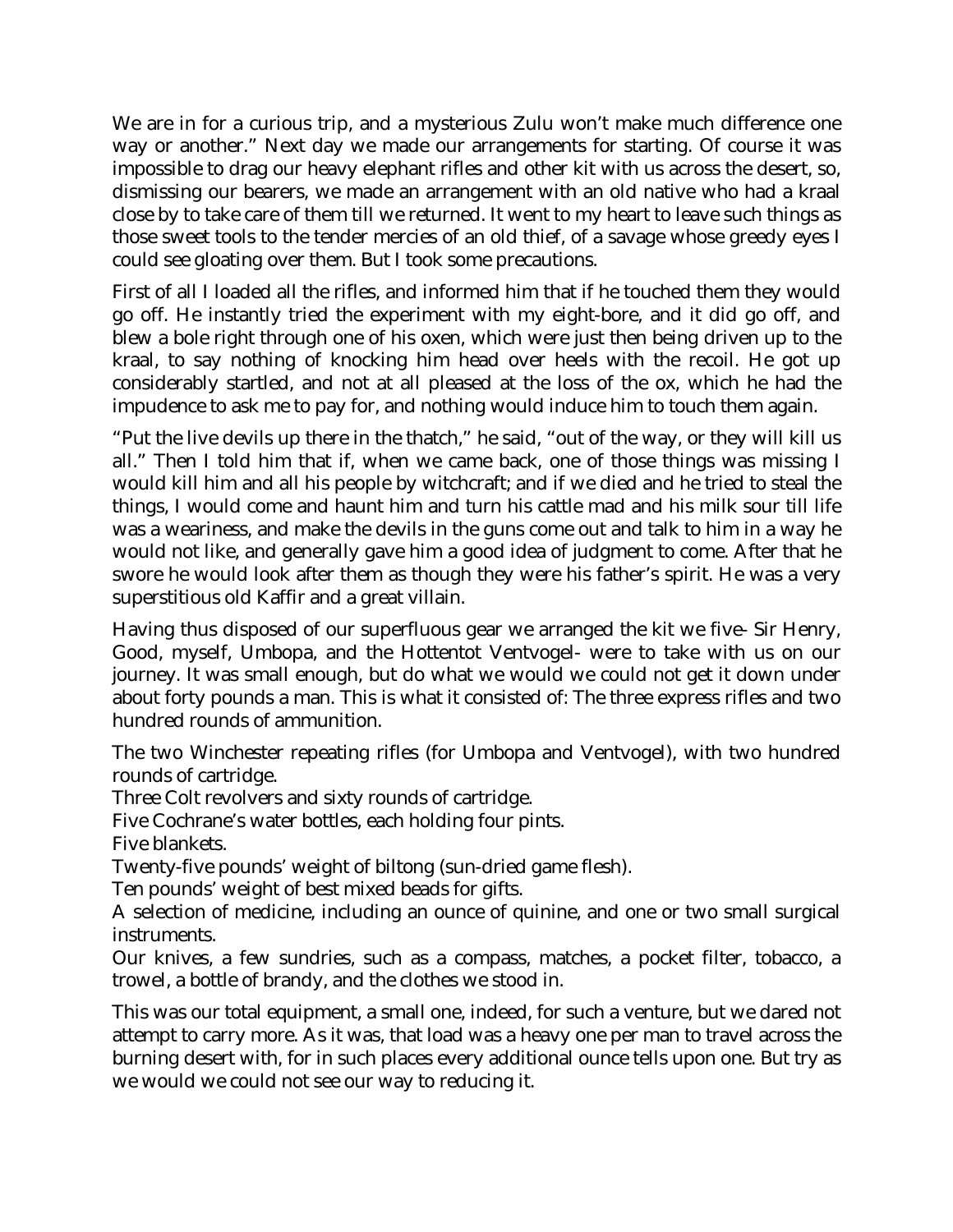We are in for a curious trip, and a mysterious Zulu won't make much difference one way or another." Next day we made our arrangements for starting. Of course it was impossible to drag our heavy elephant rifles and other kit with us across the desert, so, dismissing our bearers, we made an arrangement with an old native who had a kraal close by to take care of them till we returned. It went to my heart to leave such things as those sweet tools to the tender mercies of an old thief, of a savage whose greedy eyes I could see gloating over them. But I took some precautions.

First of all I loaded all the rifles, and informed him that if he touched them they would go off. He instantly tried the experiment with my eight-bore, and it did go off, and blew a bole right through one of his oxen, which were just then being driven up to the kraal, to say nothing of knocking him head over heels with the recoil. He got up considerably startled, and not at all pleased at the loss of the ox, which he had the impudence to ask me to pay for, and nothing would induce him to touch them again.

"Put the live devils up there in the thatch," he said, "out of the way, or they will kill us all." Then I told him that if, when we came back, one of those things was missing I would kill him and all his people by witchcraft; and if we died and he tried to steal the things, I would come and haunt him and turn his cattle mad and his milk sour till life was a weariness, and make the devils in the guns come out and talk to him in a way he would not like, and generally gave him a good idea of judgment to come. After that he swore he would look after them as though they were his father's spirit. He was a very superstitious old Kaffir and a great villain.

Having thus disposed of our superfluous gear we arranged the kit we five- Sir Henry, Good, myself, Umbopa, and the Hottentot Ventvogel- were to take with us on our journey. It was small enough, but do what we would we could not get it down under about forty pounds a man. This is what it consisted of: The three express rifles and two hundred rounds of ammunition.

The two Winchester repeating rifles (for Umbopa and Ventvogel), with two hundred rounds of cartridge.
Three Colt revolvers and sixty rounds of cartridge.
Five Cochrane's water bottles, each holding four pints.
Five blankets.
Twenty-five pounds' weight of biltong (sun-dried game flesh).
Ten pounds' weight of best mixed beads for gifts.
A selection of medicine, including an ounce of quinine, and one or two small surgical instruments.
Our knives, a few sundries, such as a compass, matches, a pocket filter, tobacco, a trowel, a bottle of brandy, and the clothes we stood in.

This was our total equipment, a small one, indeed, for such a venture, but we dared not attempt to carry more. As it was, that load was a heavy one per man to travel across the burning desert with, for in such places every additional ounce tells upon one. But try as we would we could not see our way to reducing it.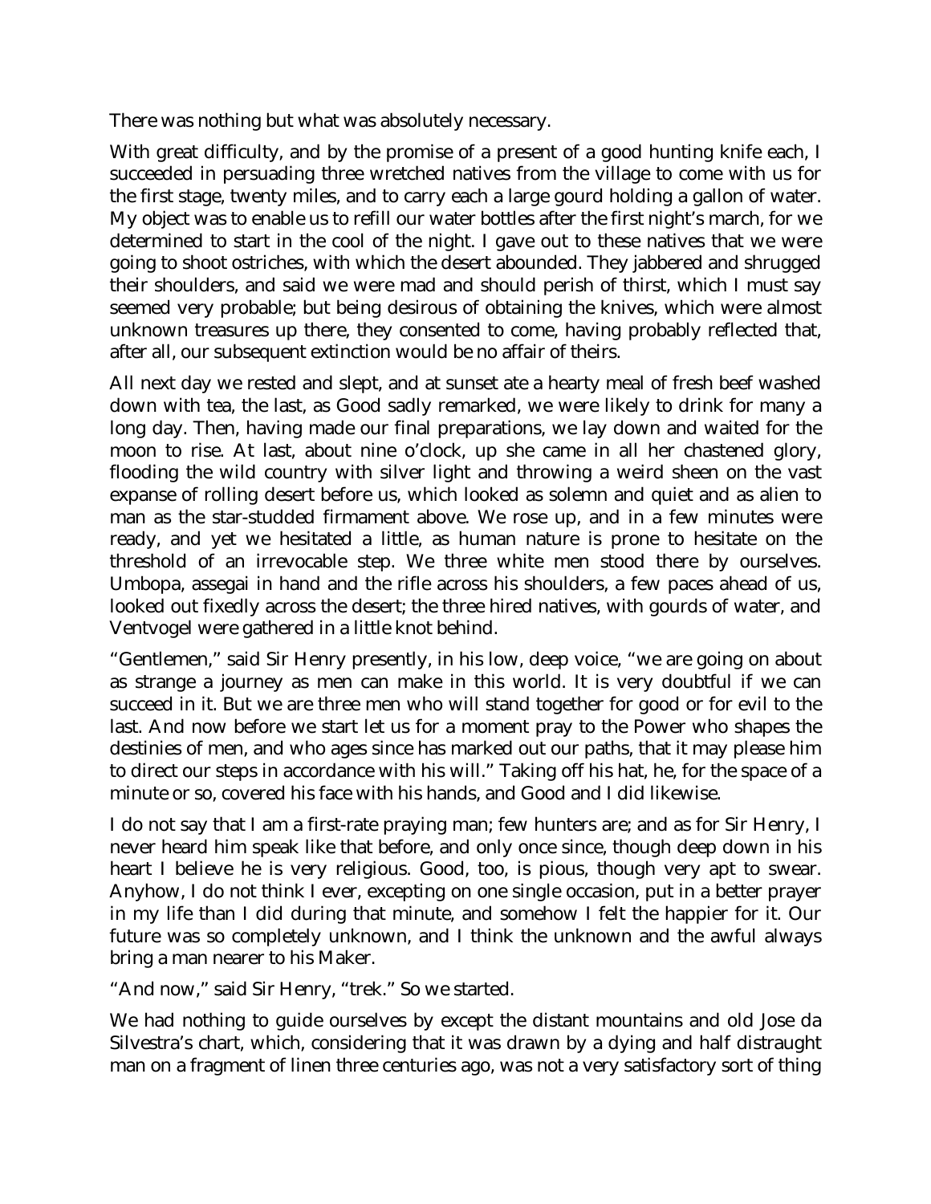There was nothing but what was absolutely necessary.

With great difficulty, and by the promise of a present of a good hunting knife each, I succeeded in persuading three wretched natives from the village to come with us for the first stage, twenty miles, and to carry each a large gourd holding a gallon of water. My object was to enable us to refill our water bottles after the first night's march, for we determined to start in the cool of the night. I gave out to these natives that we were going to shoot ostriches, with which the desert abounded. They jabbered and shrugged their shoulders, and said we were mad and should perish of thirst, which I must say seemed very probable; but being desirous of obtaining the knives, which were almost unknown treasures up there, they consented to come, having probably reflected that, after all, our subsequent extinction would be no affair of theirs.

All next day we rested and slept, and at sunset ate a hearty meal of fresh beef washed down with tea, the last, as Good sadly remarked, we were likely to drink for many a long day. Then, having made our final preparations, we lay down and waited for the moon to rise. At last, about nine o'clock, up she came in all her chastened glory, flooding the wild country with silver light and throwing a weird sheen on the vast expanse of rolling desert before us, which looked as solemn and quiet and as alien to man as the star-studded firmament above. We rose up, and in a few minutes were ready, and yet we hesitated a little, as human nature is prone to hesitate on the threshold of an irrevocable step. We three white men stood there by ourselves. Umbopa, assegai in hand and the rifle across his shoulders, a few paces ahead of us, looked out fixedly across the desert; the three hired natives, with gourds of water, and Ventvogel were gathered in a little knot behind.

"Gentlemen," said Sir Henry presently, in his low, deep voice, "we are going on about as strange a journey as men can make in this world. It is very doubtful if we can succeed in it. But we are three men who will stand together for good or for evil to the last. And now before we start let us for a moment pray to the Power who shapes the destinies of men, and who ages since has marked out our paths, that it may please him to direct our steps in accordance with his will." Taking off his hat, he, for the space of a minute or so, covered his face with his hands, and Good and I did likewise.

I do not say that I am a first-rate praying man; few hunters are; and as for Sir Henry, I never heard him speak like that before, and only once since, though deep down in his heart I believe he is very religious. Good, too, is pious, though very apt to swear. Anyhow, I do not think I ever, excepting on one single occasion, put in a better prayer in my life than I did during that minute, and somehow I felt the happier for it. Our future was so completely unknown, and I think the unknown and the awful always bring a man nearer to his Maker.

"And now," said Sir Henry, "trek." So we started.

We had nothing to guide ourselves by except the distant mountains and old Jose da Silvestra's chart, which, considering that it was drawn by a dying and half distraught man on a fragment of linen three centuries ago, was not a very satisfactory sort of thing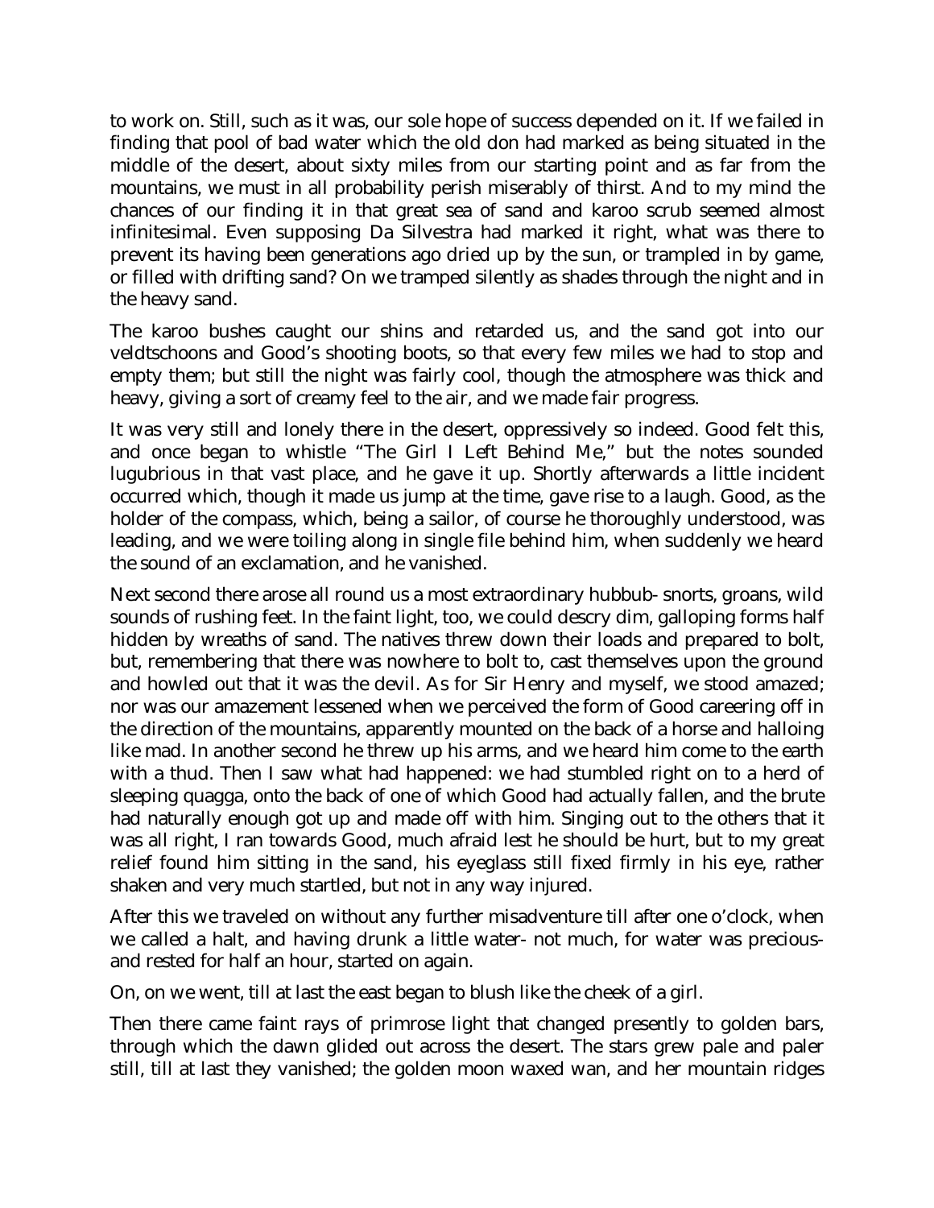to work on. Still, such as it was, our sole hope of success depended on it. If we failed in finding that pool of bad water which the old don had marked as being situated in the middle of the desert, about sixty miles from our starting point and as far from the mountains, we must in all probability perish miserably of thirst. And to my mind the chances of our finding it in that great sea of sand and karoo scrub seemed almost infinitesimal. Even supposing Da Silvestra had marked it right, what was there to prevent its having been generations ago dried up by the sun, or trampled in by game, or filled with drifting sand? On we tramped silently as shades through the night and in the heavy sand.

The karoo bushes caught our shins and retarded us, and the sand got into our veldtschoons and Good's shooting boots, so that every few miles we had to stop and empty them; but still the night was fairly cool, though the atmosphere was thick and heavy, giving a sort of creamy feel to the air, and we made fair progress.

It was very still and lonely there in the desert, oppressively so indeed. Good felt this, and once began to whistle "The Girl I Left Behind Me," but the notes sounded lugubrious in that vast place, and he gave it up. Shortly afterwards a little incident occurred which, though it made us jump at the time, gave rise to a laugh. Good, as the holder of the compass, which, being a sailor, of course he thoroughly understood, was leading, and we were toiling along in single file behind him, when suddenly we heard the sound of an exclamation, and he vanished.

Next second there arose all round us a most extraordinary hubbub- snorts, groans, wild sounds of rushing feet. In the faint light, too, we could descry dim, galloping forms half hidden by wreaths of sand. The natives threw down their loads and prepared to bolt, but, remembering that there was nowhere to bolt to, cast themselves upon the ground and howled out that it was the devil. As for Sir Henry and myself, we stood amazed; nor was our amazement lessened when we perceived the form of Good careering off in the direction of the mountains, apparently mounted on the back of a horse and halloing like mad. In another second he threw up his arms, and we heard him come to the earth with a thud. Then I saw what had happened: we had stumbled right on to a herd of sleeping quagga, onto the back of one of which Good had actually fallen, and the brute had naturally enough got up and made off with him. Singing out to the others that it was all right, I ran towards Good, much afraid lest he should be hurt, but to my great relief found him sitting in the sand, his eyeglass still fixed firmly in his eye, rather shaken and very much startled, but not in any way injured.

After this we traveled on without any further misadventure till after one o'clock, when we called a halt, and having drunk a little water- not much, for water was precious- and rested for half an hour, started on again.

On, on we went, till at last the east began to blush like the cheek of a girl.

Then there came faint rays of primrose light that changed presently to golden bars, through which the dawn glided out across the desert. The stars grew pale and paler still, till at last they vanished; the golden moon waxed wan, and her mountain ridges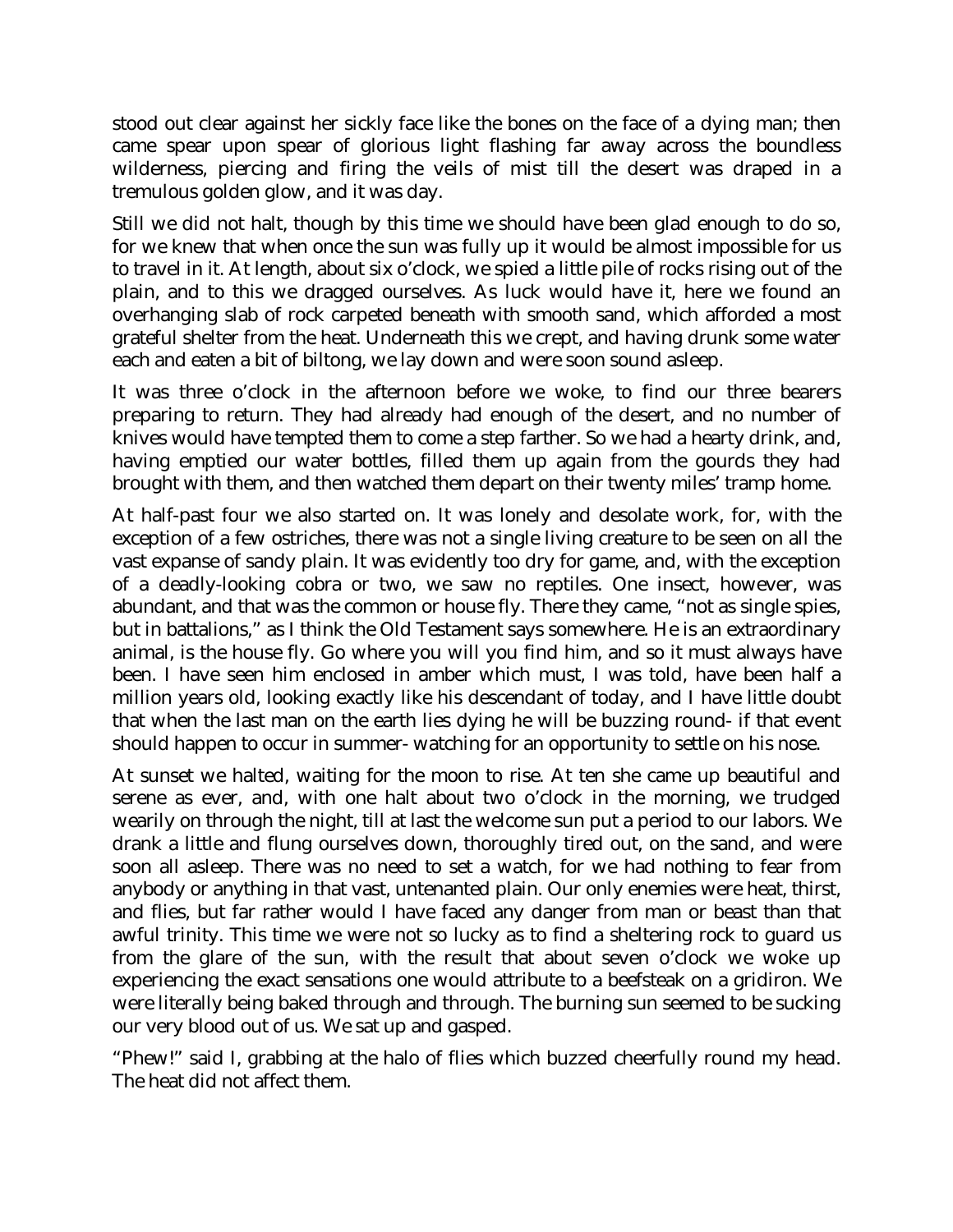stood out clear against her sickly face like the bones on the face of a dying man; then came spear upon spear of glorious light flashing far away across the boundless wilderness, piercing and firing the veils of mist till the desert was draped in a tremulous golden glow, and it was day.

Still we did not halt, though by this time we should have been glad enough to do so, for we knew that when once the sun was fully up it would be almost impossible for us to travel in it. At length, about six o'clock, we spied a little pile of rocks rising out of the plain, and to this we dragged ourselves. As luck would have it, here we found an overhanging slab of rock carpeted beneath with smooth sand, which afforded a most grateful shelter from the heat. Underneath this we crept, and having drunk some water each and eaten a bit of biltong, we lay down and were soon sound asleep.

It was three o'clock in the afternoon before we woke, to find our three bearers preparing to return. They had already had enough of the desert, and no number of knives would have tempted them to come a step farther. So we had a hearty drink, and, having emptied our water bottles, filled them up again from the gourds they had brought with them, and then watched them depart on their twenty miles' tramp home.

At half-past four we also started on. It was lonely and desolate work, for, with the exception of a few ostriches, there was not a single living creature to be seen on all the vast expanse of sandy plain. It was evidently too dry for game, and, with the exception of a deadly-looking cobra or two, we saw no reptiles. One insect, however, was abundant, and that was the common or house fly. There they came, "not as single spies, but in battalions," as I think the Old Testament says somewhere. He is an extraordinary animal, is the house fly. Go where you will you find him, and so it must always have been. I have seen him enclosed in amber which must, I was told, have been half a million years old, looking exactly like his descendant of today, and I have little doubt that when the last man on the earth lies dying he will be buzzing round- if that event should happen to occur in summer- watching for an opportunity to settle on his nose.

At sunset we halted, waiting for the moon to rise. At ten she came up beautiful and serene as ever, and, with one halt about two o'clock in the morning, we trudged wearily on through the night, till at last the welcome sun put a period to our labors. We drank a little and flung ourselves down, thoroughly tired out, on the sand, and were soon all asleep. There was no need to set a watch, for we had nothing to fear from anybody or anything in that vast, untenanted plain. Our only enemies were heat, thirst, and flies, but far rather would I have faced any danger from man or beast than that awful trinity. This time we were not so lucky as to find a sheltering rock to guard us from the glare of the sun, with the result that about seven o'clock we woke up experiencing the exact sensations one would attribute to a beefsteak on a gridiron. We were literally being baked through and through. The burning sun seemed to be sucking our very blood out of us. We sat up and gasped.

"Phew!" said I, grabbing at the halo of flies which buzzed cheerfully round my head. The heat did not affect them.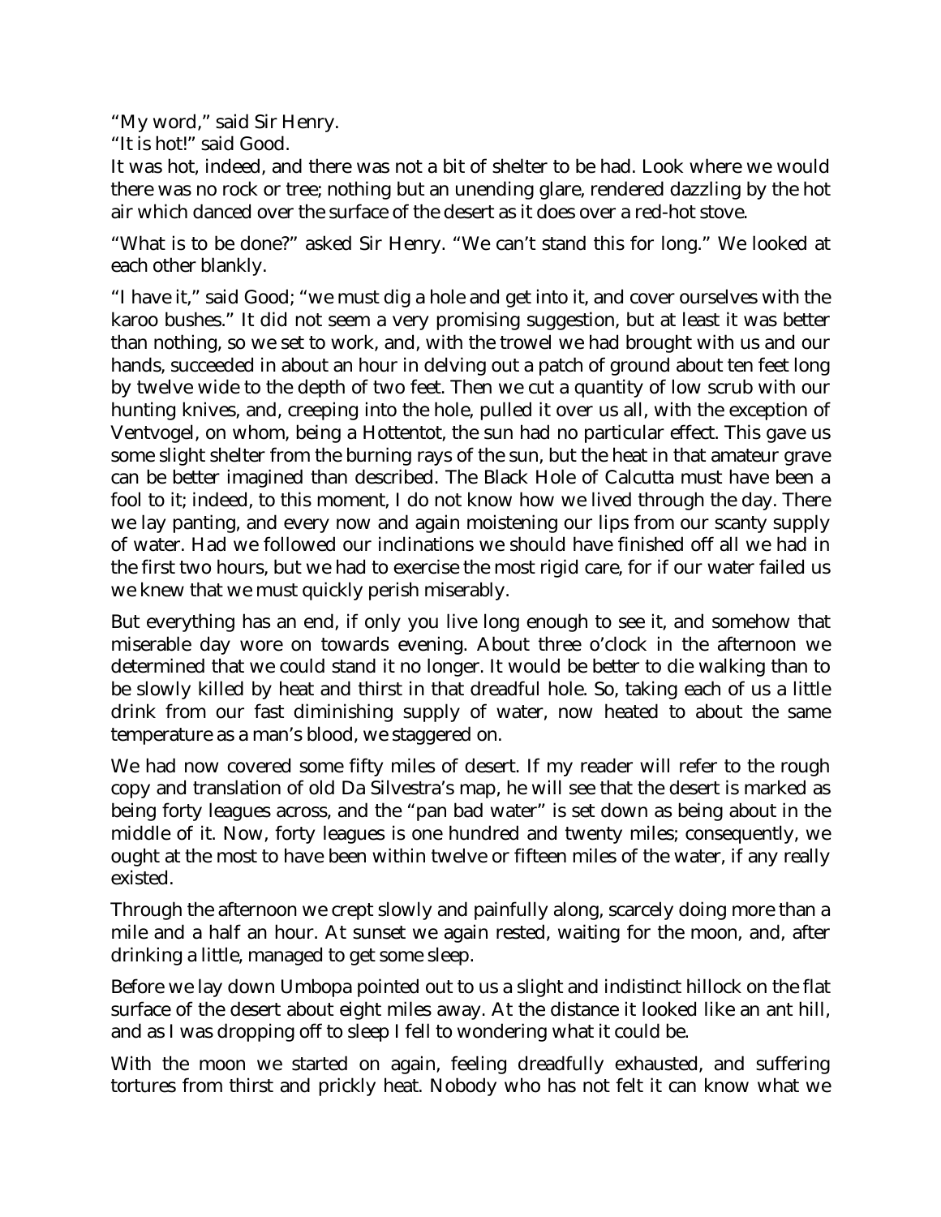"My word," said Sir Henry.

"It is hot!" said Good.

It was hot, indeed, and there was not a bit of shelter to be had. Look where we would there was no rock or tree; nothing but an unending glare, rendered dazzling by the hot air which danced over the surface of the desert as it does over a red-hot stove.

"What is to be done?" asked Sir Henry. "We can't stand this for long." We looked at each other blankly.

"I have it," said Good; "we must dig a hole and get into it, and cover ourselves with the karoo bushes." It did not seem a very promising suggestion, but at least it was better than nothing, so we set to work, and, with the trowel we had brought with us and our hands, succeeded in about an hour in delving out a patch of ground about ten feet long by twelve wide to the depth of two feet. Then we cut a quantity of low scrub with our hunting knives, and, creeping into the hole, pulled it over us all, with the exception of Ventvogel, on whom, being a Hottentot, the sun had no particular effect. This gave us some slight shelter from the burning rays of the sun, but the heat in that amateur grave can be better imagined than described. The Black Hole of Calcutta must have been a fool to it; indeed, to this moment, I do not know how we lived through the day. There we lay panting, and every now and again moistening our lips from our scanty supply of water. Had we followed our inclinations we should have finished off all we had in the first two hours, but we had to exercise the most rigid care, for if our water failed us we knew that we must quickly perish miserably.

But everything has an end, if only you live long enough to see it, and somehow that miserable day wore on towards evening. About three o'clock in the afternoon we determined that we could stand it no longer. It would be better to die walking than to be slowly killed by heat and thirst in that dreadful hole. So, taking each of us a little drink from our fast diminishing supply of water, now heated to about the same temperature as a man's blood, we staggered on.

We had now covered some fifty miles of desert. If my reader will refer to the rough copy and translation of old Da Silvestra's map, he will see that the desert is marked as being forty leagues across, and the "pan bad water" is set down as being about in the middle of it. Now, forty leagues is one hundred and twenty miles; consequently, we ought at the most to have been within twelve or fifteen miles of the water, if any really existed.

Through the afternoon we crept slowly and painfully along, scarcely doing more than a mile and a half an hour. At sunset we again rested, waiting for the moon, and, after drinking a little, managed to get some sleep.

Before we lay down Umbopa pointed out to us a slight and indistinct hillock on the flat surface of the desert about eight miles away. At the distance it looked like an ant hill, and as I was dropping off to sleep I fell to wondering what it could be.

With the moon we started on again, feeling dreadfully exhausted, and suffering tortures from thirst and prickly heat. Nobody who has not felt it can know what we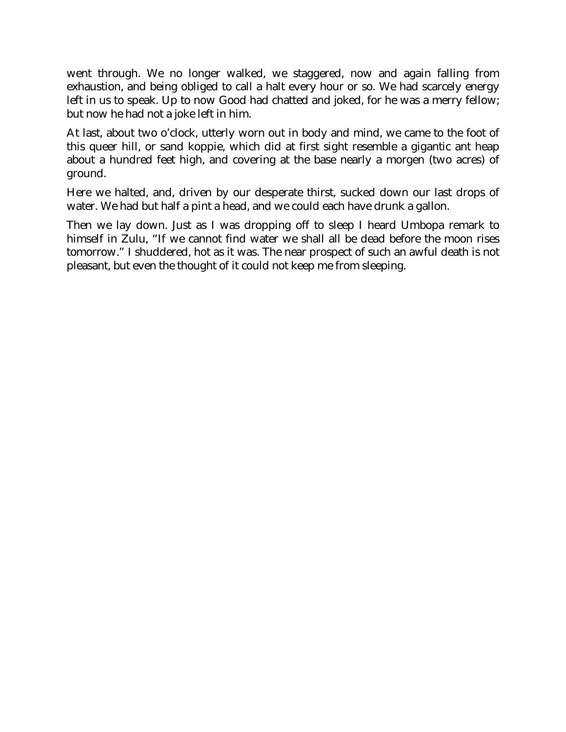went through. We no longer walked, we staggered, now and again falling from exhaustion, and being obliged to call a halt every hour or so. We had scarcely energy left in us to speak. Up to now Good had chatted and joked, for he was a merry fellow; but now he had not a joke left in him.

At last, about two o'clock, utterly worn out in body and mind, we came to the foot of this queer hill, or sand koppie, which did at first sight resemble a gigantic ant heap about a hundred feet high, and covering at the base nearly a morgen (two acres) of ground.

Here we halted, and, driven by our desperate thirst, sucked down our last drops of water. We had but half a pint a head, and we could each have drunk a gallon.

Then we lay down. Just as I was dropping off to sleep I heard Umbopa remark to himself in Zulu, "If we cannot find water we shall all be dead before the moon rises tomorrow." I shuddered, hot as it was. The near prospect of such an awful death is not pleasant, but even the thought of it could not keep me from sleeping.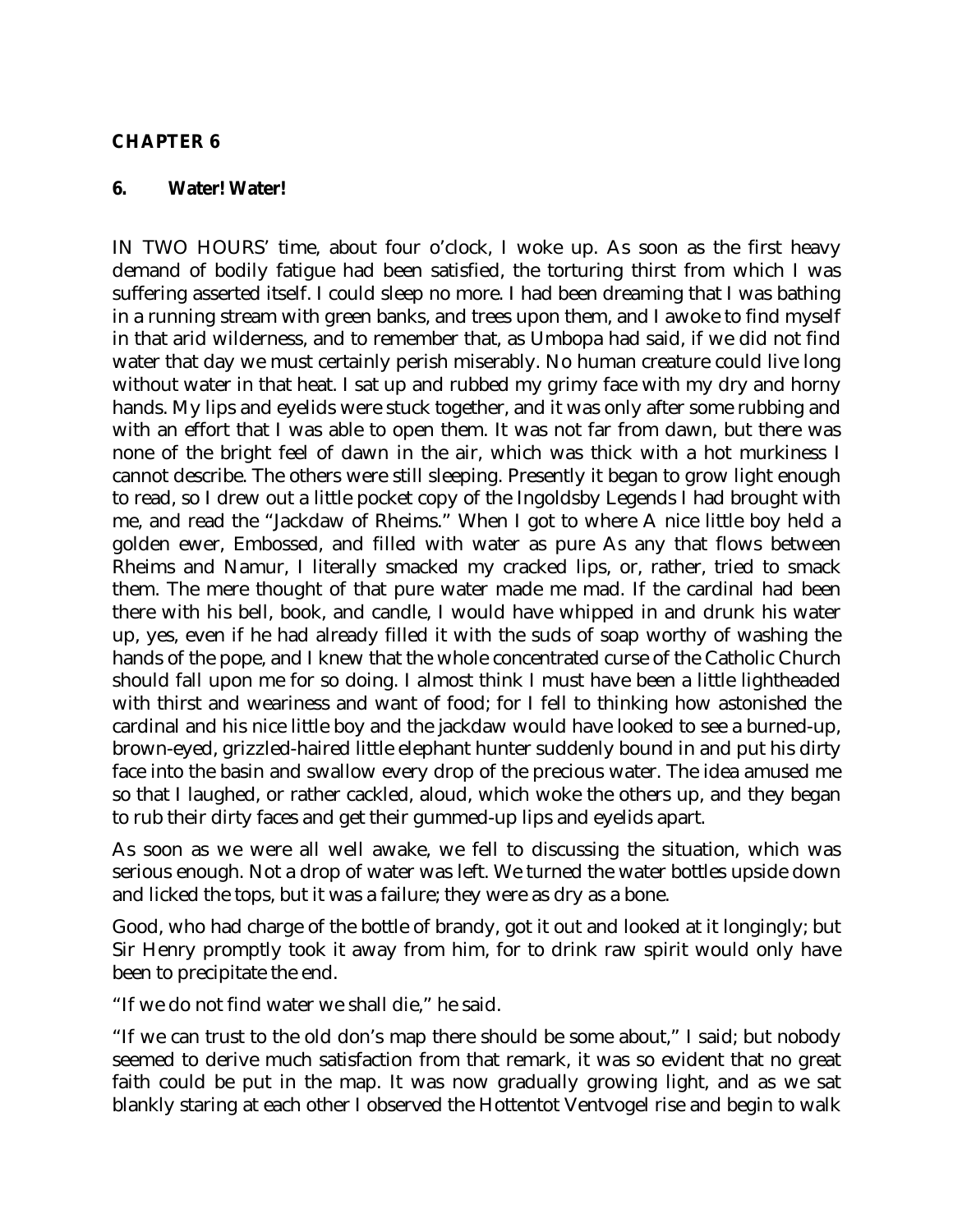**CHAPTER 6**

**6. Water! Water!**

IN TWO HOURS' time, about four o'clock, I woke up. As soon as the first heavy demand of bodily fatigue had been satisfied, the torturing thirst from which I was suffering asserted itself. I could sleep no more. I had been dreaming that I was bathing in a running stream with green banks, and trees upon them, and I awoke to find myself in that arid wilderness, and to remember that, as Umbopa had said, if we did not find water that day we must certainly perish miserably. No human creature could live long without water in that heat. I sat up and rubbed my grimy face with my dry and horny hands. My lips and eyelids were stuck together, and it was only after some rubbing and with an effort that I was able to open them. It was not far from dawn, but there was none of the bright feel of dawn in the air, which was thick with a hot murkiness I cannot describe. The others were still sleeping. Presently it began to grow light enough to read, so I drew out a little pocket copy of the Ingoldsby Legends I had brought with me, and read the "Jackdaw of Rheims." When I got to where A nice little boy held a golden ewer, Embossed, and filled with water as pure As any that flows between Rheims and Namur, I literally smacked my cracked lips, or, rather, tried to smack them. The mere thought of that pure water made me mad. If the cardinal had been there with his bell, book, and candle, I would have whipped in and drunk his water up, yes, even if he had already filled it with the suds of soap worthy of washing the hands of the pope, and I knew that the whole concentrated curse of the Catholic Church should fall upon me for so doing. I almost think I must have been a little lightheaded with thirst and weariness and want of food; for I fell to thinking how astonished the cardinal and his nice little boy and the jackdaw would have looked to see a burned-up, brown-eyed, grizzled-haired little elephant hunter suddenly bound in and put his dirty face into the basin and swallow every drop of the precious water. The idea amused me so that I laughed, or rather cackled, aloud, which woke the others up, and they began to rub their dirty faces and get their gummed-up lips and eyelids apart.

As soon as we were all well awake, we fell to discussing the situation, which was serious enough. Not a drop of water was left. We turned the water bottles upside down and licked the tops, but it was a failure; they were as dry as a bone.

Good, who had charge of the bottle of brandy, got it out and looked at it longingly; but Sir Henry promptly took it away from him, for to drink raw spirit would only have been to precipitate the end.

"If we do not find water we shall die," he said.

"If we can trust to the old don's map there should be some about," I said; but nobody seemed to derive much satisfaction from that remark, it was so evident that no great faith could be put in the map. It was now gradually growing light, and as we sat blankly staring at each other I observed the Hottentot Ventvogel rise and begin to walk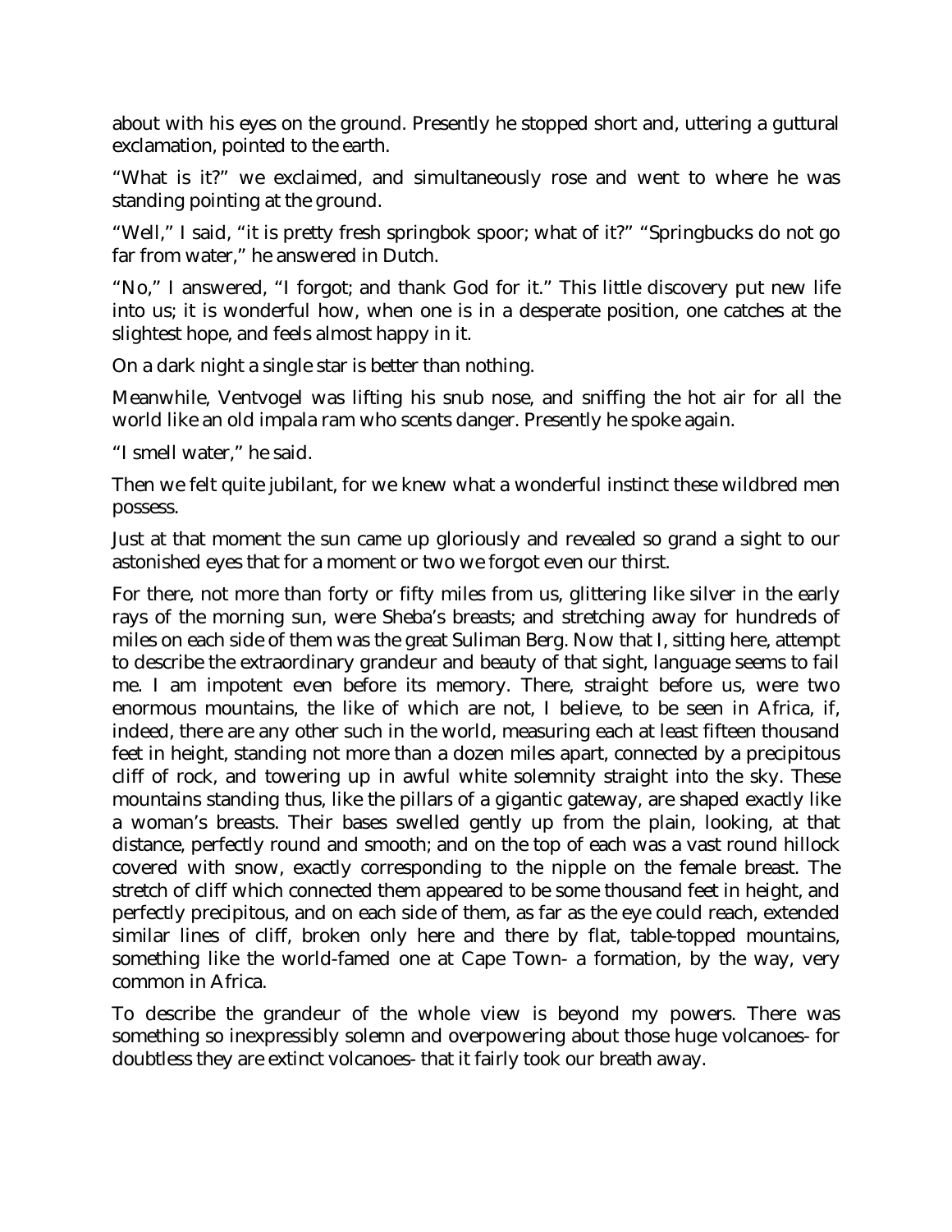about with his eyes on the ground. Presently he stopped short and, uttering a guttural exclamation, pointed to the earth.

"What is it?" we exclaimed, and simultaneously rose and went to where he was standing pointing at the ground.

"Well," I said, "it is pretty fresh springbok spoor; what of it?" "Springbucks do not go far from water," he answered in Dutch.

"No," I answered, "I forgot; and thank God for it." This little discovery put new life into us; it is wonderful how, when one is in a desperate position, one catches at the slightest hope, and feels almost happy in it.

On a dark night a single star is better than nothing.

Meanwhile, Ventvogel was lifting his snub nose, and sniffing the hot air for all the world like an old impala ram who scents danger. Presently he spoke again.

"I smell water," he said.

Then we felt quite jubilant, for we knew what a wonderful instinct these wildbred men possess.

Just at that moment the sun came up gloriously and revealed so grand a sight to our astonished eyes that for a moment or two we forgot even our thirst.

For there, not more than forty or fifty miles from us, glittering like silver in the early rays of the morning sun, were Sheba's breasts; and stretching away for hundreds of miles on each side of them was the great Suliman Berg. Now that I, sitting here, attempt to describe the extraordinary grandeur and beauty of that sight, language seems to fail me. I am impotent even before its memory. There, straight before us, were two enormous mountains, the like of which are not, I believe, to be seen in Africa, if, indeed, there are any other such in the world, measuring each at least fifteen thousand feet in height, standing not more than a dozen miles apart, connected by a precipitous cliff of rock, and towering up in awful white solemnity straight into the sky. These mountains standing thus, like the pillars of a gigantic gateway, are shaped exactly like a woman's breasts. Their bases swelled gently up from the plain, looking, at that distance, perfectly round and smooth; and on the top of each was a vast round hillock covered with snow, exactly corresponding to the nipple on the female breast. The stretch of cliff which connected them appeared to be some thousand feet in height, and perfectly precipitous, and on each side of them, as far as the eye could reach, extended similar lines of cliff, broken only here and there by flat, table-topped mountains, something like the world-famed one at Cape Town- a formation, by the way, very common in Africa.

To describe the grandeur of the whole view is beyond my powers. There was something so inexpressibly solemn and overpowering about those huge volcanoes- for doubtless they are extinct volcanoes- that it fairly took our breath away.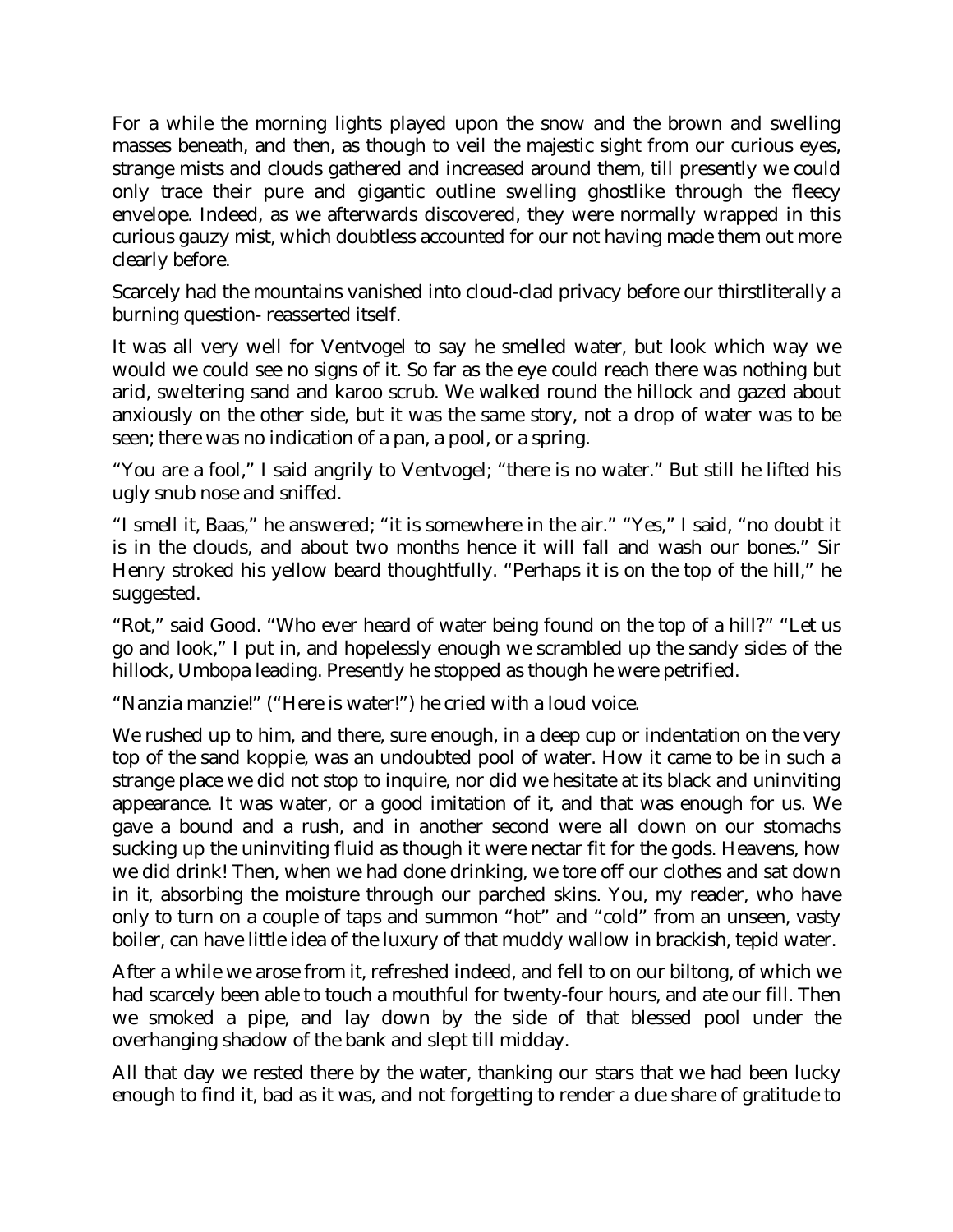For a while the morning lights played upon the snow and the brown and swelling masses beneath, and then, as though to veil the majestic sight from our curious eyes, strange mists and clouds gathered and increased around them, till presently we could only trace their pure and gigantic outline swelling ghostlike through the fleecy envelope. Indeed, as we afterwards discovered, they were normally wrapped in this curious gauzy mist, which doubtless accounted for our not having made them out more clearly before.

Scarcely had the mountains vanished into cloud-clad privacy before our thirstliterally a burning question- reasserted itself.

It was all very well for Ventvogel to say he smelled water, but look which way we would we could see no signs of it. So far as the eye could reach there was nothing but arid, sweltering sand and karoo scrub. We walked round the hillock and gazed about anxiously on the other side, but it was the same story, not a drop of water was to be seen; there was no indication of a pan, a pool, or a spring.

"You are a fool," I said angrily to Ventvogel; "there is no water." But still he lifted his ugly snub nose and sniffed.

"I smell it, Baas," he answered; "it is somewhere in the air." "Yes," I said, "no doubt it is in the clouds, and about two months hence it will fall and wash our bones." Sir Henry stroked his yellow beard thoughtfully. "Perhaps it is on the top of the hill," he suggested.

"Rot," said Good. "Who ever heard of water being found on the top of a hill?" "Let us go and look," I put in, and hopelessly enough we scrambled up the sandy sides of the hillock, Umbopa leading. Presently he stopped as though he were petrified.

"Nanzia manzie!" ("Here is water!") he cried with a loud voice.

We rushed up to him, and there, sure enough, in a deep cup or indentation on the very top of the sand koppie, was an undoubted pool of water. How it came to be in such a strange place we did not stop to inquire, nor did we hesitate at its black and uninviting appearance. It was water, or a good imitation of it, and that was enough for us. We gave a bound and a rush, and in another second were all down on our stomachs sucking up the uninviting fluid as though it were nectar fit for the gods. Heavens, how we did drink! Then, when we had done drinking, we tore off our clothes and sat down in it, absorbing the moisture through our parched skins. You, my reader, who have only to turn on a couple of taps and summon "hot" and "cold" from an unseen, vasty boiler, can have little idea of the luxury of that muddy wallow in brackish, tepid water.

After a while we arose from it, refreshed indeed, and fell to on our biltong, of which we had scarcely been able to touch a mouthful for twenty-four hours, and ate our fill. Then we smoked a pipe, and lay down by the side of that blessed pool under the overhanging shadow of the bank and slept till midday.

All that day we rested there by the water, thanking our stars that we had been lucky enough to find it, bad as it was, and not forgetting to render a due share of gratitude to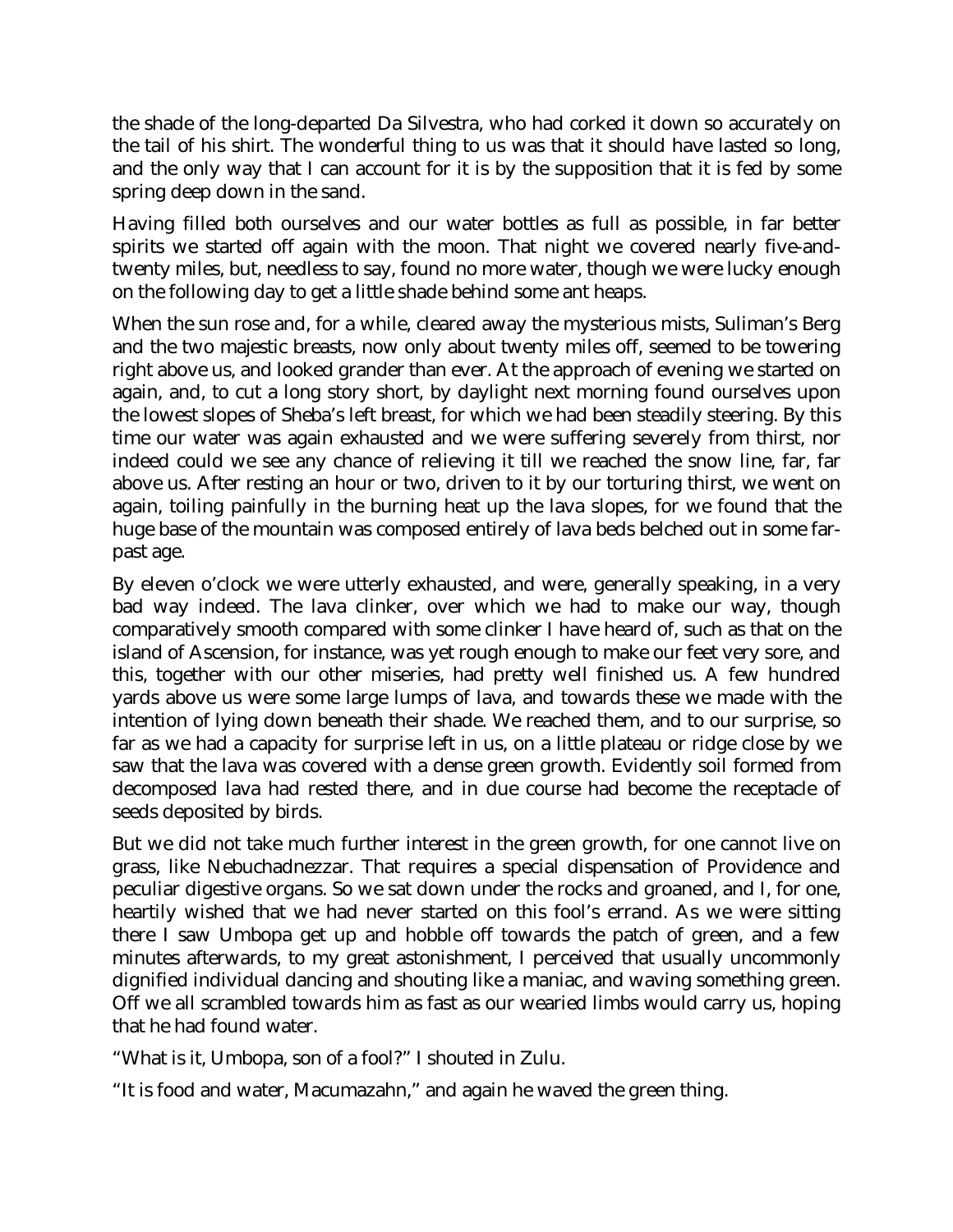the shade of the long-departed Da Silvestra, who had corked it down so accurately on the tail of his shirt. The wonderful thing to us was that it should have lasted so long, and the only way that I can account for it is by the supposition that it is fed by some spring deep down in the sand.

Having filled both ourselves and our water bottles as full as possible, in far better spirits we started off again with the moon. That night we covered nearly five-and-twenty miles, but, needless to say, found no more water, though we were lucky enough on the following day to get a little shade behind some ant heaps.

When the sun rose and, for a while, cleared away the mysterious mists, Suliman's Berg and the two majestic breasts, now only about twenty miles off, seemed to be towering right above us, and looked grander than ever. At the approach of evening we started on again, and, to cut a long story short, by daylight next morning found ourselves upon the lowest slopes of Sheba's left breast, for which we had been steadily steering. By this time our water was again exhausted and we were suffering severely from thirst, nor indeed could we see any chance of relieving it till we reached the snow line, far, far above us. After resting an hour or two, driven to it by our torturing thirst, we went on again, toiling painfully in the burning heat up the lava slopes, for we found that the huge base of the mountain was composed entirely of lava beds belched out in some far-past age.

By eleven o'clock we were utterly exhausted, and were, generally speaking, in a very bad way indeed. The lava clinker, over which we had to make our way, though comparatively smooth compared with some clinker I have heard of, such as that on the island of Ascension, for instance, was yet rough enough to make our feet very sore, and this, together with our other miseries, had pretty well finished us. A few hundred yards above us were some large lumps of lava, and towards these we made with the intention of lying down beneath their shade. We reached them, and to our surprise, so far as we had a capacity for surprise left in us, on a little plateau or ridge close by we saw that the lava was covered with a dense green growth. Evidently soil formed from decomposed lava had rested there, and in due course had become the receptacle of seeds deposited by birds.

But we did not take much further interest in the green growth, for one cannot live on grass, like Nebuchadnezzar. That requires a special dispensation of Providence and peculiar digestive organs. So we sat down under the rocks and groaned, and I, for one, heartily wished that we had never started on this fool's errand. As we were sitting there I saw Umbopa get up and hobble off towards the patch of green, and a few minutes afterwards, to my great astonishment, I perceived that usually uncommonly dignified individual dancing and shouting like a maniac, and waving something green. Off we all scrambled towards him as fast as our wearied limbs would carry us, hoping that he had found water.

"What is it, Umbopa, son of a fool?" I shouted in Zulu.

"It is food and water, Macumazahn," and again he waved the green thing.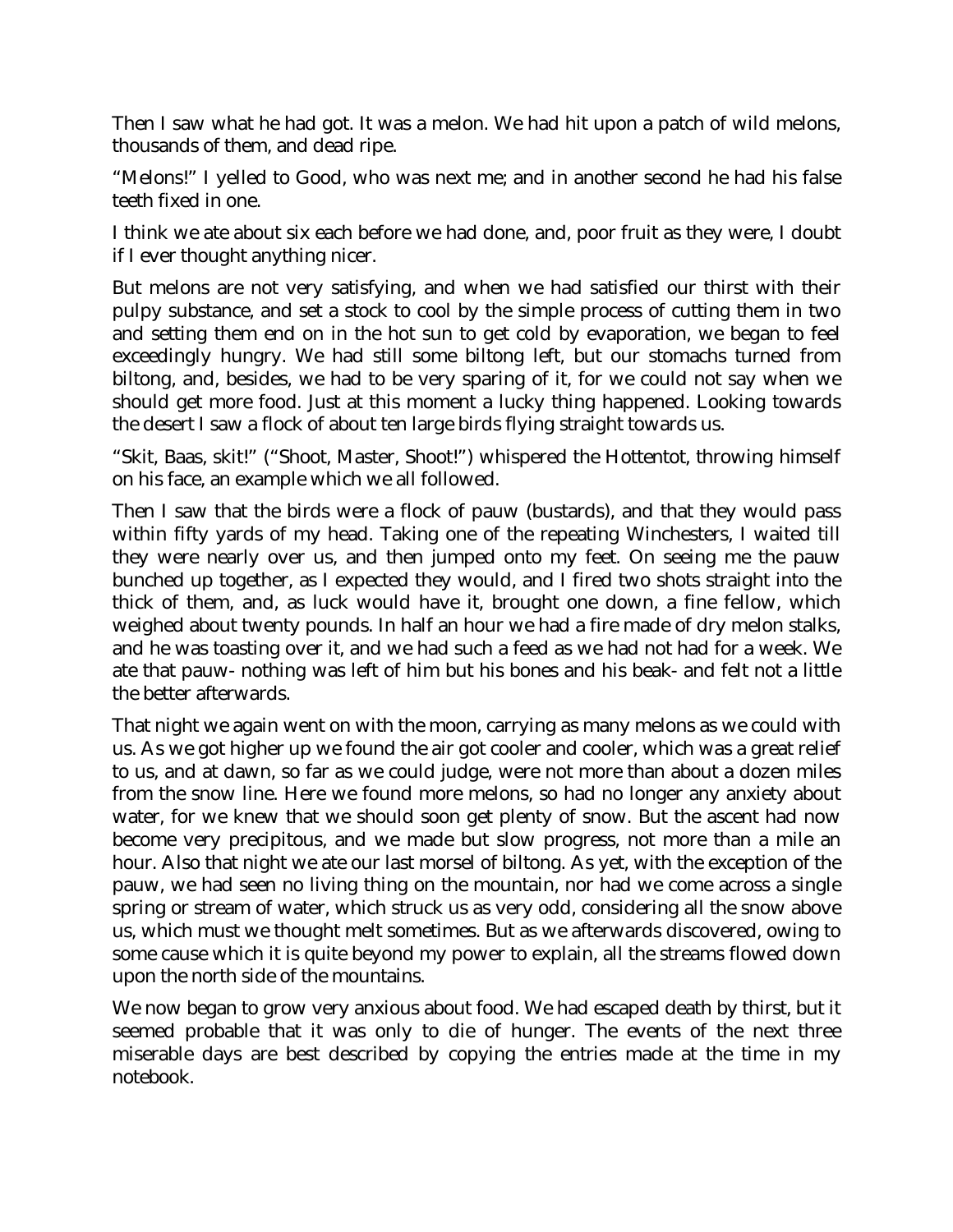Then I saw what he had got. It was a melon. We had hit upon a patch of wild melons, thousands of them, and dead ripe.

“Melons!” I yelled to Good, who was next me; and in another second he had his false teeth fixed in one.

I think we ate about six each before we had done, and, poor fruit as they were, I doubt if I ever thought anything nicer.

But melons are not very satisfying, and when we had satisfied our thirst with their pulpy substance, and set a stock to cool by the simple process of cutting them in two and setting them end on in the hot sun to get cold by evaporation, we began to feel exceedingly hungry. We had still some biltong left, but our stomachs turned from biltong, and, besides, we had to be very sparing of it, for we could not say when we should get more food. Just at this moment a lucky thing happened. Looking towards the desert I saw a flock of about ten large birds flying straight towards us.

“Skit, Baas, skit!” (“Shoot, Master, Shoot!”) whispered the Hottentot, throwing himself on his face, an example which we all followed.

Then I saw that the birds were a flock of pauw (bustards), and that they would pass within fifty yards of my head. Taking one of the repeating Winchesters, I waited till they were nearly over us, and then jumped onto my feet. On seeing me the pauw bunched up together, as I expected they would, and I fired two shots straight into the thick of them, and, as luck would have it, brought one down, a fine fellow, which weighed about twenty pounds. In half an hour we had a fire made of dry melon stalks, and he was toasting over it, and we had such a feed as we had not had for a week. We ate that pauw- nothing was left of him but his bones and his beak- and felt not a little the better afterwards.

That night we again went on with the moon, carrying as many melons as we could with us. As we got higher up we found the air got cooler and cooler, which was a great relief to us, and at dawn, so far as we could judge, were not more than about a dozen miles from the snow line. Here we found more melons, so had no longer any anxiety about water, for we knew that we should soon get plenty of snow. But the ascent had now become very precipitous, and we made but slow progress, not more than a mile an hour. Also that night we ate our last morsel of biltong. As yet, with the exception of the pauw, we had seen no living thing on the mountain, nor had we come across a single spring or stream of water, which struck us as very odd, considering all the snow above us, which must we thought melt sometimes. But as we afterwards discovered, owing to some cause which it is quite beyond my power to explain, all the streams flowed down upon the north side of the mountains.

We now began to grow very anxious about food. We had escaped death by thirst, but it seemed probable that it was only to die of hunger. The events of the next three miserable days are best described by copying the entries made at the time in my notebook.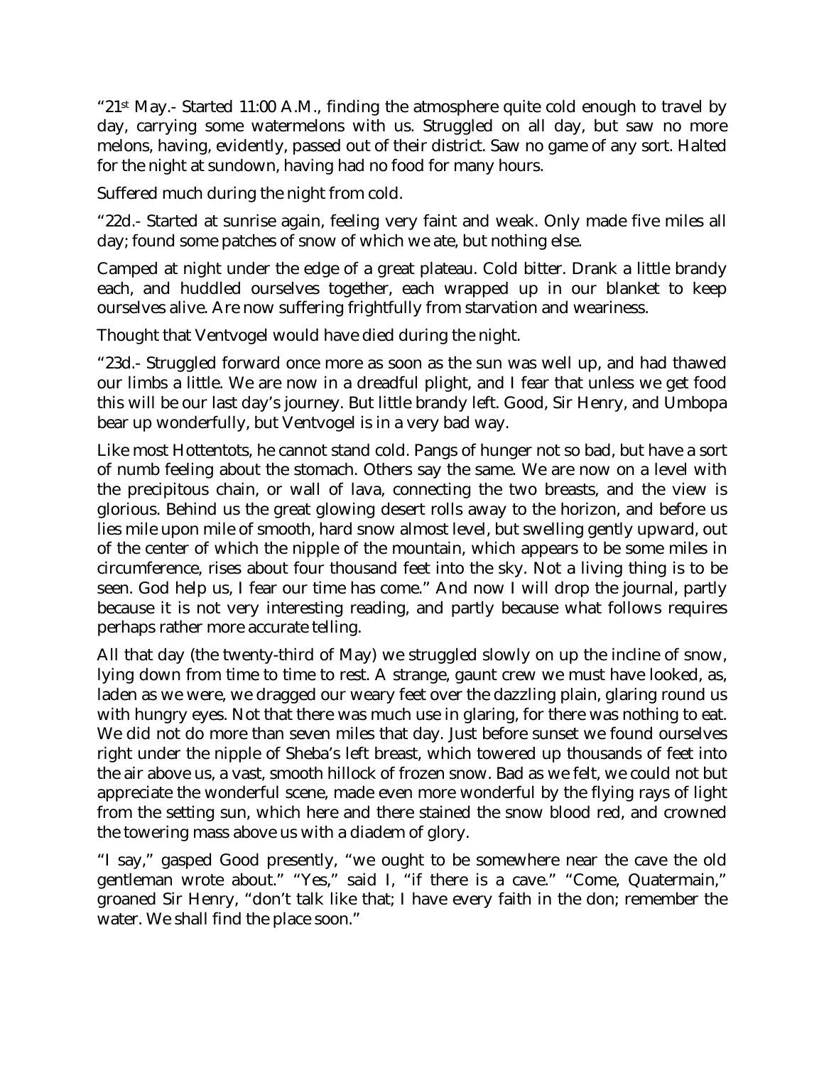"21st May.- Started 11:00 A.M., finding the atmosphere quite cold enough to travel by day, carrying some watermelons with us. Struggled on all day, but saw no more melons, having, evidently, passed out of their district. Saw no game of any sort. Halted for the night at sundown, having had no food for many hours.

Suffered much during the night from cold.

"22d.- Started at sunrise again, feeling very faint and weak. Only made five miles all day; found some patches of snow of which we ate, but nothing else.

Camped at night under the edge of a great plateau. Cold bitter. Drank a little brandy each, and huddled ourselves together, each wrapped up in our blanket to keep ourselves alive. Are now suffering frightfully from starvation and weariness.

Thought that Ventvogel would have died during the night.

"23d.- Struggled forward once more as soon as the sun was well up, and had thawed our limbs a little. We are now in a dreadful plight, and I fear that unless we get food this will be our last day's journey. But little brandy left. Good, Sir Henry, and Umbopa bear up wonderfully, but Ventvogel is in a very bad way.

Like most Hottentots, he cannot stand cold. Pangs of hunger not so bad, but have a sort of numb feeling about the stomach. Others say the same. We are now on a level with the precipitous chain, or wall of lava, connecting the two breasts, and the view is glorious. Behind us the great glowing desert rolls away to the horizon, and before us lies mile upon mile of smooth, hard snow almost level, but swelling gently upward, out of the center of which the nipple of the mountain, which appears to be some miles in circumference, rises about four thousand feet into the sky. Not a living thing is to be seen. God help us, I fear our time has come." And now I will drop the journal, partly because it is not very interesting reading, and partly because what follows requires perhaps rather more accurate telling.

All that day (the twenty-third of May) we struggled slowly on up the incline of snow, lying down from time to time to rest. A strange, gaunt crew we must have looked, as, laden as we were, we dragged our weary feet over the dazzling plain, glaring round us with hungry eyes. Not that there was much use in glaring, for there was nothing to eat. We did not do more than seven miles that day. Just before sunset we found ourselves right under the nipple of Sheba's left breast, which towered up thousands of feet into the air above us, a vast, smooth hillock of frozen snow. Bad as we felt, we could not but appreciate the wonderful scene, made even more wonderful by the flying rays of light from the setting sun, which here and there stained the snow blood red, and crowned the towering mass above us with a diadem of glory.

"I say," gasped Good presently, "we ought to be somewhere near the cave the old gentleman wrote about." "Yes," said I, "if there is a cave." "Come, Quatermain," groaned Sir Henry, "don't talk like that; I have every faith in the don; remember the water. We shall find the place soon."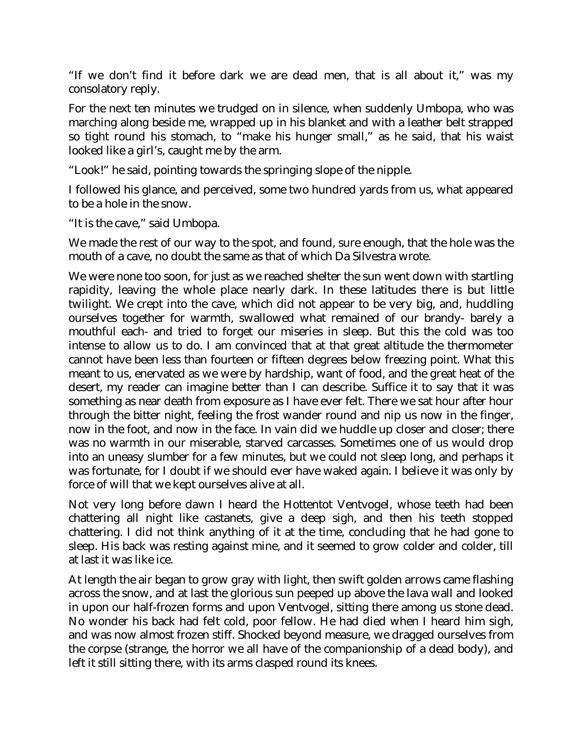"If we don't find it before dark we are dead men, that is all about it," was my consolatory reply.

For the next ten minutes we trudged on in silence, when suddenly Umbopa, who was marching along beside me, wrapped up in his blanket and with a leather belt strapped so tight round his stomach, to "make his hunger small," as he said, that his waist looked like a girl's, caught me by the arm.

"Look!" he said, pointing towards the springing slope of the nipple.

I followed his glance, and perceived, some two hundred yards from us, what appeared to be a hole in the snow.

"It is the cave," said Umbopa.

We made the rest of our way to the spot, and found, sure enough, that the hole was the mouth of a cave, no doubt the same as that of which Da Silvestra wrote.

We were none too soon, for just as we reached shelter the sun went down with startling rapidity, leaving the whole place nearly dark. In these latitudes there is but little twilight. We crept into the cave, which did not appear to be very big, and, huddling ourselves together for warmth, swallowed what remained of our brandy- barely a mouthful each- and tried to forget our miseries in sleep. But this the cold was too intense to allow us to do. I am convinced that at that great altitude the thermometer cannot have been less than fourteen or fifteen degrees below freezing point. What this meant to us, enervated as we were by hardship, want of food, and the great heat of the desert, my reader can imagine better than I can describe. Suffice it to say that it was something as near death from exposure as I have ever felt. There we sat hour after hour through the bitter night, feeling the frost wander round and nip us now in the finger, now in the foot, and now in the face. In vain did we huddle up closer and closer; there was no warmth in our miserable, starved carcasses. Sometimes one of us would drop into an uneasy slumber for a few minutes, but we could not sleep long, and perhaps it was fortunate, for I doubt if we should ever have waked again. I believe it was only by force of will that we kept ourselves alive at all.

Not very long before dawn I heard the Hottentot Ventvogel, whose teeth had been chattering all night like castanets, give a deep sigh, and then his teeth stopped chattering. I did not think anything of it at the time, concluding that he had gone to sleep. His back was resting against mine, and it seemed to grow colder and colder, till at last it was like ice.

At length the air began to grow gray with light, then swift golden arrows came flashing across the snow, and at last the glorious sun peeped up above the lava wall and looked in upon our half-frozen forms and upon Ventvogel, sitting there among us stone dead. No wonder his back had felt cold, poor fellow. He had died when I heard him sigh, and was now almost frozen stiff. Shocked beyond measure, we dragged ourselves from the corpse (strange, the horror we all have of the companionship of a dead body), and left it still sitting there, with its arms clasped round its knees.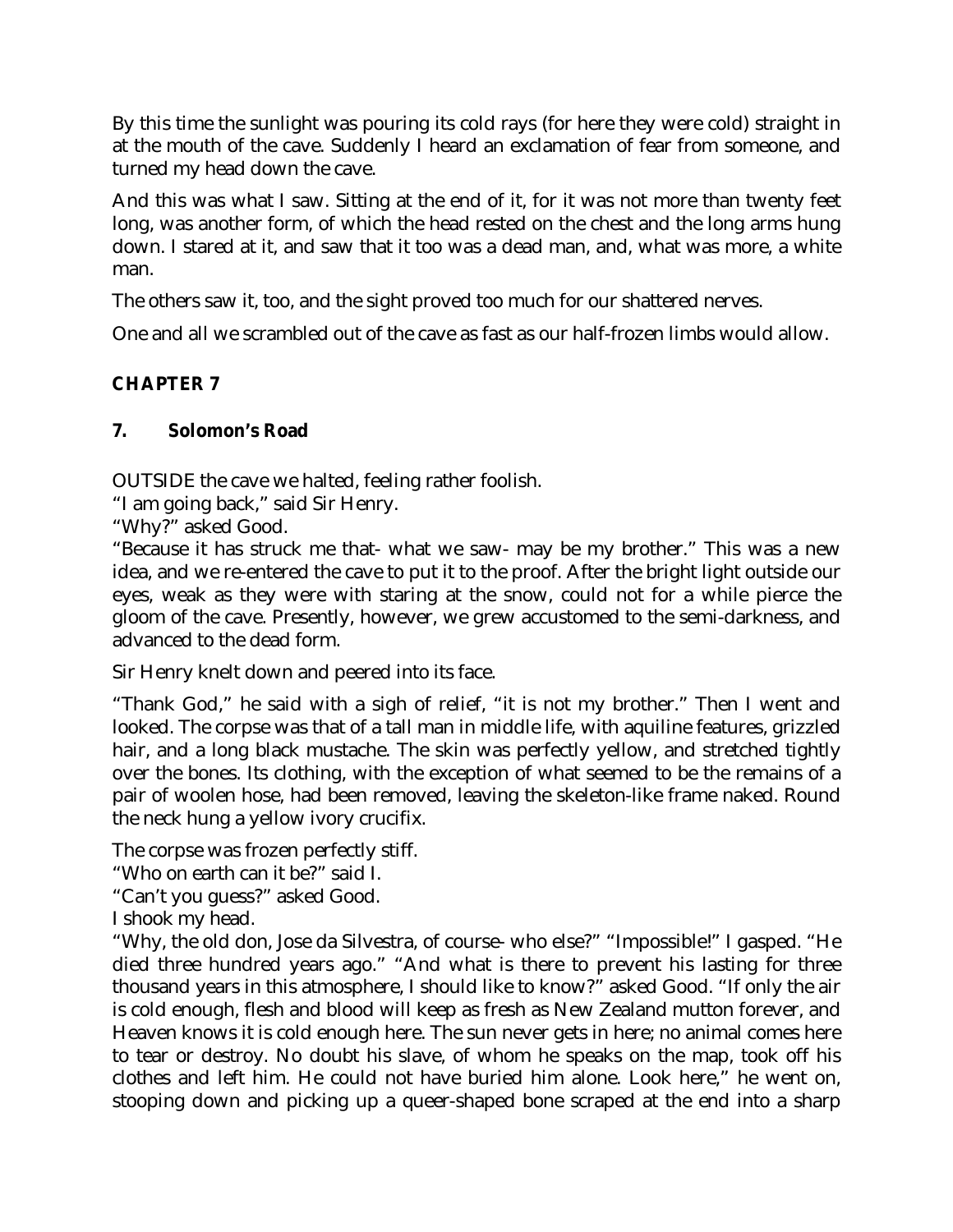By this time the sunlight was pouring its cold rays (for here they were cold) straight in at the mouth of the cave. Suddenly I heard an exclamation of fear from someone, and turned my head down the cave.

And this was what I saw. Sitting at the end of it, for it was not more than twenty feet long, was another form, of which the head rested on the chest and the long arms hung down. I stared at it, and saw that it too was a dead man, and, what was more, a white man.

The others saw it, too, and the sight proved too much for our shattered nerves.

One and all we scrambled out of the cave as fast as our half-frozen limbs would allow.

## CHAPTER 7

### 7. Solomon's Road

OUTSIDE the cave we halted, feeling rather foolish.

"I am going back," said Sir Henry.

"Why?" asked Good.

"Because it has struck me that- what we saw- may be my brother." This was a new idea, and we re-entered the cave to put it to the proof. After the bright light outside our eyes, weak as they were with staring at the snow, could not for a while pierce the gloom of the cave. Presently, however, we grew accustomed to the semi-darkness, and advanced to the dead form.

Sir Henry knelt down and peered into its face.

"Thank God," he said with a sigh of relief, "it is not my brother." Then I went and looked. The corpse was that of a tall man in middle life, with aquiline features, grizzled hair, and a long black mustache. The skin was perfectly yellow, and stretched tightly over the bones. Its clothing, with the exception of what seemed to be the remains of a pair of woolen hose, had been removed, leaving the skeleton-like frame naked. Round the neck hung a yellow ivory crucifix.

The corpse was frozen perfectly stiff.

"Who on earth can it be?" said I.

"Can't you guess?" asked Good.

I shook my head.

"Why, the old don, Jose da Silvestra, of course- who else?" "Impossible!" I gasped. "He died three hundred years ago." "And what is there to prevent his lasting for three thousand years in this atmosphere, I should like to know?" asked Good. "If only the air is cold enough, flesh and blood will keep as fresh as New Zealand mutton forever, and Heaven knows it is cold enough here. The sun never gets in here; no animal comes here to tear or destroy. No doubt his slave, of whom he speaks on the map, took off his clothes and left him. He could not have buried him alone. Look here," he went on, stooping down and picking up a queer-shaped bone scraped at the end into a sharp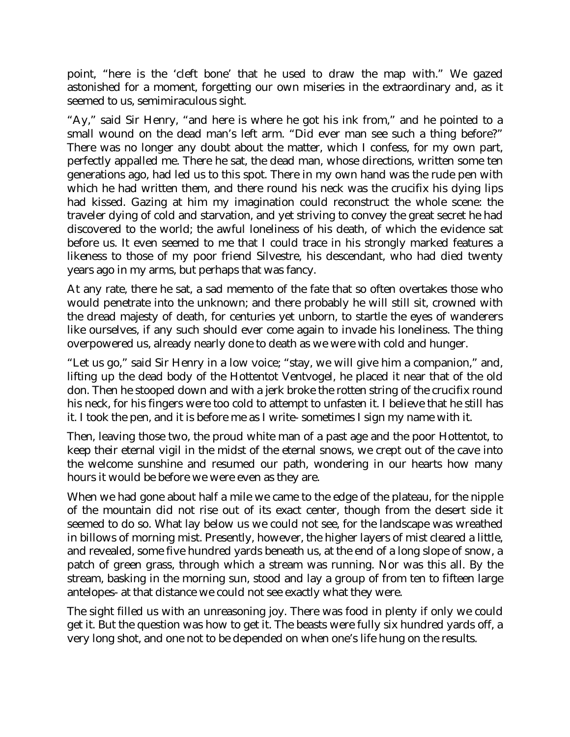point, "here is the 'cleft bone' that he used to draw the map with." We gazed astonished for a moment, forgetting our own miseries in the extraordinary and, as it seemed to us, semimiraculous sight.

"Ay," said Sir Henry, "and here is where he got his ink from," and he pointed to a small wound on the dead man's left arm. "Did ever man see such a thing before?" There was no longer any doubt about the matter, which I confess, for my own part, perfectly appalled me. There he sat, the dead man, whose directions, written some ten generations ago, had led us to this spot. There in my own hand was the rude pen with which he had written them, and there round his neck was the crucifix his dying lips had kissed. Gazing at him my imagination could reconstruct the whole scene: the traveler dying of cold and starvation, and yet striving to convey the great secret he had discovered to the world; the awful loneliness of his death, of which the evidence sat before us. It even seemed to me that I could trace in his strongly marked features a likeness to those of my poor friend Silvestre, his descendant, who had died twenty years ago in my arms, but perhaps that was fancy.

At any rate, there he sat, a sad memento of the fate that so often overtakes those who would penetrate into the unknown; and there probably he will still sit, crowned with the dread majesty of death, for centuries yet unborn, to startle the eyes of wanderers like ourselves, if any such should ever come again to invade his loneliness. The thing overpowered us, already nearly done to death as we were with cold and hunger.

"Let us go," said Sir Henry in a low voice; "stay, we will give him a companion," and, lifting up the dead body of the Hottentot Ventvogel, he placed it near that of the old don. Then he stooped down and with a jerk broke the rotten string of the crucifix round his neck, for his fingers were too cold to attempt to unfasten it. I believe that he still has it. I took the pen, and it is before me as I write- sometimes I sign my name with it.

Then, leaving those two, the proud white man of a past age and the poor Hottentot, to keep their eternal vigil in the midst of the eternal snows, we crept out of the cave into the welcome sunshine and resumed our path, wondering in our hearts how many hours it would be before we were even as they are.

When we had gone about half a mile we came to the edge of the plateau, for the nipple of the mountain did not rise out of its exact center, though from the desert side it seemed to do so. What lay below us we could not see, for the landscape was wreathed in billows of morning mist. Presently, however, the higher layers of mist cleared a little, and revealed, some five hundred yards beneath us, at the end of a long slope of snow, a patch of green grass, through which a stream was running. Nor was this all. By the stream, basking in the morning sun, stood and lay a group of from ten to fifteen large antelopes- at that distance we could not see exactly what they were.

The sight filled us with an unreasoning joy. There was food in plenty if only we could get it. But the question was how to get it. The beasts were fully six hundred yards off, a very long shot, and one not to be depended on when one's life hung on the results.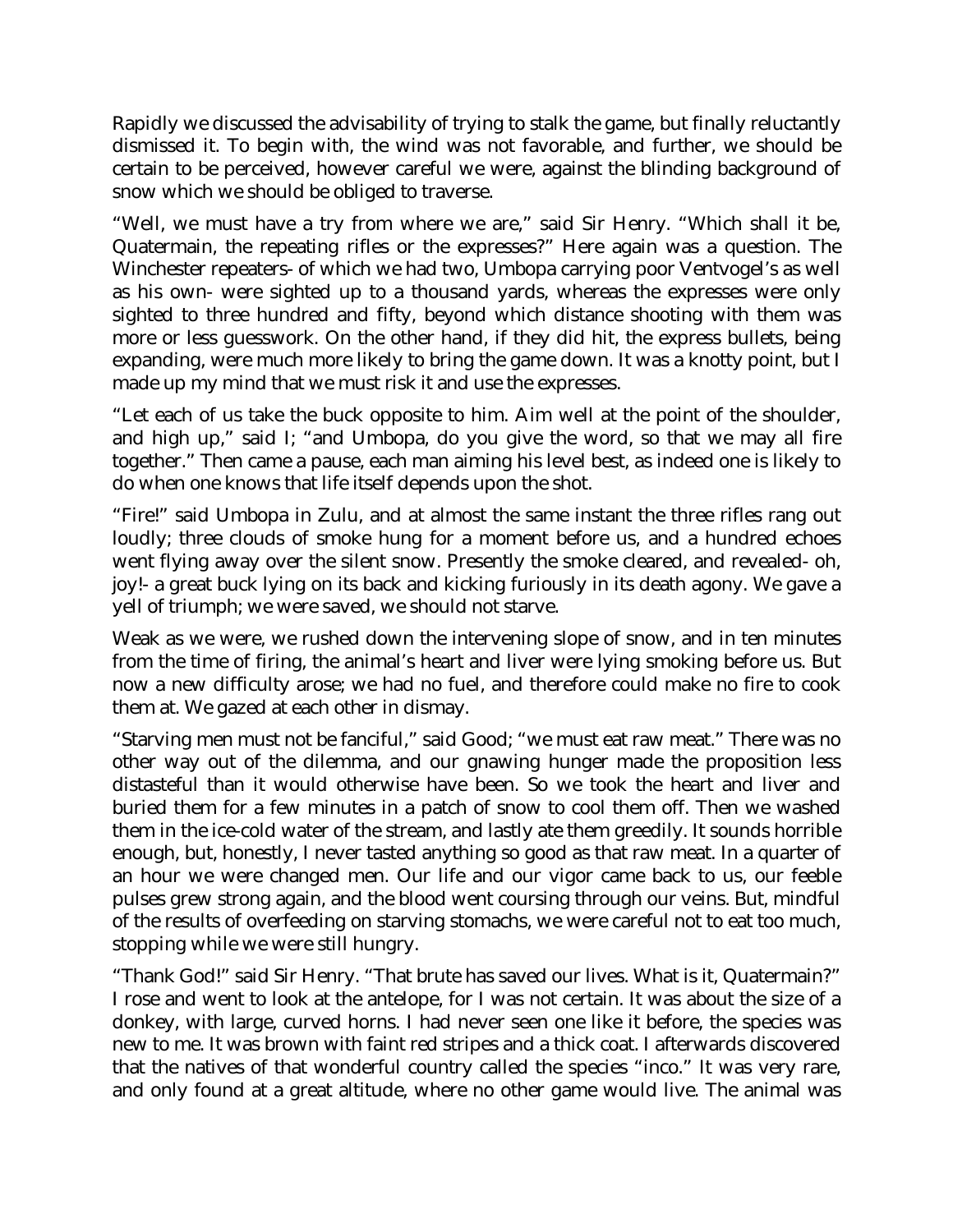Rapidly we discussed the advisability of trying to stalk the game, but finally reluctantly dismissed it. To begin with, the wind was not favorable, and further, we should be certain to be perceived, however careful we were, against the blinding background of snow which we should be obliged to traverse.

"Well, we must have a try from where we are," said Sir Henry. "Which shall it be, Quatermain, the repeating rifles or the expresses?" Here again was a question. The Winchester repeaters- of which we had two, Umbopa carrying poor Ventvogel's as well as his own- were sighted up to a thousand yards, whereas the expresses were only sighted to three hundred and fifty, beyond which distance shooting with them was more or less guesswork. On the other hand, if they did hit, the express bullets, being expanding, were much more likely to bring the game down. It was a knotty point, but I made up my mind that we must risk it and use the expresses.

"Let each of us take the buck opposite to him. Aim well at the point of the shoulder, and high up," said I; "and Umbopa, do you give the word, so that we may all fire together." Then came a pause, each man aiming his level best, as indeed one is likely to do when one knows that life itself depends upon the shot.

"Fire!" said Umbopa in Zulu, and at almost the same instant the three rifles rang out loudly; three clouds of smoke hung for a moment before us, and a hundred echoes went flying away over the silent snow. Presently the smoke cleared, and revealed- oh, joy!- a great buck lying on its back and kicking furiously in its death agony. We gave a yell of triumph; we were saved, we should not starve.

Weak as we were, we rushed down the intervening slope of snow, and in ten minutes from the time of firing, the animal's heart and liver were lying smoking before us. But now a new difficulty arose; we had no fuel, and therefore could make no fire to cook them at. We gazed at each other in dismay.

"Starving men must not be fanciful," said Good; "we must eat raw meat." There was no other way out of the dilemma, and our gnawing hunger made the proposition less distasteful than it would otherwise have been. So we took the heart and liver and buried them for a few minutes in a patch of snow to cool them off. Then we washed them in the ice-cold water of the stream, and lastly ate them greedily. It sounds horrible enough, but, honestly, I never tasted anything so good as that raw meat. In a quarter of an hour we were changed men. Our life and our vigor came back to us, our feeble pulses grew strong again, and the blood went coursing through our veins. But, mindful of the results of overfeeding on starving stomachs, we were careful not to eat too much, stopping while we were still hungry.

"Thank God!" said Sir Henry. "That brute has saved our lives. What is it, Quatermain?" I rose and went to look at the antelope, for I was not certain. It was about the size of a donkey, with large, curved horns. I had never seen one like it before, the species was new to me. It was brown with faint red stripes and a thick coat. I afterwards discovered that the natives of that wonderful country called the species "inco." It was very rare, and only found at a great altitude, where no other game would live. The animal was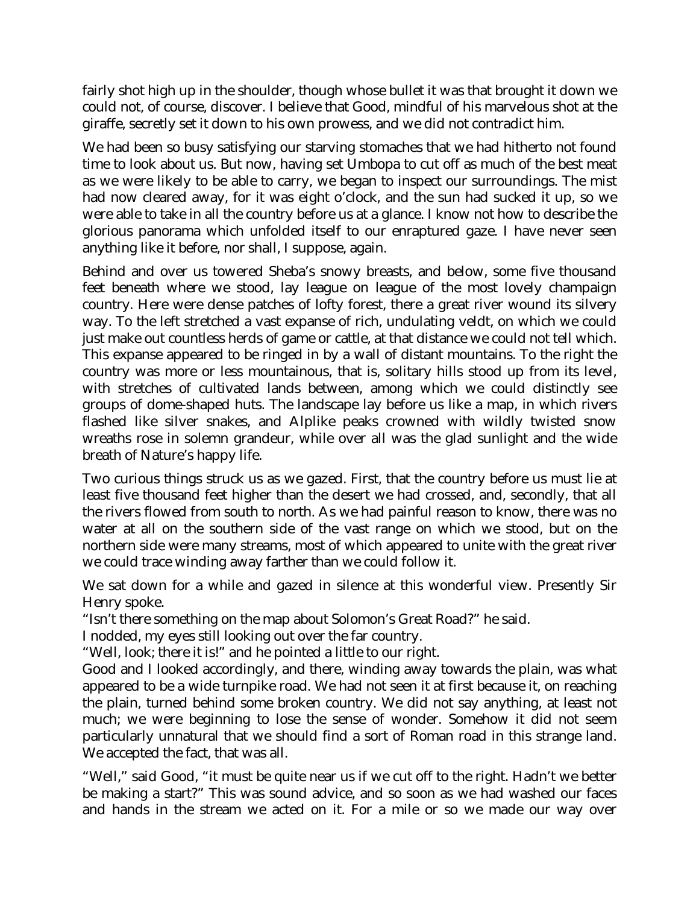fairly shot high up in the shoulder, though whose bullet it was that brought it down we could not, of course, discover. I believe that Good, mindful of his marvelous shot at the giraffe, secretly set it down to his own prowess, and we did not contradict him.

We had been so busy satisfying our starving stomachs that we had hitherto not found time to look about us. But now, having set Umbopa to cut off as much of the best meat as we were likely to be able to carry, we began to inspect our surroundings. The mist had now cleared away, for it was eight o'clock, and the sun had sucked it up, so we were able to take in all the country before us at a glance. I know not how to describe the glorious panorama which unfolded itself to our enraptured gaze. I have never seen anything like it before, nor shall, I suppose, again.

Behind and over us towered Sheba's snowy breasts, and below, some five thousand feet beneath where we stood, lay league on league of the most lovely champaign country. Here were dense patches of lofty forest, there a great river wound its silvery way. To the left stretched a vast expanse of rich, undulating veldt, on which we could just make out countless herds of game or cattle, at that distance we could not tell which. This expanse appeared to be ringed in by a wall of distant mountains. To the right the country was more or less mountainous, that is, solitary hills stood up from its level, with stretches of cultivated lands between, among which we could distinctly see groups of dome-shaped huts. The landscape lay before us like a map, in which rivers flashed like silver snakes, and Alplike peaks crowned with wildly twisted snow wreaths rose in solemn grandeur, while over all was the glad sunlight and the wide breath of Nature's happy life.

Two curious things struck us as we gazed. First, that the country before us must lie at least five thousand feet higher than the desert we had crossed, and, secondly, that all the rivers flowed from south to north. As we had painful reason to know, there was no water at all on the southern side of the vast range on which we stood, but on the northern side were many streams, most of which appeared to unite with the great river we could trace winding away farther than we could follow it.

We sat down for a while and gazed in silence at this wonderful view. Presently Sir Henry spoke.

"Isn't there something on the map about Solomon's Great Road?" he said.

I nodded, my eyes still looking out over the far country.

"Well, look; there it is!" and he pointed a little to our right.

Good and I looked accordingly, and there, winding away towards the plain, was what appeared to be a wide turnpike road. We had not seen it at first because it, on reaching the plain, turned behind some broken country. We did not say anything, at least not much; we were beginning to lose the sense of wonder. Somehow it did not seem particularly unnatural that we should find a sort of Roman road in this strange land. We accepted the fact, that was all.

"Well," said Good, "it must be quite near us if we cut off to the right. Hadn't we better be making a start?" This was sound advice, and so soon as we had washed our faces and hands in the stream we acted on it. For a mile or so we made our way over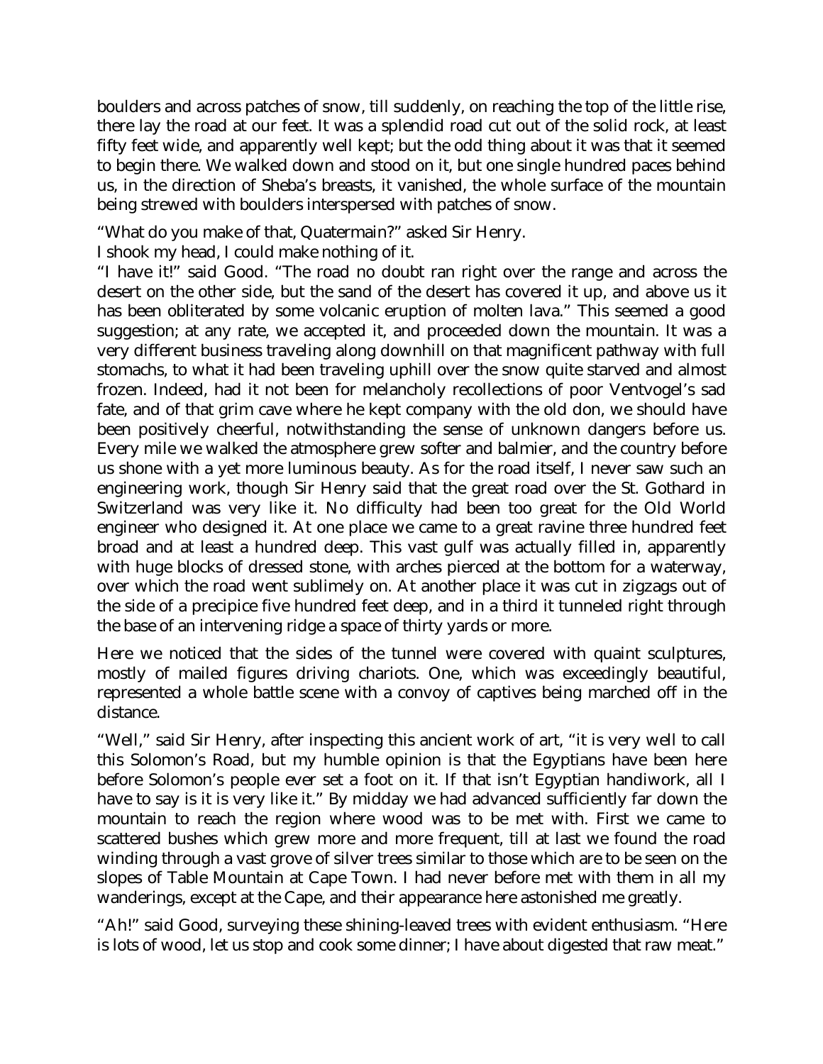boulders and across patches of snow, till suddenly, on reaching the top of the little rise, there lay the road at our feet. It was a splendid road cut out of the solid rock, at least fifty feet wide, and apparently well kept; but the odd thing about it was that it seemed to begin there. We walked down and stood on it, but one single hundred paces behind us, in the direction of Sheba's breasts, it vanished, the whole surface of the mountain being strewed with boulders interspersed with patches of snow.

"What do you make of that, Quatermain?" asked Sir Henry.

I shook my head, I could make nothing of it.

"I have it!" said Good. "The road no doubt ran right over the range and across the desert on the other side, but the sand of the desert has covered it up, and above us it has been obliterated by some volcanic eruption of molten lava." This seemed a good suggestion; at any rate, we accepted it, and proceeded down the mountain. It was a very different business traveling along downhill on that magnificent pathway with full stomachs, to what it had been traveling uphill over the snow quite starved and almost frozen. Indeed, had it not been for melancholy recollections of poor Ventvogel's sad fate, and of that grim cave where he kept company with the old don, we should have been positively cheerful, notwithstanding the sense of unknown dangers before us. Every mile we walked the atmosphere grew softer and balmier, and the country before us shone with a yet more luminous beauty. As for the road itself, I never saw such an engineering work, though Sir Henry said that the great road over the St. Gothard in Switzerland was very like it. No difficulty had been too great for the Old World engineer who designed it. At one place we came to a great ravine three hundred feet broad and at least a hundred deep. This vast gulf was actually filled in, apparently with huge blocks of dressed stone, with arches pierced at the bottom for a waterway, over which the road went sublimely on. At another place it was cut in zigzags out of the side of a precipice five hundred feet deep, and in a third it tunneled right through the base of an intervening ridge a space of thirty yards or more.

Here we noticed that the sides of the tunnel were covered with quaint sculptures, mostly of mailed figures driving chariots. One, which was exceedingly beautiful, represented a whole battle scene with a convoy of captives being marched off in the distance.

"Well," said Sir Henry, after inspecting this ancient work of art, "it is very well to call this Solomon's Road, but my humble opinion is that the Egyptians have been here before Solomon's people ever set a foot on it. If that isn't Egyptian handiwork, all I have to say is it is very like it." By midday we had advanced sufficiently far down the mountain to reach the region where wood was to be met with. First we came to scattered bushes which grew more and more frequent, till at last we found the road winding through a vast grove of silver trees similar to those which are to be seen on the slopes of Table Mountain at Cape Town. I had never before met with them in all my wanderings, except at the Cape, and their appearance here astonished me greatly.

"Ah!" said Good, surveying these shining-leaved trees with evident enthusiasm. "Here is lots of wood, let us stop and cook some dinner; I have about digested that raw meat."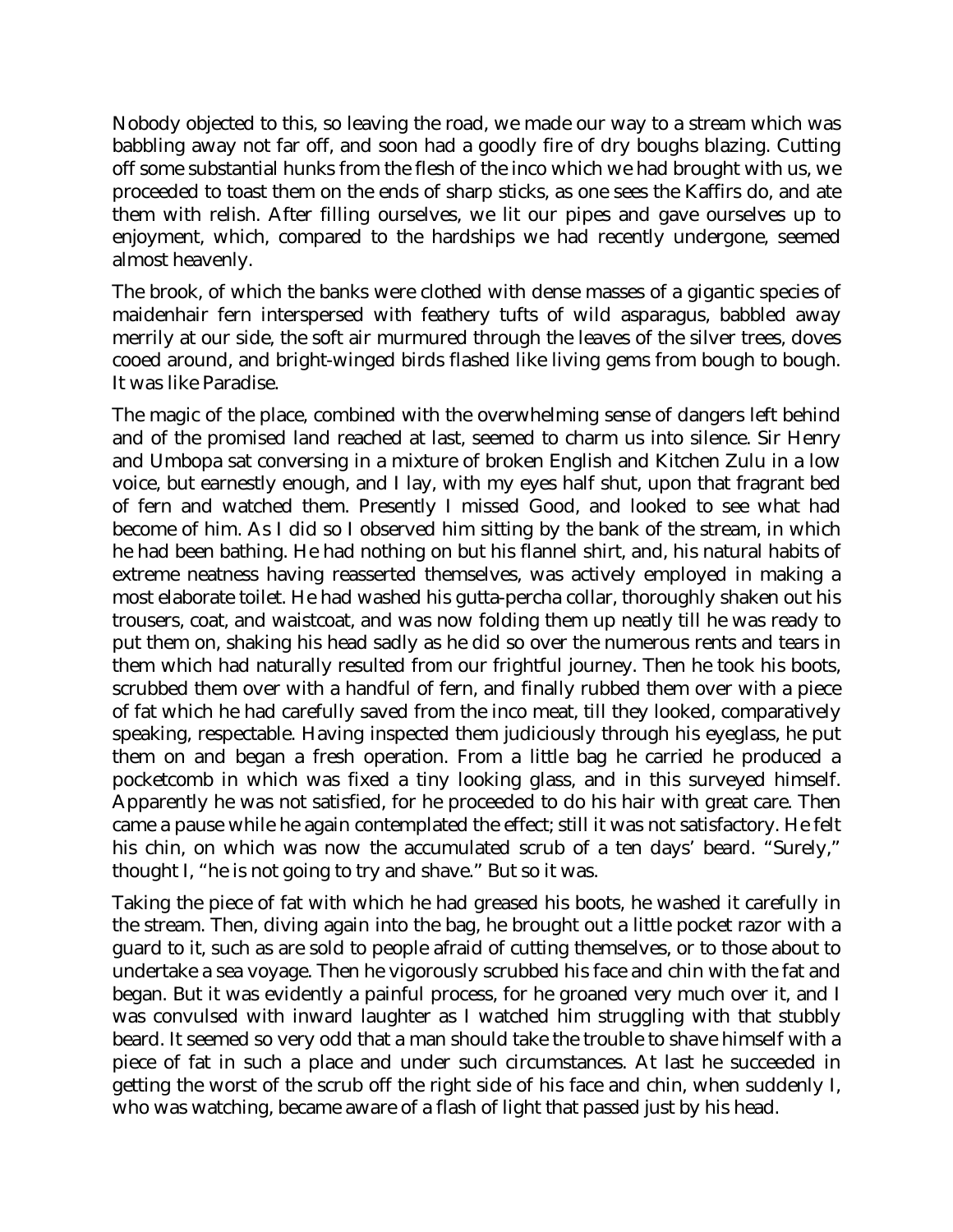Nobody objected to this, so leaving the road, we made our way to a stream which was babbling away not far off, and soon had a goodly fire of dry boughs blazing. Cutting off some substantial hunks from the flesh of the inco which we had brought with us, we proceeded to toast them on the ends of sharp sticks, as one sees the Kaffirs do, and ate them with relish. After filling ourselves, we lit our pipes and gave ourselves up to enjoyment, which, compared to the hardships we had recently undergone, seemed almost heavenly.

The brook, of which the banks were clothed with dense masses of a gigantic species of maidenhair fern interspersed with feathery tufts of wild asparagus, babbled away merrily at our side, the soft air murmured through the leaves of the silver trees, doves cooed around, and bright-winged birds flashed like living gems from bough to bough. It was like Paradise.

The magic of the place, combined with the overwhelming sense of dangers left behind and of the promised land reached at last, seemed to charm us into silence. Sir Henry and Umbopa sat conversing in a mixture of broken English and Kitchen Zulu in a low voice, but earnestly enough, and I lay, with my eyes half shut, upon that fragrant bed of fern and watched them. Presently I missed Good, and looked to see what had become of him. As I did so I observed him sitting by the bank of the stream, in which he had been bathing. He had nothing on but his flannel shirt, and, his natural habits of extreme neatness having reasserted themselves, was actively employed in making a most elaborate toilet. He had washed his gutta-percha collar, thoroughly shaken out his trousers, coat, and waistcoat, and was now folding them up neatly till he was ready to put them on, shaking his head sadly as he did so over the numerous rents and tears in them which had naturally resulted from our frightful journey. Then he took his boots, scrubbed them over with a handful of fern, and finally rubbed them over with a piece of fat which he had carefully saved from the inco meat, till they looked, comparatively speaking, respectable. Having inspected them judiciously through his eyeglass, he put them on and began a fresh operation. From a little bag he carried he produced a pocketcomb in which was fixed a tiny looking glass, and in this surveyed himself. Apparently he was not satisfied, for he proceeded to do his hair with great care. Then came a pause while he again contemplated the effect; still it was not satisfactory. He felt his chin, on which was now the accumulated scrub of a ten days' beard. "Surely," thought I, "he is not going to try and shave." But so it was.

Taking the piece of fat with which he had greased his boots, he washed it carefully in the stream. Then, diving again into the bag, he brought out a little pocket razor with a guard to it, such as are sold to people afraid of cutting themselves, or to those about to undertake a sea voyage. Then he vigorously scrubbed his face and chin with the fat and began. But it was evidently a painful process, for he groaned very much over it, and I was convulsed with inward laughter as I watched him struggling with that stubbly beard. It seemed so very odd that a man should take the trouble to shave himself with a piece of fat in such a place and under such circumstances. At last he succeeded in getting the worst of the scrub off the right side of his face and chin, when suddenly I, who was watching, became aware of a flash of light that passed just by his head.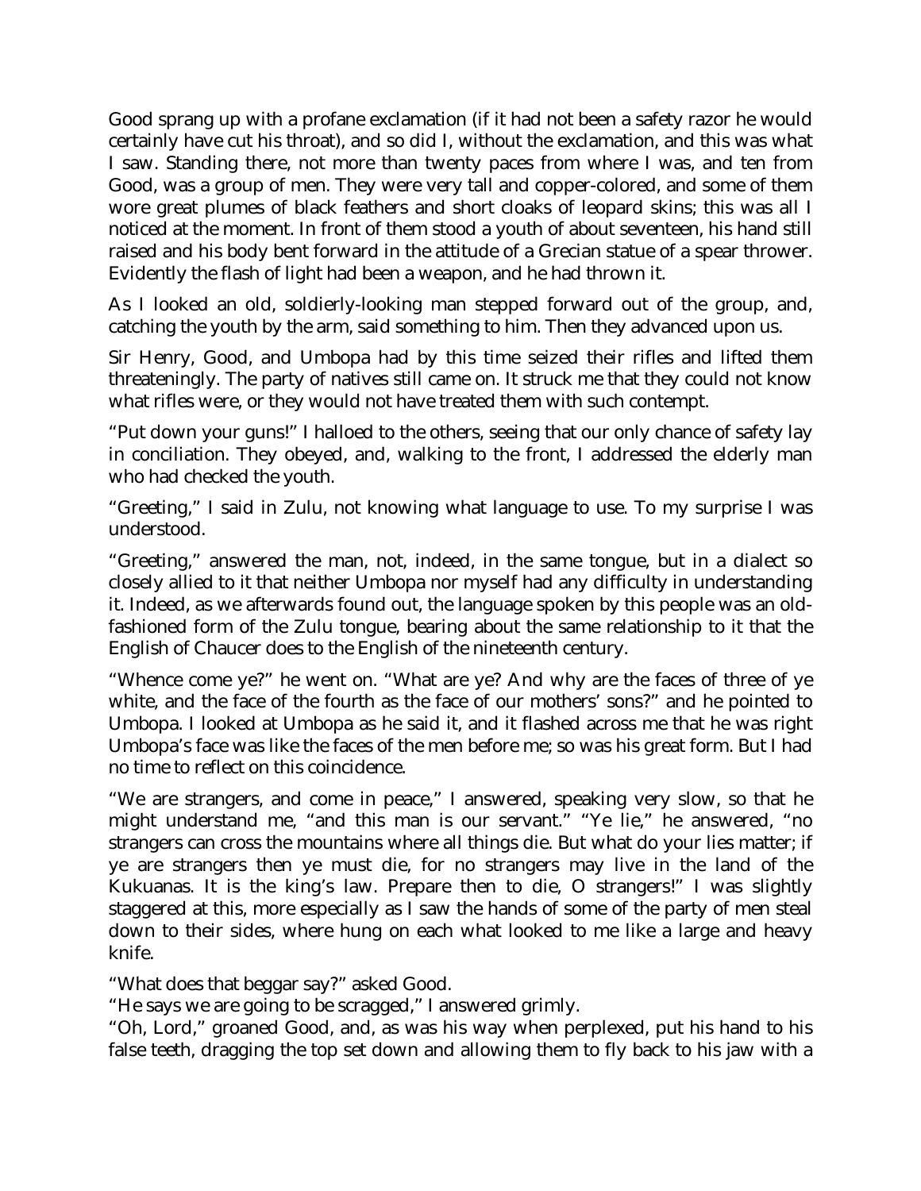Good sprang up with a profane exclamation (if it had not been a safety razor he would certainly have cut his throat), and so did I, without the exclamation, and this was what I saw. Standing there, not more than twenty paces from where I was, and ten from Good, was a group of men. They were very tall and copper-colored, and some of them wore great plumes of black feathers and short cloaks of leopard skins; this was all I noticed at the moment. In front of them stood a youth of about seventeen, his hand still raised and his body bent forward in the attitude of a Grecian statue of a spear thrower. Evidently the flash of light had been a weapon, and he had thrown it.

As I looked an old, soldierly-looking man stepped forward out of the group, and, catching the youth by the arm, said something to him. Then they advanced upon us.

Sir Henry, Good, and Umbopa had by this time seized their rifles and lifted them threateningly. The party of natives still came on. It struck me that they could not know what rifles were, or they would not have treated them with such contempt.

"Put down your guns!" I halloed to the others, seeing that our only chance of safety lay in conciliation. They obeyed, and, walking to the front, I addressed the elderly man who had checked the youth.

"Greeting," I said in Zulu, not knowing what language to use. To my surprise I was understood.

"Greeting," answered the man, not, indeed, in the same tongue, but in a dialect so closely allied to it that neither Umbopa nor myself had any difficulty in understanding it. Indeed, as we afterwards found out, the language spoken by this people was an old-fashioned form of the Zulu tongue, bearing about the same relationship to it that the English of Chaucer does to the English of the nineteenth century.

"Whence come ye?" he went on. "What are ye? And why are the faces of three of ye white, and the face of the fourth as the face of our mothers' sons?" and he pointed to Umbopa. I looked at Umbopa as he said it, and it flashed across me that he was right Umbopa's face was like the faces of the men before me; so was his great form. But I had no time to reflect on this coincidence.

"We are strangers, and come in peace," I answered, speaking very slow, so that he might understand me, "and this man is our servant." "Ye lie," he answered, "no strangers can cross the mountains where all things die. But what do your lies matter; if ye are strangers then ye must die, for no strangers may live in the land of the Kukuanas. It is the king's law. Prepare then to die, O strangers!" I was slightly staggered at this, more especially as I saw the hands of some of the party of men steal down to their sides, where hung on each what looked to me like a large and heavy knife.

"What does that beggar say?" asked Good.

"He says we are going to be scragged," I answered grimly.

"Oh, Lord," groaned Good, and, as was his way when perplexed, put his hand to his false teeth, dragging the top set down and allowing them to fly back to his jaw with a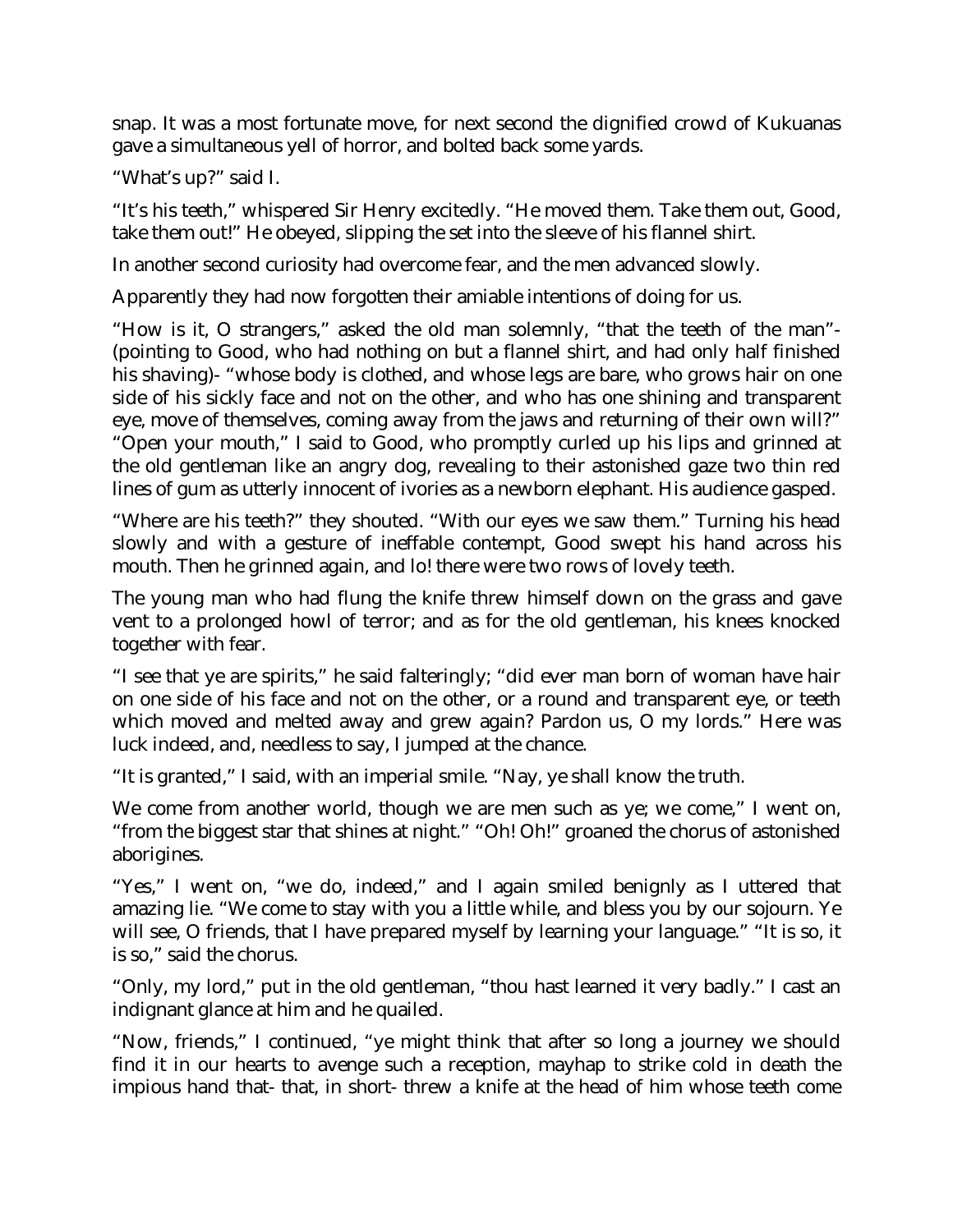snap. It was a most fortunate move, for next second the dignified crowd of Kukuanas gave a simultaneous yell of horror, and bolted back some yards.

“What’s up?” said I.

“It’s his teeth,” whispered Sir Henry excitedly. “He moved them. Take them out, Good, take them out!” He obeyed, slipping the set into the sleeve of his flannel shirt.

In another second curiosity had overcome fear, and the men advanced slowly.

Apparently they had now forgotten their amiable intentions of doing for us.

“How is it, O strangers,” asked the old man solemnly, “that the teeth of the man”- (pointing to Good, who had nothing on but a flannel shirt, and had only half finished his shaving)- “whose body is clothed, and whose legs are bare, who grows hair on one side of his sickly face and not on the other, and who has one shining and transparent eye, move of themselves, coming away from the jaws and returning of their own will?” “Open your mouth,” I said to Good, who promptly curled up his lips and grinned at the old gentleman like an angry dog, revealing to their astonished gaze two thin red lines of gum as utterly innocent of ivories as a newborn elephant. His audience gasped.

“Where are his teeth?” they shouted. “With our eyes we saw them.” Turning his head slowly and with a gesture of ineffable contempt, Good swept his hand across his mouth. Then he grinned again, and lo! there were two rows of lovely teeth.

The young man who had flung the knife threw himself down on the grass and gave vent to a prolonged howl of terror; and as for the old gentleman, his knees knocked together with fear.

“I see that ye are spirits,” he said falteringly; “did ever man born of woman have hair on one side of his face and not on the other, or a round and transparent eye, or teeth which moved and melted away and grew again? Pardon us, O my lords.” Here was luck indeed, and, needless to say, I jumped at the chance.

“It is granted,” I said, with an imperial smile. “Nay, ye shall know the truth.

We come from another world, though we are men such as ye; we come,” I went on, “from the biggest star that shines at night.” “Oh! Oh!” groaned the chorus of astonished aborigines.

“Yes,” I went on, “we do, indeed,” and I again smiled benignly as I uttered that amazing lie. “We come to stay with you a little while, and bless you by our sojourn. Ye will see, O friends, that I have prepared myself by learning your language.” “It is so, it is so,” said the chorus.

“Only, my lord,” put in the old gentleman, “thou hast learned it very badly.” I cast an indignant glance at him and he quailed.

“Now, friends,” I continued, “ye might think that after so long a journey we should find it in our hearts to avenge such a reception, mayhap to strike cold in death the impious hand that- that, in short- threw a knife at the head of him whose teeth come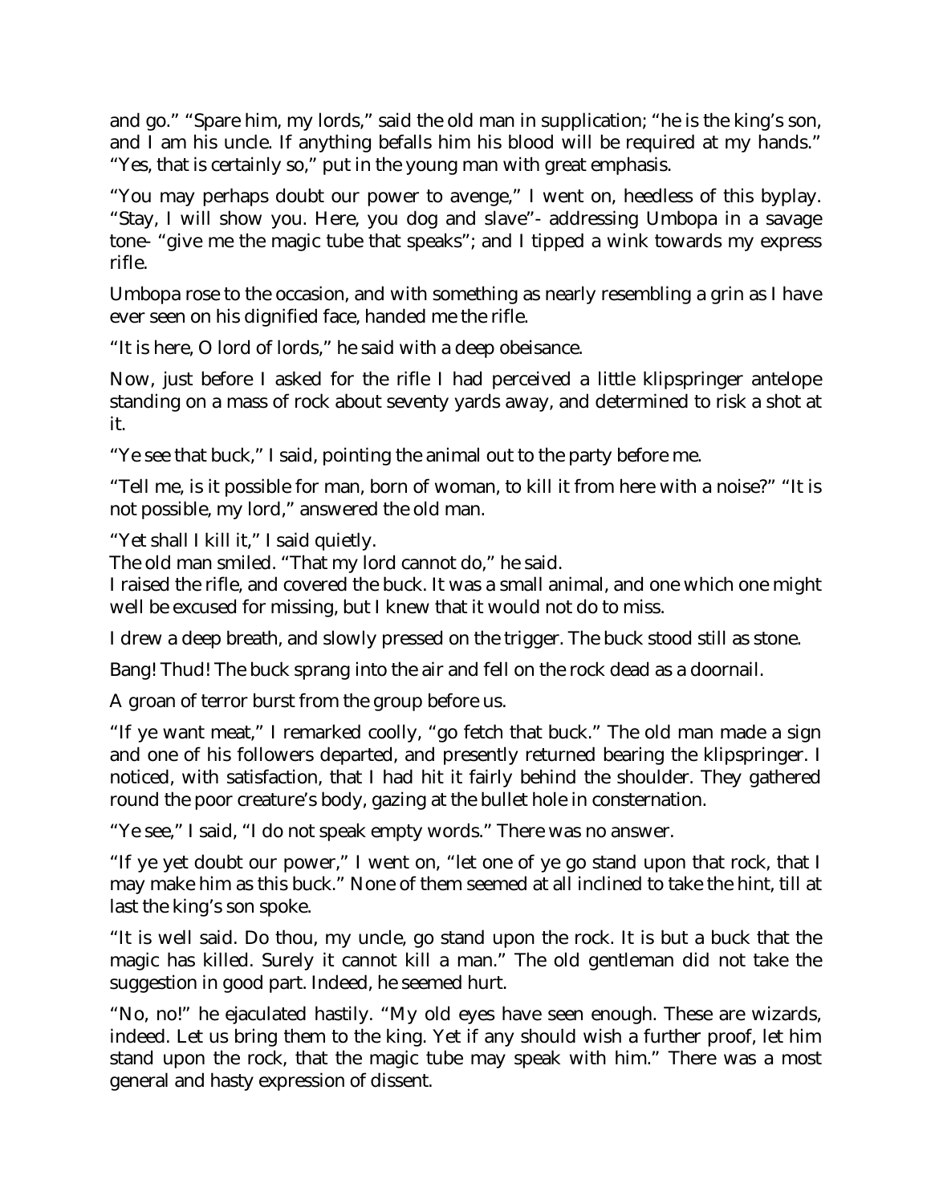and go." "Spare him, my lords," said the old man in supplication; "he is the king's son, and I am his uncle. If anything befalls him his blood will be required at my hands." "Yes, that is certainly so," put in the young man with great emphasis.

"You may perhaps doubt our power to avenge," I went on, heedless of this byplay. "Stay, I will show you. Here, you dog and slave"- addressing Umbopa in a savage tone- "give me the magic tube that speaks"; and I tipped a wink towards my express rifle.

Umbopa rose to the occasion, and with something as nearly resembling a grin as I have ever seen on his dignified face, handed me the rifle.

"It is here, O lord of lords," he said with a deep obeisance.

Now, just before I asked for the rifle I had perceived a little klipspringer antelope standing on a mass of rock about seventy yards away, and determined to risk a shot at it.

"Ye see that buck," I said, pointing the animal out to the party before me.

"Tell me, is it possible for man, born of woman, to kill it from here with a noise?" "It is not possible, my lord," answered the old man.

"Yet shall I kill it," I said quietly.

The old man smiled. "That my lord cannot do," he said.

I raised the rifle, and covered the buck. It was a small animal, and one which one might well be excused for missing, but I knew that it would not do to miss.

I drew a deep breath, and slowly pressed on the trigger. The buck stood still as stone.

Bang! Thud! The buck sprang into the air and fell on the rock dead as a doornail.

A groan of terror burst from the group before us.

"If ye want meat," I remarked coolly, "go fetch that buck." The old man made a sign and one of his followers departed, and presently returned bearing the klipspringer. I noticed, with satisfaction, that I had hit it fairly behind the shoulder. They gathered round the poor creature's body, gazing at the bullet hole in consternation.

"Ye see," I said, "I do not speak empty words." There was no answer.

"If ye yet doubt our power," I went on, "let one of ye go stand upon that rock, that I may make him as this buck." None of them seemed at all inclined to take the hint, till at last the king's son spoke.

"It is well said. Do thou, my uncle, go stand upon the rock. It is but a buck that the magic has killed. Surely it cannot kill a man." The old gentleman did not take the suggestion in good part. Indeed, he seemed hurt.

"No, no!" he ejaculated hastily. "My old eyes have seen enough. These are wizards, indeed. Let us bring them to the king. Yet if any should wish a further proof, let him stand upon the rock, that the magic tube may speak with him." There was a most general and hasty expression of dissent.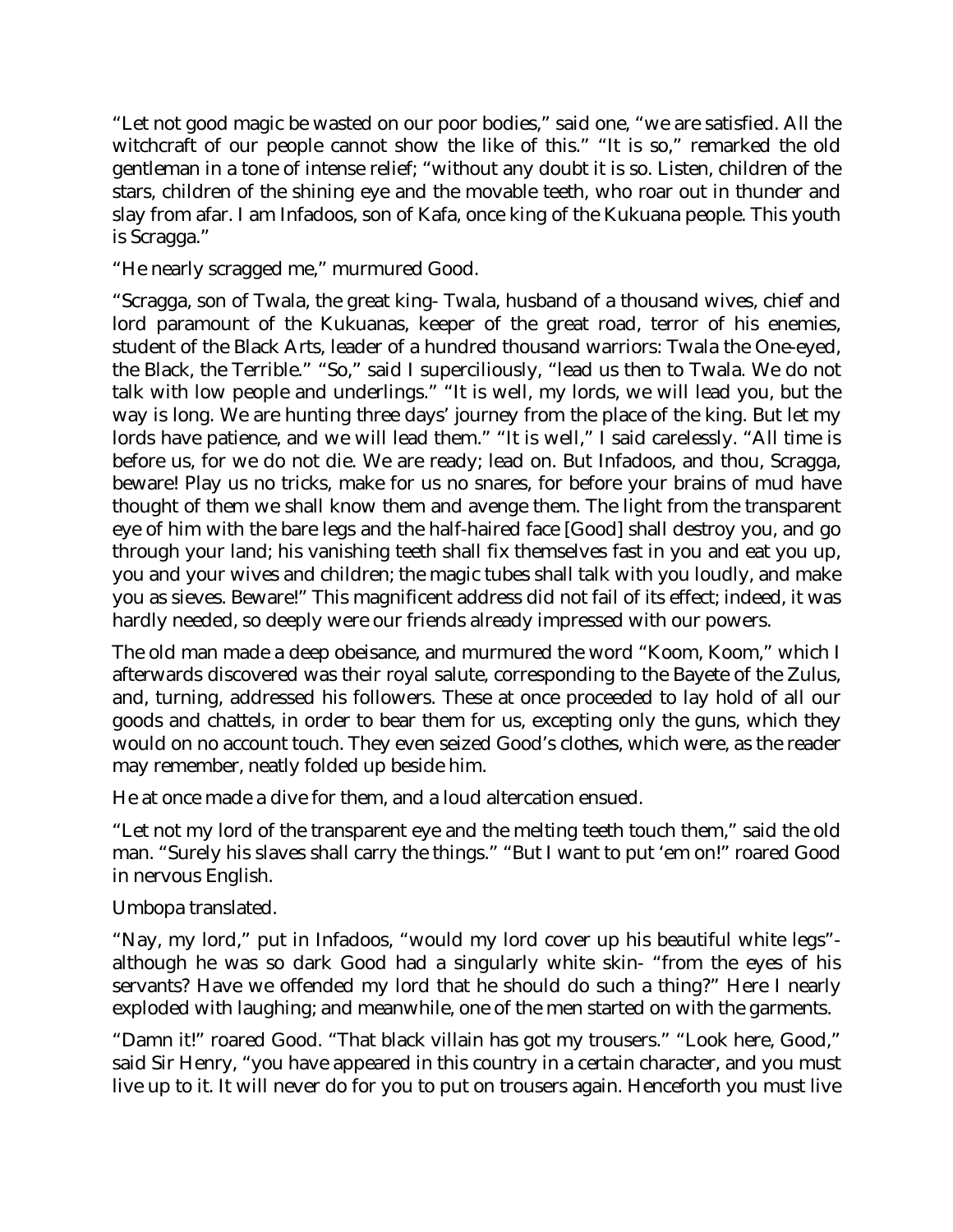"Let not good magic be wasted on our poor bodies," said one, "we are satisfied. All the witchcraft of our people cannot show the like of this." "It is so," remarked the old gentleman in a tone of intense relief; "without any doubt it is so. Listen, children of the stars, children of the shining eye and the movable teeth, who roar out in thunder and slay from afar. I am Infadoos, son of Kafa, once king of the Kukuana people. This youth is Scragga."

"He nearly scragged me," murmured Good.

"Scragga, son of Twala, the great king- Twala, husband of a thousand wives, chief and lord paramount of the Kukuanas, keeper of the great road, terror of his enemies, student of the Black Arts, leader of a hundred thousand warriors: Twala the One-eyed, the Black, the Terrible." "So," said I superciliously, "lead us then to Twala. We do not talk with low people and underlings." "It is well, my lords, we will lead you, but the way is long. We are hunting three days' journey from the place of the king. But let my lords have patience, and we will lead them." "It is well," I said carelessly. "All time is before us, for we do not die. We are ready; lead on. But Infadoos, and thou, Scragga, beware! Play us no tricks, make for us no snares, for before your brains of mud have thought of them we shall know them and avenge them. The light from the transparent eye of him with the bare legs and the half-haired face [Good] shall destroy you, and go through your land; his vanishing teeth shall fix themselves fast in you and eat you up, you and your wives and children; the magic tubes shall talk with you loudly, and make you as sieves. Beware!" This magnificent address did not fail of its effect; indeed, it was hardly needed, so deeply were our friends already impressed with our powers.

The old man made a deep obeisance, and murmured the word "Koom, Koom," which I afterwards discovered was their royal salute, corresponding to the Bayete of the Zulus, and, turning, addressed his followers. These at once proceeded to lay hold of all our goods and chattels, in order to bear them for us, excepting only the guns, which they would on no account touch. They even seized Good's clothes, which were, as the reader may remember, neatly folded up beside him.

He at once made a dive for them, and a loud altercation ensued.

"Let not my lord of the transparent eye and the melting teeth touch them," said the old man. "Surely his slaves shall carry the things." "But I want to put 'em on!" roared Good in nervous English.

Umbopa translated.

"Nay, my lord," put in Infadoos, "would my lord cover up his beautiful white legs"- although he was so dark Good had a singularly white skin- "from the eyes of his servants? Have we offended my lord that he should do such a thing?" Here I nearly exploded with laughing; and meanwhile, one of the men started on with the garments.

"Damn it!" roared Good. "That black villain has got my trousers." "Look here, Good," said Sir Henry, "you have appeared in this country in a certain character, and you must live up to it. It will never do for you to put on trousers again. Henceforth you must live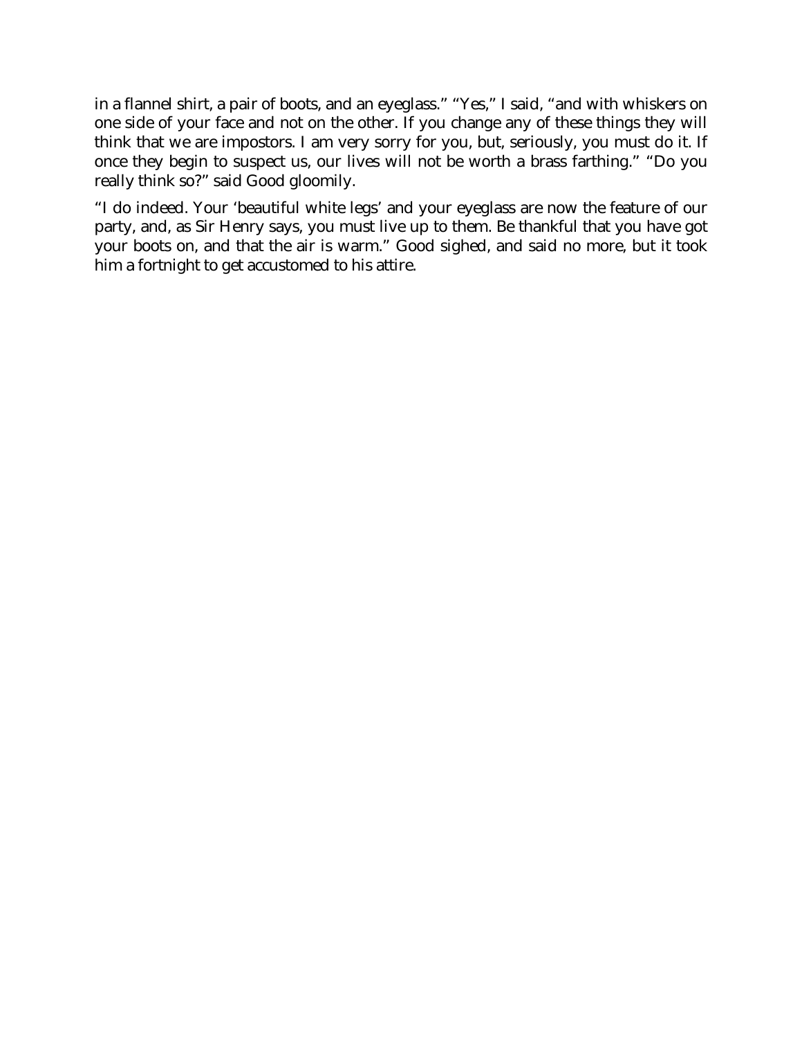in a flannel shirt, a pair of boots, and an eyeglass." "Yes," I said, "and with whiskers on one side of your face and not on the other. If you change any of these things they will think that we are impostors. I am very sorry for you, but, seriously, you must do it. If once they begin to suspect us, our lives will not be worth a brass farthing." "Do you really think so?" said Good gloomily.

"I do indeed. Your 'beautiful white legs' and your eyeglass are now the feature of our party, and, as Sir Henry says, you must live up to them. Be thankful that you have got your boots on, and that the air is warm." Good sighed, and said no more, but it took him a fortnight to get accustomed to his attire.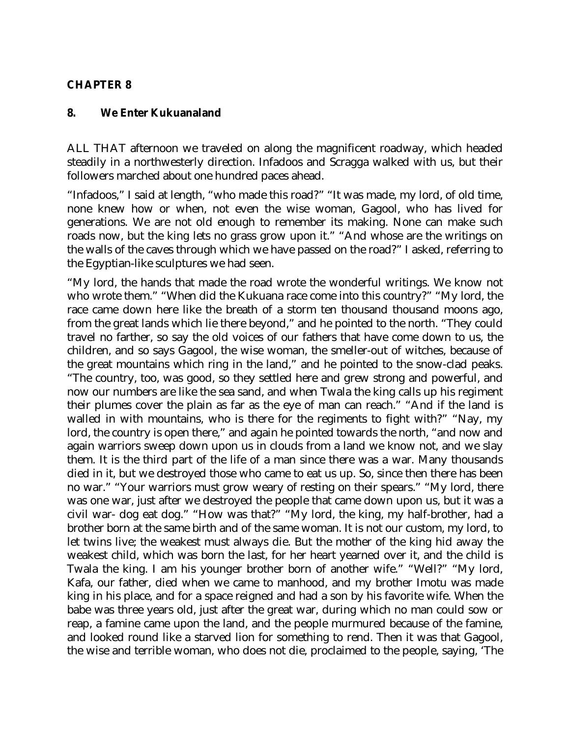**CHAPTER 8**

**8. We Enter Kukuanaland**

ALL THAT afternoon we traveled on along the magnificent roadway, which headed steadily in a northwesterly direction. Infadoos and Scragga walked with us, but their followers marched about one hundred paces ahead.

"Infadoos," I said at length, "who made this road?" "It was made, my lord, of old time, none knew how or when, not even the wise woman, Gagool, who has lived for generations. We are not old enough to remember its making. None can make such roads now, but the king lets no grass grow upon it." "And whose are the writings on the walls of the caves through which we have passed on the road?" I asked, referring to the Egyptian-like sculptures we had seen.

"My lord, the hands that made the road wrote the wonderful writings. We know not who wrote them." "When did the Kukuana race come into this country?" "My lord, the race came down here like the breath of a storm ten thousand thousand moons ago, from the great lands which lie there beyond," and he pointed to the north. "They could travel no farther, so say the old voices of our fathers that have come down to us, the children, and so says Gagool, the wise woman, the smeller-out of witches, because of the great mountains which ring in the land," and he pointed to the snow-clad peaks. "The country, too, was good, so they settled here and grew strong and powerful, and now our numbers are like the sea sand, and when Twala the king calls up his regiment their plumes cover the plain as far as the eye of man can reach." "And if the land is walled in with mountains, who is there for the regiments to fight with?" "Nay, my lord, the country is open there," and again he pointed towards the north, "and now and again warriors sweep down upon us in clouds from a land we know not, and we slay them. It is the third part of the life of a man since there was a war. Many thousands died in it, but we destroyed those who came to eat us up. So, since then there has been no war." "Your warriors must grow weary of resting on their spears." "My lord, there was one war, just after we destroyed the people that came down upon us, but it was a civil war- dog eat dog." "How was that?" "My lord, the king, my half-brother, had a brother born at the same birth and of the same woman. It is not our custom, my lord, to let twins live; the weakest must always die. But the mother of the king hid away the weakest child, which was born the last, for her heart yearned over it, and the child is Twala the king. I am his younger brother born of another wife." "Well?" "My lord, Kafa, our father, died when we came to manhood, and my brother Imotu was made king in his place, and for a space reigned and had a son by his favorite wife. When the babe was three years old, just after the great war, during which no man could sow or reap, a famine came upon the land, and the people murmured because of the famine, and looked round like a starved lion for something to rend. Then it was that Gagool, the wise and terrible woman, who does not die, proclaimed to the people, saying, 'The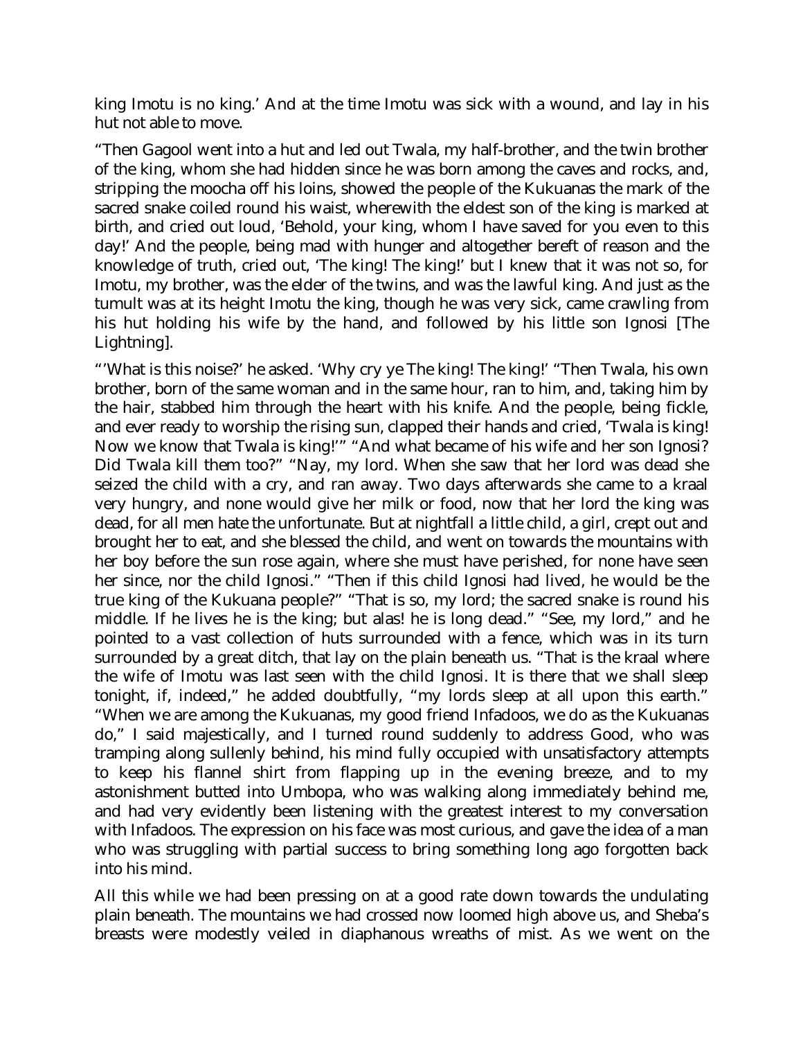king Imotu is no king.' And at the time Imotu was sick with a wound, and lay in his hut not able to move.

"Then Gagool went into a hut and led out Twala, my half-brother, and the twin brother of the king, whom she had hidden since he was born among the caves and rocks, and, stripping the moocha off his loins, showed the people of the Kukuanas the mark of the sacred snake coiled round his waist, wherewith the eldest son of the king is marked at birth, and cried out loud, 'Behold, your king, whom I have saved for you even to this day!' And the people, being mad with hunger and altogether bereft of reason and the knowledge of truth, cried out, 'The king! The king!' but I knew that it was not so, for Imotu, my brother, was the elder of the twins, and was the lawful king. And just as the tumult was at its height Imotu the king, though he was very sick, came crawling from his hut holding his wife by the hand, and followed by his little son Ignosi [The Lightning].

"'What is this noise?' he asked. 'Why cry ye The king! The king!' "Then Twala, his own brother, born of the same woman and in the same hour, ran to him, and, taking him by the hair, stabbed him through the heart with his knife. And the people, being fickle, and ever ready to worship the rising sun, clapped their hands and cried, 'Twala is king! Now we know that Twala is king!'" "And what became of his wife and her son Ignosi? Did Twala kill them too?" "Nay, my lord. When she saw that her lord was dead she seized the child with a cry, and ran away. Two days afterwards she came to a kraal very hungry, and none would give her milk or food, now that her lord the king was dead, for all men hate the unfortunate. But at nightfall a little child, a girl, crept out and brought her to eat, and she blessed the child, and went on towards the mountains with her boy before the sun rose again, where she must have perished, for none have seen her since, nor the child Ignosi." "Then if this child Ignosi had lived, he would be the true king of the Kukuana people?" "That is so, my lord; the sacred snake is round his middle. If he lives he is the king; but alas! he is long dead." "See, my lord," and he pointed to a vast collection of huts surrounded with a fence, which was in its turn surrounded by a great ditch, that lay on the plain beneath us. "That is the kraal where the wife of Imotu was last seen with the child Ignosi. It is there that we shall sleep tonight, if, indeed," he added doubtfully, "my lords sleep at all upon this earth." "When we are among the Kukuanas, my good friend Infadoos, we do as the Kukuanas do," I said majestically, and I turned round suddenly to address Good, who was tramping along sullenly behind, his mind fully occupied with unsatisfactory attempts to keep his flannel shirt from flapping up in the evening breeze, and to my astonishment butted into Umbopa, who was walking along immediately behind me, and had very evidently been listening with the greatest interest to my conversation with Infadoos. The expression on his face was most curious, and gave the idea of a man who was struggling with partial success to bring something long ago forgotten back into his mind.

All this while we had been pressing on at a good rate down towards the undulating plain beneath. The mountains we had crossed now loomed high above us, and Sheba's breasts were modestly veiled in diaphanous wreaths of mist. As we went on the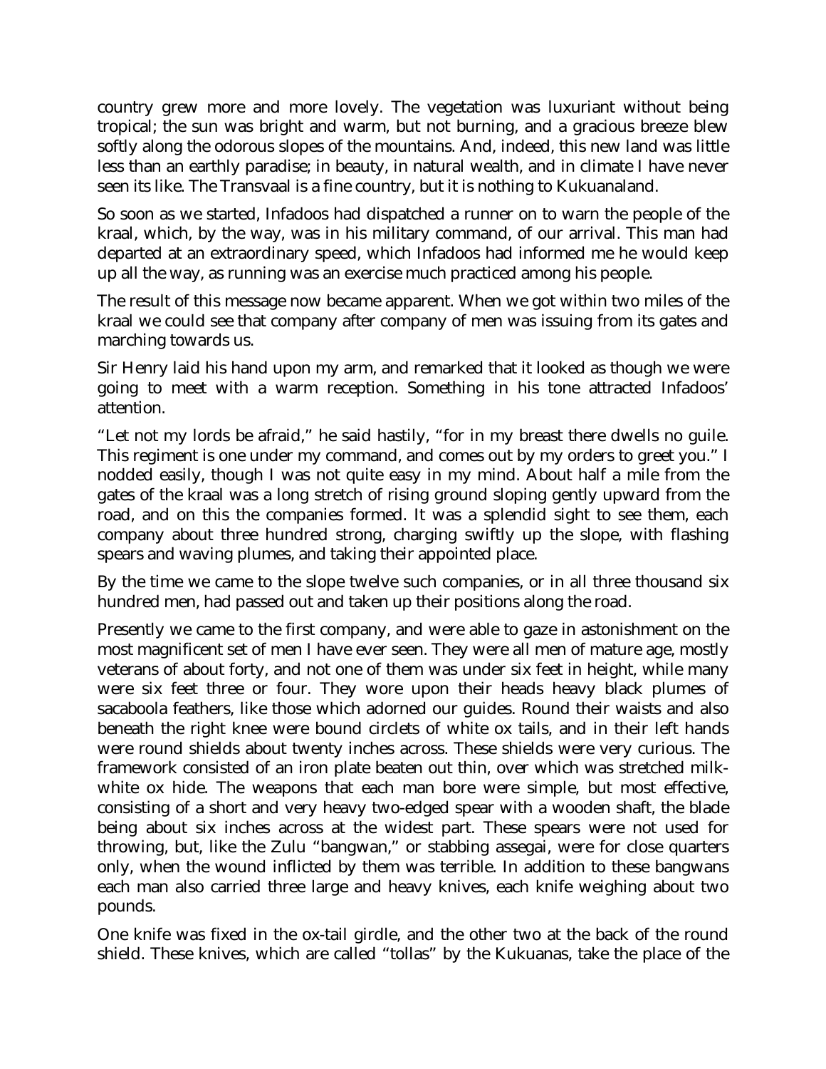country grew more and more lovely. The vegetation was luxuriant without being tropical; the sun was bright and warm, but not burning, and a gracious breeze blew softly along the odorous slopes of the mountains. And, indeed, this new land was little less than an earthly paradise; in beauty, in natural wealth, and in climate I have never seen its like. The Transvaal is a fine country, but it is nothing to Kukuanaland.

So soon as we started, Infadoos had dispatched a runner on to warn the people of the kraal, which, by the way, was in his military command, of our arrival. This man had departed at an extraordinary speed, which Infadoos had informed me he would keep up all the way, as running was an exercise much practiced among his people.

The result of this message now became apparent. When we got within two miles of the kraal we could see that company after company of men was issuing from its gates and marching towards us.

Sir Henry laid his hand upon my arm, and remarked that it looked as though we were going to meet with a warm reception. Something in his tone attracted Infadoos' attention.

"Let not my lords be afraid," he said hastily, "for in my breast there dwells no guile. This regiment is one under my command, and comes out by my orders to greet you." I nodded easily, though I was not quite easy in my mind. About half a mile from the gates of the kraal was a long stretch of rising ground sloping gently upward from the road, and on this the companies formed. It was a splendid sight to see them, each company about three hundred strong, charging swiftly up the slope, with flashing spears and waving plumes, and taking their appointed place.

By the time we came to the slope twelve such companies, or in all three thousand six hundred men, had passed out and taken up their positions along the road.

Presently we came to the first company, and were able to gaze in astonishment on the most magnificent set of men I have ever seen. They were all men of mature age, mostly veterans of about forty, and not one of them was under six feet in height, while many were six feet three or four. They wore upon their heads heavy black plumes of sacaboola feathers, like those which adorned our guides. Round their waists and also beneath the right knee were bound circlets of white ox tails, and in their left hands were round shields about twenty inches across. These shields were very curious. The framework consisted of an iron plate beaten out thin, over which was stretched milk-white ox hide. The weapons that each man bore were simple, but most effective, consisting of a short and very heavy two-edged spear with a wooden shaft, the blade being about six inches across at the widest part. These spears were not used for throwing, but, like the Zulu "bangwan," or stabbing assegai, were for close quarters only, when the wound inflicted by them was terrible. In addition to these bangwans each man also carried three large and heavy knives, each knife weighing about two pounds.

One knife was fixed in the ox-tail girdle, and the other two at the back of the round shield. These knives, which are called "tollas" by the Kukuanas, take the place of the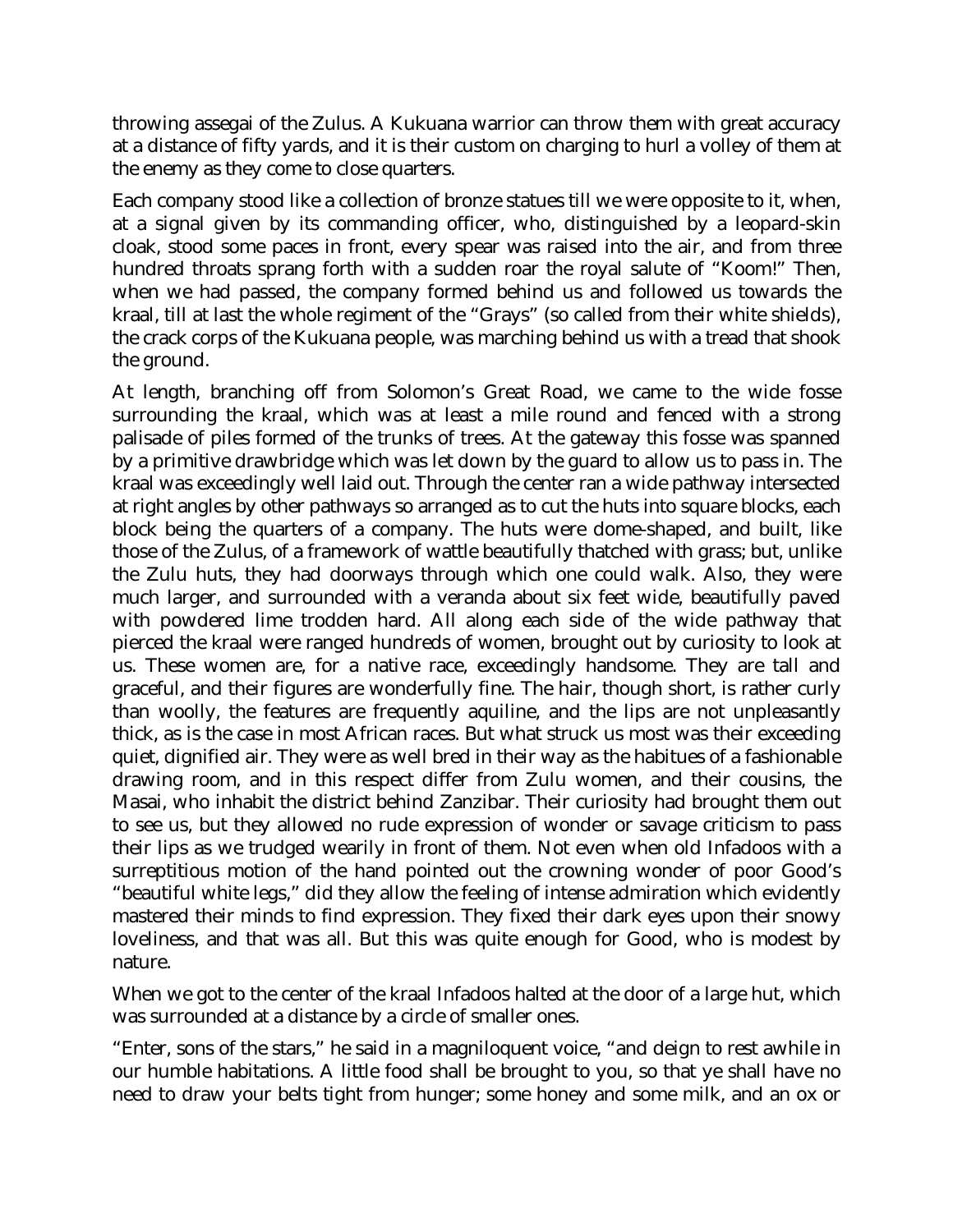throwing assegai of the Zulus. A Kukuana warrior can throw them with great accuracy at a distance of fifty yards, and it is their custom on charging to hurl a volley of them at the enemy as they come to close quarters.

Each company stood like a collection of bronze statues till we were opposite to it, when, at a signal given by its commanding officer, who, distinguished by a leopard-skin cloak, stood some paces in front, every spear was raised into the air, and from three hundred throats sprang forth with a sudden roar the royal salute of "Koom!" Then, when we had passed, the company formed behind us and followed us towards the kraal, till at last the whole regiment of the "Grays" (so called from their white shields), the crack corps of the Kukuana people, was marching behind us with a tread that shook the ground.

At length, branching off from Solomon's Great Road, we came to the wide fosse surrounding the kraal, which was at least a mile round and fenced with a strong palisade of piles formed of the trunks of trees. At the gateway this fosse was spanned by a primitive drawbridge which was let down by the guard to allow us to pass in. The kraal was exceedingly well laid out. Through the center ran a wide pathway intersected at right angles by other pathways so arranged as to cut the huts into square blocks, each block being the quarters of a company. The huts were dome-shaped, and built, like those of the Zulus, of a framework of wattle beautifully thatched with grass; but, unlike the Zulu huts, they had doorways through which one could walk. Also, they were much larger, and surrounded with a veranda about six feet wide, beautifully paved with powdered lime trodden hard. All along each side of the wide pathway that pierced the kraal were ranged hundreds of women, brought out by curiosity to look at us. These women are, for a native race, exceedingly handsome. They are tall and graceful, and their figures are wonderfully fine. The hair, though short, is rather curly than woolly, the features are frequently aquiline, and the lips are not unpleasantly thick, as is the case in most African races. But what struck us most was their exceeding quiet, dignified air. They were as well bred in their way as the habitues of a fashionable drawing room, and in this respect differ from Zulu women, and their cousins, the Masai, who inhabit the district behind Zanzibar. Their curiosity had brought them out to see us, but they allowed no rude expression of wonder or savage criticism to pass their lips as we trudged wearily in front of them. Not even when old Infadoos with a surreptitious motion of the hand pointed out the crowning wonder of poor Good's "beautiful white legs," did they allow the feeling of intense admiration which evidently mastered their minds to find expression. They fixed their dark eyes upon their snowy loveliness, and that was all. But this was quite enough for Good, who is modest by nature.

When we got to the center of the kraal Infadoos halted at the door of a large hut, which was surrounded at a distance by a circle of smaller ones.

"Enter, sons of the stars," he said in a magniloquent voice, "and deign to rest awhile in our humble habitations. A little food shall be brought to you, so that ye shall have no need to draw your belts tight from hunger; some honey and some milk, and an ox or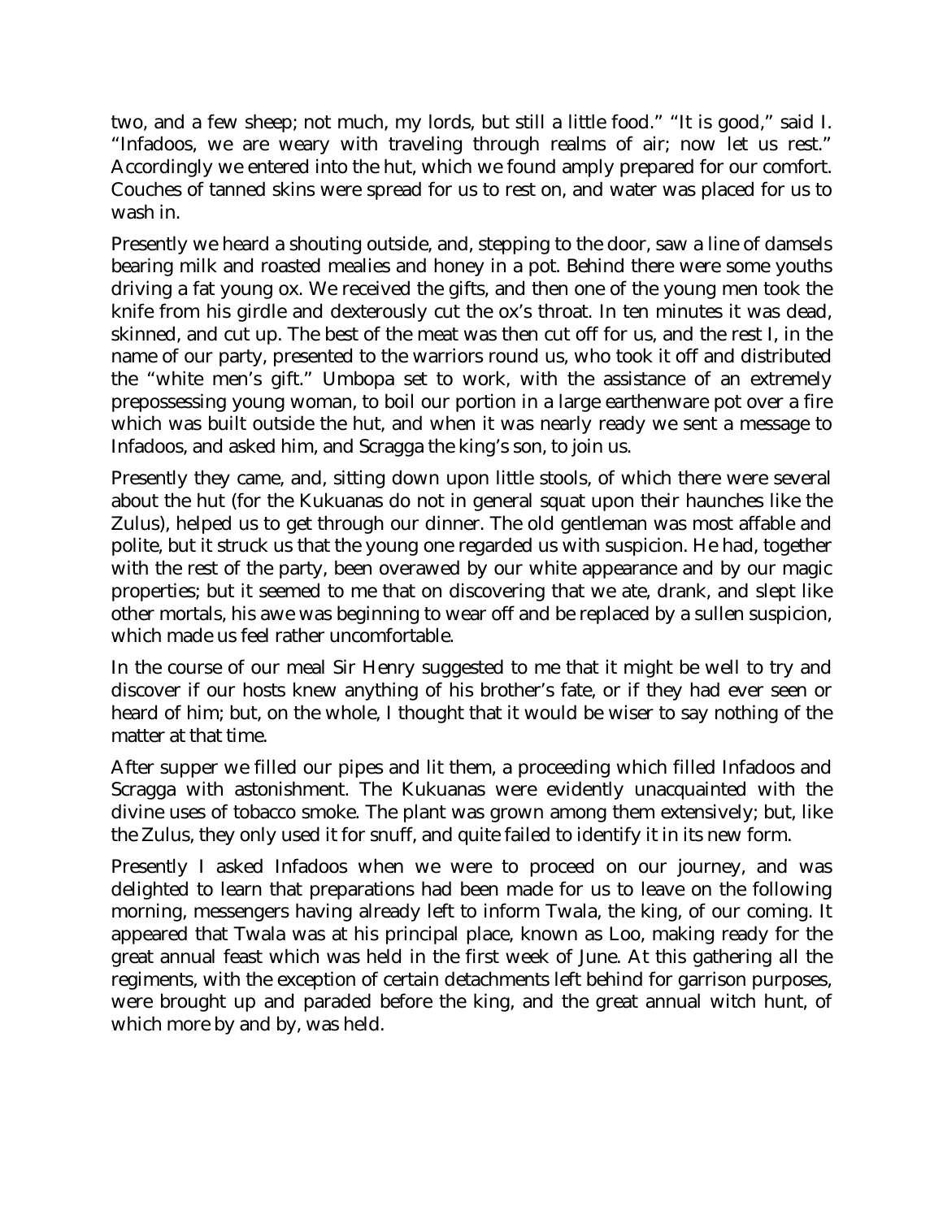two, and a few sheep; not much, my lords, but still a little food." "It is good," said I. "Infadoos, we are weary with traveling through realms of air; now let us rest." Accordingly we entered into the hut, which we found amply prepared for our comfort. Couches of tanned skins were spread for us to rest on, and water was placed for us to wash in.

Presently we heard a shouting outside, and, stepping to the door, saw a line of damsels bearing milk and roasted mealies and honey in a pot. Behind there were some youths driving a fat young ox. We received the gifts, and then one of the young men took the knife from his girdle and dexterously cut the ox's throat. In ten minutes it was dead, skinned, and cut up. The best of the meat was then cut off for us, and the rest I, in the name of our party, presented to the warriors round us, who took it off and distributed the "white men's gift." Umbopa set to work, with the assistance of an extremely prepossessing young woman, to boil our portion in a large earthenware pot over a fire which was built outside the hut, and when it was nearly ready we sent a message to Infadoos, and asked him, and Scragga the king's son, to join us.

Presently they came, and, sitting down upon little stools, of which there were several about the hut (for the Kukuanas do not in general squat upon their haunches like the Zulus), helped us to get through our dinner. The old gentleman was most affable and polite, but it struck us that the young one regarded us with suspicion. He had, together with the rest of the party, been overawed by our white appearance and by our magic properties; but it seemed to me that on discovering that we ate, drank, and slept like other mortals, his awe was beginning to wear off and be replaced by a sullen suspicion, which made us feel rather uncomfortable.

In the course of our meal Sir Henry suggested to me that it might be well to try and discover if our hosts knew anything of his brother's fate, or if they had ever seen or heard of him; but, on the whole, I thought that it would be wiser to say nothing of the matter at that time.

After supper we filled our pipes and lit them, a proceeding which filled Infadoos and Scragga with astonishment. The Kukuanas were evidently unacquainted with the divine uses of tobacco smoke. The plant was grown among them extensively; but, like the Zulus, they only used it for snuff, and quite failed to identify it in its new form.

Presently I asked Infadoos when we were to proceed on our journey, and was delighted to learn that preparations had been made for us to leave on the following morning, messengers having already left to inform Twala, the king, of our coming. It appeared that Twala was at his principal place, known as Loo, making ready for the great annual feast which was held in the first week of June. At this gathering all the regiments, with the exception of certain detachments left behind for garrison purposes, were brought up and paraded before the king, and the great annual witch hunt, of which more by and by, was held.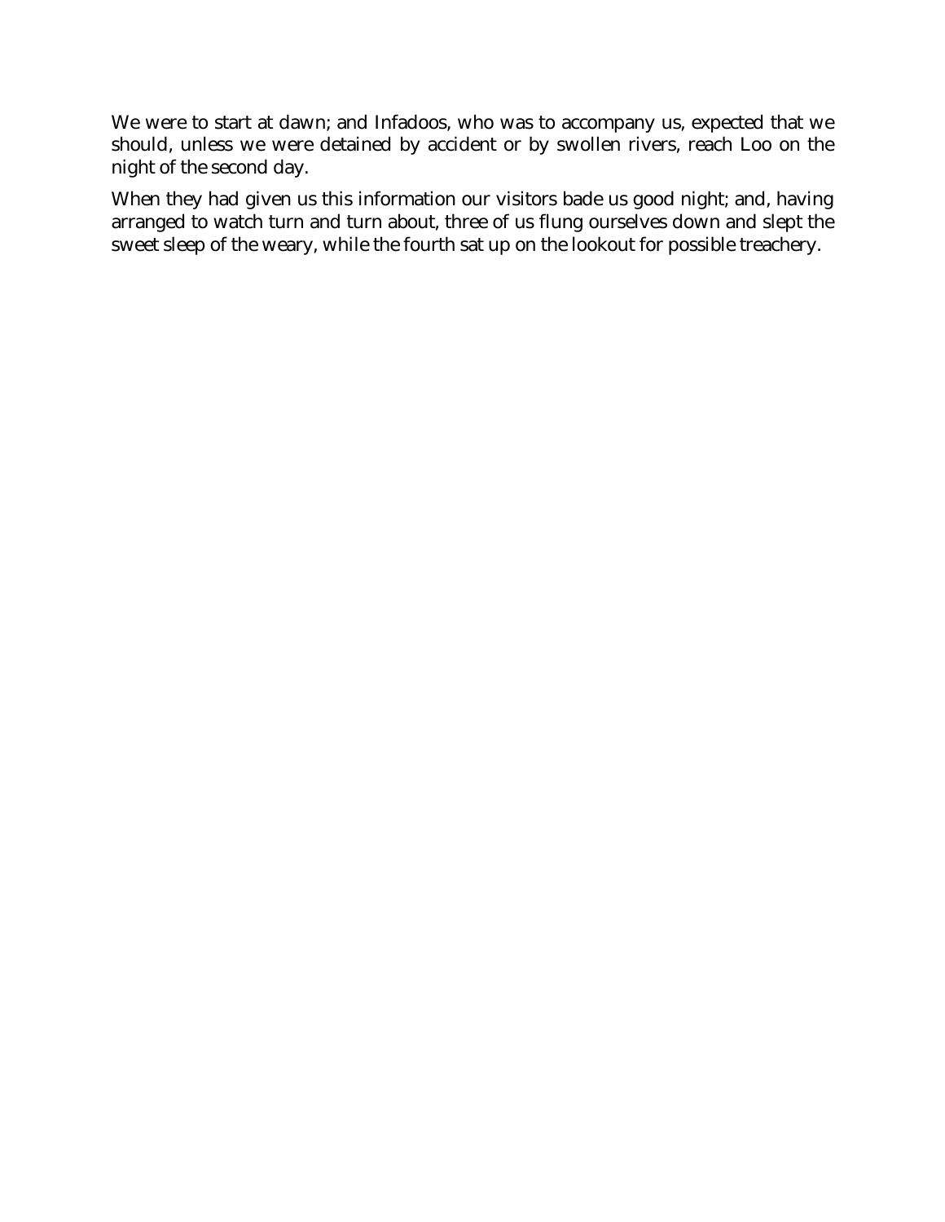We were to start at dawn; and Infadoos, who was to accompany us, expected that we should, unless we were detained by accident or by swollen rivers, reach Loo on the night of the second day.

When they had given us this information our visitors bade us good night; and, having arranged to watch turn and turn about, three of us flung ourselves down and slept the sweet sleep of the weary, while the fourth sat up on the lookout for possible treachery.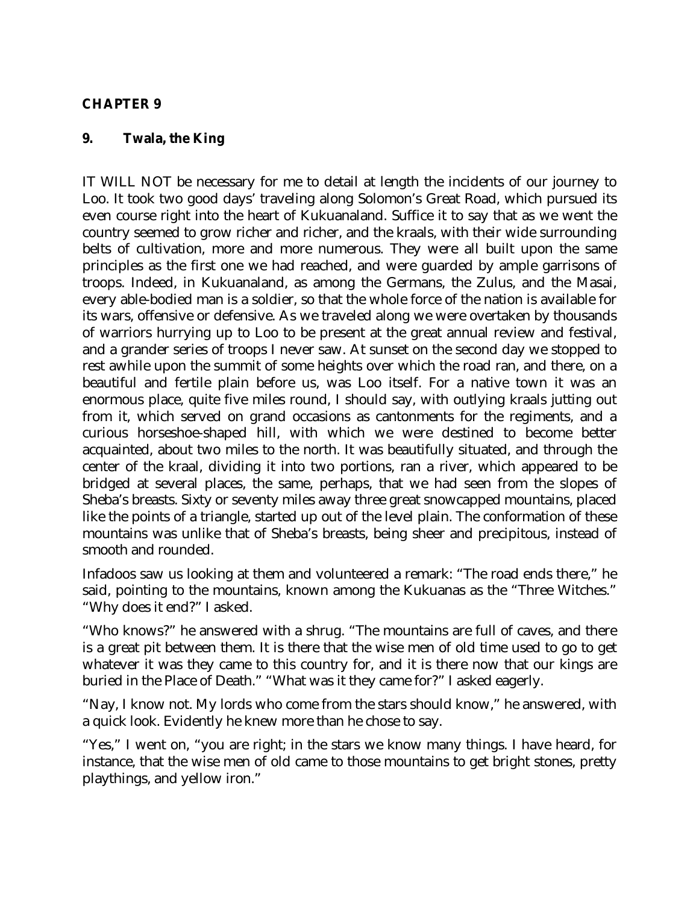## CHAPTER 9

### 9. Twala, the King

IT WILL NOT be necessary for me to detail at length the incidents of our journey to Loo. It took two good days' traveling along Solomon's Great Road, which pursued its even course right into the heart of Kukuanaland. Suffice it to say that as we went the country seemed to grow richer and richer, and the kraals, with their wide surrounding belts of cultivation, more and more numerous. They were all built upon the same principles as the first one we had reached, and were guarded by ample garrisons of troops. Indeed, in Kukuanaland, as among the Germans, the Zulus, and the Masai, every able-bodied man is a soldier, so that the whole force of the nation is available for its wars, offensive or defensive. As we traveled along we were overtaken by thousands of warriors hurrying up to Loo to be present at the great annual review and festival, and a grander series of troops I never saw. At sunset on the second day we stopped to rest awhile upon the summit of some heights over which the road ran, and there, on a beautiful and fertile plain before us, was Loo itself. For a native town it was an enormous place, quite five miles round, I should say, with outlying kraals jutting out from it, which served on grand occasions as cantonments for the regiments, and a curious horseshoe-shaped hill, with which we were destined to become better acquainted, about two miles to the north. It was beautifully situated, and through the center of the kraal, dividing it into two portions, ran a river, which appeared to be bridged at several places, the same, perhaps, that we had seen from the slopes of Sheba's breasts. Sixty or seventy miles away three great snowcapped mountains, placed like the points of a triangle, started up out of the level plain. The conformation of these mountains was unlike that of Sheba's breasts, being sheer and precipitous, instead of smooth and rounded.

Infadoos saw us looking at them and volunteered a remark: "The road ends there," he said, pointing to the mountains, known among the Kukuanas as the "Three Witches." "Why does it end?" I asked.

"Who knows?" he answered with a shrug. "The mountains are full of caves, and there is a great pit between them. It is there that the wise men of old time used to go to get whatever it was they came to this country for, and it is there now that our kings are buried in the Place of Death." "What was it they came for?" I asked eagerly.

"Nay, I know not. My lords who come from the stars should know," he answered, with a quick look. Evidently he knew more than he chose to say.

"Yes," I went on, "you are right; in the stars we know many things. I have heard, for instance, that the wise men of old came to those mountains to get bright stones, pretty playthings, and yellow iron."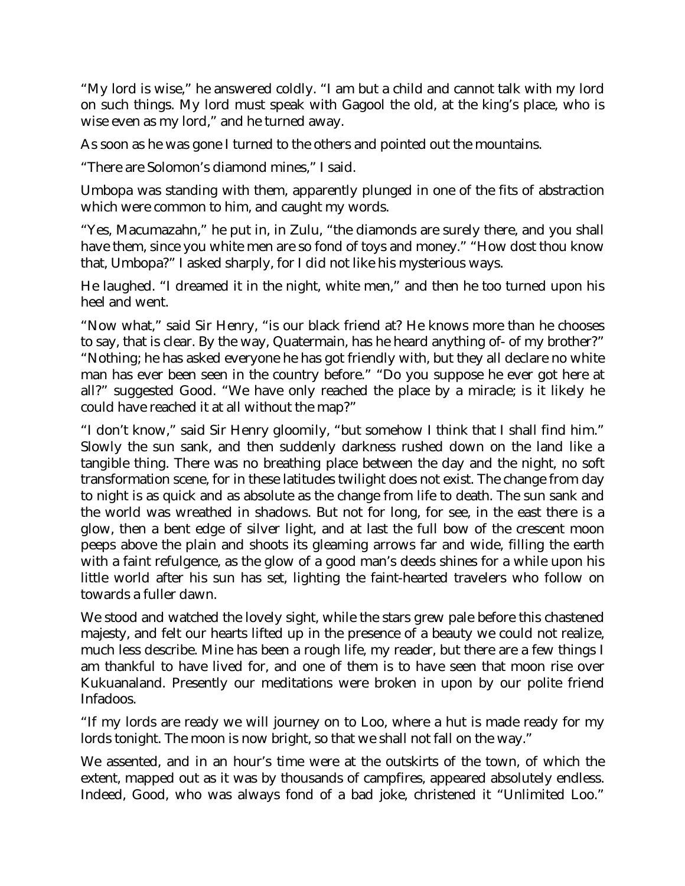"My lord is wise," he answered coldly. "I am but a child and cannot talk with my lord on such things. My lord must speak with Gagool the old, at the king's place, who is wise even as my lord," and he turned away.

As soon as he was gone I turned to the others and pointed out the mountains.

"There are Solomon's diamond mines," I said.

Umbopa was standing with them, apparently plunged in one of the fits of abstraction which were common to him, and caught my words.

"Yes, Macumazahn," he put in, in Zulu, "the diamonds are surely there, and you shall have them, since you white men are so fond of toys and money." "How dost thou know that, Umbopa?" I asked sharply, for I did not like his mysterious ways.

He laughed. "I dreamed it in the night, white men," and then he too turned upon his heel and went.

"Now what," said Sir Henry, "is our black friend at? He knows more than he chooses to say, that is clear. By the way, Quatermain, has he heard anything of- of my brother?" "Nothing; he has asked everyone he has got friendly with, but they all declare no white man has ever been seen in the country before." "Do you suppose he ever got here at all?" suggested Good. "We have only reached the place by a miracle; is it likely he could have reached it at all without the map?"

"I don't know," said Sir Henry gloomily, "but somehow I think that I shall find him." Slowly the sun sank, and then suddenly darkness rushed down on the land like a tangible thing. There was no breathing place between the day and the night, no soft transformation scene, for in these latitudes twilight does not exist. The change from day to night is as quick and as absolute as the change from life to death. The sun sank and the world was wreathed in shadows. But not for long, for see, in the east there is a glow, then a bent edge of silver light, and at last the full bow of the crescent moon peeps above the plain and shoots its gleaming arrows far and wide, filling the earth with a faint refulgence, as the glow of a good man's deeds shines for a while upon his little world after his sun has set, lighting the faint-hearted travelers who follow on towards a fuller dawn.

We stood and watched the lovely sight, while the stars grew pale before this chastened majesty, and felt our hearts lifted up in the presence of a beauty we could not realize, much less describe. Mine has been a rough life, my reader, but there are a few things I am thankful to have lived for, and one of them is to have seen that moon rise over Kukuanaland. Presently our meditations were broken in upon by our polite friend Infadoos.

"If my lords are ready we will journey on to Loo, where a hut is made ready for my lords tonight. The moon is now bright, so that we shall not fall on the way."

We assented, and in an hour's time were at the outskirts of the town, of which the extent, mapped out as it was by thousands of campfires, appeared absolutely endless. Indeed, Good, who was always fond of a bad joke, christened it "Unlimited Loo."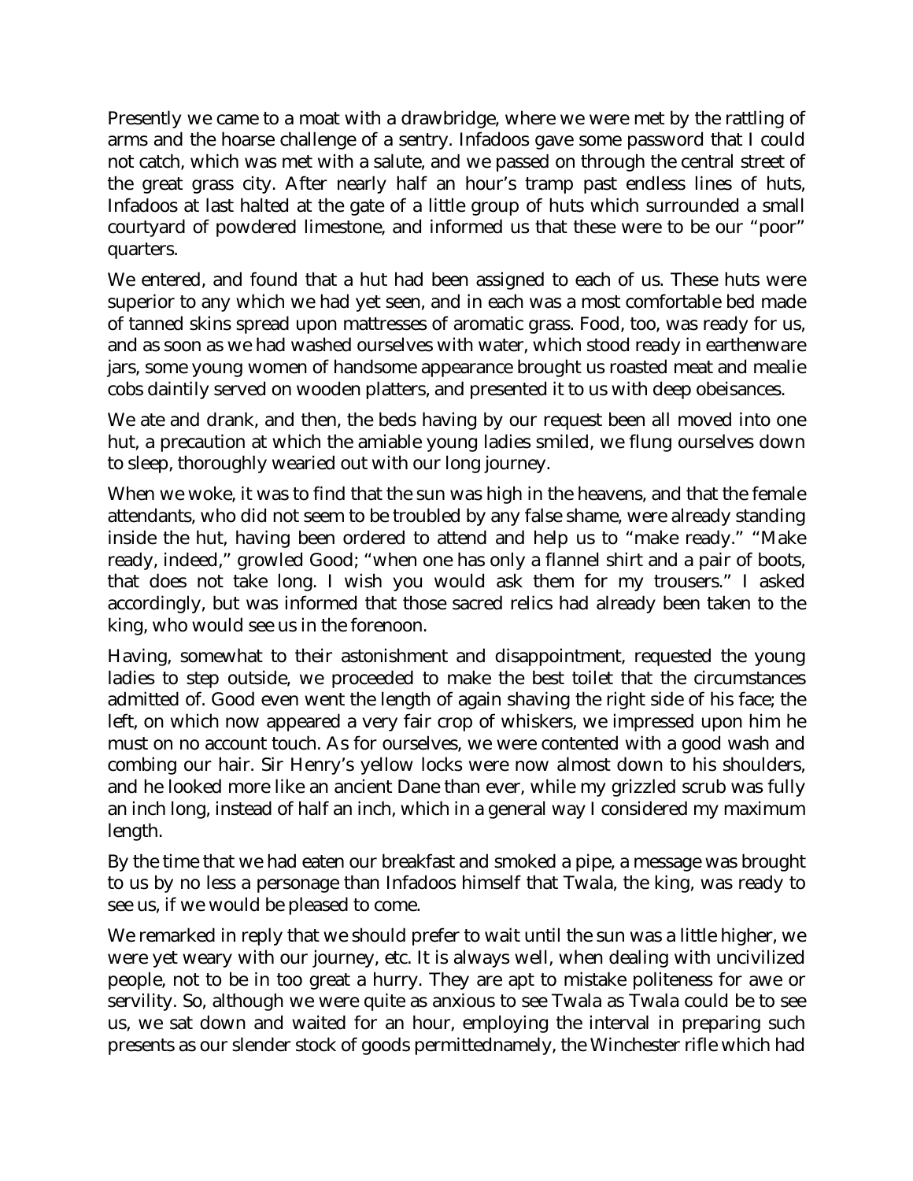Presently we came to a moat with a drawbridge, where we were met by the rattling of arms and the hoarse challenge of a sentry. Infadoos gave some password that I could not catch, which was met with a salute, and we passed on through the central street of the great grass city. After nearly half an hour's tramp past endless lines of huts, Infadoos at last halted at the gate of a little group of huts which surrounded a small courtyard of powdered limestone, and informed us that these were to be our "poor" quarters.

We entered, and found that a hut had been assigned to each of us. These huts were superior to any which we had yet seen, and in each was a most comfortable bed made of tanned skins spread upon mattresses of aromatic grass. Food, too, was ready for us, and as soon as we had washed ourselves with water, which stood ready in earthenware jars, some young women of handsome appearance brought us roasted meat and mealie cobs daintily served on wooden platters, and presented it to us with deep obeisances.

We ate and drank, and then, the beds having by our request been all moved into one hut, a precaution at which the amiable young ladies smiled, we flung ourselves down to sleep, thoroughly wearied out with our long journey.

When we woke, it was to find that the sun was high in the heavens, and that the female attendants, who did not seem to be troubled by any false shame, were already standing inside the hut, having been ordered to attend and help us to "make ready." "Make ready, indeed," growled Good; "when one has only a flannel shirt and a pair of boots, that does not take long. I wish you would ask them for my trousers." I asked accordingly, but was informed that those sacred relics had already been taken to the king, who would see us in the forenoon.

Having, somewhat to their astonishment and disappointment, requested the young ladies to step outside, we proceeded to make the best toilet that the circumstances admitted of. Good even went the length of again shaving the right side of his face; the left, on which now appeared a very fair crop of whiskers, we impressed upon him he must on no account touch. As for ourselves, we were contented with a good wash and combing our hair. Sir Henry's yellow locks were now almost down to his shoulders, and he looked more like an ancient Dane than ever, while my grizzled scrub was fully an inch long, instead of half an inch, which in a general way I considered my maximum length.

By the time that we had eaten our breakfast and smoked a pipe, a message was brought to us by no less a personage than Infadoos himself that Twala, the king, was ready to see us, if we would be pleased to come.

We remarked in reply that we should prefer to wait until the sun was a little higher, we were yet weary with our journey, etc. It is always well, when dealing with uncivilized people, not to be in too great a hurry. They are apt to mistake politeness for awe or servility. So, although we were quite as anxious to see Twala as Twala could be to see us, we sat down and waited for an hour, employing the interval in preparing such presents as our slender stock of goods permittednamely, the Winchester rifle which had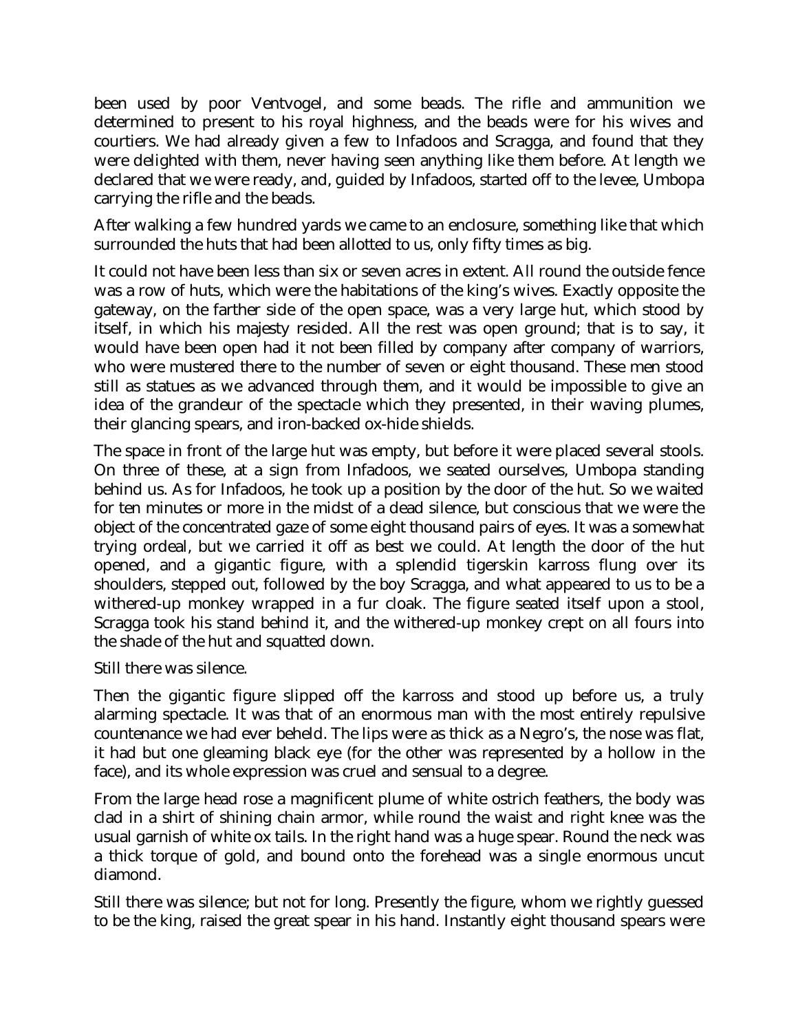been used by poor Ventvogel, and some beads. The rifle and ammunition we determined to present to his royal highness, and the beads were for his wives and courtiers. We had already given a few to Infadoos and Scragga, and found that they were delighted with them, never having seen anything like them before. At length we declared that we were ready, and, guided by Infadoos, started off to the levee, Umbopa carrying the rifle and the beads.

After walking a few hundred yards we came to an enclosure, something like that which surrounded the huts that had been allotted to us, only fifty times as big.

It could not have been less than six or seven acres in extent. All round the outside fence was a row of huts, which were the habitations of the king's wives. Exactly opposite the gateway, on the farther side of the open space, was a very large hut, which stood by itself, in which his majesty resided. All the rest was open ground; that is to say, it would have been open had it not been filled by company after company of warriors, who were mustered there to the number of seven or eight thousand. These men stood still as statues as we advanced through them, and it would be impossible to give an idea of the grandeur of the spectacle which they presented, in their waving plumes, their glancing spears, and iron-backed ox-hide shields.

The space in front of the large hut was empty, but before it were placed several stools. On three of these, at a sign from Infadoos, we seated ourselves, Umbopa standing behind us. As for Infadoos, he took up a position by the door of the hut. So we waited for ten minutes or more in the midst of a dead silence, but conscious that we were the object of the concentrated gaze of some eight thousand pairs of eyes. It was a somewhat trying ordeal, but we carried it off as best we could. At length the door of the hut opened, and a gigantic figure, with a splendid tigerskin karross flung over its shoulders, stepped out, followed by the boy Scragga, and what appeared to us to be a withered-up monkey wrapped in a fur cloak. The figure seated itself upon a stool, Scragga took his stand behind it, and the withered-up monkey crept on all fours into the shade of the hut and squatted down.

Still there was silence.

Then the gigantic figure slipped off the karross and stood up before us, a truly alarming spectacle. It was that of an enormous man with the most entirely repulsive countenance we had ever beheld. The lips were as thick as a Negro's, the nose was flat, it had but one gleaming black eye (for the other was represented by a hollow in the face), and its whole expression was cruel and sensual to a degree.

From the large head rose a magnificent plume of white ostrich feathers, the body was clad in a shirt of shining chain armor, while round the waist and right knee was the usual garnish of white ox tails. In the right hand was a huge spear. Round the neck was a thick torque of gold, and bound onto the forehead was a single enormous uncut diamond.

Still there was silence; but not for long. Presently the figure, whom we rightly guessed to be the king, raised the great spear in his hand. Instantly eight thousand spears were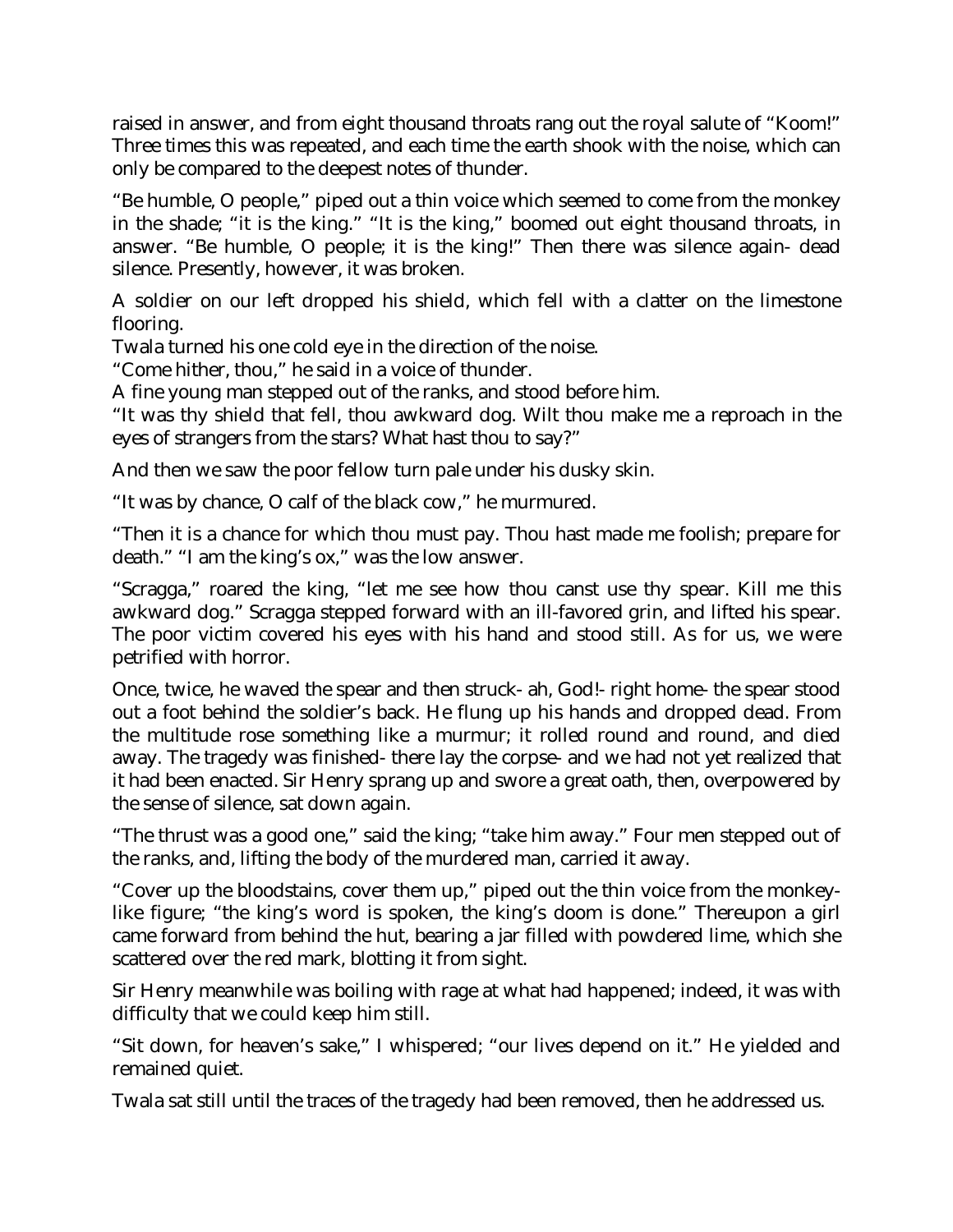raised in answer, and from eight thousand throats rang out the royal salute of "Koom!" Three times this was repeated, and each time the earth shook with the noise, which can only be compared to the deepest notes of thunder.

"Be humble, O people," piped out a thin voice which seemed to come from the monkey in the shade; "it is the king." "It is the king," boomed out eight thousand throats, in answer. "Be humble, O people; it is the king!" Then there was silence again- dead silence. Presently, however, it was broken.

A soldier on our left dropped his shield, which fell with a clatter on the limestone flooring.

Twala turned his one cold eye in the direction of the noise.

"Come hither, thou," he said in a voice of thunder.

A fine young man stepped out of the ranks, and stood before him.

"It was thy shield that fell, thou awkward dog. Wilt thou make me a reproach in the eyes of strangers from the stars? What hast thou to say?"

And then we saw the poor fellow turn pale under his dusky skin.

"It was by chance, O calf of the black cow," he murmured.

"Then it is a chance for which thou must pay. Thou hast made me foolish; prepare for death." "I am the king's ox," was the low answer.

"Scragga," roared the king, "let me see how thou canst use thy spear. Kill me this awkward dog." Scragga stepped forward with an ill-favored grin, and lifted his spear. The poor victim covered his eyes with his hand and stood still. As for us, we were petrified with horror.

Once, twice, he waved the spear and then struck- ah, God!- right home- the spear stood out a foot behind the soldier's back. He flung up his hands and dropped dead. From the multitude rose something like a murmur; it rolled round and round, and died away. The tragedy was finished- there lay the corpse- and we had not yet realized that it had been enacted. Sir Henry sprang up and swore a great oath, then, overpowered by the sense of silence, sat down again.

"The thrust was a good one," said the king; "take him away." Four men stepped out of the ranks, and, lifting the body of the murdered man, carried it away.

"Cover up the bloodstains, cover them up," piped out the thin voice from the monkey-like figure; "the king's word is spoken, the king's doom is done." Thereupon a girl came forward from behind the hut, bearing a jar filled with powdered lime, which she scattered over the red mark, blotting it from sight.

Sir Henry meanwhile was boiling with rage at what had happened; indeed, it was with difficulty that we could keep him still.

"Sit down, for heaven's sake," I whispered; "our lives depend on it." He yielded and remained quiet.

Twala sat still until the traces of the tragedy had been removed, then he addressed us.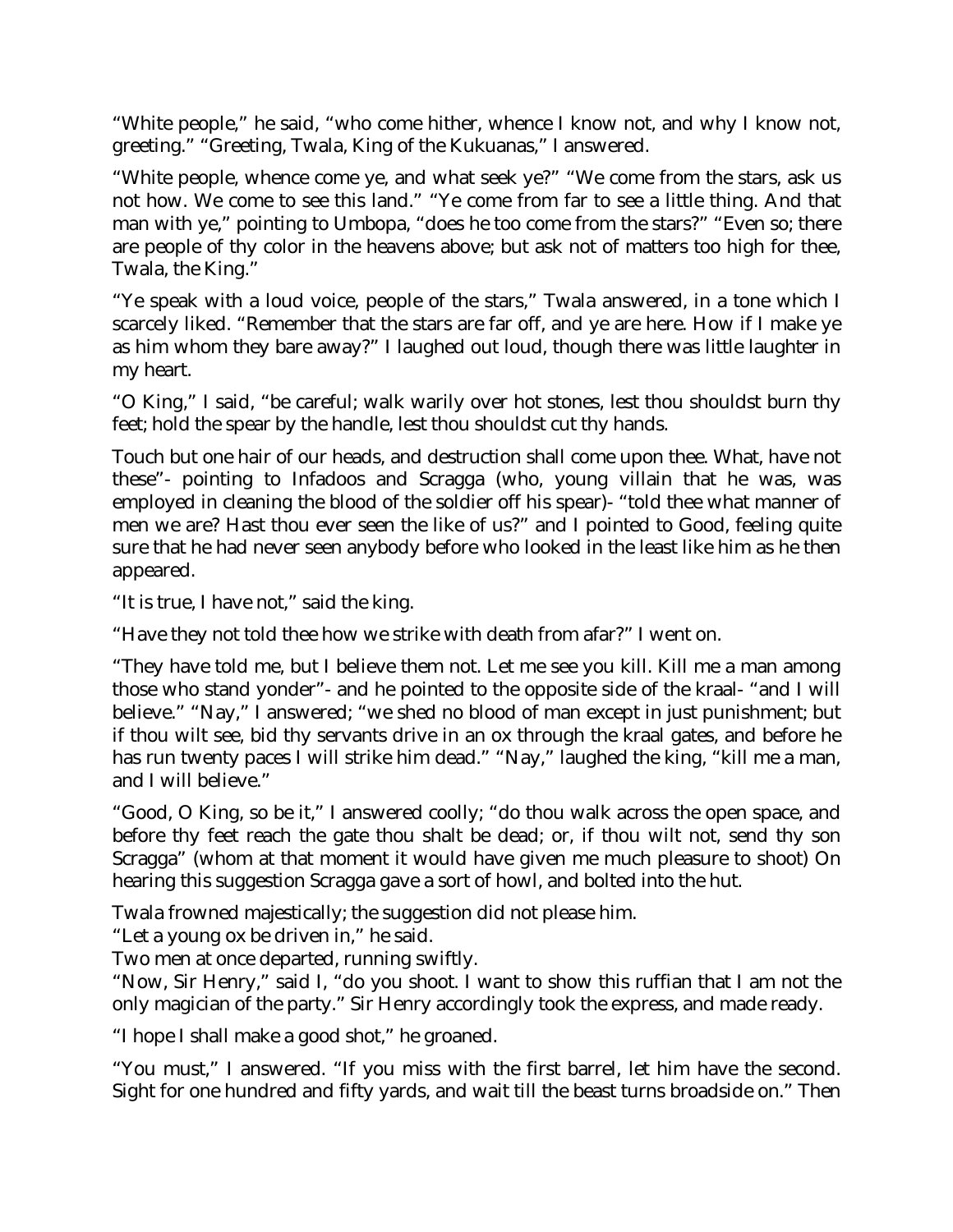"White people," he said, "who come hither, whence I know not, and why I know not, greeting." "Greeting, Twala, King of the Kukuanas," I answered.

"White people, whence come ye, and what seek ye?" "We come from the stars, ask us not how. We come to see this land." "Ye come from far to see a little thing. And that man with ye," pointing to Umbopa, "does he too come from the stars?" "Even so; there are people of thy color in the heavens above; but ask not of matters too high for thee, Twala, the King."

"Ye speak with a loud voice, people of the stars," Twala answered, in a tone which I scarcely liked. "Remember that the stars are far off, and ye are here. How if I make ye as him whom they bare away?" I laughed out loud, though there was little laughter in my heart.

"O King," I said, "be careful; walk warily over hot stones, lest thou shouldst burn thy feet; hold the spear by the handle, lest thou shouldst cut thy hands.

Touch but one hair of our heads, and destruction shall come upon thee. What, have not these"- pointing to Infadoos and Scragga (who, young villain that he was, was employed in cleaning the blood of the soldier off his spear)- "told thee what manner of men we are? Hast thou ever seen the like of us?" and I pointed to Good, feeling quite sure that he had never seen anybody before who looked in the least like him as he then appeared.

"It is true, I have not," said the king.

"Have they not told thee how we strike with death from afar?" I went on.

"They have told me, but I believe them not. Let me see you kill. Kill me a man among those who stand yonder"- and he pointed to the opposite side of the kraal- "and I will believe." "Nay," I answered; "we shed no blood of man except in just punishment; but if thou wilt see, bid thy servants drive in an ox through the kraal gates, and before he has run twenty paces I will strike him dead." "Nay," laughed the king, "kill me a man, and I will believe."

"Good, O King, so be it," I answered coolly; "do thou walk across the open space, and before thy feet reach the gate thou shalt be dead; or, if thou wilt not, send thy son Scragga" (whom at that moment it would have given me much pleasure to shoot) On hearing this suggestion Scragga gave a sort of howl, and bolted into the hut.

Twala frowned majestically; the suggestion did not please him.

"Let a young ox be driven in," he said.

Two men at once departed, running swiftly.

"Now, Sir Henry," said I, "do you shoot. I want to show this ruffian that I am not the only magician of the party." Sir Henry accordingly took the express, and made ready.

"I hope I shall make a good shot," he groaned.

"You must," I answered. "If you miss with the first barrel, let him have the second. Sight for one hundred and fifty yards, and wait till the beast turns broadside on." Then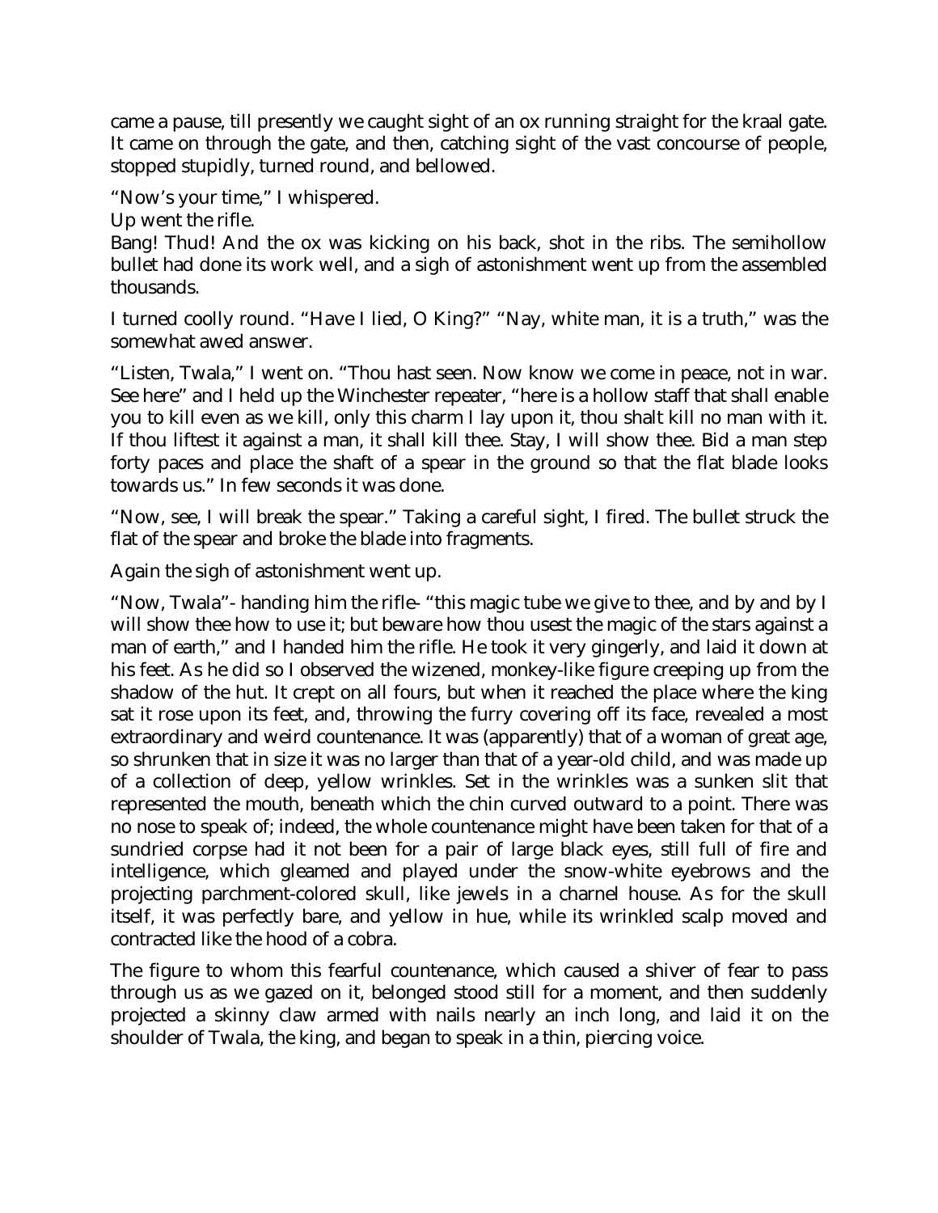came a pause, till presently we caught sight of an ox running straight for the kraal gate. It came on through the gate, and then, catching sight of the vast concourse of people, stopped stupidly, turned round, and bellowed.

“Now’s your time,” I whispered.

Up went the rifle.

Bang! Thud! And the ox was kicking on his back, shot in the ribs. The semihollow bullet had done its work well, and a sigh of astonishment went up from the assembled thousands.

I turned coolly round. “Have I lied, O King?” “Nay, white man, it is a truth,” was the somewhat awed answer.

“Listen, Twala,” I went on. “Thou hast seen. Now know we come in peace, not in war. See here” and I held up the Winchester repeater, “here is a hollow staff that shall enable you to kill even as we kill, only this charm I lay upon it, thou shalt kill no man with it. If thou liftest it against a man, it shall kill thee. Stay, I will show thee. Bid a man step forty paces and place the shaft of a spear in the ground so that the flat blade looks towards us.” In few seconds it was done.

“Now, see, I will break the spear.” Taking a careful sight, I fired. The bullet struck the flat of the spear and broke the blade into fragments.

Again the sigh of astonishment went up.

“Now, Twala”- handing him the rifle- “this magic tube we give to thee, and by and by I will show thee how to use it; but beware how thou usest the magic of the stars against a man of earth,” and I handed him the rifle. He took it very gingerly, and laid it down at his feet. As he did so I observed the wizened, monkey-like figure creeping up from the shadow of the hut. It crept on all fours, but when it reached the place where the king sat it rose upon its feet, and, throwing the furry covering off its face, revealed a most extraordinary and weird countenance. It was (apparently) that of a woman of great age, so shrunken that in size it was no larger than that of a year-old child, and was made up of a collection of deep, yellow wrinkles. Set in the wrinkles was a sunken slit that represented the mouth, beneath which the chin curved outward to a point. There was no nose to speak of; indeed, the whole countenance might have been taken for that of a sundried corpse had it not been for a pair of large black eyes, still full of fire and intelligence, which gleamed and played under the snow-white eyebrows and the projecting parchment-colored skull, like jewels in a charnel house. As for the skull itself, it was perfectly bare, and yellow in hue, while its wrinkled scalp moved and contracted like the hood of a cobra.

The figure to whom this fearful countenance, which caused a shiver of fear to pass through us as we gazed on it, belonged stood still for a moment, and then suddenly projected a skinny claw armed with nails nearly an inch long, and laid it on the shoulder of Twala, the king, and began to speak in a thin, piercing voice.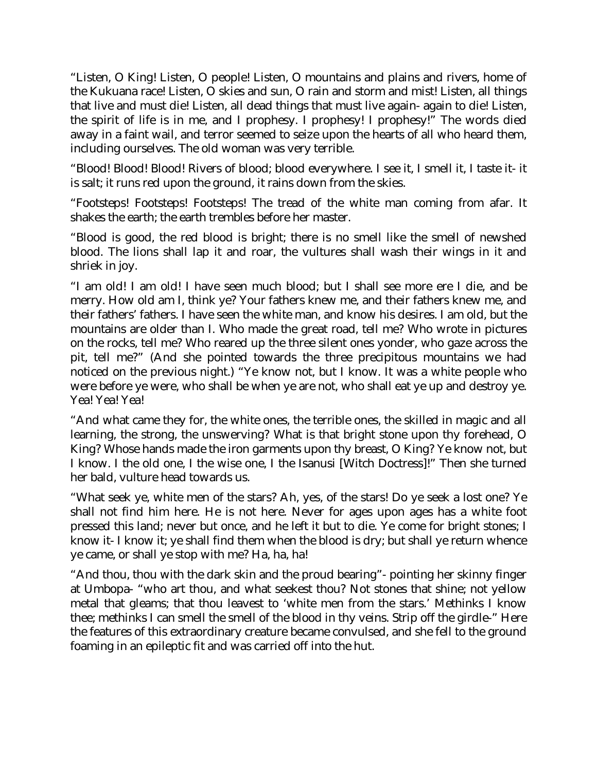"Listen, O King! Listen, O people! Listen, O mountains and plains and rivers, home of the Kukuana race! Listen, O skies and sun, O rain and storm and mist! Listen, all things that live and must die! Listen, all dead things that must live again- again to die! Listen, the spirit of life is in me, and I prophesy. I prophesy! I prophesy!" The words died away in a faint wail, and terror seemed to seize upon the hearts of all who heard them, including ourselves. The old woman was very terrible.

"Blood! Blood! Blood! Rivers of blood; blood everywhere. I see it, I smell it, I taste it- it is salt; it runs red upon the ground, it rains down from the skies.

"Footsteps! Footsteps! Footsteps! The tread of the white man coming from afar. It shakes the earth; the earth trembles before her master.

"Blood is good, the red blood is bright; there is no smell like the smell of newshed blood. The lions shall lap it and roar, the vultures shall wash their wings in it and shriek in joy.

"I am old! I am old! I have seen much blood; but I shall see more ere I die, and be merry. How old am I, think ye? Your fathers knew me, and their fathers knew me, and their fathers' fathers. I have seen the white man, and know his desires. I am old, but the mountains are older than I. Who made the great road, tell me? Who wrote in pictures on the rocks, tell me? Who reared up the three silent ones yonder, who gaze across the pit, tell me?" (And she pointed towards the three precipitous mountains we had noticed on the previous night.) "Ye know not, but I know. It was a white people who were before ye were, who shall be when ye are not, who shall eat ye up and destroy ye. Yea! Yea! Yea!

"And what came they for, the white ones, the terrible ones, the skilled in magic and all learning, the strong, the unswerving? What is that bright stone upon thy forehead, O King? Whose hands made the iron garments upon thy breast, O King? Ye know not, but I know. I the old one, I the wise one, I the Isanusi [Witch Doctress]!" Then she turned her bald, vulture head towards us.

"What seek ye, white men of the stars? Ah, yes, of the stars! Do ye seek a lost one? Ye shall not find him here. He is not here. Never for ages upon ages has a white foot pressed this land; never but once, and he left it but to die. Ye come for bright stones; I know it- I know it; ye shall find them when the blood is dry; but shall ye return whence ye came, or shall ye stop with me? Ha, ha, ha!

"And thou, thou with the dark skin and the proud bearing"- pointing her skinny finger at Umbopa- "who art thou, and what seekest thou? Not stones that shine; not yellow metal that gleams; that thou leavest to 'white men from the stars.' Methinks I know thee; methinks I can smell the smell of the blood in thy veins. Strip off the girdle-" Here the features of this extraordinary creature became convulsed, and she fell to the ground foaming in an epileptic fit and was carried off into the hut.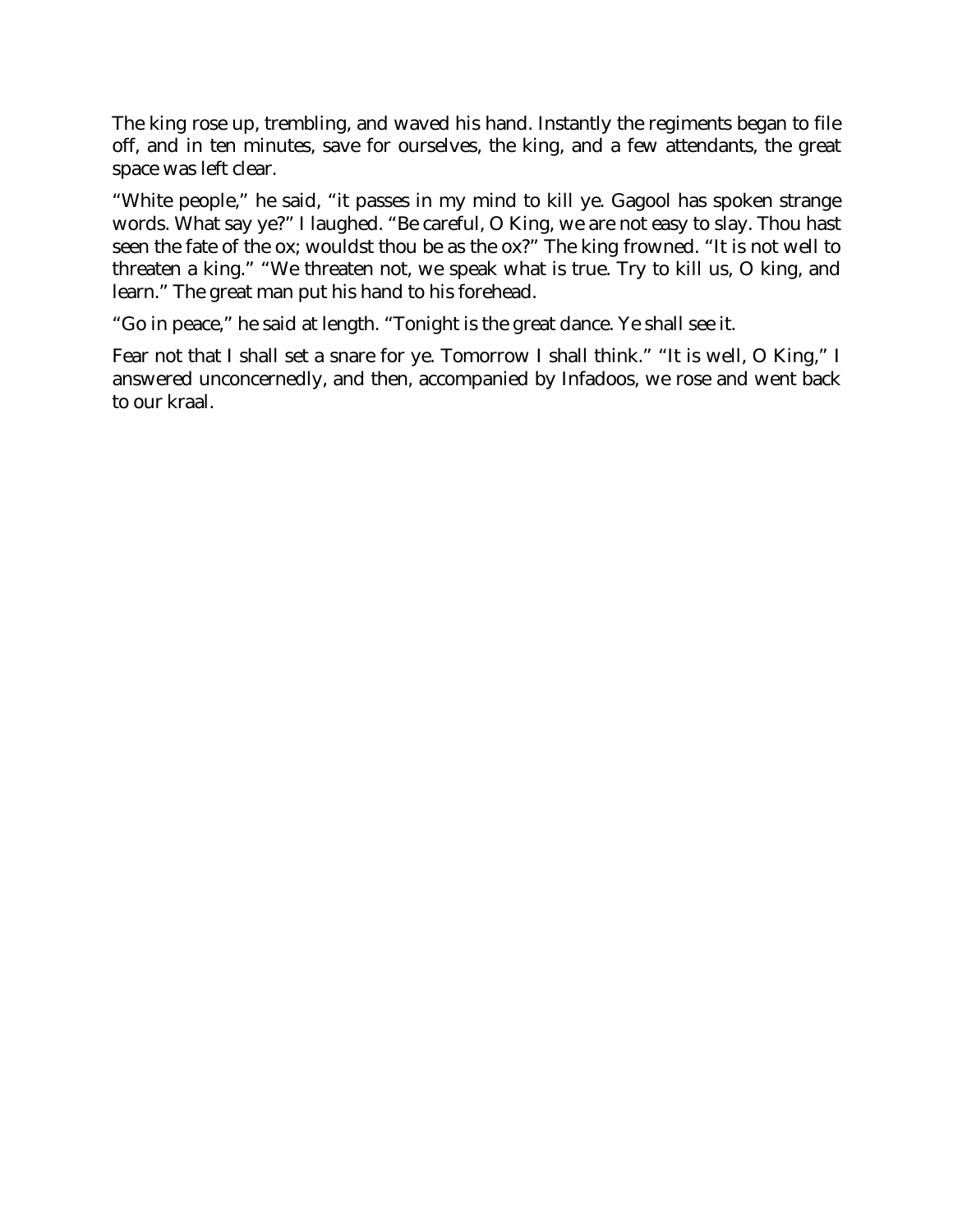The king rose up, trembling, and waved his hand. Instantly the regiments began to file off, and in ten minutes, save for ourselves, the king, and a few attendants, the great space was left clear.

"White people," he said, "it passes in my mind to kill ye. Gagool has spoken strange words. What say ye?" I laughed. "Be careful, O King, we are not easy to slay. Thou hast seen the fate of the ox; wouldst thou be as the ox?" The king frowned. "It is not well to threaten a king." "We threaten not, we speak what is true. Try to kill us, O king, and learn." The great man put his hand to his forehead.

"Go in peace," he said at length. "Tonight is the great dance. Ye shall see it.

Fear not that I shall set a snare for ye. Tomorrow I shall think." "It is well, O King," I answered unconcernedly, and then, accompanied by Infadoos, we rose and went back to our kraal.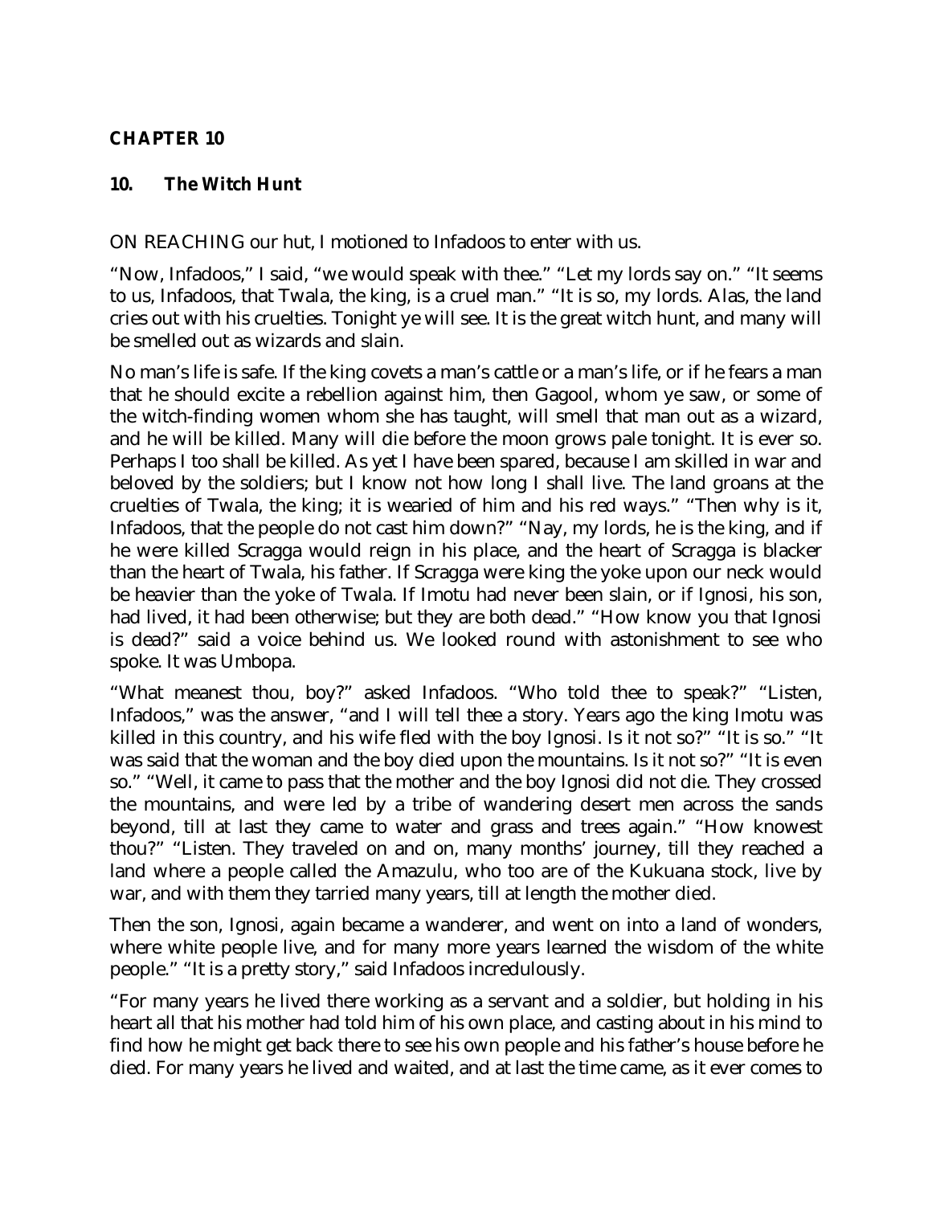**CHAPTER 10**

**10. The Witch Hunt**

ON REACHING our hut, I motioned to Infadoos to enter with us.

“Now, Infadoos,” I said, “we would speak with thee.” “Let my lords say on.” “It seems to us, Infadoos, that Twala, the king, is a cruel man.” “It is so, my lords. Alas, the land cries out with his cruelties. Tonight ye will see. It is the great witch hunt, and many will be smelled out as wizards and slain.

No man’s life is safe. If the king covets a man’s cattle or a man’s life, or if he fears a man that he should excite a rebellion against him, then Gagool, whom ye saw, or some of the witch-finding women whom she has taught, will smell that man out as a wizard, and he will be killed. Many will die before the moon grows pale tonight. It is ever so. Perhaps I too shall be killed. As yet I have been spared, because I am skilled in war and beloved by the soldiers; but I know not how long I shall live. The land groans at the cruelties of Twala, the king; it is wearied of him and his red ways.” “Then why is it, Infadoos, that the people do not cast him down?” “Nay, my lords, he is the king, and if he were killed Scragga would reign in his place, and the heart of Scragga is blacker than the heart of Twala, his father. If Scragga were king the yoke upon our neck would be heavier than the yoke of Twala. If Imotu had never been slain, or if Ignosi, his son, had lived, it had been otherwise; but they are both dead.” “How know you that Ignosi is dead?” said a voice behind us. We looked round with astonishment to see who spoke. It was Umbopa.

“What meanest thou, boy?” asked Infadoos. “Who told thee to speak?” “Listen, Infadoos,” was the answer, “and I will tell thee a story. Years ago the king Imotu was killed in this country, and his wife fled with the boy Ignosi. Is it not so?” “It is so.” “It was said that the woman and the boy died upon the mountains. Is it not so?” “It is even so.” “Well, it came to pass that the mother and the boy Ignosi did not die. They crossed the mountains, and were led by a tribe of wandering desert men across the sands beyond, till at last they came to water and grass and trees again.” “How knowest thou?” “Listen. They traveled on and on, many months’ journey, till they reached a land where a people called the Amazulu, who too are of the Kukuana stock, live by war, and with them they tarried many years, till at length the mother died.

Then the son, Ignosi, again became a wanderer, and went on into a land of wonders, where white people live, and for many more years learned the wisdom of the white people.” “It is a pretty story,” said Infadoos incredulously.

“For many years he lived there working as a servant and a soldier, but holding in his heart all that his mother had told him of his own place, and casting about in his mind to find how he might get back there to see his own people and his father’s house before he died. For many years he lived and waited, and at last the time came, as it ever comes to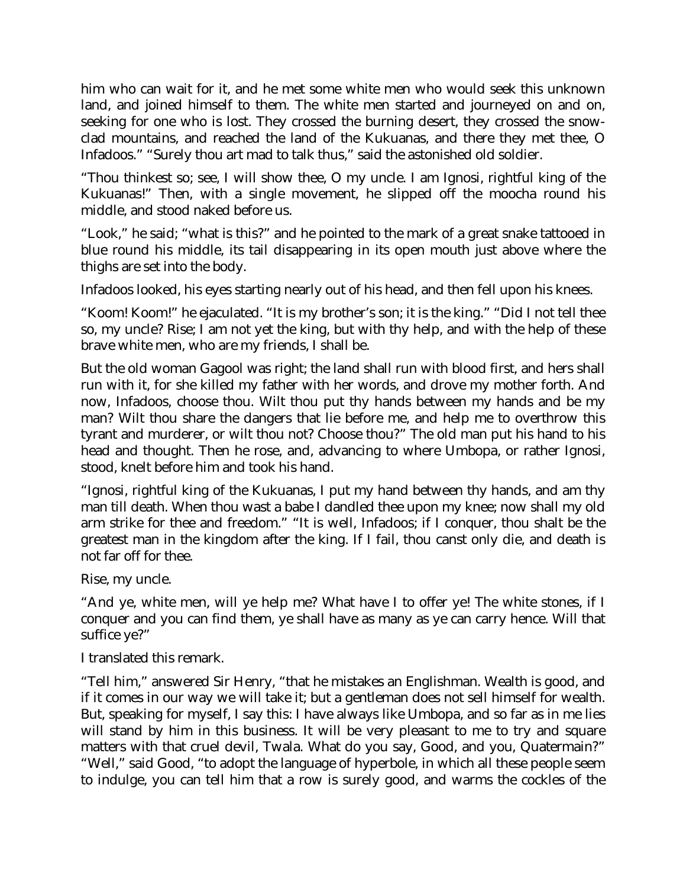him who can wait for it, and he met some white men who would seek this unknown land, and joined himself to them. The white men started and journeyed on and on, seeking for one who is lost. They crossed the burning desert, they crossed the snow-clad mountains, and reached the land of the Kukuanas, and there they met thee, O Infadoos." "Surely thou art mad to talk thus," said the astonished old soldier.

"Thou thinkest so; see, I will show thee, O my uncle. I am Ignosi, rightful king of the Kukuanas!" Then, with a single movement, he slipped off the moocha round his middle, and stood naked before us.

"Look," he said; "what is this?" and he pointed to the mark of a great snake tattooed in blue round his middle, its tail disappearing in its open mouth just above where the thighs are set into the body.

Infadoos looked, his eyes starting nearly out of his head, and then fell upon his knees.

"Koom! Koom!" he ejaculated. "It is my brother's son; it is the king." "Did I not tell thee so, my uncle? Rise; I am not yet the king, but with thy help, and with the help of these brave white men, who are my friends, I shall be.

But the old woman Gagool was right; the land shall run with blood first, and hers shall run with it, for she killed my father with her words, and drove my mother forth. And now, Infadoos, choose thou. Wilt thou put thy hands between my hands and be my man? Wilt thou share the dangers that lie before me, and help me to overthrow this tyrant and murderer, or wilt thou not? Choose thou?" The old man put his hand to his head and thought. Then he rose, and, advancing to where Umbopa, or rather Ignosi, stood, knelt before him and took his hand.

"Ignosi, rightful king of the Kukuanas, I put my hand between thy hands, and am thy man till death. When thou wast a babe I dandled thee upon my knee; now shall my old arm strike for thee and freedom." "It is well, Infadoos; if I conquer, thou shalt be the greatest man in the kingdom after the king. If I fail, thou canst only die, and death is not far off for thee.

Rise, my uncle.

"And ye, white men, will ye help me? What have I to offer ye! The white stones, if I conquer and you can find them, ye shall have as many as ye can carry hence. Will that suffice ye?"

I translated this remark.

"Tell him," answered Sir Henry, "that he mistakes an Englishman. Wealth is good, and if it comes in our way we will take it; but a gentleman does not sell himself for wealth. But, speaking for myself, I say this: I have always like Umbopa, and so far as in me lies will stand by him in this business. It will be very pleasant to me to try and square matters with that cruel devil, Twala. What do you say, Good, and you, Quatermain?" "Well," said Good, "to adopt the language of hyperbole, in which all these people seem to indulge, you can tell him that a row is surely good, and warms the cockles of the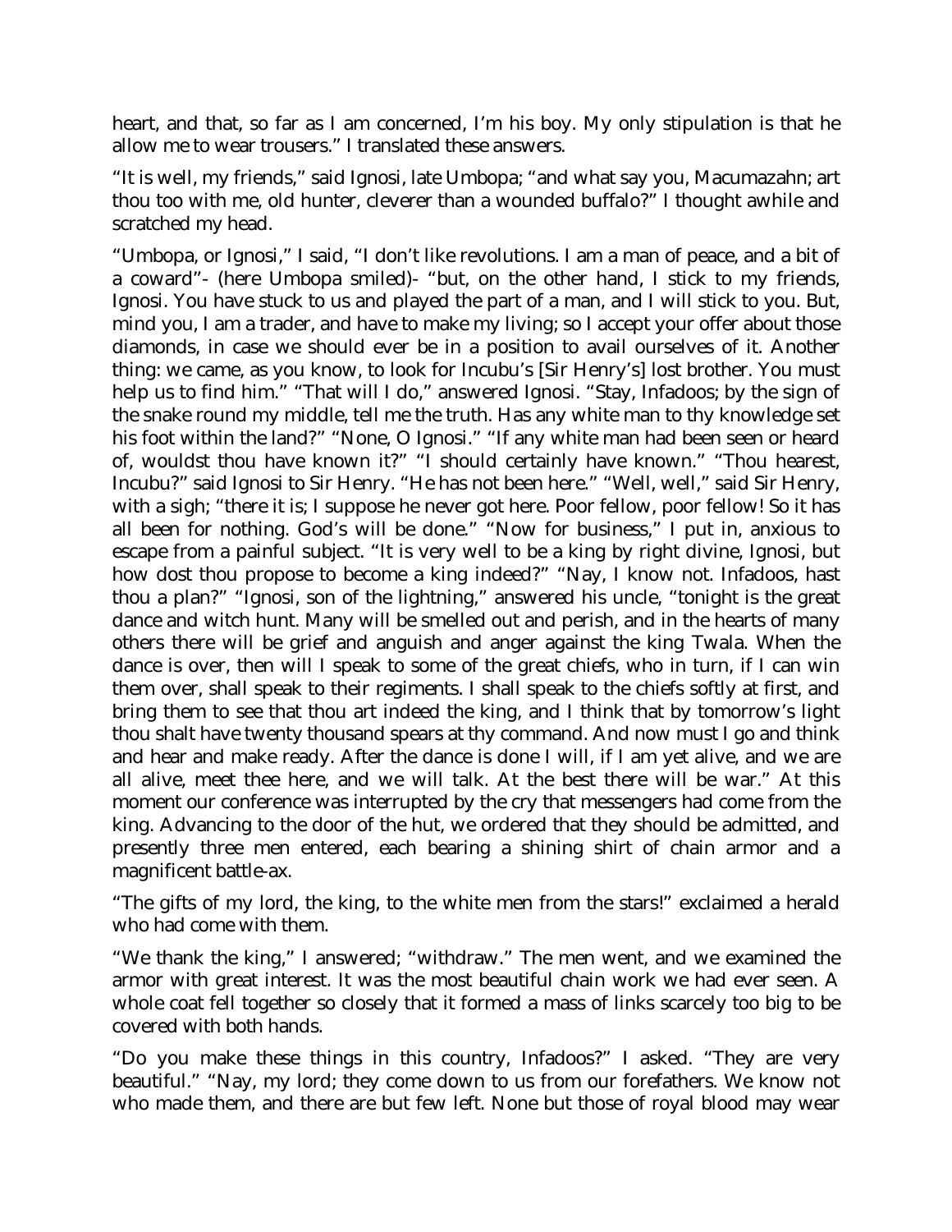heart, and that, so far as I am concerned, I'm his boy. My only stipulation is that he allow me to wear trousers." I translated these answers.

"It is well, my friends," said Ignosi, late Umbopa; "and what say you, Macumazahn; art thou too with me, old hunter, cleverer than a wounded buffalo?" I thought awhile and scratched my head.

"Umbopa, or Ignosi," I said, "I don't like revolutions. I am a man of peace, and a bit of a coward"- (here Umbopa smiled)- "but, on the other hand, I stick to my friends, Ignosi. You have stuck to us and played the part of a man, and I will stick to you. But, mind you, I am a trader, and have to make my living; so I accept your offer about those diamonds, in case we should ever be in a position to avail ourselves of it. Another thing: we came, as you know, to look for Incubu's [Sir Henry's] lost brother. You must help us to find him." "That will I do," answered Ignosi. "Stay, Infadoos; by the sign of the snake round my middle, tell me the truth. Has any white man to thy knowledge set his foot within the land?" "None, O Ignosi." "If any white man had been seen or heard of, wouldst thou have known it?" "I should certainly have known." "Thou hearest, Incubu?" said Ignosi to Sir Henry. "He has not been here." "Well, well," said Sir Henry, with a sigh; "there it is; I suppose he never got here. Poor fellow, poor fellow! So it has all been for nothing. God's will be done." "Now for business," I put in, anxious to escape from a painful subject. "It is very well to be a king by right divine, Ignosi, but how dost thou propose to become a king indeed?" "Nay, I know not. Infadoos, hast thou a plan?" "Ignosi, son of the lightning," answered his uncle, "tonight is the great dance and witch hunt. Many will be smelled out and perish, and in the hearts of many others there will be grief and anguish and anger against the king Twala. When the dance is over, then will I speak to some of the great chiefs, who in turn, if I can win them over, shall speak to their regiments. I shall speak to the chiefs softly at first, and bring them to see that thou art indeed the king, and I think that by tomorrow's light thou shalt have twenty thousand spears at thy command. And now must I go and think and hear and make ready. After the dance is done I will, if I am yet alive, and we are all alive, meet thee here, and we will talk. At the best there will be war." At this moment our conference was interrupted by the cry that messengers had come from the king. Advancing to the door of the hut, we ordered that they should be admitted, and presently three men entered, each bearing a shining shirt of chain armor and a magnificent battle-ax.

"The gifts of my lord, the king, to the white men from the stars!" exclaimed a herald who had come with them.

"We thank the king," I answered; "withdraw." The men went, and we examined the armor with great interest. It was the most beautiful chain work we had ever seen. A whole coat fell together so closely that it formed a mass of links scarcely too big to be covered with both hands.

"Do you make these things in this country, Infadoos?" I asked. "They are very beautiful." "Nay, my lord; they come down to us from our forefathers. We know not who made them, and there are but few left. None but those of royal blood may wear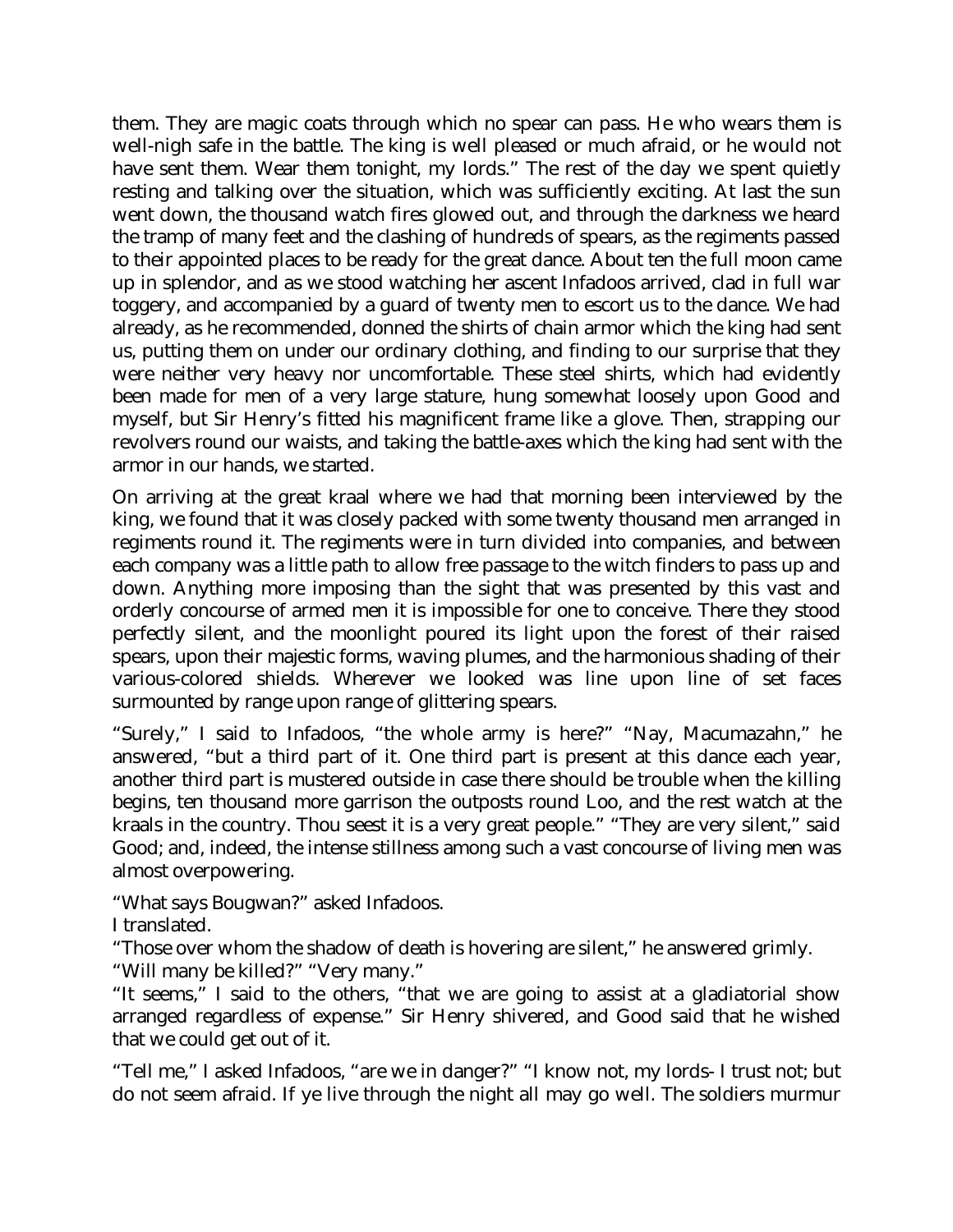them. They are magic coats through which no spear can pass. He who wears them is well-nigh safe in the battle. The king is well pleased or much afraid, or he would not have sent them. Wear them tonight, my lords." The rest of the day we spent quietly resting and talking over the situation, which was sufficiently exciting. At last the sun went down, the thousand watch fires glowed out, and through the darkness we heard the tramp of many feet and the clashing of hundreds of spears, as the regiments passed to their appointed places to be ready for the great dance. About ten the full moon came up in splendor, and as we stood watching her ascent Infadoos arrived, clad in full war toggery, and accompanied by a guard of twenty men to escort us to the dance. We had already, as he recommended, donned the shirts of chain armor which the king had sent us, putting them on under our ordinary clothing, and finding to our surprise that they were neither very heavy nor uncomfortable. These steel shirts, which had evidently been made for men of a very large stature, hung somewhat loosely upon Good and myself, but Sir Henry's fitted his magnificent frame like a glove. Then, strapping our revolvers round our waists, and taking the battle-axes which the king had sent with the armor in our hands, we started.

On arriving at the great kraal where we had that morning been interviewed by the king, we found that it was closely packed with some twenty thousand men arranged in regiments round it. The regiments were in turn divided into companies, and between each company was a little path to allow free passage to the witch finders to pass up and down. Anything more imposing than the sight that was presented by this vast and orderly concourse of armed men it is impossible for one to conceive. There they stood perfectly silent, and the moonlight poured its light upon the forest of their raised spears, upon their majestic forms, waving plumes, and the harmonious shading of their various-colored shields. Wherever we looked was line upon line of set faces surmounted by range upon range of glittering spears.

"Surely," I said to Infadoos, "the whole army is here?" "Nay, Macumazahn," he answered, "but a third part of it. One third part is present at this dance each year, another third part is mustered outside in case there should be trouble when the killing begins, ten thousand more garrison the outposts round Loo, and the rest watch at the kraals in the country. Thou seest it is a very great people." "They are very silent," said Good; and, indeed, the intense stillness among such a vast concourse of living men was almost overpowering.

"What says Bougwan?" asked Infadoos.

I translated.

"Those over whom the shadow of death is hovering are silent," he answered grimly.

"Will many be killed?" "Very many."

"It seems," I said to the others, "that we are going to assist at a gladiatorial show arranged regardless of expense." Sir Henry shivered, and Good said that he wished that we could get out of it.

"Tell me," I asked Infadoos, "are we in danger?" "I know not, my lords- I trust not; but do not seem afraid. If ye live through the night all may go well. The soldiers murmur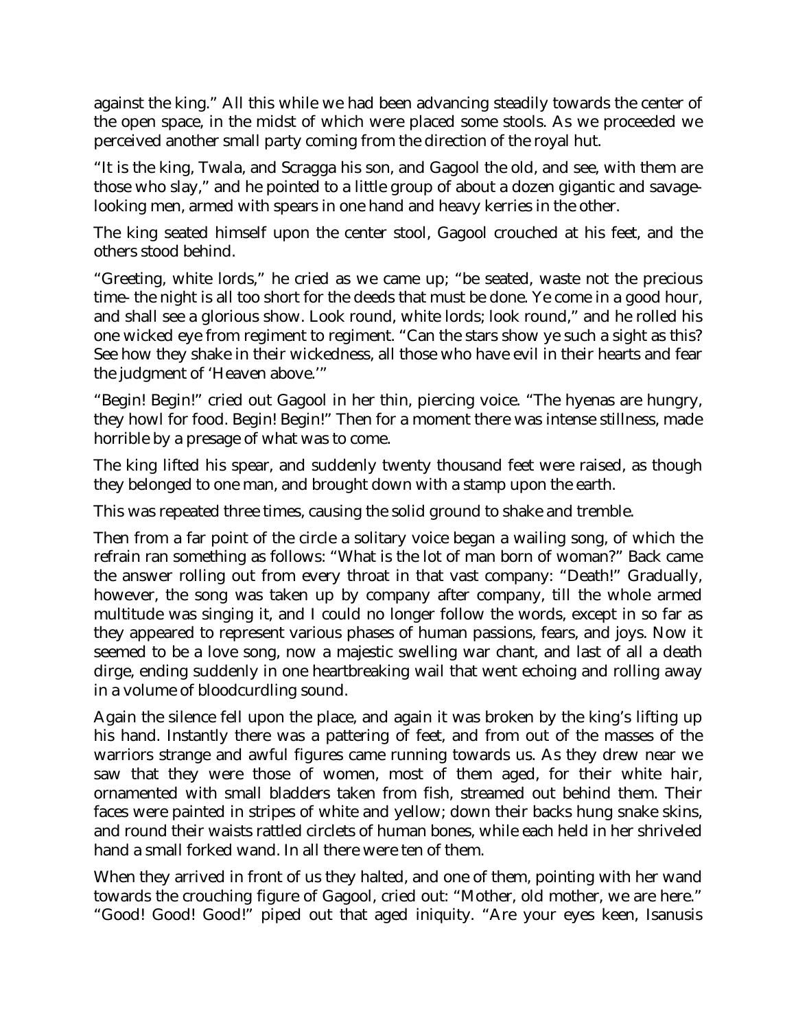against the king." All this while we had been advancing steadily towards the center of the open space, in the midst of which were placed some stools. As we proceeded we perceived another small party coming from the direction of the royal hut.

"It is the king, Twala, and Scragga his son, and Gagool the old, and see, with them are those who slay," and he pointed to a little group of about a dozen gigantic and savage-looking men, armed with spears in one hand and heavy kerries in the other.

The king seated himself upon the center stool, Gagool crouched at his feet, and the others stood behind.

"Greeting, white lords," he cried as we came up; "be seated, waste not the precious time- the night is all too short for the deeds that must be done. Ye come in a good hour, and shall see a glorious show. Look round, white lords; look round," and he rolled his one wicked eye from regiment to regiment. "Can the stars show ye such a sight as this? See how they shake in their wickedness, all those who have evil in their hearts and fear the judgment of 'Heaven above.'"

"Begin! Begin!" cried out Gagool in her thin, piercing voice. "The hyenas are hungry, they howl for food. Begin! Begin!" Then for a moment there was intense stillness, made horrible by a presage of what was to come.

The king lifted his spear, and suddenly twenty thousand feet were raised, as though they belonged to one man, and brought down with a stamp upon the earth.

This was repeated three times, causing the solid ground to shake and tremble.

Then from a far point of the circle a solitary voice began a wailing song, of which the refrain ran something as follows: "What is the lot of man born of woman?" Back came the answer rolling out from every throat in that vast company: "Death!" Gradually, however, the song was taken up by company after company, till the whole armed multitude was singing it, and I could no longer follow the words, except in so far as they appeared to represent various phases of human passions, fears, and joys. Now it seemed to be a love song, now a majestic swelling war chant, and last of all a death dirge, ending suddenly in one heartbreaking wail that went echoing and rolling away in a volume of bloodcurdling sound.

Again the silence fell upon the place, and again it was broken by the king's lifting up his hand. Instantly there was a pattering of feet, and from out of the masses of the warriors strange and awful figures came running towards us. As they drew near we saw that they were those of women, most of them aged, for their white hair, ornamented with small bladders taken from fish, streamed out behind them. Their faces were painted in stripes of white and yellow; down their backs hung snake skins, and round their waists rattled circlets of human bones, while each held in her shriveled hand a small forked wand. In all there were ten of them.

When they arrived in front of us they halted, and one of them, pointing with her wand towards the crouching figure of Gagool, cried out: "Mother, old mother, we are here." "Good! Good! Good!" piped out that aged iniquity. "Are your eyes keen, Isanusis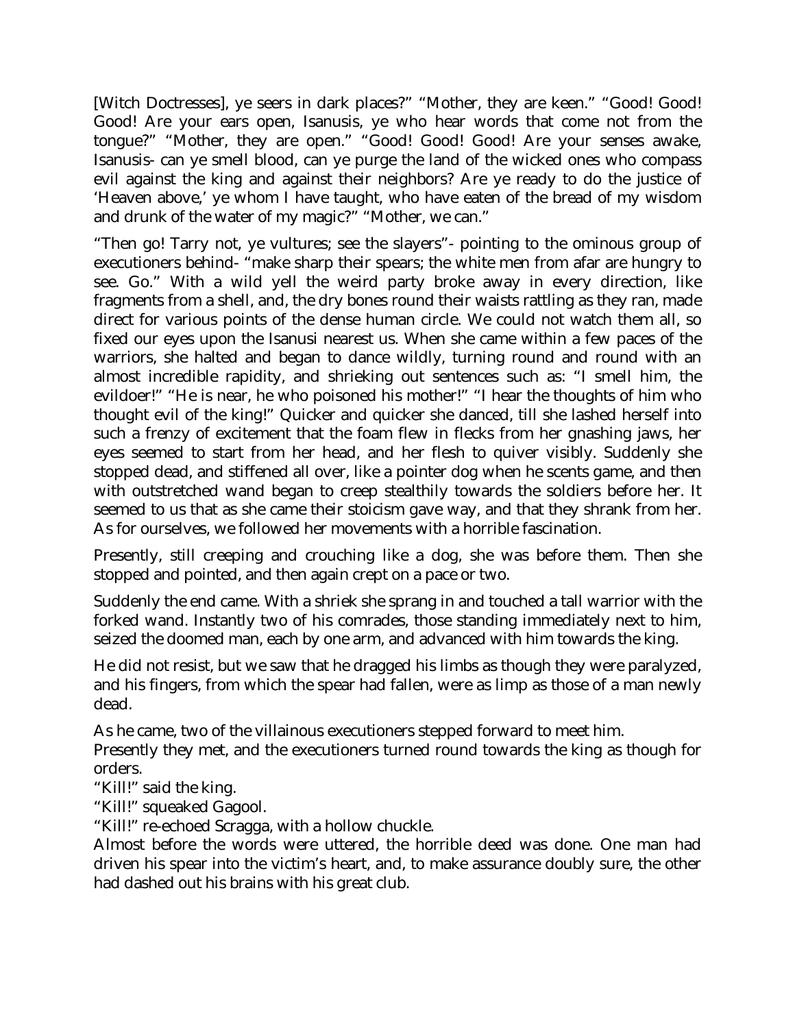[Witch Doctresses], ye seers in dark places?" "Mother, they are keen." "Good! Good! Good! Are your ears open, Isanusis, ye who hear words that come not from the tongue?" "Mother, they are open." "Good! Good! Good! Are your senses awake, Isanusis- can ye smell blood, can ye purge the land of the wicked ones who compass evil against the king and against their neighbors? Are ye ready to do the justice of 'Heaven above,' ye whom I have taught, who have eaten of the bread of my wisdom and drunk of the water of my magic?" "Mother, we can."

"Then go! Tarry not, ye vultures; see the slayers"- pointing to the ominous group of executioners behind- "make sharp their spears; the white men from afar are hungry to see. Go." With a wild yell the weird party broke away in every direction, like fragments from a shell, and, the dry bones round their waists rattling as they ran, made direct for various points of the dense human circle. We could not watch them all, so fixed our eyes upon the Isanusi nearest us. When she came within a few paces of the warriors, she halted and began to dance wildly, turning round and round with an almost incredible rapidity, and shrieking out sentences such as: "I smell him, the evildoer!" "He is near, he who poisoned his mother!" "I hear the thoughts of him who thought evil of the king!" Quicker and quicker she danced, till she lashed herself into such a frenzy of excitement that the foam flew in flecks from her gnashing jaws, her eyes seemed to start from her head, and her flesh to quiver visibly. Suddenly she stopped dead, and stiffened all over, like a pointer dog when he scents game, and then with outstretched wand began to creep stealthily towards the soldiers before her. It seemed to us that as she came their stoicism gave way, and that they shrank from her. As for ourselves, we followed her movements with a horrible fascination.

Presently, still creeping and crouching like a dog, she was before them. Then she stopped and pointed, and then again crept on a pace or two.

Suddenly the end came. With a shriek she sprang in and touched a tall warrior with the forked wand. Instantly two of his comrades, those standing immediately next to him, seized the doomed man, each by one arm, and advanced with him towards the king.

He did not resist, but we saw that he dragged his limbs as though they were paralyzed, and his fingers, from which the spear had fallen, were as limp as those of a man newly dead.

As he came, two of the villainous executioners stepped forward to meet him.
Presently they met, and the executioners turned round towards the king as though for orders.
"Kill!" said the king.
"Kill!" squeaked Gagool.
"Kill!" re-echoed Scragga, with a hollow chuckle.
Almost before the words were uttered, the horrible deed was done. One man had driven his spear into the victim's heart, and, to make assurance doubly sure, the other had dashed out his brains with his great club.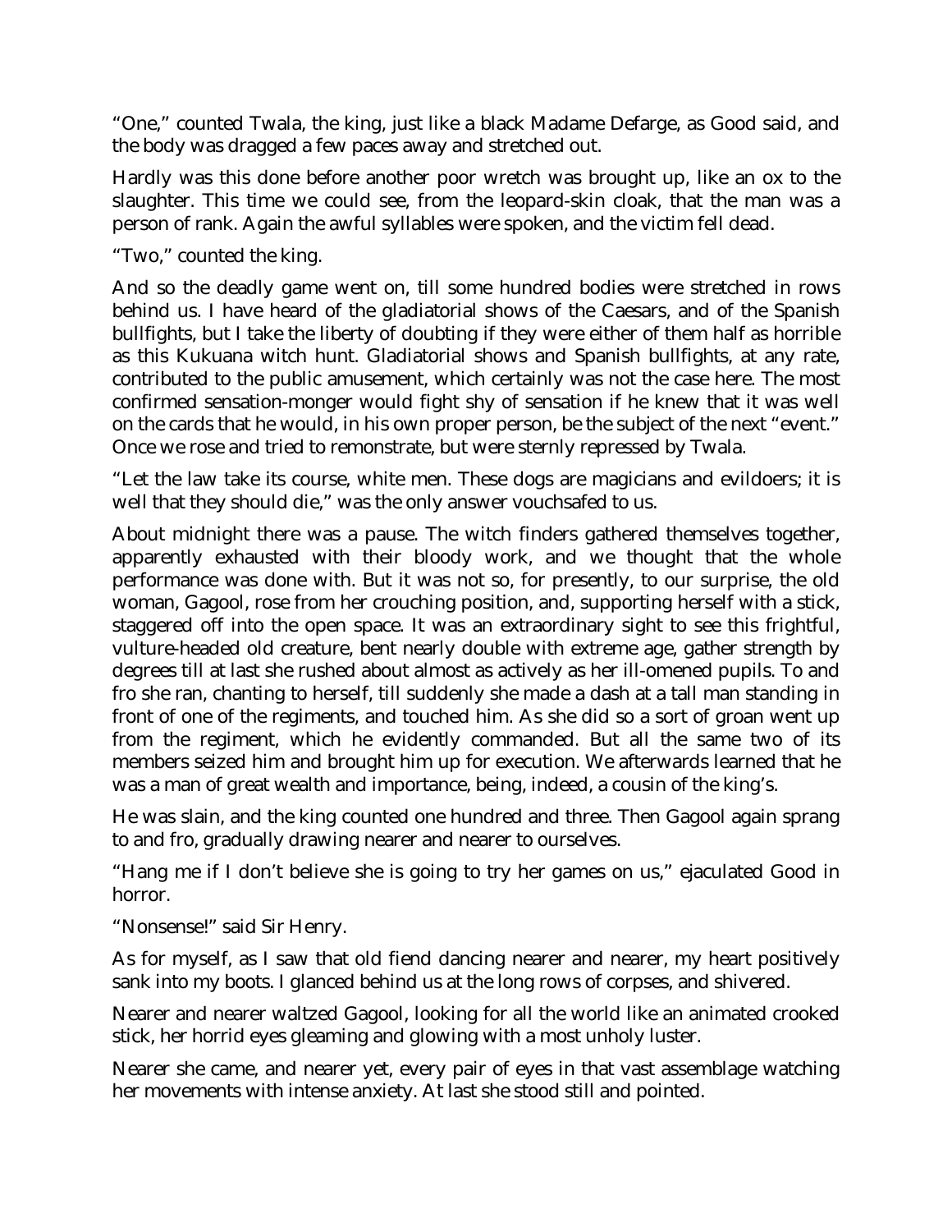"One," counted Twala, the king, just like a black Madame Defarge, as Good said, and the body was dragged a few paces away and stretched out.

Hardly was this done before another poor wretch was brought up, like an ox to the slaughter. This time we could see, from the leopard-skin cloak, that the man was a person of rank. Again the awful syllables were spoken, and the victim fell dead.

"Two," counted the king.

And so the deadly game went on, till some hundred bodies were stretched in rows behind us. I have heard of the gladiatorial shows of the Caesars, and of the Spanish bullfights, but I take the liberty of doubting if they were either of them half as horrible as this Kukuana witch hunt. Gladiatorial shows and Spanish bullfights, at any rate, contributed to the public amusement, which certainly was not the case here. The most confirmed sensation-monger would fight shy of sensation if he knew that it was well on the cards that he would, in his own proper person, be the subject of the next "event." Once we rose and tried to remonstrate, but were sternly repressed by Twala.

"Let the law take its course, white men. These dogs are magicians and evildoers; it is well that they should die," was the only answer vouchsafed to us.

About midnight there was a pause. The witch finders gathered themselves together, apparently exhausted with their bloody work, and we thought that the whole performance was done with. But it was not so, for presently, to our surprise, the old woman, Gagool, rose from her crouching position, and, supporting herself with a stick, staggered off into the open space. It was an extraordinary sight to see this frightful, vulture-headed old creature, bent nearly double with extreme age, gather strength by degrees till at last she rushed about almost as actively as her ill-omened pupils. To and fro she ran, chanting to herself, till suddenly she made a dash at a tall man standing in front of one of the regiments, and touched him. As she did so a sort of groan went up from the regiment, which he evidently commanded. But all the same two of its members seized him and brought him up for execution. We afterwards learned that he was a man of great wealth and importance, being, indeed, a cousin of the king's.

He was slain, and the king counted one hundred and three. Then Gagool again sprang to and fro, gradually drawing nearer and nearer to ourselves.

"Hang me if I don't believe she is going to try her games on us," ejaculated Good in horror.

"Nonsense!" said Sir Henry.

As for myself, as I saw that old fiend dancing nearer and nearer, my heart positively sank into my boots. I glanced behind us at the long rows of corpses, and shivered.

Nearer and nearer waltzed Gagool, looking for all the world like an animated crooked stick, her horrid eyes gleaming and glowing with a most unholy luster.

Nearer she came, and nearer yet, every pair of eyes in that vast assemblage watching her movements with intense anxiety. At last she stood still and pointed.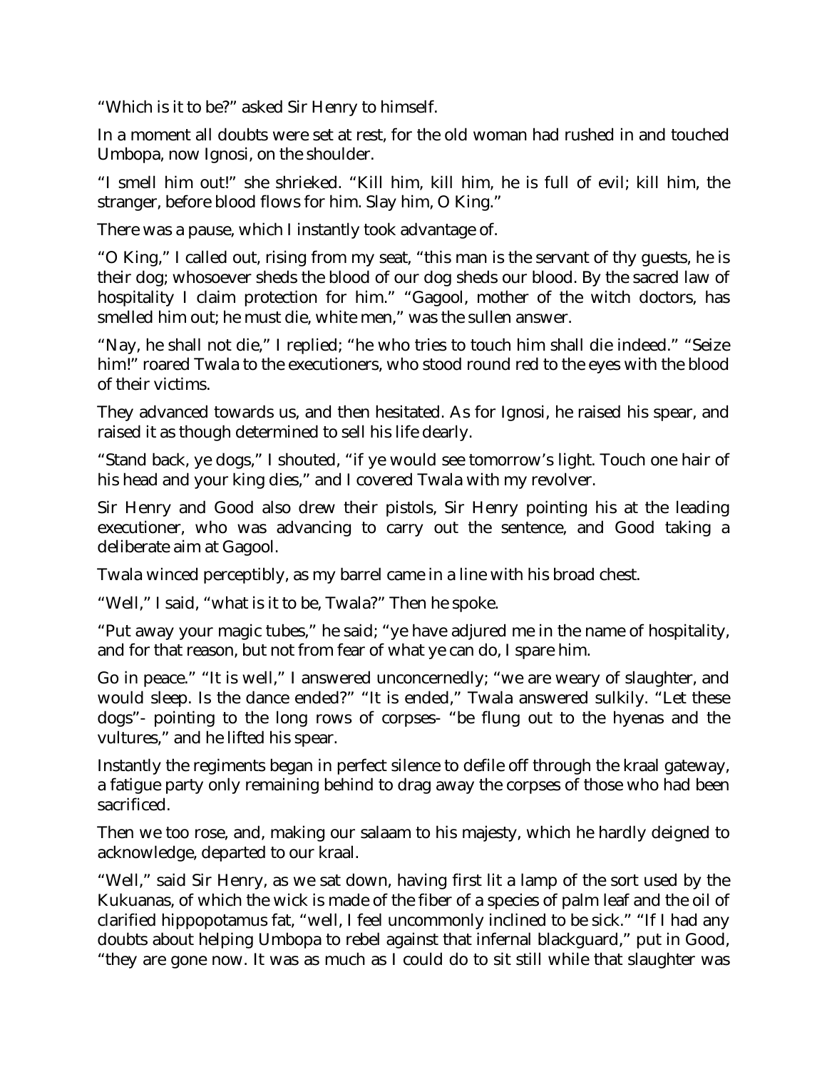"Which is it to be?" asked Sir Henry to himself.

In a moment all doubts were set at rest, for the old woman had rushed in and touched Umbopa, now Ignosi, on the shoulder.

"I smell him out!" she shrieked. "Kill him, kill him, he is full of evil; kill him, the stranger, before blood flows for him. Slay him, O King."

There was a pause, which I instantly took advantage of.

"O King," I called out, rising from my seat, "this man is the servant of thy guests, he is their dog; whosoever sheds the blood of our dog sheds our blood. By the sacred law of hospitality I claim protection for him." "Gagool, mother of the witch doctors, has smelled him out; he must die, white men," was the sullen answer.

"Nay, he shall not die," I replied; "he who tries to touch him shall die indeed." "Seize him!" roared Twala to the executioners, who stood round red to the eyes with the blood of their victims.

They advanced towards us, and then hesitated. As for Ignosi, he raised his spear, and raised it as though determined to sell his life dearly.

"Stand back, ye dogs," I shouted, "if ye would see tomorrow's light. Touch one hair of his head and your king dies," and I covered Twala with my revolver.

Sir Henry and Good also drew their pistols, Sir Henry pointing his at the leading executioner, who was advancing to carry out the sentence, and Good taking a deliberate aim at Gagool.

Twala winced perceptibly, as my barrel came in a line with his broad chest.

"Well," I said, "what is it to be, Twala?" Then he spoke.

"Put away your magic tubes," he said; "ye have adjured me in the name of hospitality, and for that reason, but not from fear of what ye can do, I spare him.

Go in peace." "It is well," I answered unconcernedly; "we are weary of slaughter, and would sleep. Is the dance ended?" "It is ended," Twala answered sulkily. "Let these dogs"- pointing to the long rows of corpses- "be flung out to the hyenas and the vultures," and he lifted his spear.

Instantly the regiments began in perfect silence to defile off through the kraal gateway, a fatigue party only remaining behind to drag away the corpses of those who had been sacrificed.

Then we too rose, and, making our salaam to his majesty, which he hardly deigned to acknowledge, departed to our kraal.

"Well," said Sir Henry, as we sat down, having first lit a lamp of the sort used by the Kukuanas, of which the wick is made of the fiber of a species of palm leaf and the oil of clarified hippopotamus fat, "well, I feel uncommonly inclined to be sick." "If I had any doubts about helping Umbopa to rebel against that infernal blackguard," put in Good, "they are gone now. It was as much as I could do to sit still while that slaughter was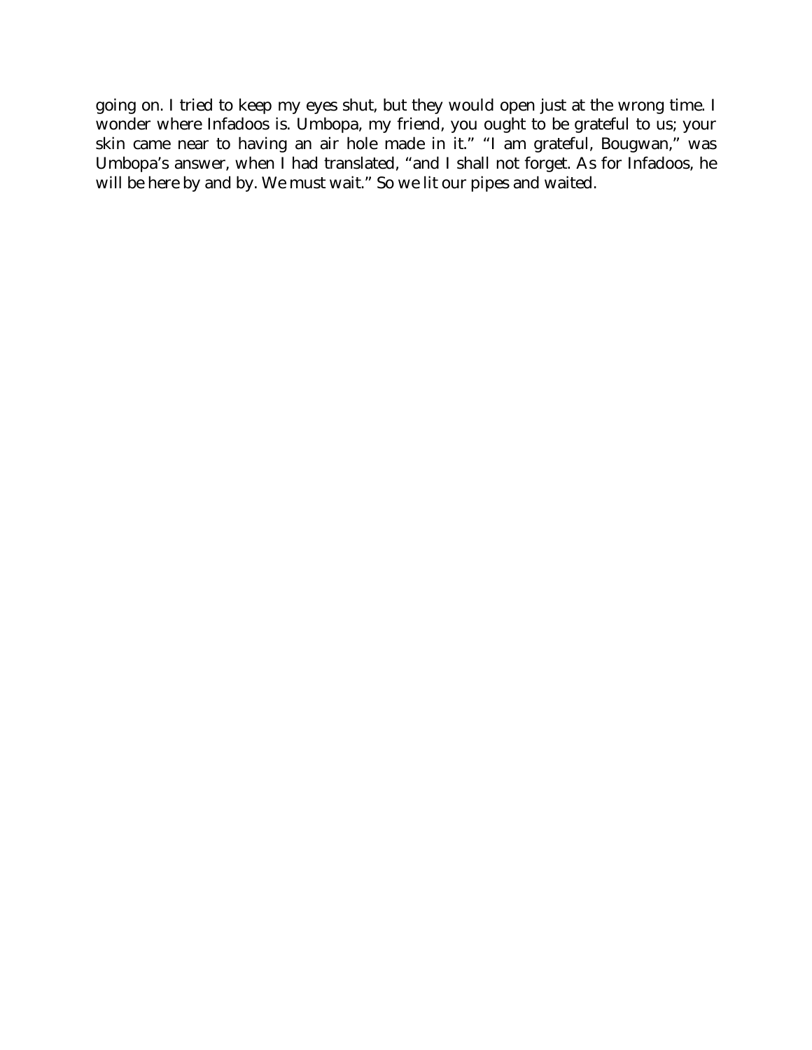going on. I tried to keep my eyes shut, but they would open just at the wrong time. I wonder where Infadoos is. Umbopa, my friend, you ought to be grateful to us; your skin came near to having an air hole made in it." "I am grateful, Bougwan," was Umbopa's answer, when I had translated, "and I shall not forget. As for Infadoos, he will be here by and by. We must wait." So we lit our pipes and waited.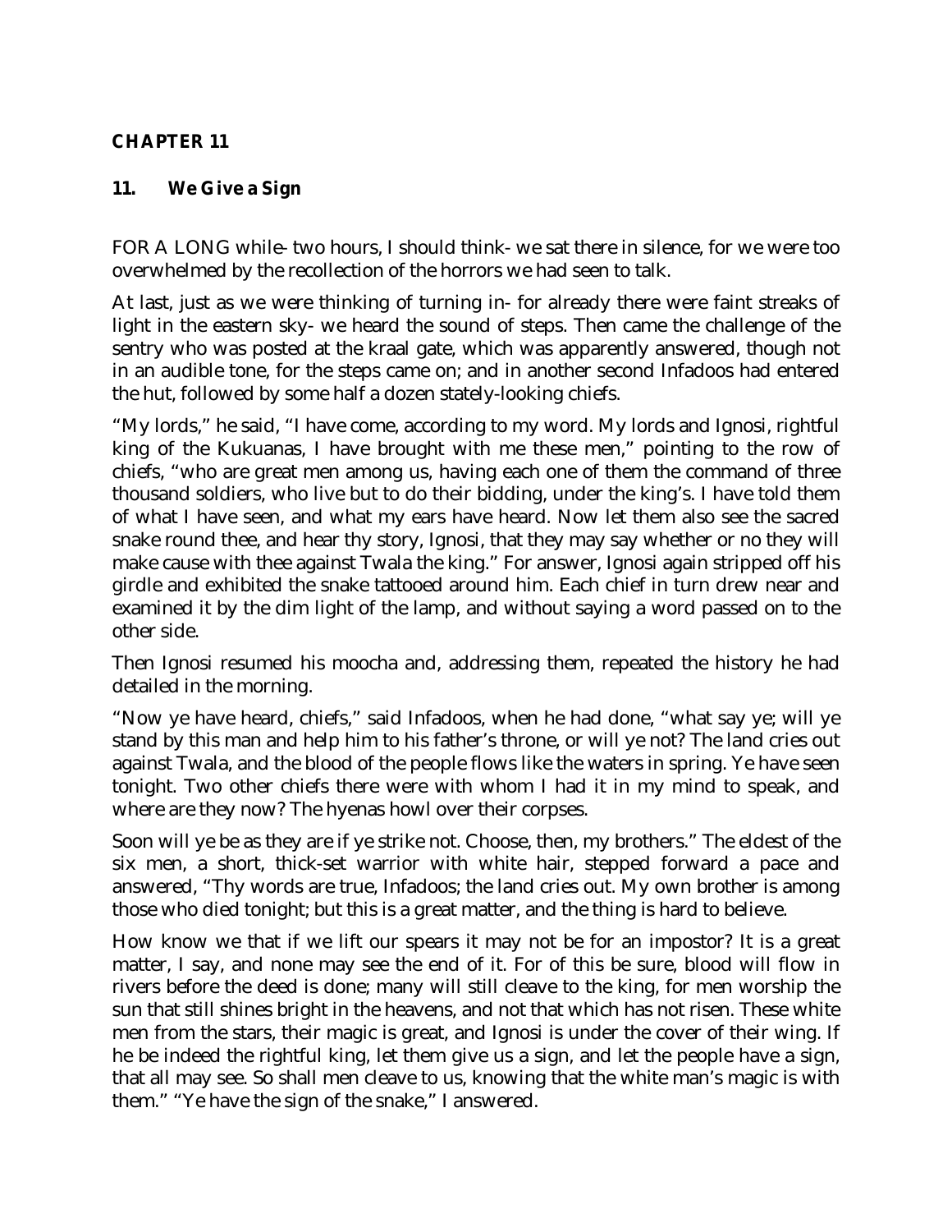# CHAPTER 11

## 11. We Give a Sign

FOR A LONG while- two hours, I should think- we sat there in silence, for we were too overwhelmed by the recollection of the horrors we had seen to talk.

At last, just as we were thinking of turning in- for already there were faint streaks of light in the eastern sky- we heard the sound of steps. Then came the challenge of the sentry who was posted at the kraal gate, which was apparently answered, though not in an audible tone, for the steps came on; and in another second Infadoos had entered the hut, followed by some half a dozen stately-looking chiefs.

"My lords," he said, "I have come, according to my word. My lords and Ignosi, rightful king of the Kukuanas, I have brought with me these men," pointing to the row of chiefs, "who are great men among us, having each one of them the command of three thousand soldiers, who live but to do their bidding, under the king's. I have told them of what I have seen, and what my ears have heard. Now let them also see the sacred snake round thee, and hear thy story, Ignosi, that they may say whether or no they will make cause with thee against Twala the king." For answer, Ignosi again stripped off his girdle and exhibited the snake tattooed around him. Each chief in turn drew near and examined it by the dim light of the lamp, and without saying a word passed on to the other side.

Then Ignosi resumed his moocha and, addressing them, repeated the history he had detailed in the morning.

"Now ye have heard, chiefs," said Infadoos, when he had done, "what say ye; will ye stand by this man and help him to his father's throne, or will ye not? The land cries out against Twala, and the blood of the people flows like the waters in spring. Ye have seen tonight. Two other chiefs there were with whom I had it in my mind to speak, and where are they now? The hyenas howl over their corpses.

Soon will ye be as they are if ye strike not. Choose, then, my brothers." The eldest of the six men, a short, thick-set warrior with white hair, stepped forward a pace and answered, "Thy words are true, Infadoos; the land cries out. My own brother is among those who died tonight; but this is a great matter, and the thing is hard to believe.

How know we that if we lift our spears it may not be for an impostor? It is a great matter, I say, and none may see the end of it. For of this be sure, blood will flow in rivers before the deed is done; many will still cleave to the king, for men worship the sun that still shines bright in the heavens, and not that which has not risen. These white men from the stars, their magic is great, and Ignosi is under the cover of their wing. If he be indeed the rightful king, let them give us a sign, and let the people have a sign, that all may see. So shall men cleave to us, knowing that the white man's magic is with them." "Ye have the sign of the snake," I answered.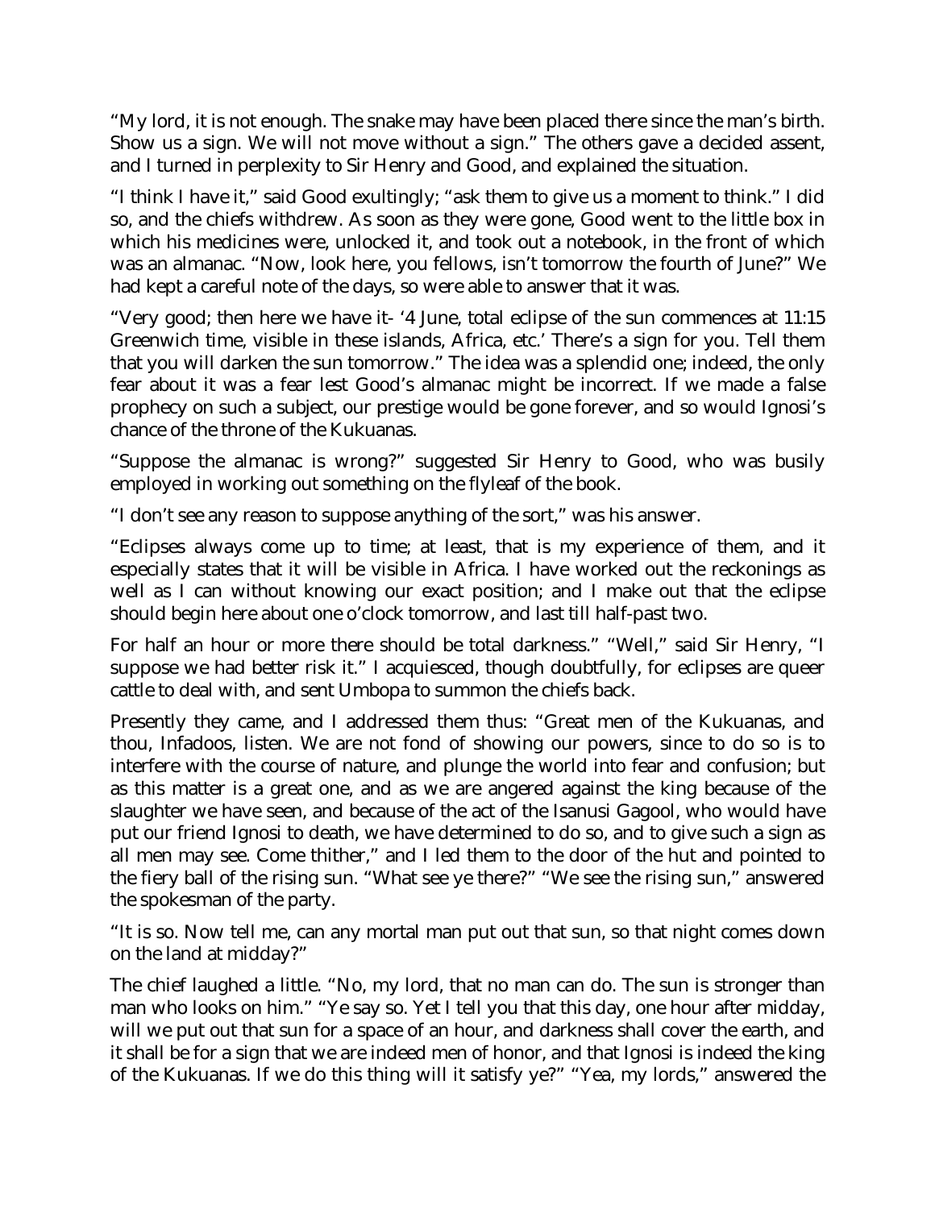"My lord, it is not enough. The snake may have been placed there since the man's birth. Show us a sign. We will not move without a sign." The others gave a decided assent, and I turned in perplexity to Sir Henry and Good, and explained the situation.

"I think I have it," said Good exultingly; "ask them to give us a moment to think." I did so, and the chiefs withdrew. As soon as they were gone, Good went to the little box in which his medicines were, unlocked it, and took out a notebook, in the front of which was an almanac. "Now, look here, you fellows, isn't tomorrow the fourth of June?" We had kept a careful note of the days, so were able to answer that it was.

"Very good; then here we have it- '4 June, total eclipse of the sun commences at 11:15 Greenwich time, visible in these islands, Africa, etc.' There's a sign for you. Tell them that you will darken the sun tomorrow." The idea was a splendid one; indeed, the only fear about it was a fear lest Good's almanac might be incorrect. If we made a false prophecy on such a subject, our prestige would be gone forever, and so would Ignosi's chance of the throne of the Kukuanas.

"Suppose the almanac is wrong?" suggested Sir Henry to Good, who was busily employed in working out something on the flyleaf of the book.

"I don't see any reason to suppose anything of the sort," was his answer.

"Eclipses always come up to time; at least, that is my experience of them, and it especially states that it will be visible in Africa. I have worked out the reckonings as well as I can without knowing our exact position; and I make out that the eclipse should begin here about one o'clock tomorrow, and last till half-past two.

For half an hour or more there should be total darkness." "Well," said Sir Henry, "I suppose we had better risk it." I acquiesced, though doubtfully, for eclipses are queer cattle to deal with, and sent Umbopa to summon the chiefs back.

Presently they came, and I addressed them thus: "Great men of the Kukuanas, and thou, Infadoos, listen. We are not fond of showing our powers, since to do so is to interfere with the course of nature, and plunge the world into fear and confusion; but as this matter is a great one, and as we are angered against the king because of the slaughter we have seen, and because of the act of the Isanusi Gagool, who would have put our friend Ignosi to death, we have determined to do so, and to give such a sign as all men may see. Come thither," and I led them to the door of the hut and pointed to the fiery ball of the rising sun. "What see ye there?" "We see the rising sun," answered the spokesman of the party.

"It is so. Now tell me, can any mortal man put out that sun, so that night comes down on the land at midday?"

The chief laughed a little. "No, my lord, that no man can do. The sun is stronger than man who looks on him." "Ye say so. Yet I tell you that this day, one hour after midday, will we put out that sun for a space of an hour, and darkness shall cover the earth, and it shall be for a sign that we are indeed men of honor, and that Ignosi is indeed the king of the Kukuanas. If we do this thing will it satisfy ye?" "Yea, my lords," answered the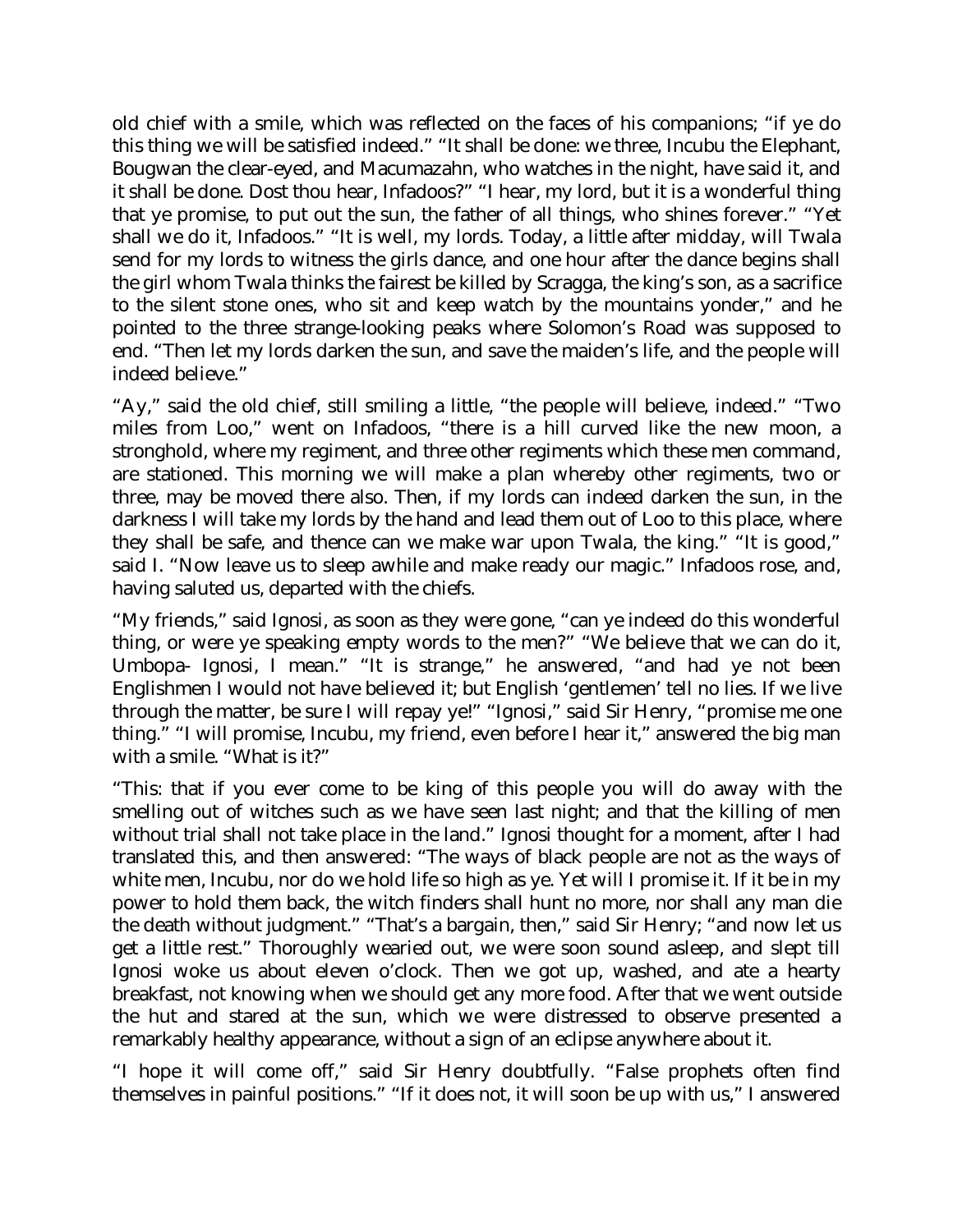old chief with a smile, which was reflected on the faces of his companions; "if ye do this thing we will be satisfied indeed." "It shall be done: we three, Incubu the Elephant, Bougwan the clear-eyed, and Macumazahn, who watches in the night, have said it, and it shall be done. Dost thou hear, Infadoos?" "I hear, my lord, but it is a wonderful thing that ye promise, to put out the sun, the father of all things, who shines forever." "Yet shall we do it, Infadoos." "It is well, my lords. Today, a little after midday, will Twala send for my lords to witness the girls dance, and one hour after the dance begins shall the girl whom Twala thinks the fairest be killed by Scragga, the king's son, as a sacrifice to the silent stone ones, who sit and keep watch by the mountains yonder," and he pointed to the three strange-looking peaks where Solomon's Road was supposed to end. "Then let my lords darken the sun, and save the maiden's life, and the people will indeed believe."

"Ay," said the old chief, still smiling a little, "the people will believe, indeed." "Two miles from Loo," went on Infadoos, "there is a hill curved like the new moon, a stronghold, where my regiment, and three other regiments which these men command, are stationed. This morning we will make a plan whereby other regiments, two or three, may be moved there also. Then, if my lords can indeed darken the sun, in the darkness I will take my lords by the hand and lead them out of Loo to this place, where they shall be safe, and thence can we make war upon Twala, the king." "It is good," said I. "Now leave us to sleep awhile and make ready our magic." Infadoos rose, and, having saluted us, departed with the chiefs.

"My friends," said Ignosi, as soon as they were gone, "can ye indeed do this wonderful thing, or were ye speaking empty words to the men?" "We believe that we can do it, Umbopa- Ignosi, I mean." "It is strange," he answered, "and had ye not been Englishmen I would not have believed it; but English 'gentlemen' tell no lies. If we live through the matter, be sure I will repay ye!" "Ignosi," said Sir Henry, "promise me one thing." "I will promise, Incubu, my friend, even before I hear it," answered the big man with a smile. "What is it?"

"This: that if you ever come to be king of this people you will do away with the smelling out of witches such as we have seen last night; and that the killing of men without trial shall not take place in the land." Ignosi thought for a moment, after I had translated this, and then answered: "The ways of black people are not as the ways of white men, Incubu, nor do we hold life so high as ye. Yet will I promise it. If it be in my power to hold them back, the witch finders shall hunt no more, nor shall any man die the death without judgment." "That's a bargain, then," said Sir Henry; "and now let us get a little rest." Thoroughly wearied out, we were soon sound asleep, and slept till Ignosi woke us about eleven o'clock. Then we got up, washed, and ate a hearty breakfast, not knowing when we should get any more food. After that we went outside the hut and stared at the sun, which we were distressed to observe presented a remarkably healthy appearance, without a sign of an eclipse anywhere about it.

"I hope it will come off," said Sir Henry doubtfully. "False prophets often find themselves in painful positions." "If it does not, it will soon be up with us," I answered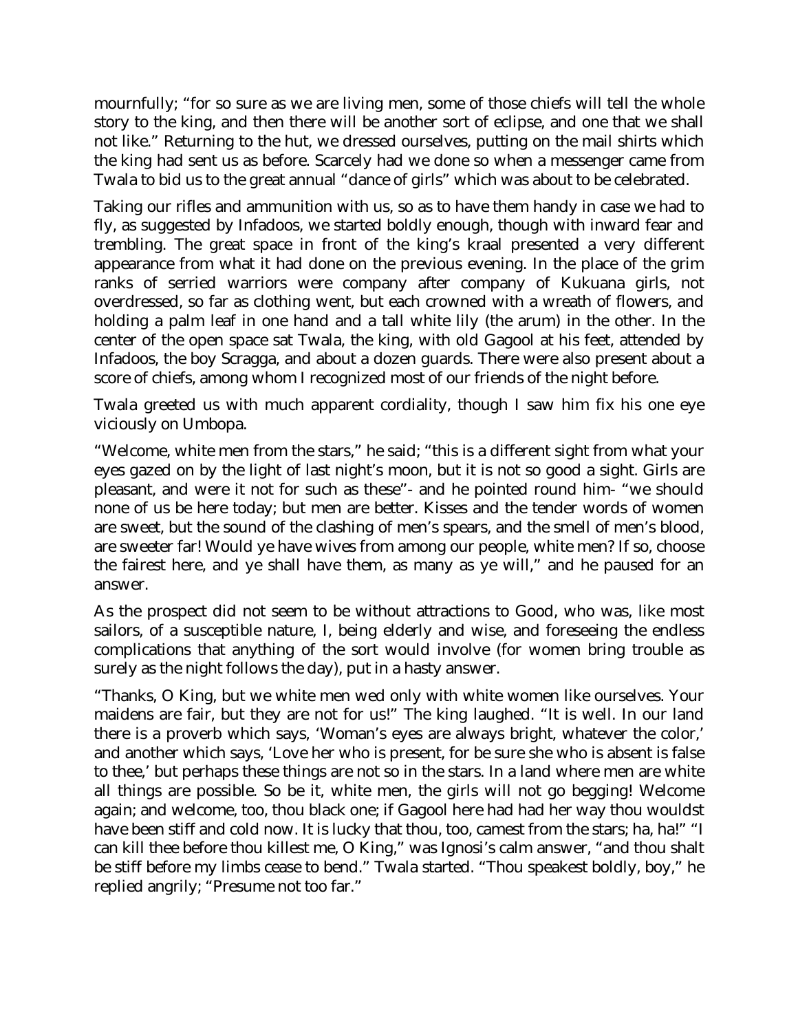mournfully; "for so sure as we are living men, some of those chiefs will tell the whole story to the king, and then there will be another sort of eclipse, and one that we shall not like." Returning to the hut, we dressed ourselves, putting on the mail shirts which the king had sent us as before. Scarcely had we done so when a messenger came from Twala to bid us to the great annual "dance of girls" which was about to be celebrated.

Taking our rifles and ammunition with us, so as to have them handy in case we had to fly, as suggested by Infadoos, we started boldly enough, though with inward fear and trembling. The great space in front of the king's kraal presented a very different appearance from what it had done on the previous evening. In the place of the grim ranks of serried warriors were company after company of Kukuana girls, not overdressed, so far as clothing went, but each crowned with a wreath of flowers, and holding a palm leaf in one hand and a tall white lily (the arum) in the other. In the center of the open space sat Twala, the king, with old Gagool at his feet, attended by Infadoos, the boy Scragga, and about a dozen guards. There were also present about a score of chiefs, among whom I recognized most of our friends of the night before.

Twala greeted us with much apparent cordiality, though I saw him fix his one eye viciously on Umbopa.

"Welcome, white men from the stars," he said; "this is a different sight from what your eyes gazed on by the light of last night's moon, but it is not so good a sight. Girls are pleasant, and were it not for such as these"- and he pointed round him- "we should none of us be here today; but men are better. Kisses and the tender words of women are sweet, but the sound of the clashing of men's spears, and the smell of men's blood, are sweeter far! Would ye have wives from among our people, white men? If so, choose the fairest here, and ye shall have them, as many as ye will," and he paused for an answer.

As the prospect did not seem to be without attractions to Good, who was, like most sailors, of a susceptible nature, I, being elderly and wise, and foreseeing the endless complications that anything of the sort would involve (for women bring trouble as surely as the night follows the day), put in a hasty answer.

"Thanks, O King, but we white men wed only with white women like ourselves. Your maidens are fair, but they are not for us!" The king laughed. "It is well. In our land there is a proverb which says, 'Woman's eyes are always bright, whatever the color,' and another which says, 'Love her who is present, for be sure she who is absent is false to thee,' but perhaps these things are not so in the stars. In a land where men are white all things are possible. So be it, white men, the girls will not go begging! Welcome again; and welcome, too, thou black one; if Gagool here had had her way thou wouldst have been stiff and cold now. It is lucky that thou, too, camest from the stars; ha, ha!" "I can kill thee before thou killest me, O King," was Ignosi's calm answer, "and thou shalt be stiff before my limbs cease to bend." Twala started. "Thou speakest boldly, boy," he replied angrily; "Presume not too far."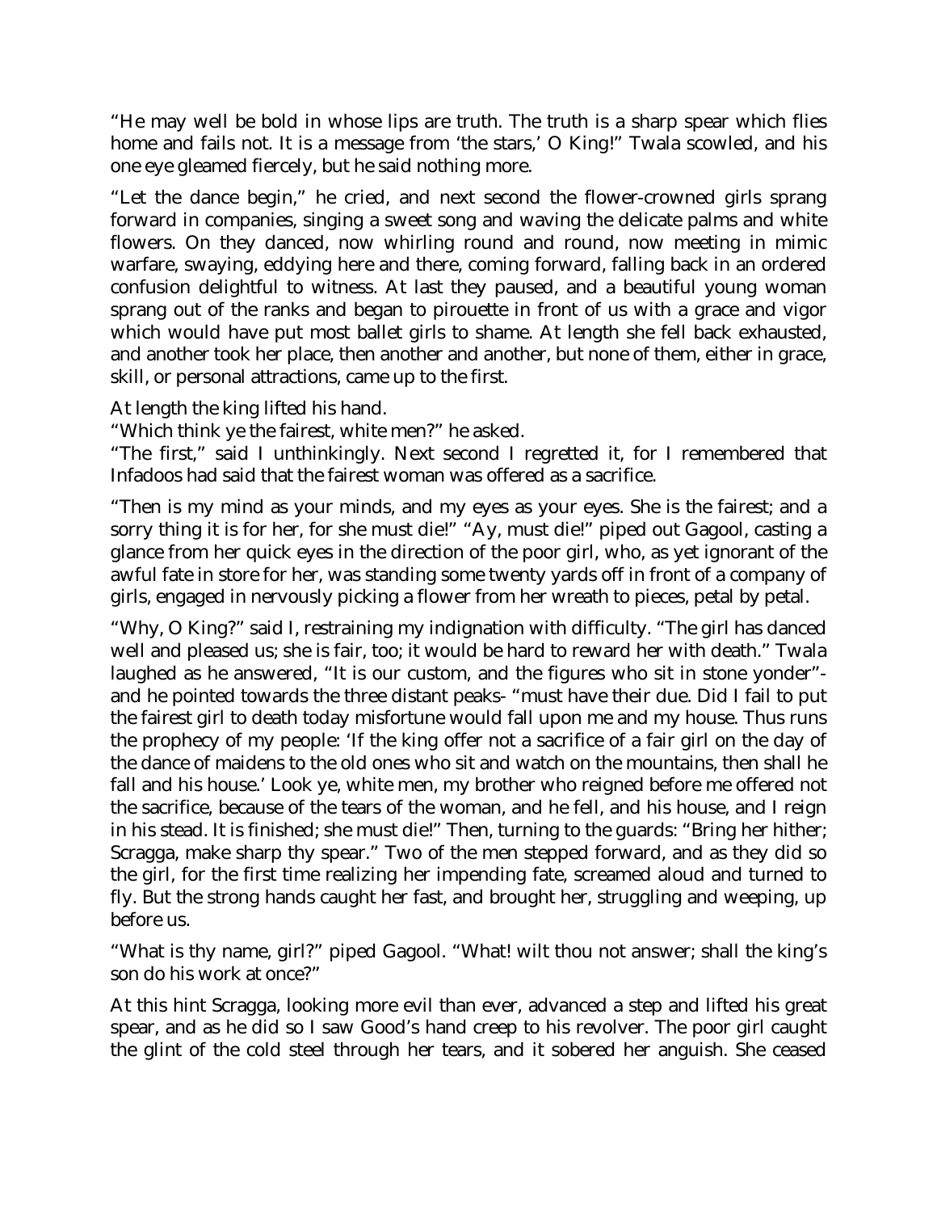"He may well be bold in whose lips are truth. The truth is a sharp spear which flies home and fails not. It is a message from 'the stars,' O King!" Twala scowled, and his one eye gleamed fiercely, but he said nothing more.

"Let the dance begin," he cried, and next second the flower-crowned girls sprang forward in companies, singing a sweet song and waving the delicate palms and white flowers. On they danced, now whirling round and round, now meeting in mimic warfare, swaying, eddying here and there, coming forward, falling back in an ordered confusion delightful to witness. At last they paused, and a beautiful young woman sprang out of the ranks and began to pirouette in front of us with a grace and vigor which would have put most ballet girls to shame. At length she fell back exhausted, and another took her place, then another and another, but none of them, either in grace, skill, or personal attractions, came up to the first.

At length the king lifted his hand.

"Which think ye the fairest, white men?" he asked.

"The first," said I unthinkingly. Next second I regretted it, for I remembered that Infadoos had said that the fairest woman was offered as a sacrifice.

"Then is my mind as your minds, and my eyes as your eyes. She is the fairest; and a sorry thing it is for her, for she must die!" "Ay, must die!" piped out Gagool, casting a glance from her quick eyes in the direction of the poor girl, who, as yet ignorant of the awful fate in store for her, was standing some twenty yards off in front of a company of girls, engaged in nervously picking a flower from her wreath to pieces, petal by petal.

"Why, O King?" said I, restraining my indignation with difficulty. "The girl has danced well and pleased us; she is fair, too; it would be hard to reward her with death." Twala laughed as he answered, "It is our custom, and the figures who sit in stone yonder"- and he pointed towards the three distant peaks- "must have their due. Did I fail to put the fairest girl to death today misfortune would fall upon me and my house. Thus runs the prophecy of my people: 'If the king offer not a sacrifice of a fair girl on the day of the dance of maidens to the old ones who sit and watch on the mountains, then shall he fall and his house.' Look ye, white men, my brother who reigned before me offered not the sacrifice, because of the tears of the woman, and he fell, and his house, and I reign in his stead. It is finished; she must die!" Then, turning to the guards: "Bring her hither; Scragga, make sharp thy spear." Two of the men stepped forward, and as they did so the girl, for the first time realizing her impending fate, screamed aloud and turned to fly. But the strong hands caught her fast, and brought her, struggling and weeping, up before us.

"What is thy name, girl?" piped Gagool. "What! wilt thou not answer; shall the king's son do his work at once?"

At this hint Scragga, looking more evil than ever, advanced a step and lifted his great spear, and as he did so I saw Good's hand creep to his revolver. The poor girl caught the glint of the cold steel through her tears, and it sobered her anguish. She ceased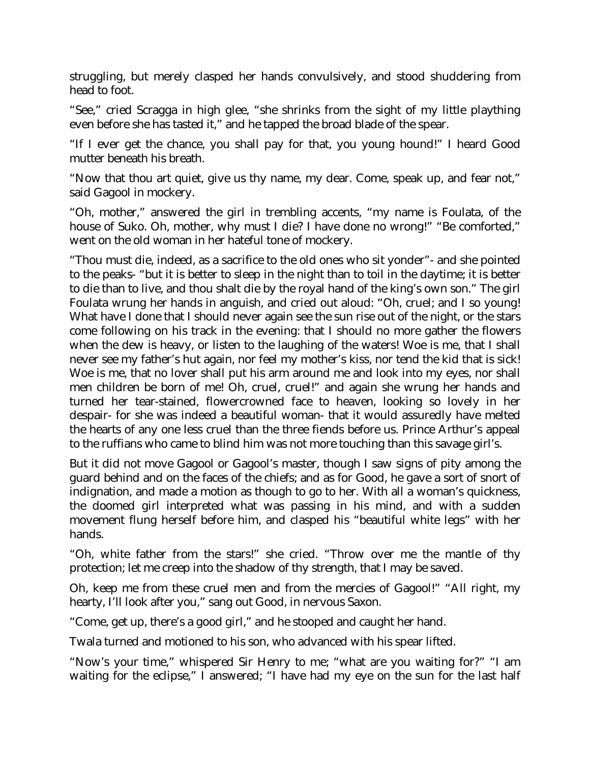struggling, but merely clasped her hands convulsively, and stood shuddering from head to foot.

“See,” cried Scragga in high glee, “she shrinks from the sight of my little plaything even before she has tasted it,” and he tapped the broad blade of the spear.

“If I ever get the chance, you shall pay for that, you young hound!” I heard Good mutter beneath his breath.

“Now that thou art quiet, give us thy name, my dear. Come, speak up, and fear not,” said Gagool in mockery.

“Oh, mother,” answered the girl in trembling accents, “my name is Foulata, of the house of Suko. Oh, mother, why must I die? I have done no wrong!” “Be comforted,” went on the old woman in her hateful tone of mockery.

“Thou must die, indeed, as a sacrifice to the old ones who sit yonder”- and she pointed to the peaks- “but it is better to sleep in the night than to toil in the daytime; it is better to die than to live, and thou shalt die by the royal hand of the king’s own son.” The girl Foulata wrung her hands in anguish, and cried out aloud: “Oh, cruel; and I so young! What have I done that I should never again see the sun rise out of the night, or the stars come following on his track in the evening: that I should no more gather the flowers when the dew is heavy, or listen to the laughing of the waters! Woe is me, that I shall never see my father’s hut again, nor feel my mother’s kiss, nor tend the kid that is sick! Woe is me, that no lover shall put his arm around me and look into my eyes, nor shall men children be born of me! Oh, cruel, cruel!” and again she wrung her hands and turned her tear-stained, flowercrowned face to heaven, looking so lovely in her despair- for she was indeed a beautiful woman- that it would assuredly have melted the hearts of any one less cruel than the three fiends before us. Prince Arthur’s appeal to the ruffians who came to blind him was not more touching than this savage girl’s.

But it did not move Gagool or Gagool’s master, though I saw signs of pity among the guard behind and on the faces of the chiefs; and as for Good, he gave a sort of snort of indignation, and made a motion as though to go to her. With all a woman’s quickness, the doomed girl interpreted what was passing in his mind, and with a sudden movement flung herself before him, and clasped his “beautiful white legs” with her hands.

“Oh, white father from the stars!” she cried. “Throw over me the mantle of thy protection; let me creep into the shadow of thy strength, that I may be saved.

Oh, keep me from these cruel men and from the mercies of Gagool!” “All right, my hearty, I’ll look after you,” sang out Good, in nervous Saxon.

“Come, get up, there’s a good girl,” and he stooped and caught her hand.

Twala turned and motioned to his son, who advanced with his spear lifted.

“Now’s your time,” whispered Sir Henry to me; “what are you waiting for?” “I am waiting for the eclipse,” I answered; “I have had my eye on the sun for the last half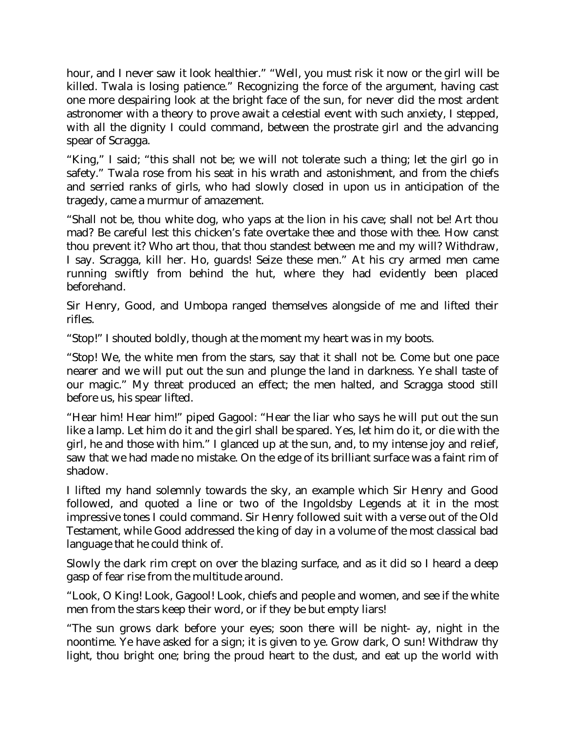hour, and I never saw it look healthier." "Well, you must risk it now or the girl will be killed. Twala is losing patience." Recognizing the force of the argument, having cast one more despairing look at the bright face of the sun, for never did the most ardent astronomer with a theory to prove await a celestial event with such anxiety, I stepped, with all the dignity I could command, between the prostrate girl and the advancing spear of Scragga.

"King," I said; "this shall not be; we will not tolerate such a thing; let the girl go in safety." Twala rose from his seat in his wrath and astonishment, and from the chiefs and serried ranks of girls, who had slowly closed in upon us in anticipation of the tragedy, came a murmur of amazement.

"Shall not be, thou white dog, who yaps at the lion in his cave; shall not be! Art thou mad? Be careful lest this chicken's fate overtake thee and those with thee. How canst thou prevent it? Who art thou, that thou standest between me and my will? Withdraw, I say. Scragga, kill her. Ho, guards! Seize these men." At his cry armed men came running swiftly from behind the hut, where they had evidently been placed beforehand.

Sir Henry, Good, and Umbopa ranged themselves alongside of me and lifted their rifles.

"Stop!" I shouted boldly, though at the moment my heart was in my boots.

"Stop! We, the white men from the stars, say that it shall not be. Come but one pace nearer and we will put out the sun and plunge the land in darkness. Ye shall taste of our magic." My threat produced an effect; the men halted, and Scragga stood still before us, his spear lifted.

"Hear him! Hear him!" piped Gagool: "Hear the liar who says he will put out the sun like a lamp. Let him do it and the girl shall be spared. Yes, let him do it, or die with the girl, he and those with him." I glanced up at the sun, and, to my intense joy and relief, saw that we had made no mistake. On the edge of its brilliant surface was a faint rim of shadow.

I lifted my hand solemnly towards the sky, an example which Sir Henry and Good followed, and quoted a line or two of the Ingoldsby Legends at it in the most impressive tones I could command. Sir Henry followed suit with a verse out of the Old Testament, while Good addressed the king of day in a volume of the most classical bad language that he could think of.

Slowly the dark rim crept on over the blazing surface, and as it did so I heard a deep gasp of fear rise from the multitude around.

"Look, O King! Look, Gagool! Look, chiefs and people and women, and see if the white men from the stars keep their word, or if they be but empty liars!

"The sun grows dark before your eyes; soon there will be night- ay, night in the noontime. Ye have asked for a sign; it is given to ye. Grow dark, O sun! Withdraw thy light, thou bright one; bring the proud heart to the dust, and eat up the world with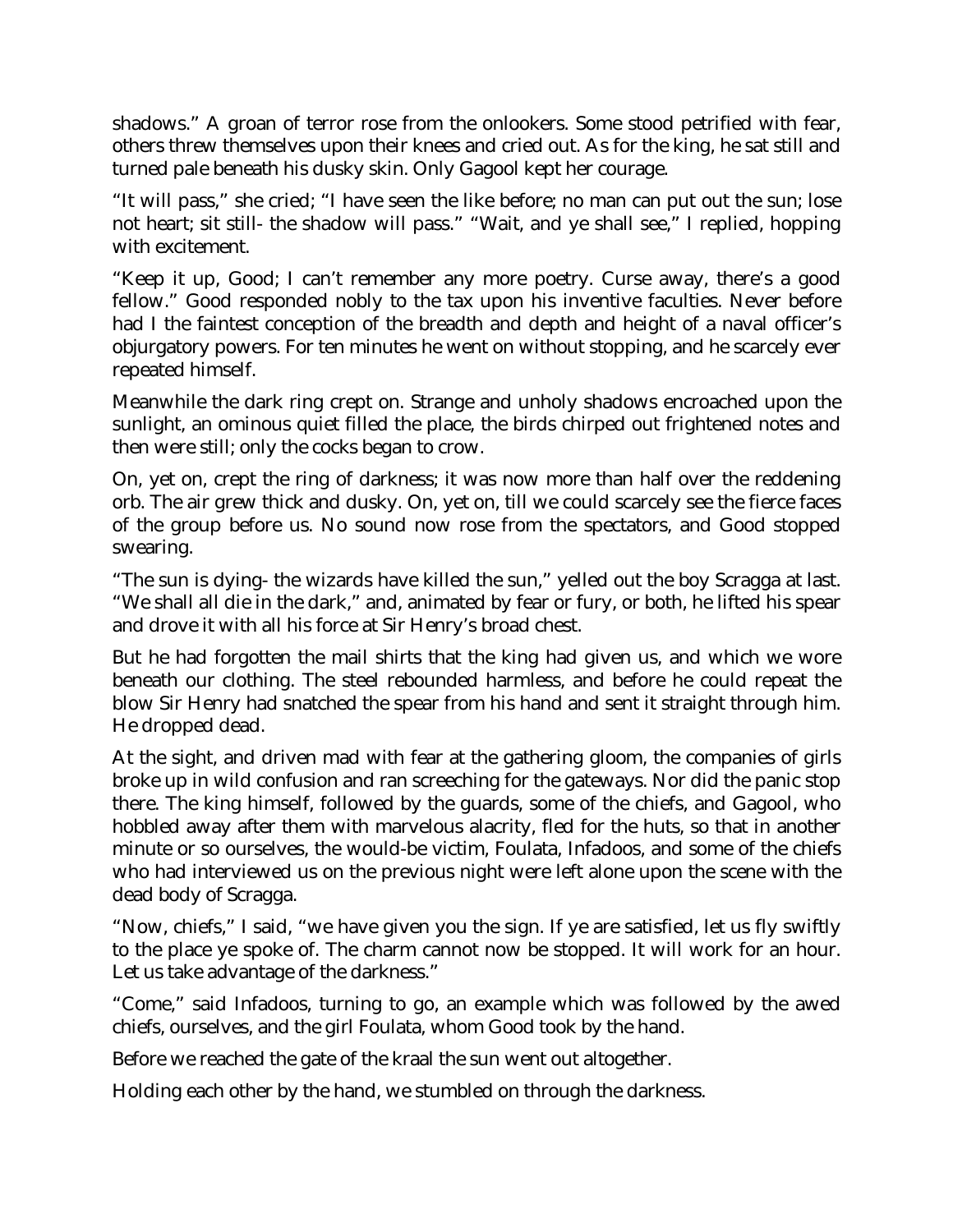shadows." A groan of terror rose from the onlookers. Some stood petrified with fear, others threw themselves upon their knees and cried out. As for the king, he sat still and turned pale beneath his dusky skin. Only Gagool kept her courage.

"It will pass," she cried; "I have seen the like before; no man can put out the sun; lose not heart; sit still- the shadow will pass." "Wait, and ye shall see," I replied, hopping with excitement.

"Keep it up, Good; I can't remember any more poetry. Curse away, there's a good fellow." Good responded nobly to the tax upon his inventive faculties. Never before had I the faintest conception of the breadth and depth and height of a naval officer's objurgatory powers. For ten minutes he went on without stopping, and he scarcely ever repeated himself.

Meanwhile the dark ring crept on. Strange and unholy shadows encroached upon the sunlight, an ominous quiet filled the place, the birds chirped out frightened notes and then were still; only the cocks began to crow.

On, yet on, crept the ring of darkness; it was now more than half over the reddening orb. The air grew thick and dusky. On, yet on, till we could scarcely see the fierce faces of the group before us. No sound now rose from the spectators, and Good stopped swearing.

"The sun is dying- the wizards have killed the sun," yelled out the boy Scragga at last. "We shall all die in the dark," and, animated by fear or fury, or both, he lifted his spear and drove it with all his force at Sir Henry's broad chest.

But he had forgotten the mail shirts that the king had given us, and which we wore beneath our clothing. The steel rebounded harmless, and before he could repeat the blow Sir Henry had snatched the spear from his hand and sent it straight through him. He dropped dead.

At the sight, and driven mad with fear at the gathering gloom, the companies of girls broke up in wild confusion and ran screeching for the gateways. Nor did the panic stop there. The king himself, followed by the guards, some of the chiefs, and Gagool, who hobbled away after them with marvelous alacrity, fled for the huts, so that in another minute or so ourselves, the would-be victim, Foulata, Infadoos, and some of the chiefs who had interviewed us on the previous night were left alone upon the scene with the dead body of Scragga.

"Now, chiefs," I said, "we have given you the sign. If ye are satisfied, let us fly swiftly to the place ye spoke of. The charm cannot now be stopped. It will work for an hour. Let us take advantage of the darkness."

"Come," said Infadoos, turning to go, an example which was followed by the awed chiefs, ourselves, and the girl Foulata, whom Good took by the hand.

Before we reached the gate of the kraal the sun went out altogether.

Holding each other by the hand, we stumbled on through the darkness.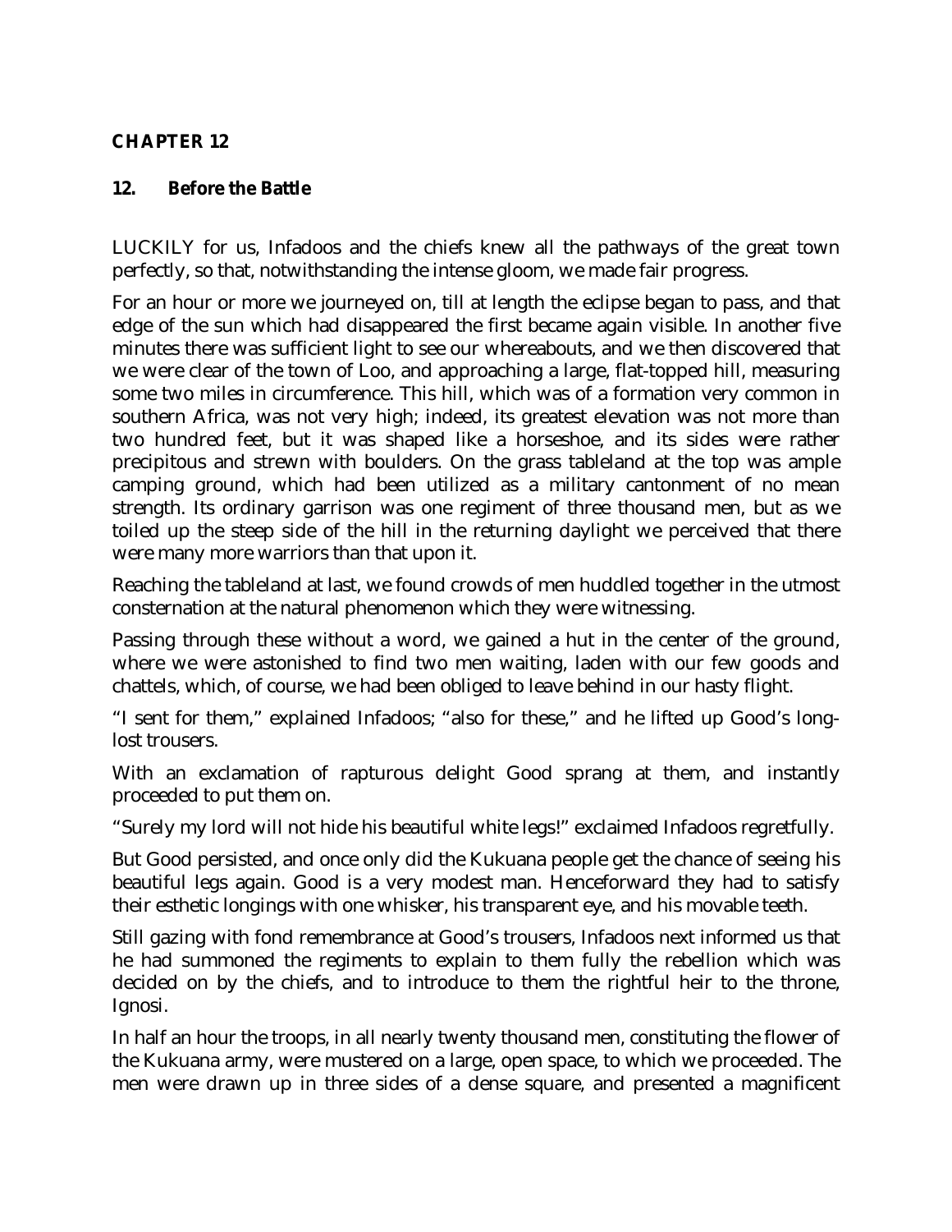## CHAPTER 12

### 12. Before the Battle

LUCKILY for us, Infadoos and the chiefs knew all the pathways of the great town perfectly, so that, notwithstanding the intense gloom, we made fair progress.

For an hour or more we journeyed on, till at length the eclipse began to pass, and that edge of the sun which had disappeared the first became again visible. In another five minutes there was sufficient light to see our whereabouts, and we then discovered that we were clear of the town of Loo, and approaching a large, flat-topped hill, measuring some two miles in circumference. This hill, which was of a formation very common in southern Africa, was not very high; indeed, its greatest elevation was not more than two hundred feet, but it was shaped like a horseshoe, and its sides were rather precipitous and strewn with boulders. On the grass tableland at the top was ample camping ground, which had been utilized as a military cantonment of no mean strength. Its ordinary garrison was one regiment of three thousand men, but as we toiled up the steep side of the hill in the returning daylight we perceived that there were many more warriors than that upon it.

Reaching the tableland at last, we found crowds of men huddled together in the utmost consternation at the natural phenomenon which they were witnessing.

Passing through these without a word, we gained a hut in the center of the ground, where we were astonished to find two men waiting, laden with our few goods and chattels, which, of course, we had been obliged to leave behind in our hasty flight.

"I sent for them," explained Infadoos; "also for these," and he lifted up Good's long-lost trousers.

With an exclamation of rapturous delight Good sprang at them, and instantly proceeded to put them on.

"Surely my lord will not hide his beautiful white legs!" exclaimed Infadoos regretfully.

But Good persisted, and once only did the Kukuana people get the chance of seeing his beautiful legs again. Good is a very modest man. Henceforward they had to satisfy their esthetic longings with one whisker, his transparent eye, and his movable teeth.

Still gazing with fond remembrance at Good's trousers, Infadoos next informed us that he had summoned the regiments to explain to them fully the rebellion which was decided on by the chiefs, and to introduce to them the rightful heir to the throne, Ignosi.

In half an hour the troops, in all nearly twenty thousand men, constituting the flower of the Kukuana army, were mustered on a large, open space, to which we proceeded. The men were drawn up in three sides of a dense square, and presented a magnificent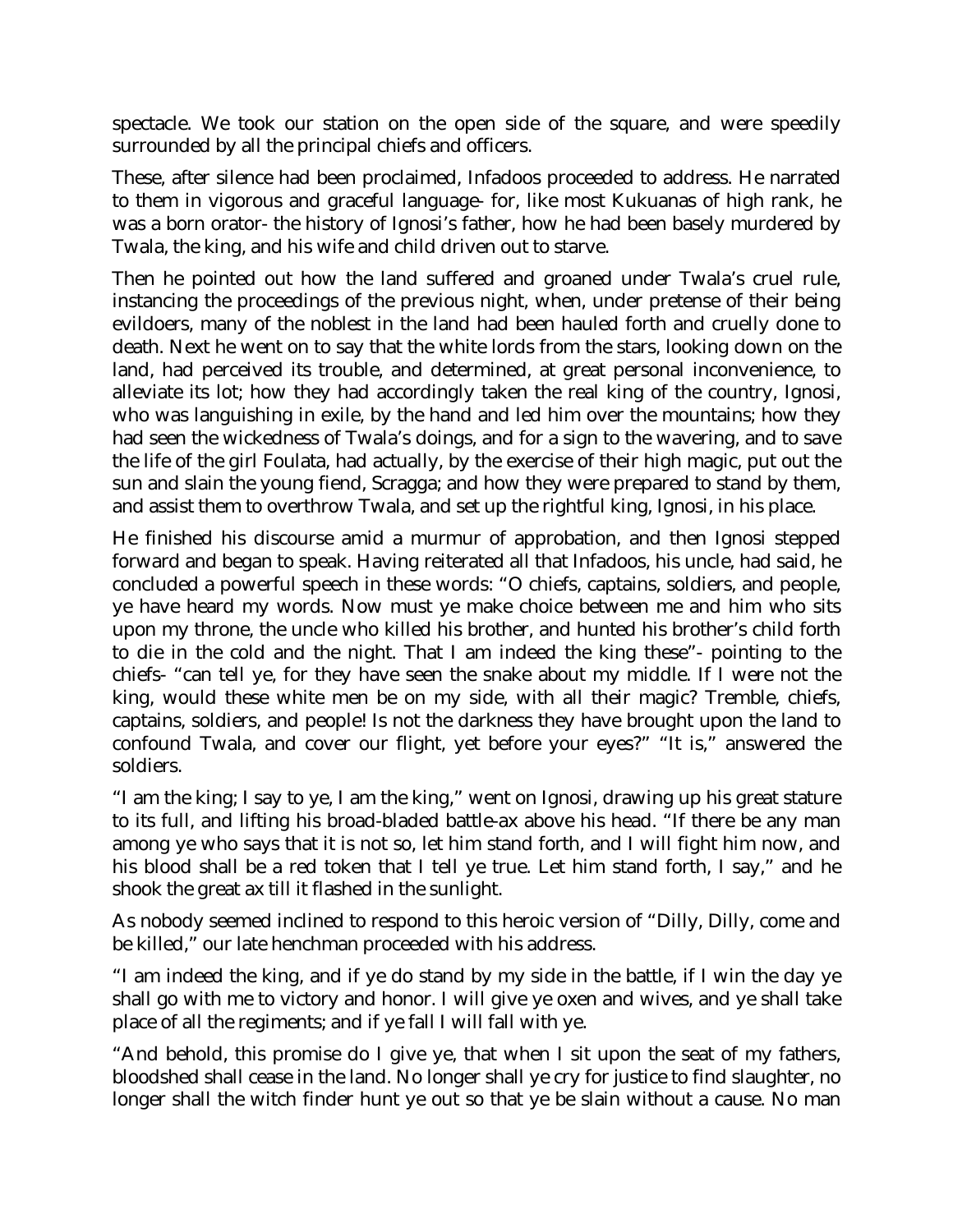spectacle. We took our station on the open side of the square, and were speedily surrounded by all the principal chiefs and officers.

These, after silence had been proclaimed, Infadoos proceeded to address. He narrated to them in vigorous and graceful language- for, like most Kukuanas of high rank, he was a born orator- the history of Ignosi's father, how he had been basely murdered by Twala, the king, and his wife and child driven out to starve.

Then he pointed out how the land suffered and groaned under Twala's cruel rule, instancing the proceedings of the previous night, when, under pretense of their being evildoers, many of the noblest in the land had been hauled forth and cruelly done to death. Next he went on to say that the white lords from the stars, looking down on the land, had perceived its trouble, and determined, at great personal inconvenience, to alleviate its lot; how they had accordingly taken the real king of the country, Ignosi, who was languishing in exile, by the hand and led him over the mountains; how they had seen the wickedness of Twala's doings, and for a sign to the wavering, and to save the life of the girl Foulata, had actually, by the exercise of their high magic, put out the sun and slain the young fiend, Scragga; and how they were prepared to stand by them, and assist them to overthrow Twala, and set up the rightful king, Ignosi, in his place.

He finished his discourse amid a murmur of approbation, and then Ignosi stepped forward and began to speak. Having reiterated all that Infadoos, his uncle, had said, he concluded a powerful speech in these words: "O chiefs, captains, soldiers, and people, ye have heard my words. Now must ye make choice between me and him who sits upon my throne, the uncle who killed his brother, and hunted his brother's child forth to die in the cold and the night. That I am indeed the king these"- pointing to the chiefs- "can tell ye, for they have seen the snake about my middle. If I were not the king, would these white men be on my side, with all their magic? Tremble, chiefs, captains, soldiers, and people! Is not the darkness they have brought upon the land to confound Twala, and cover our flight, yet before your eyes?" "It is," answered the soldiers.

"I am the king; I say to ye, I am the king," went on Ignosi, drawing up his great stature to its full, and lifting his broad-bladed battle-ax above his head. "If there be any man among ye who says that it is not so, let him stand forth, and I will fight him now, and his blood shall be a red token that I tell ye true. Let him stand forth, I say," and he shook the great ax till it flashed in the sunlight.

As nobody seemed inclined to respond to this heroic version of "Dilly, Dilly, come and be killed," our late henchman proceeded with his address.

"I am indeed the king, and if ye do stand by my side in the battle, if I win the day ye shall go with me to victory and honor. I will give ye oxen and wives, and ye shall take place of all the regiments; and if ye fall I will fall with ye.

"And behold, this promise do I give ye, that when I sit upon the seat of my fathers, bloodshed shall cease in the land. No longer shall ye cry for justice to find slaughter, no longer shall the witch finder hunt ye out so that ye be slain without a cause. No man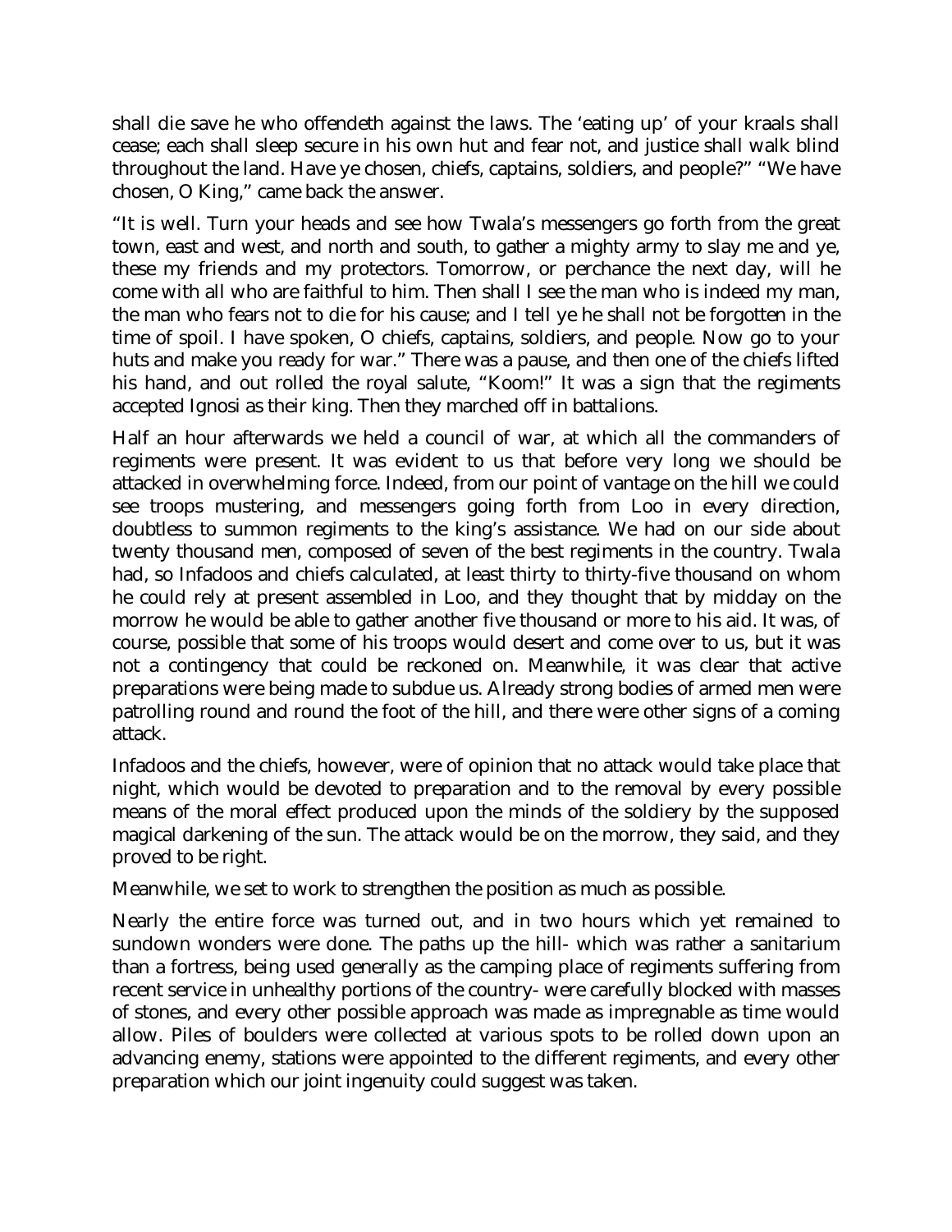shall die save he who offendeth against the laws. The 'eating up' of your kraals shall cease; each shall sleep secure in his own hut and fear not, and justice shall walk blind throughout the land. Have ye chosen, chiefs, captains, soldiers, and people?" "We have chosen, O King," came back the answer.

"It is well. Turn your heads and see how Twala's messengers go forth from the great town, east and west, and north and south, to gather a mighty army to slay me and ye, these my friends and my protectors. Tomorrow, or perchance the next day, will he come with all who are faithful to him. Then shall I see the man who is indeed my man, the man who fears not to die for his cause; and I tell ye he shall not be forgotten in the time of spoil. I have spoken, O chiefs, captains, soldiers, and people. Now go to your huts and make you ready for war." There was a pause, and then one of the chiefs lifted his hand, and out rolled the royal salute, "Koom!" It was a sign that the regiments accepted Ignosi as their king. Then they marched off in battalions.

Half an hour afterwards we held a council of war, at which all the commanders of regiments were present. It was evident to us that before very long we should be attacked in overwhelming force. Indeed, from our point of vantage on the hill we could see troops mustering, and messengers going forth from Loo in every direction, doubtless to summon regiments to the king's assistance. We had on our side about twenty thousand men, composed of seven of the best regiments in the country. Twala had, so Infadoos and chiefs calculated, at least thirty to thirty-five thousand on whom he could rely at present assembled in Loo, and they thought that by midday on the morrow he would be able to gather another five thousand or more to his aid. It was, of course, possible that some of his troops would desert and come over to us, but it was not a contingency that could be reckoned on. Meanwhile, it was clear that active preparations were being made to subdue us. Already strong bodies of armed men were patrolling round and round the foot of the hill, and there were other signs of a coming attack.

Infadoos and the chiefs, however, were of opinion that no attack would take place that night, which would be devoted to preparation and to the removal by every possible means of the moral effect produced upon the minds of the soldiery by the supposed magical darkening of the sun. The attack would be on the morrow, they said, and they proved to be right.

Meanwhile, we set to work to strengthen the position as much as possible.

Nearly the entire force was turned out, and in two hours which yet remained to sundown wonders were done. The paths up the hill- which was rather a sanitarium than a fortress, being used generally as the camping place of regiments suffering from recent service in unhealthy portions of the country- were carefully blocked with masses of stones, and every other possible approach was made as impregnable as time would allow. Piles of boulders were collected at various spots to be rolled down upon an advancing enemy, stations were appointed to the different regiments, and every other preparation which our joint ingenuity could suggest was taken.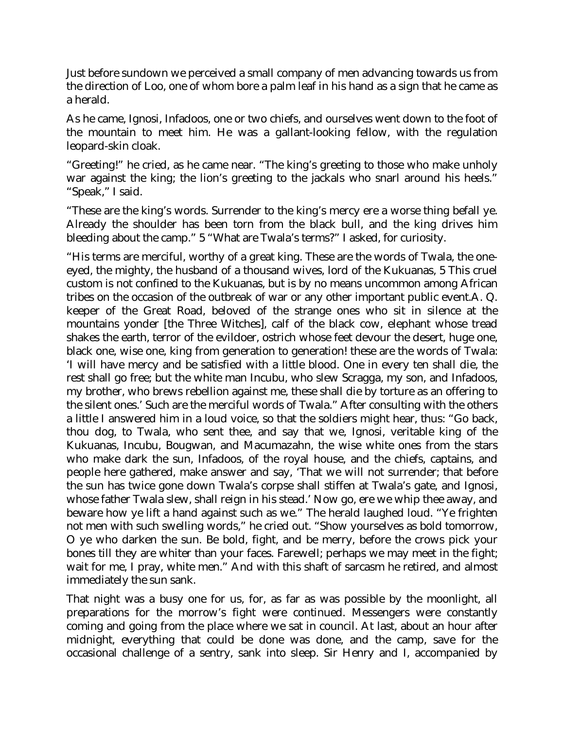Just before sundown we perceived a small company of men advancing towards us from the direction of Loo, one of whom bore a palm leaf in his hand as a sign that he came as a herald.

As he came, Ignosi, Infadoos, one or two chiefs, and ourselves went down to the foot of the mountain to meet him. He was a gallant-looking fellow, with the regulation leopard-skin cloak.

"Greeting!" he cried, as he came near. "The king's greeting to those who make unholy war against the king; the lion's greeting to the jackals who snarl around his heels." "Speak," I said.

"These are the king's words. Surrender to the king's mercy ere a worse thing befall ye. Already the shoulder has been torn from the black bull, and the king drives him bleeding about the camp." [5] "What are Twala's terms?" I asked, for curiosity.

"His terms are merciful, worthy of a great king. These are the words of Twala, the one-eyed, the mighty, the husband of a thousand wives, lord of the Kukuanas, [5] This cruel custom is not confined to the Kukuanas, but is by no means uncommon among African tribes on the occasion of the outbreak of war or any other important public event.A. Q. keeper of the Great Road, beloved of the strange ones who sit in silence at the mountains yonder [the Three Witches], calf of the black cow, elephant whose tread shakes the earth, terror of the evildoer, ostrich whose feet devour the desert, huge one, black one, wise one, king from generation to generation! these are the words of Twala: 'I will have mercy and be satisfied with a little blood. One in every ten shall die, the rest shall go free; but the white man Incubu, who slew Scragga, my son, and Infadoos, my brother, who brews rebellion against me, these shall die by torture as an offering to the silent ones.' Such are the merciful words of Twala." After consulting with the others a little I answered him in a loud voice, so that the soldiers might hear, thus: "Go back, thou dog, to Twala, who sent thee, and say that we, Ignosi, veritable king of the Kukuanas, Incubu, Bougwan, and Macumazahn, the wise white ones from the stars who make dark the sun, Infadoos, of the royal house, and the chiefs, captains, and people here gathered, make answer and say, 'That we will not surrender; that before the sun has twice gone down Twala's corpse shall stiffen at Twala's gate, and Ignosi, whose father Twala slew, shall reign in his stead.' Now go, ere we whip thee away, and beware how ye lift a hand against such as we." The herald laughed loud. "Ye frighten not men with such swelling words," he cried out. "Show yourselves as bold tomorrow, O ye who darken the sun. Be bold, fight, and be merry, before the crows pick your bones till they are whiter than your faces. Farewell; perhaps we may meet in the fight; wait for me, I pray, white men." And with this shaft of sarcasm he retired, and almost immediately the sun sank.

That night was a busy one for us, for, as far as was possible by the moonlight, all preparations for the morrow's fight were continued. Messengers were constantly coming and going from the place where we sat in council. At last, about an hour after midnight, everything that could be done was done, and the camp, save for the occasional challenge of a sentry, sank into sleep. Sir Henry and I, accompanied by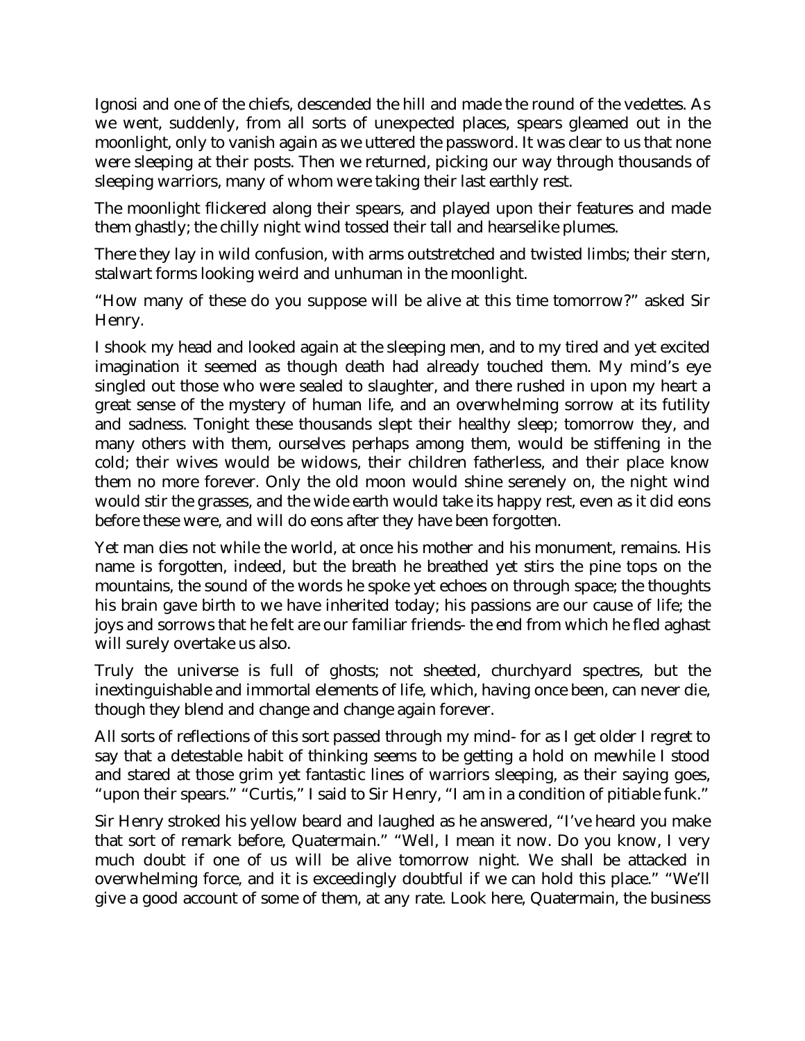Ignosi and one of the chiefs, descended the hill and made the round of the vedettes. As we went, suddenly, from all sorts of unexpected places, spears gleamed out in the moonlight, only to vanish again as we uttered the password. It was clear to us that none were sleeping at their posts. Then we returned, picking our way through thousands of sleeping warriors, many of whom were taking their last earthly rest.

The moonlight flickered along their spears, and played upon their features and made them ghastly; the chilly night wind tossed their tall and hearselike plumes.

There they lay in wild confusion, with arms outstretched and twisted limbs; their stern, stalwart forms looking weird and unhuman in the moonlight.

"How many of these do you suppose will be alive at this time tomorrow?" asked Sir Henry.

I shook my head and looked again at the sleeping men, and to my tired and yet excited imagination it seemed as though death had already touched them. My mind's eye singled out those who were sealed to slaughter, and there rushed in upon my heart a great sense of the mystery of human life, and an overwhelming sorrow at its futility and sadness. Tonight these thousands slept their healthy sleep; tomorrow they, and many others with them, ourselves perhaps among them, would be stiffening in the cold; their wives would be widows, their children fatherless, and their place know them no more forever. Only the old moon would shine serenely on, the night wind would stir the grasses, and the wide earth would take its happy rest, even as it did eons before these were, and will do eons after they have been forgotten.

Yet man dies not while the world, at once his mother and his monument, remains. His name is forgotten, indeed, but the breath he breathed yet stirs the pine tops on the mountains, the sound of the words he spoke yet echoes on through space; the thoughts his brain gave birth to we have inherited today; his passions are our cause of life; the joys and sorrows that he felt are our familiar friends- the end from which he fled aghast will surely overtake us also.

Truly the universe is full of ghosts; not sheeted, churchyard spectres, but the inextinguishable and immortal elements of life, which, having once been, can never die, though they blend and change and change again forever.

All sorts of reflections of this sort passed through my mind- for as I get older I regret to say that a detestable habit of thinking seems to be getting a hold on mewhile I stood and stared at those grim yet fantastic lines of warriors sleeping, as their saying goes, "upon their spears." "Curtis," I said to Sir Henry, "I am in a condition of pitiable funk."

Sir Henry stroked his yellow beard and laughed as he answered, "I've heard you make that sort of remark before, Quatermain." "Well, I mean it now. Do you know, I very much doubt if one of us will be alive tomorrow night. We shall be attacked in overwhelming force, and it is exceedingly doubtful if we can hold this place." "We'll give a good account of some of them, at any rate. Look here, Quatermain, the business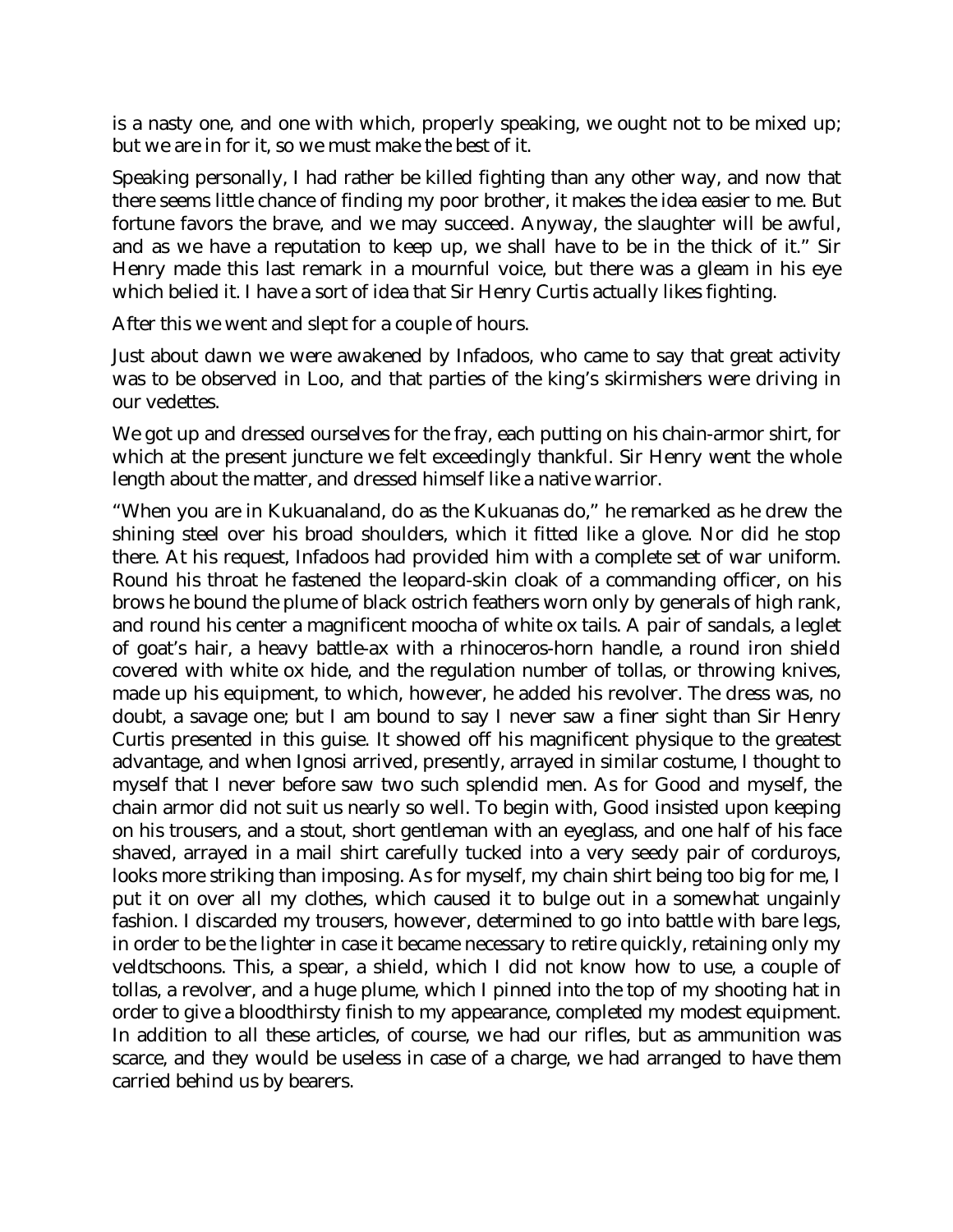is a nasty one, and one with which, properly speaking, we ought not to be mixed up; but we are in for it, so we must make the best of it.

Speaking personally, I had rather be killed fighting than any other way, and now that there seems little chance of finding my poor brother, it makes the idea easier to me. But fortune favors the brave, and we may succeed. Anyway, the slaughter will be awful, and as we have a reputation to keep up, we shall have to be in the thick of it." Sir Henry made this last remark in a mournful voice, but there was a gleam in his eye which belied it. I have a sort of idea that Sir Henry Curtis actually likes fighting.

After this we went and slept for a couple of hours.

Just about dawn we were awakened by Infadoos, who came to say that great activity was to be observed in Loo, and that parties of the king's skirmishers were driving in our vedettes.

We got up and dressed ourselves for the fray, each putting on his chain-armor shirt, for which at the present juncture we felt exceedingly thankful. Sir Henry went the whole length about the matter, and dressed himself like a native warrior.

"When you are in Kukuanaland, do as the Kukuanas do," he remarked as he drew the shining steel over his broad shoulders, which it fitted like a glove. Nor did he stop there. At his request, Infadoos had provided him with a complete set of war uniform. Round his throat he fastened the leopard-skin cloak of a commanding officer, on his brows he bound the plume of black ostrich feathers worn only by generals of high rank, and round his center a magnificent moocha of white ox tails. A pair of sandals, a leglet of goat's hair, a heavy battle-ax with a rhinoceros-horn handle, a round iron shield covered with white ox hide, and the regulation number of tollas, or throwing knives, made up his equipment, to which, however, he added his revolver. The dress was, no doubt, a savage one; but I am bound to say I never saw a finer sight than Sir Henry Curtis presented in this guise. It showed off his magnificent physique to the greatest advantage, and when Ignosi arrived, presently, arrayed in similar costume, I thought to myself that I never before saw two such splendid men. As for Good and myself, the chain armor did not suit us nearly so well. To begin with, Good insisted upon keeping on his trousers, and a stout, short gentleman with an eyeglass, and one half of his face shaved, arrayed in a mail shirt carefully tucked into a very seedy pair of corduroys, looks more striking than imposing. As for myself, my chain shirt being too big for me, I put it on over all my clothes, which caused it to bulge out in a somewhat ungainly fashion. I discarded my trousers, however, determined to go into battle with bare legs, in order to be the lighter in case it became necessary to retire quickly, retaining only my veldtschoons. This, a spear, a shield, which I did not know how to use, a couple of tollas, a revolver, and a huge plume, which I pinned into the top of my shooting hat in order to give a bloodthirsty finish to my appearance, completed my modest equipment. In addition to all these articles, of course, we had our rifles, but as ammunition was scarce, and they would be useless in case of a charge, we had arranged to have them carried behind us by bearers.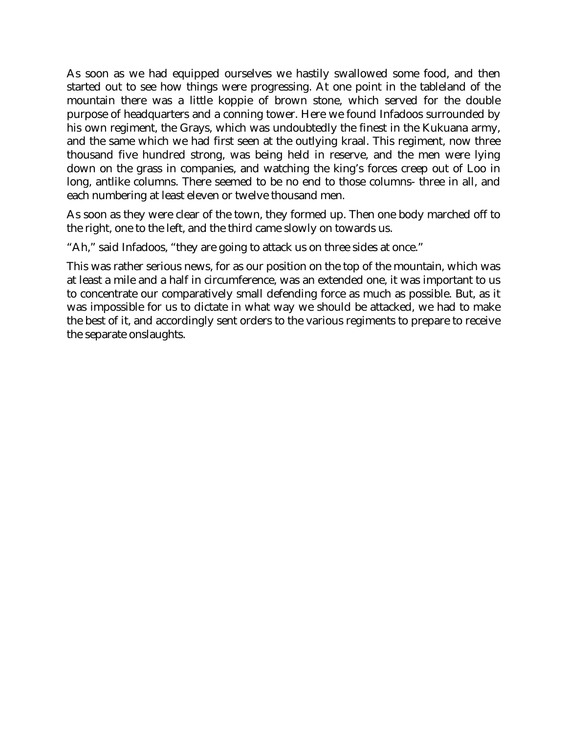As soon as we had equipped ourselves we hastily swallowed some food, and then started out to see how things were progressing. At one point in the tableland of the mountain there was a little koppie of brown stone, which served for the double purpose of headquarters and a conning tower. Here we found Infadoos surrounded by his own regiment, the Grays, which was undoubtedly the finest in the Kukuana army, and the same which we had first seen at the outlying kraal. This regiment, now three thousand five hundred strong, was being held in reserve, and the men were lying down on the grass in companies, and watching the king's forces creep out of Loo in long, antlike columns. There seemed to be no end to those columns- three in all, and each numbering at least eleven or twelve thousand men.

As soon as they were clear of the town, they formed up. Then one body marched off to the right, one to the left, and the third came slowly on towards us.

"Ah," said Infadoos, "they are going to attack us on three sides at once."

This was rather serious news, for as our position on the top of the mountain, which was at least a mile and a half in circumference, was an extended one, it was important to us to concentrate our comparatively small defending force as much as possible. But, as it was impossible for us to dictate in what way we should be attacked, we had to make the best of it, and accordingly sent orders to the various regiments to prepare to receive the separate onslaughts.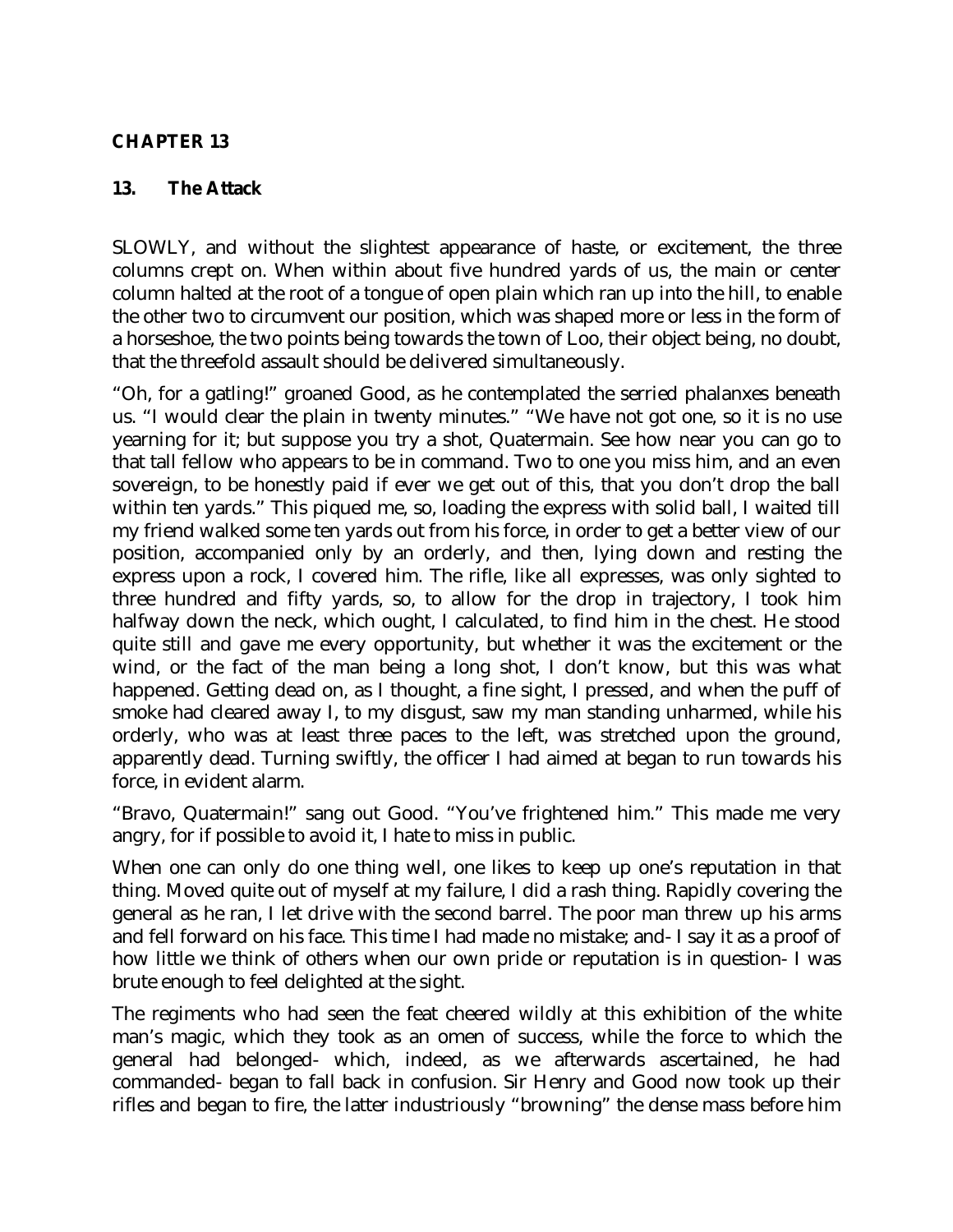**CHAPTER 13**

**13. The Attack**

SLOWLY, and without the slightest appearance of haste, or excitement, the three columns crept on. When within about five hundred yards of us, the main or center column halted at the root of a tongue of open plain which ran up into the hill, to enable the other two to circumvent our position, which was shaped more or less in the form of a horseshoe, the two points being towards the town of Loo, their object being, no doubt, that the threefold assault should be delivered simultaneously.

"Oh, for a gatling!" groaned Good, as he contemplated the serried phalanxes beneath us. "I would clear the plain in twenty minutes." "We have not got one, so it is no use yearning for it; but suppose you try a shot, Quatermain. See how near you can go to that tall fellow who appears to be in command. Two to one you miss him, and an even sovereign, to be honestly paid if ever we get out of this, that you don't drop the ball within ten yards." This piqued me, so, loading the express with solid ball, I waited till my friend walked some ten yards out from his force, in order to get a better view of our position, accompanied only by an orderly, and then, lying down and resting the express upon a rock, I covered him. The rifle, like all expresses, was only sighted to three hundred and fifty yards, so, to allow for the drop in trajectory, I took him halfway down the neck, which ought, I calculated, to find him in the chest. He stood quite still and gave me every opportunity, but whether it was the excitement or the wind, or the fact of the man being a long shot, I don't know, but this was what happened. Getting dead on, as I thought, a fine sight, I pressed, and when the puff of smoke had cleared away I, to my disgust, saw my man standing unharmed, while his orderly, who was at least three paces to the left, was stretched upon the ground, apparently dead. Turning swiftly, the officer I had aimed at began to run towards his force, in evident alarm.

"Bravo, Quatermain!" sang out Good. "You've frightened him." This made me very angry, for if possible to avoid it, I hate to miss in public.

When one can only do one thing well, one likes to keep up one's reputation in that thing. Moved quite out of myself at my failure, I did a rash thing. Rapidly covering the general as he ran, I let drive with the second barrel. The poor man threw up his arms and fell forward on his face. This time I had made no mistake; and- I say it as a proof of how little we think of others when our own pride or reputation is in question- I was brute enough to feel delighted at the sight.

The regiments who had seen the feat cheered wildly at this exhibition of the white man's magic, which they took as an omen of success, while the force to which the general had belonged- which, indeed, as we afterwards ascertained, he had commanded- began to fall back in confusion. Sir Henry and Good now took up their rifles and began to fire, the latter industriously "browning" the dense mass before him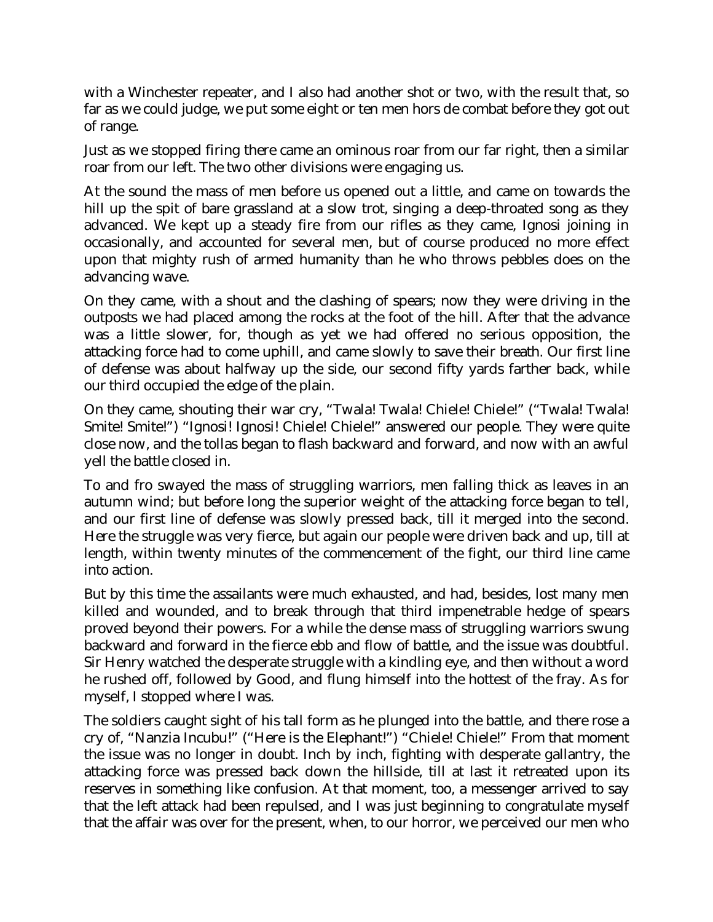with a Winchester repeater, and I also had another shot or two, with the result that, so far as we could judge, we put some eight or ten men hors de combat before they got out of range.

Just as we stopped firing there came an ominous roar from our far right, then a similar roar from our left. The two other divisions were engaging us.

At the sound the mass of men before us opened out a little, and came on towards the hill up the spit of bare grassland at a slow trot, singing a deep-throated song as they advanced. We kept up a steady fire from our rifles as they came, Ignosi joining in occasionally, and accounted for several men, but of course produced no more effect upon that mighty rush of armed humanity than he who throws pebbles does on the advancing wave.

On they came, with a shout and the clashing of spears; now they were driving in the outposts we had placed among the rocks at the foot of the hill. After that the advance was a little slower, for, though as yet we had offered no serious opposition, the attacking force had to come uphill, and came slowly to save their breath. Our first line of defense was about halfway up the side, our second fifty yards farther back, while our third occupied the edge of the plain.

On they came, shouting their war cry, "Twala! Twala! Chiele! Chiele!" ("Twala! Twala! Smite! Smite!") "Ignosi! Ignosi! Chiele! Chiele!" answered our people. They were quite close now, and the tollas began to flash backward and forward, and now with an awful yell the battle closed in.

To and fro swayed the mass of struggling warriors, men falling thick as leaves in an autumn wind; but before long the superior weight of the attacking force began to tell, and our first line of defense was slowly pressed back, till it merged into the second. Here the struggle was very fierce, but again our people were driven back and up, till at length, within twenty minutes of the commencement of the fight, our third line came into action.

But by this time the assailants were much exhausted, and had, besides, lost many men killed and wounded, and to break through that third impenetrable hedge of spears proved beyond their powers. For a while the dense mass of struggling warriors swung backward and forward in the fierce ebb and flow of battle, and the issue was doubtful. Sir Henry watched the desperate struggle with a kindling eye, and then without a word he rushed off, followed by Good, and flung himself into the hottest of the fray. As for myself, I stopped where I was.

The soldiers caught sight of his tall form as he plunged into the battle, and there rose a cry of, "Nanzia Incubu!" ("Here is the Elephant!") "Chiele! Chiele!" From that moment the issue was no longer in doubt. Inch by inch, fighting with desperate gallantry, the attacking force was pressed back down the hillside, till at last it retreated upon its reserves in something like confusion. At that moment, too, a messenger arrived to say that the left attack had been repulsed, and I was just beginning to congratulate myself that the affair was over for the present, when, to our horror, we perceived our men who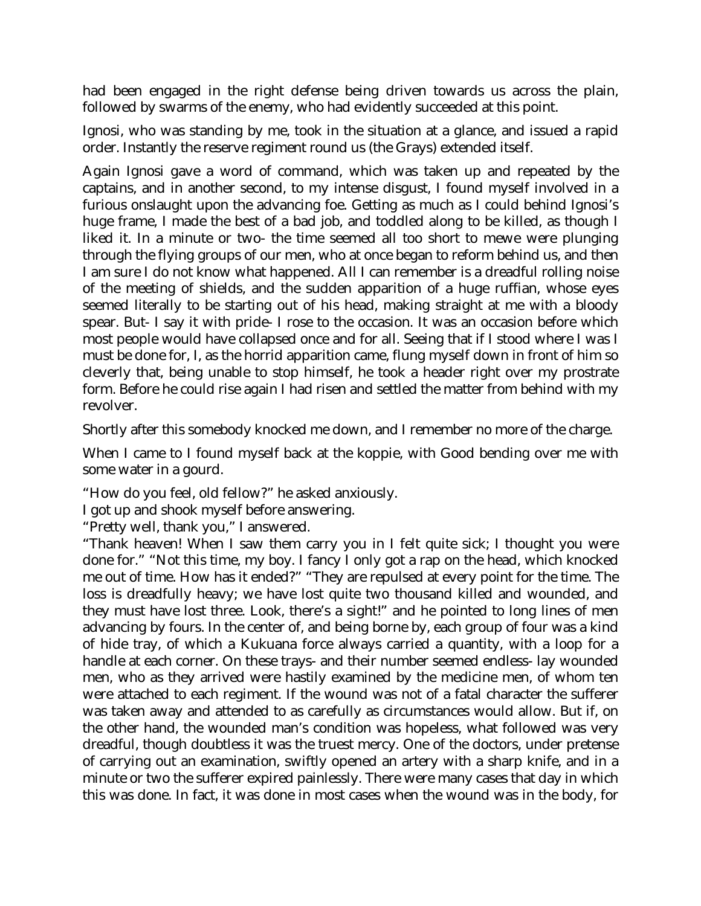had been engaged in the right defense being driven towards us across the plain, followed by swarms of the enemy, who had evidently succeeded at this point.

Ignosi, who was standing by me, took in the situation at a glance, and issued a rapid order. Instantly the reserve regiment round us (the Grays) extended itself.

Again Ignosi gave a word of command, which was taken up and repeated by the captains, and in another second, to my intense disgust, I found myself involved in a furious onslaught upon the advancing foe. Getting as much as I could behind Ignosi's huge frame, I made the best of a bad job, and toddled along to be killed, as though I liked it. In a minute or two- the time seemed all too short to mewe were plunging through the flying groups of our men, who at once began to reform behind us, and then I am sure I do not know what happened. All I can remember is a dreadful rolling noise of the meeting of shields, and the sudden apparition of a huge ruffian, whose eyes seemed literally to be starting out of his head, making straight at me with a bloody spear. But- I say it with pride- I rose to the occasion. It was an occasion before which most people would have collapsed once and for all. Seeing that if I stood where I was I must be done for, I, as the horrid apparition came, flung myself down in front of him so cleverly that, being unable to stop himself, he took a header right over my prostrate form. Before he could rise again I had risen and settled the matter from behind with my revolver.

Shortly after this somebody knocked me down, and I remember no more of the charge.

When I came to I found myself back at the koppie, with Good bending over me with some water in a gourd.

"How do you feel, old fellow?" he asked anxiously.

I got up and shook myself before answering.

"Pretty well, thank you," I answered.

"Thank heaven! When I saw them carry you in I felt quite sick; I thought you were done for." "Not this time, my boy. I fancy I only got a rap on the head, which knocked me out of time. How has it ended?" "They are repulsed at every point for the time. The loss is dreadfully heavy; we have lost quite two thousand killed and wounded, and they must have lost three. Look, there's a sight!" and he pointed to long lines of men advancing by fours. In the center of, and being borne by, each group of four was a kind of hide tray, of which a Kukuana force always carried a quantity, with a loop for a handle at each corner. On these trays- and their number seemed endless- lay wounded men, who as they arrived were hastily examined by the medicine men, of whom ten were attached to each regiment. If the wound was not of a fatal character the sufferer was taken away and attended to as carefully as circumstances would allow. But if, on the other hand, the wounded man's condition was hopeless, what followed was very dreadful, though doubtless it was the truest mercy. One of the doctors, under pretense of carrying out an examination, swiftly opened an artery with a sharp knife, and in a minute or two the sufferer expired painlessly. There were many cases that day in which this was done. In fact, it was done in most cases when the wound was in the body, for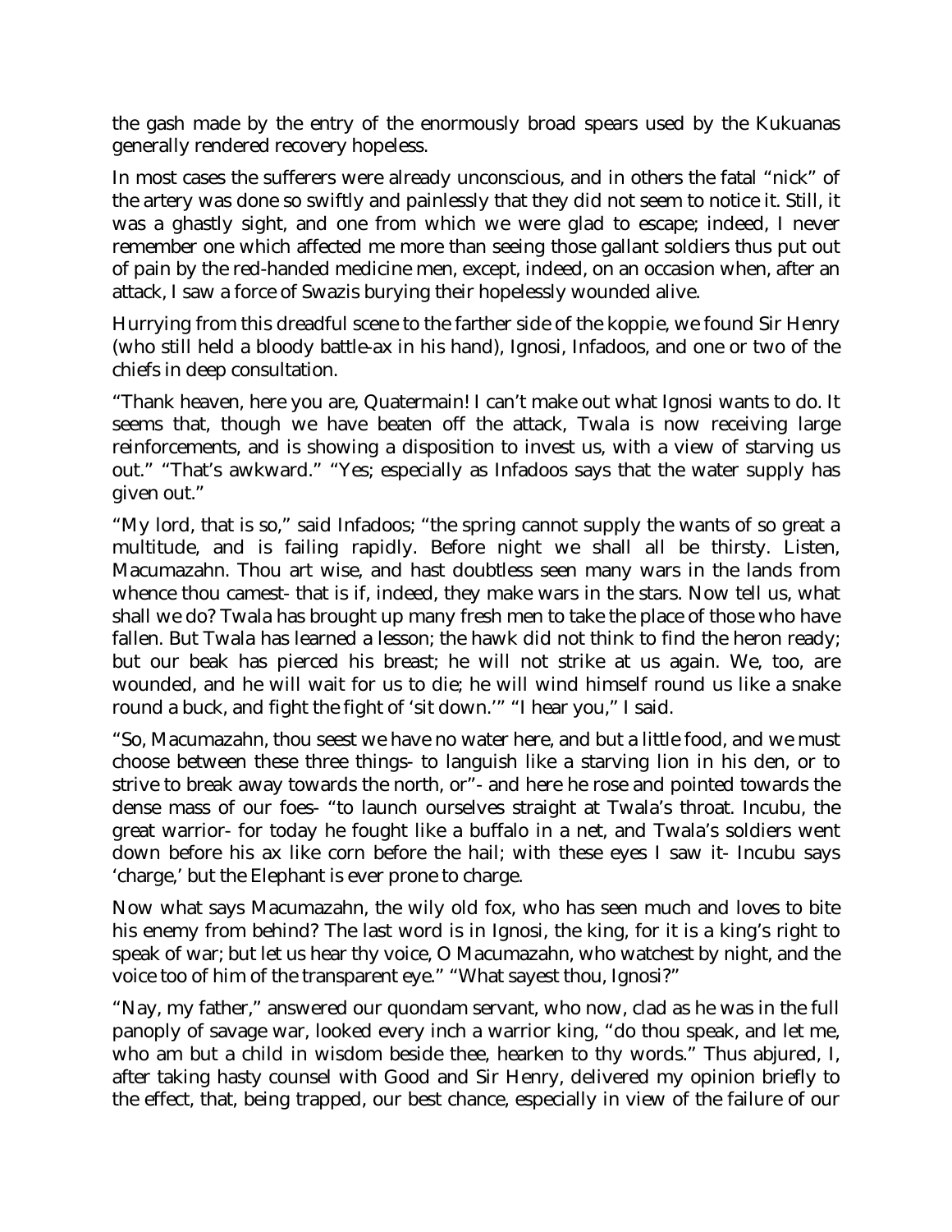the gash made by the entry of the enormously broad spears used by the Kukuanas generally rendered recovery hopeless.

In most cases the sufferers were already unconscious, and in others the fatal "nick" of the artery was done so swiftly and painlessly that they did not seem to notice it. Still, it was a ghastly sight, and one from which we were glad to escape; indeed, I never remember one which affected me more than seeing those gallant soldiers thus put out of pain by the red-handed medicine men, except, indeed, on an occasion when, after an attack, I saw a force of Swazis burying their hopelessly wounded alive.

Hurrying from this dreadful scene to the farther side of the koppie, we found Sir Henry (who still held a bloody battle-ax in his hand), Ignosi, Infadoos, and one or two of the chiefs in deep consultation.

"Thank heaven, here you are, Quatermain! I can't make out what Ignosi wants to do. It seems that, though we have beaten off the attack, Twala is now receiving large reinforcements, and is showing a disposition to invest us, with a view of starving us out." "That's awkward." "Yes; especially as Infadoos says that the water supply has given out."

"My lord, that is so," said Infadoos; "the spring cannot supply the wants of so great a multitude, and is failing rapidly. Before night we shall all be thirsty. Listen, Macumazahn. Thou art wise, and hast doubtless seen many wars in the lands from whence thou camest- that is if, indeed, they make wars in the stars. Now tell us, what shall we do? Twala has brought up many fresh men to take the place of those who have fallen. But Twala has learned a lesson; the hawk did not think to find the heron ready; but our beak has pierced his breast; he will not strike at us again. We, too, are wounded, and he will wait for us to die; he will wind himself round us like a snake round a buck, and fight the fight of 'sit down.'" "I hear you," I said.

"So, Macumazahn, thou seest we have no water here, and but a little food, and we must choose between these three things- to languish like a starving lion in his den, or to strive to break away towards the north, or"- and here he rose and pointed towards the dense mass of our foes- "to launch ourselves straight at Twala's throat. Incubu, the great warrior- for today he fought like a buffalo in a net, and Twala's soldiers went down before his ax like corn before the hail; with these eyes I saw it- Incubu says 'charge,' but the Elephant is ever prone to charge.

Now what says Macumazahn, the wily old fox, who has seen much and loves to bite his enemy from behind? The last word is in Ignosi, the king, for it is a king's right to speak of war; but let us hear thy voice, O Macumazahn, who watchest by night, and the voice too of him of the transparent eye." "What sayest thou, Ignosi?"

"Nay, my father," answered our quondam servant, who now, clad as he was in the full panoply of savage war, looked every inch a warrior king, "do thou speak, and let me, who am but a child in wisdom beside thee, hearken to thy words." Thus abjured, I, after taking hasty counsel with Good and Sir Henry, delivered my opinion briefly to the effect, that, being trapped, our best chance, especially in view of the failure of our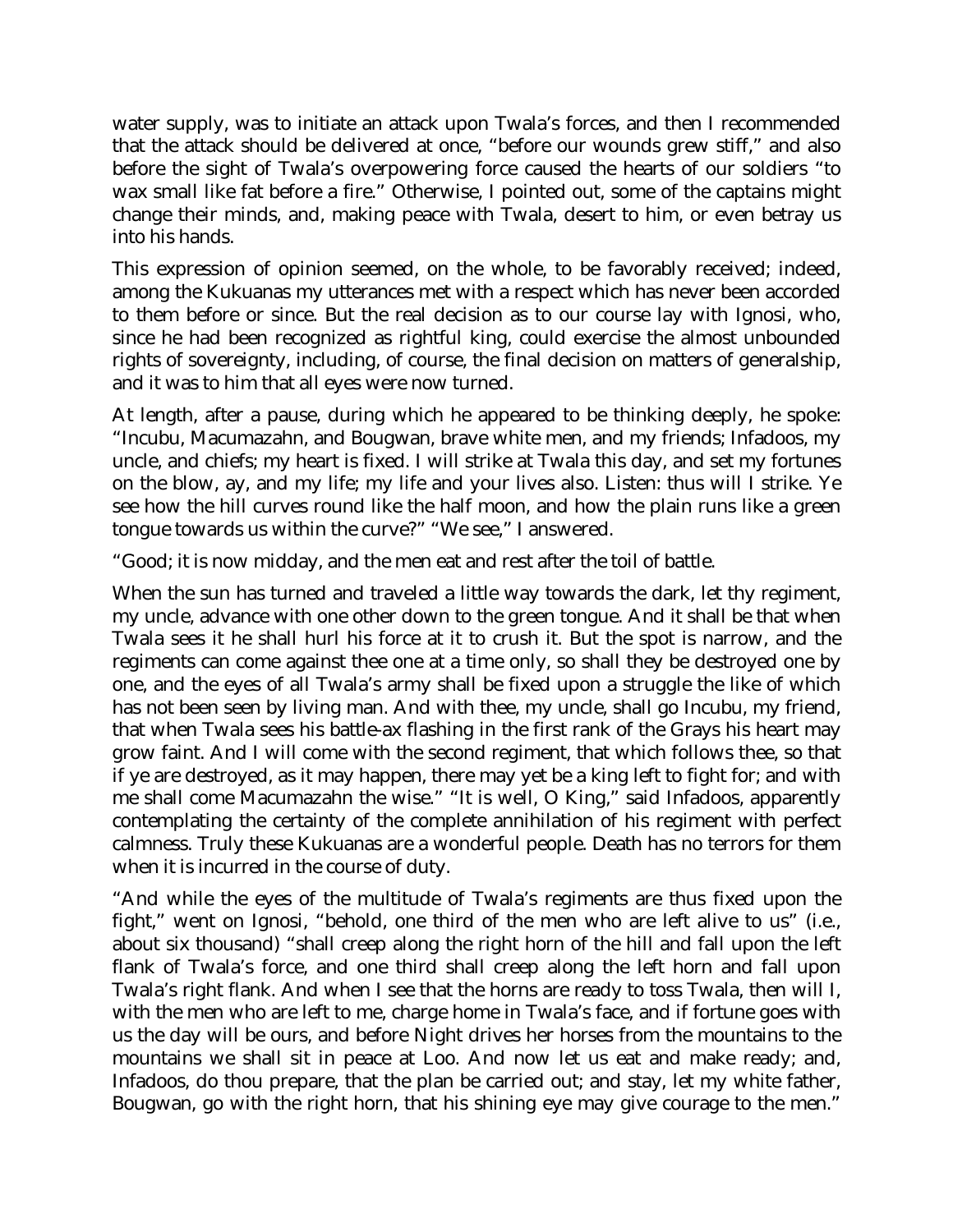water supply, was to initiate an attack upon Twala's forces, and then I recommended that the attack should be delivered at once, "before our wounds grew stiff," and also before the sight of Twala's overpowering force caused the hearts of our soldiers "to wax small like fat before a fire." Otherwise, I pointed out, some of the captains might change their minds, and, making peace with Twala, desert to him, or even betray us into his hands.

This expression of opinion seemed, on the whole, to be favorably received; indeed, among the Kukuanas my utterances met with a respect which has never been accorded to them before or since. But the real decision as to our course lay with Ignosi, who, since he had been recognized as rightful king, could exercise the almost unbounded rights of sovereignty, including, of course, the final decision on matters of generalship, and it was to him that all eyes were now turned.

At length, after a pause, during which he appeared to be thinking deeply, he spoke: "Incubu, Macumazahn, and Bougwan, brave white men, and my friends; Infadoos, my uncle, and chiefs; my heart is fixed. I will strike at Twala this day, and set my fortunes on the blow, ay, and my life; my life and your lives also. Listen: thus will I strike. Ye see how the hill curves round like the half moon, and how the plain runs like a green tongue towards us within the curve?" "We see," I answered.

"Good; it is now midday, and the men eat and rest after the toil of battle.

When the sun has turned and traveled a little way towards the dark, let thy regiment, my uncle, advance with one other down to the green tongue. And it shall be that when Twala sees it he shall hurl his force at it to crush it. But the spot is narrow, and the regiments can come against thee one at a time only, so shall they be destroyed one by one, and the eyes of all Twala's army shall be fixed upon a struggle the like of which has not been seen by living man. And with thee, my uncle, shall go Incubu, my friend, that when Twala sees his battle-ax flashing in the first rank of the Grays his heart may grow faint. And I will come with the second regiment, that which follows thee, so that if ye are destroyed, as it may happen, there may yet be a king left to fight for; and with me shall come Macumazahn the wise." "It is well, O King," said Infadoos, apparently contemplating the certainty of the complete annihilation of his regiment with perfect calmness. Truly these Kukuanas are a wonderful people. Death has no terrors for them when it is incurred in the course of duty.

"And while the eyes of the multitude of Twala's regiments are thus fixed upon the fight," went on Ignosi, "behold, one third of the men who are left alive to us" (i.e., about six thousand) "shall creep along the right horn of the hill and fall upon the left flank of Twala's force, and one third shall creep along the left horn and fall upon Twala's right flank. And when I see that the horns are ready to toss Twala, then will I, with the men who are left to me, charge home in Twala's face, and if fortune goes with us the day will be ours, and before Night drives her horses from the mountains to the mountains we shall sit in peace at Loo. And now let us eat and make ready; and, Infadoos, do thou prepare, that the plan be carried out; and stay, let my white father, Bougwan, go with the right horn, that his shining eye may give courage to the men."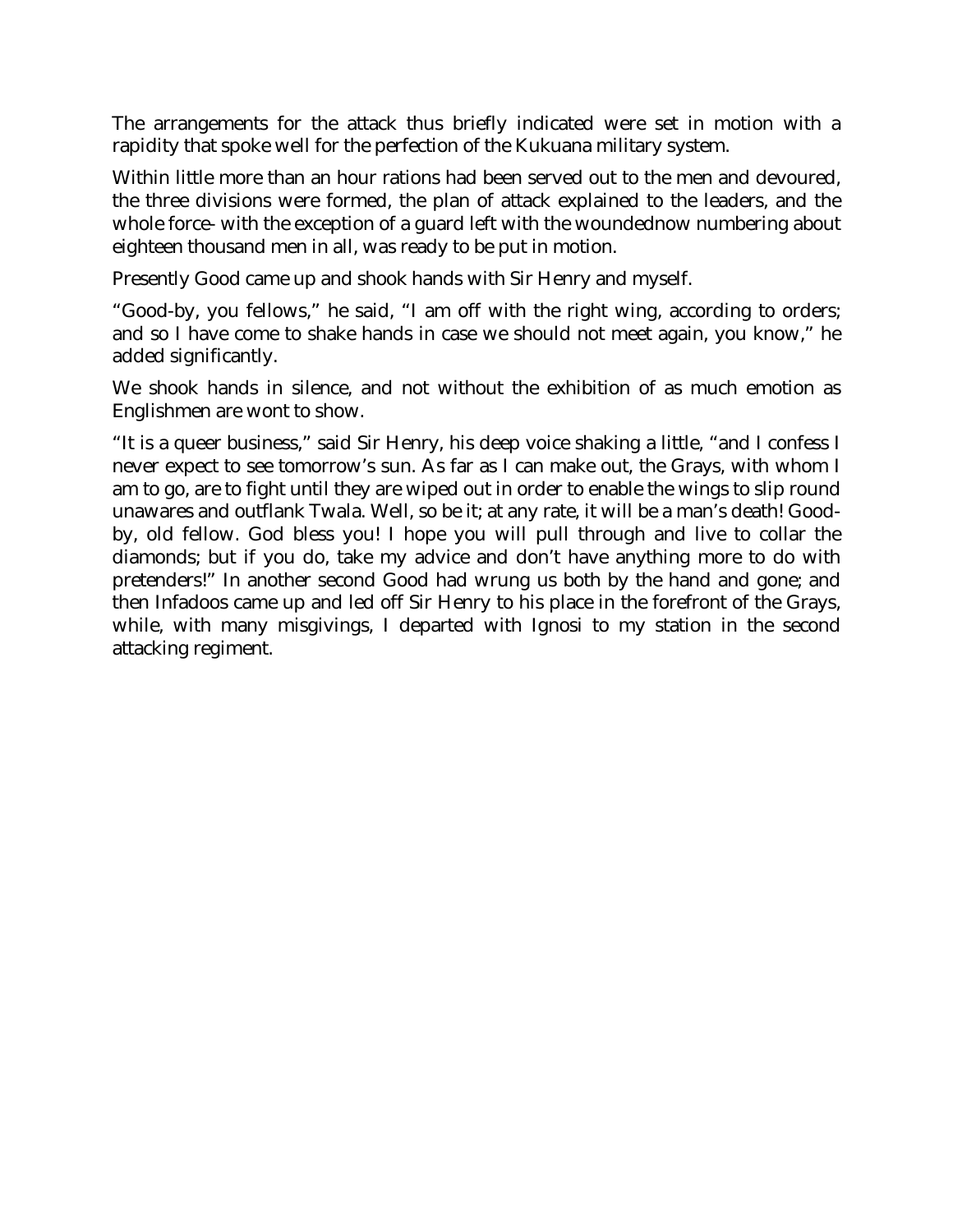The arrangements for the attack thus briefly indicated were set in motion with a rapidity that spoke well for the perfection of the Kukuana military system.

Within little more than an hour rations had been served out to the men and devoured, the three divisions were formed, the plan of attack explained to the leaders, and the whole force- with the exception of a guard left with the woundednow numbering about eighteen thousand men in all, was ready to be put in motion.

Presently Good came up and shook hands with Sir Henry and myself.

"Good-by, you fellows," he said, "I am off with the right wing, according to orders; and so I have come to shake hands in case we should not meet again, you know," he added significantly.

We shook hands in silence, and not without the exhibition of as much emotion as Englishmen are wont to show.

"It is a queer business," said Sir Henry, his deep voice shaking a little, "and I confess I never expect to see tomorrow's sun. As far as I can make out, the Grays, with whom I am to go, are to fight until they are wiped out in order to enable the wings to slip round unawares and outflank Twala. Well, so be it; at any rate, it will be a man's death! Good-by, old fellow. God bless you! I hope you will pull through and live to collar the diamonds; but if you do, take my advice and don't have anything more to do with pretenders!" In another second Good had wrung us both by the hand and gone; and then Infadoos came up and led off Sir Henry to his place in the forefront of the Grays, while, with many misgivings, I departed with Ignosi to my station in the second attacking regiment.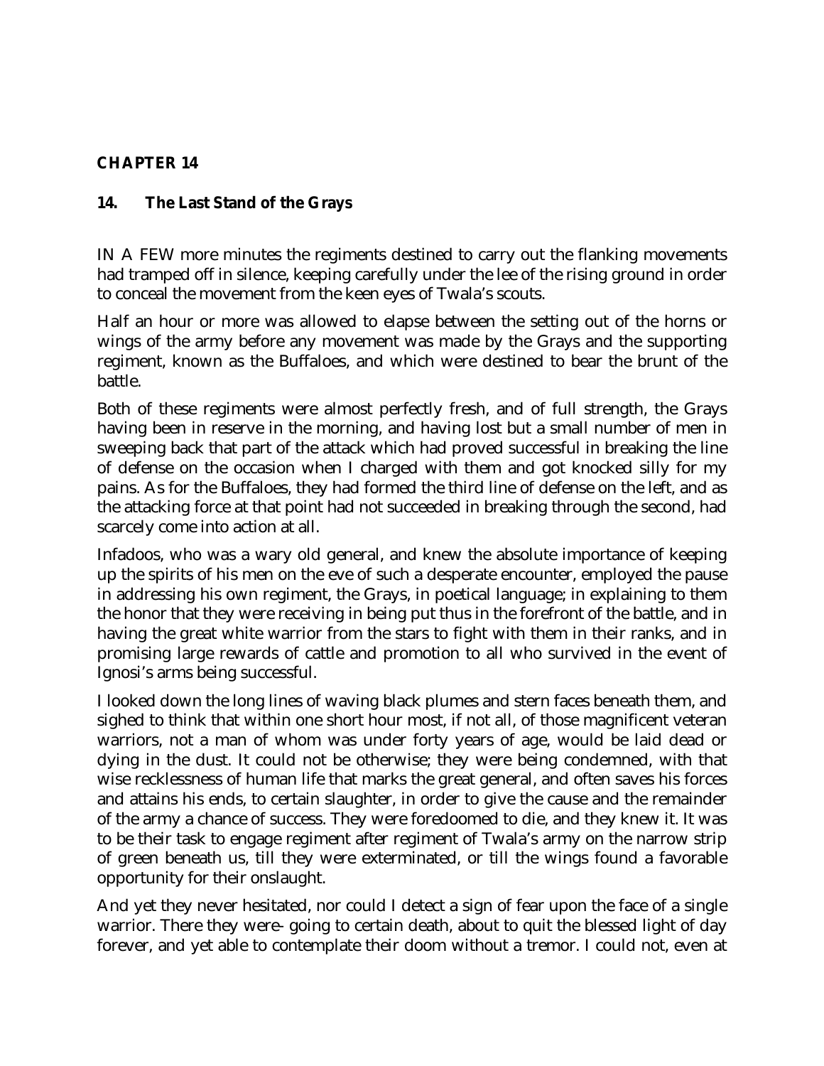## CHAPTER 14

### 14. The Last Stand of the Grays

IN A FEW more minutes the regiments destined to carry out the flanking movements had tramped off in silence, keeping carefully under the lee of the rising ground in order to conceal the movement from the keen eyes of Twala's scouts.

Half an hour or more was allowed to elapse between the setting out of the horns or wings of the army before any movement was made by the Grays and the supporting regiment, known as the Buffaloes, and which were destined to bear the brunt of the battle.

Both of these regiments were almost perfectly fresh, and of full strength, the Grays having been in reserve in the morning, and having lost but a small number of men in sweeping back that part of the attack which had proved successful in breaking the line of defense on the occasion when I charged with them and got knocked silly for my pains. As for the Buffaloes, they had formed the third line of defense on the left, and as the attacking force at that point had not succeeded in breaking through the second, had scarcely come into action at all.

Infadoos, who was a wary old general, and knew the absolute importance of keeping up the spirits of his men on the eve of such a desperate encounter, employed the pause in addressing his own regiment, the Grays, in poetical language; in explaining to them the honor that they were receiving in being put thus in the forefront of the battle, and in having the great white warrior from the stars to fight with them in their ranks, and in promising large rewards of cattle and promotion to all who survived in the event of Ignosi's arms being successful.

I looked down the long lines of waving black plumes and stern faces beneath them, and sighed to think that within one short hour most, if not all, of those magnificent veteran warriors, not a man of whom was under forty years of age, would be laid dead or dying in the dust. It could not be otherwise; they were being condemned, with that wise recklessness of human life that marks the great general, and often saves his forces and attains his ends, to certain slaughter, in order to give the cause and the remainder of the army a chance of success. They were foredoomed to die, and they knew it. It was to be their task to engage regiment after regiment of Twala's army on the narrow strip of green beneath us, till they were exterminated, or till the wings found a favorable opportunity for their onslaught.

And yet they never hesitated, nor could I detect a sign of fear upon the face of a single warrior. There they were- going to certain death, about to quit the blessed light of day forever, and yet able to contemplate their doom without a tremor. I could not, even at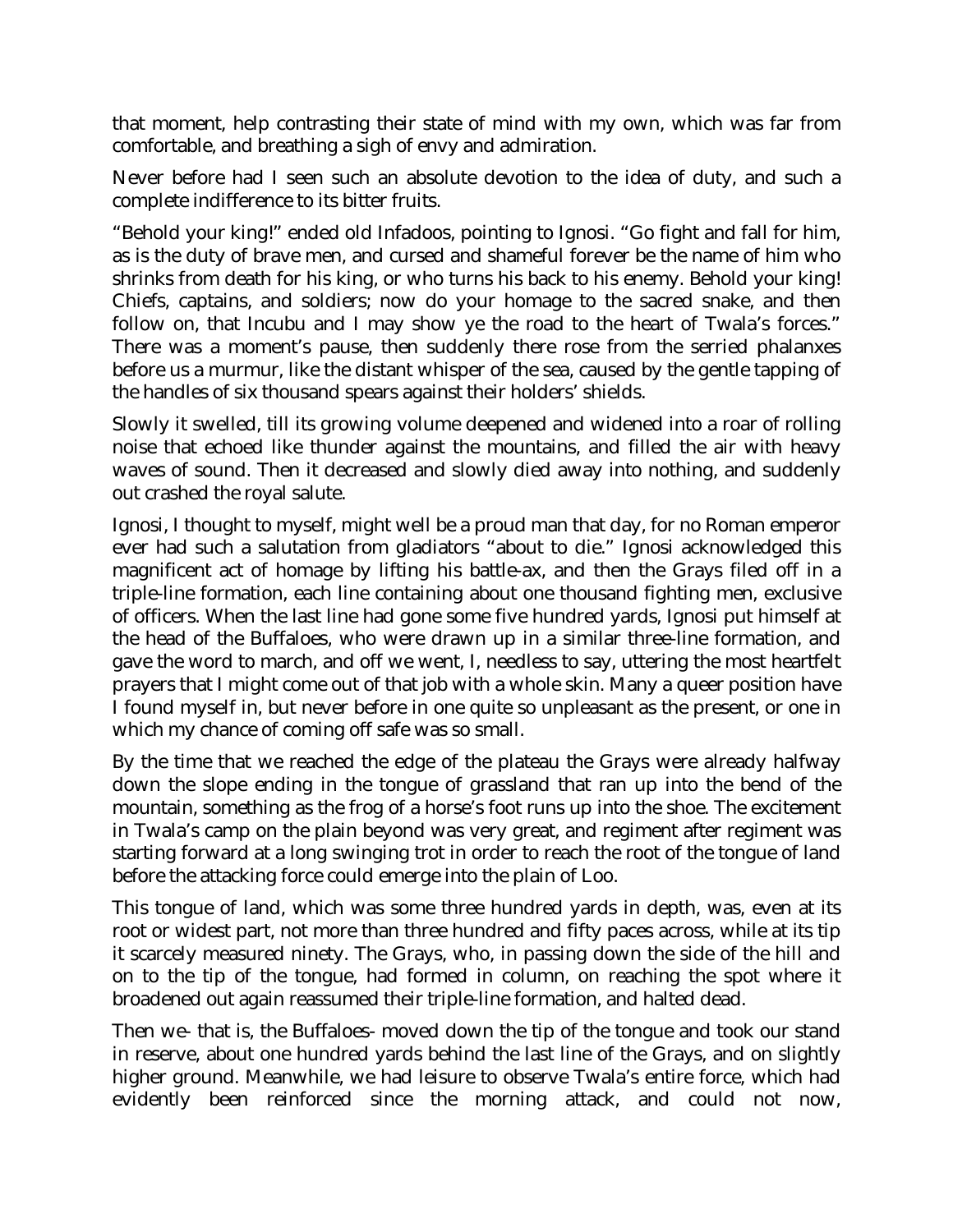that moment, help contrasting their state of mind with my own, which was far from comfortable, and breathing a sigh of envy and admiration.

Never before had I seen such an absolute devotion to the idea of duty, and such a complete indifference to its bitter fruits.

"Behold your king!" ended old Infadoos, pointing to Ignosi. "Go fight and fall for him, as is the duty of brave men, and cursed and shameful forever be the name of him who shrinks from death for his king, or who turns his back to his enemy. Behold your king! Chiefs, captains, and soldiers; now do your homage to the sacred snake, and then follow on, that Incubu and I may show ye the road to the heart of Twala's forces." There was a moment's pause, then suddenly there rose from the serried phalanxes before us a murmur, like the distant whisper of the sea, caused by the gentle tapping of the handles of six thousand spears against their holders' shields.

Slowly it swelled, till its growing volume deepened and widened into a roar of rolling noise that echoed like thunder against the mountains, and filled the air with heavy waves of sound. Then it decreased and slowly died away into nothing, and suddenly out crashed the royal salute.

Ignosi, I thought to myself, might well be a proud man that day, for no Roman emperor ever had such a salutation from gladiators "about to die." Ignosi acknowledged this magnificent act of homage by lifting his battle-ax, and then the Grays filed off in a triple-line formation, each line containing about one thousand fighting men, exclusive of officers. When the last line had gone some five hundred yards, Ignosi put himself at the head of the Buffaloes, who were drawn up in a similar three-line formation, and gave the word to march, and off we went, I, needless to say, uttering the most heartfelt prayers that I might come out of that job with a whole skin. Many a queer position have I found myself in, but never before in one quite so unpleasant as the present, or one in which my chance of coming off safe was so small.

By the time that we reached the edge of the plateau the Grays were already halfway down the slope ending in the tongue of grassland that ran up into the bend of the mountain, something as the frog of a horse's foot runs up into the shoe. The excitement in Twala's camp on the plain beyond was very great, and regiment after regiment was starting forward at a long swinging trot in order to reach the root of the tongue of land before the attacking force could emerge into the plain of Loo.

This tongue of land, which was some three hundred yards in depth, was, even at its root or widest part, not more than three hundred and fifty paces across, while at its tip it scarcely measured ninety. The Grays, who, in passing down the side of the hill and on to the tip of the tongue, had formed in column, on reaching the spot where it broadened out again reassumed their triple-line formation, and halted dead.

Then we- that is, the Buffaloes- moved down the tip of the tongue and took our stand in reserve, about one hundred yards behind the last line of the Grays, and on slightly higher ground. Meanwhile, we had leisure to observe Twala's entire force, which had evidently been reinforced since the morning attack, and could not now,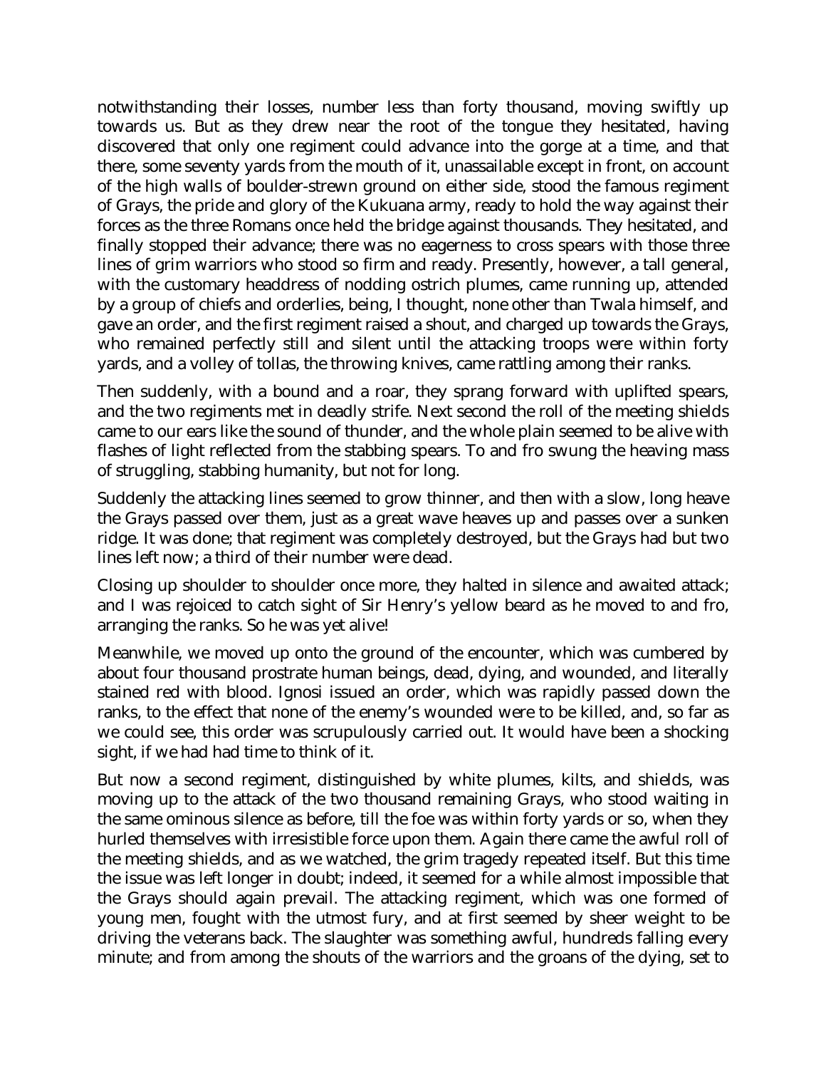notwithstanding their losses, number less than forty thousand, moving swiftly up towards us. But as they drew near the root of the tongue they hesitated, having discovered that only one regiment could advance into the gorge at a time, and that there, some seventy yards from the mouth of it, unassailable except in front, on account of the high walls of boulder-strewn ground on either side, stood the famous regiment of Grays, the pride and glory of the Kukuana army, ready to hold the way against their forces as the three Romans once held the bridge against thousands. They hesitated, and finally stopped their advance; there was no eagerness to cross spears with those three lines of grim warriors who stood so firm and ready. Presently, however, a tall general, with the customary headdress of nodding ostrich plumes, came running up, attended by a group of chiefs and orderlies, being, I thought, none other than Twala himself, and gave an order, and the first regiment raised a shout, and charged up towards the Grays, who remained perfectly still and silent until the attacking troops were within forty yards, and a volley of tollas, the throwing knives, came rattling among their ranks.

Then suddenly, with a bound and a roar, they sprang forward with uplifted spears, and the two regiments met in deadly strife. Next second the roll of the meeting shields came to our ears like the sound of thunder, and the whole plain seemed to be alive with flashes of light reflected from the stabbing spears. To and fro swung the heaving mass of struggling, stabbing humanity, but not for long.

Suddenly the attacking lines seemed to grow thinner, and then with a slow, long heave the Grays passed over them, just as a great wave heaves up and passes over a sunken ridge. It was done; that regiment was completely destroyed, but the Grays had but two lines left now; a third of their number were dead.

Closing up shoulder to shoulder once more, they halted in silence and awaited attack; and I was rejoiced to catch sight of Sir Henry's yellow beard as he moved to and fro, arranging the ranks. So he was yet alive!

Meanwhile, we moved up onto the ground of the encounter, which was cumbered by about four thousand prostrate human beings, dead, dying, and wounded, and literally stained red with blood. Ignosi issued an order, which was rapidly passed down the ranks, to the effect that none of the enemy's wounded were to be killed, and, so far as we could see, this order was scrupulously carried out. It would have been a shocking sight, if we had had time to think of it.

But now a second regiment, distinguished by white plumes, kilts, and shields, was moving up to the attack of the two thousand remaining Grays, who stood waiting in the same ominous silence as before, till the foe was within forty yards or so, when they hurled themselves with irresistible force upon them. Again there came the awful roll of the meeting shields, and as we watched, the grim tragedy repeated itself. But this time the issue was left longer in doubt; indeed, it seemed for a while almost impossible that the Grays should again prevail. The attacking regiment, which was one formed of young men, fought with the utmost fury, and at first seemed by sheer weight to be driving the veterans back. The slaughter was something awful, hundreds falling every minute; and from among the shouts of the warriors and the groans of the dying, set to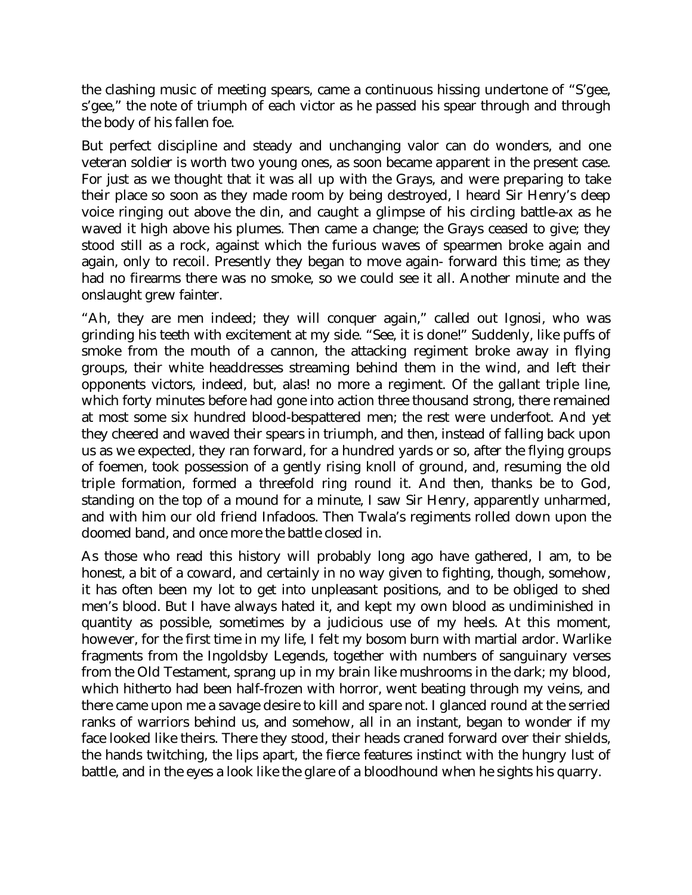the clashing music of meeting spears, came a continuous hissing undertone of "S'gee, s'gee," the note of triumph of each victor as he passed his spear through and through the body of his fallen foe.

But perfect discipline and steady and unchanging valor can do wonders, and one veteran soldier is worth two young ones, as soon became apparent in the present case. For just as we thought that it was all up with the Grays, and were preparing to take their place so soon as they made room by being destroyed, I heard Sir Henry's deep voice ringing out above the din, and caught a glimpse of his circling battle-ax as he waved it high above his plumes. Then came a change; the Grays ceased to give; they stood still as a rock, against which the furious waves of spearmen broke again and again, only to recoil. Presently they began to move again- forward this time; as they had no firearms there was no smoke, so we could see it all. Another minute and the onslaught grew fainter.

"Ah, they are men indeed; they will conquer again," called out Ignosi, who was grinding his teeth with excitement at my side. "See, it is done!" Suddenly, like puffs of smoke from the mouth of a cannon, the attacking regiment broke away in flying groups, their white headdresses streaming behind them in the wind, and left their opponents victors, indeed, but, alas! no more a regiment. Of the gallant triple line, which forty minutes before had gone into action three thousand strong, there remained at most some six hundred blood-bespattered men; the rest were underfoot. And yet they cheered and waved their spears in triumph, and then, instead of falling back upon us as we expected, they ran forward, for a hundred yards or so, after the flying groups of foemen, took possession of a gently rising knoll of ground, and, resuming the old triple formation, formed a threefold ring round it. And then, thanks be to God, standing on the top of a mound for a minute, I saw Sir Henry, apparently unharmed, and with him our old friend Infadoos. Then Twala's regiments rolled down upon the doomed band, and once more the battle closed in.

As those who read this history will probably long ago have gathered, I am, to be honest, a bit of a coward, and certainly in no way given to fighting, though, somehow, it has often been my lot to get into unpleasant positions, and to be obliged to shed men's blood. But I have always hated it, and kept my own blood as undiminished in quantity as possible, sometimes by a judicious use of my heels. At this moment, however, for the first time in my life, I felt my bosom burn with martial ardor. Warlike fragments from the Ingoldsby Legends, together with numbers of sanguinary verses from the Old Testament, sprang up in my brain like mushrooms in the dark; my blood, which hitherto had been half-frozen with horror, went beating through my veins, and there came upon me a savage desire to kill and spare not. I glanced round at the serried ranks of warriors behind us, and somehow, all in an instant, began to wonder if my face looked like theirs. There they stood, their heads craned forward over their shields, the hands twitching, the lips apart, the fierce features instinct with the hungry lust of battle, and in the eyes a look like the glare of a bloodhound when he sights his quarry.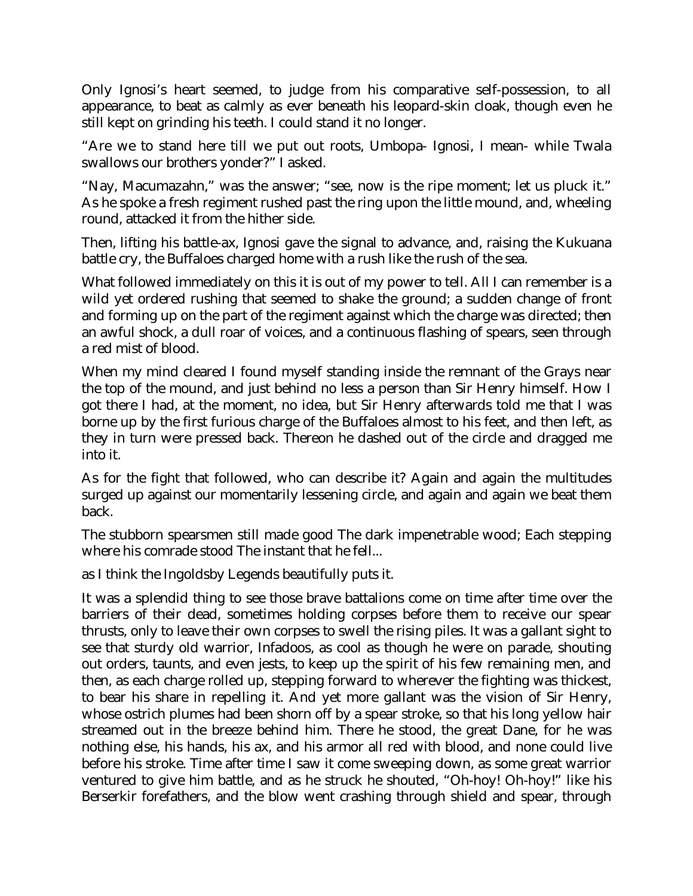Only Ignosi's heart seemed, to judge from his comparative self-possession, to all appearance, to beat as calmly as ever beneath his leopard-skin cloak, though even he still kept on grinding his teeth. I could stand it no longer.

"Are we to stand here till we put out roots, Umbopa- Ignosi, I mean- while Twala swallows our brothers yonder?" I asked.

"Nay, Macumazahn," was the answer; "see, now is the ripe moment; let us pluck it." As he spoke a fresh regiment rushed past the ring upon the little mound, and, wheeling round, attacked it from the hither side.

Then, lifting his battle-ax, Ignosi gave the signal to advance, and, raising the Kukuana battle cry, the Buffaloes charged home with a rush like the rush of the sea.

What followed immediately on this it is out of my power to tell. All I can remember is a wild yet ordered rushing that seemed to shake the ground; a sudden change of front and forming up on the part of the regiment against which the charge was directed; then an awful shock, a dull roar of voices, and a continuous flashing of spears, seen through a red mist of blood.

When my mind cleared I found myself standing inside the remnant of the Grays near the top of the mound, and just behind no less a person than Sir Henry himself. How I got there I had, at the moment, no idea, but Sir Henry afterwards told me that I was borne up by the first furious charge of the Buffaloes almost to his feet, and then left, as they in turn were pressed back. Thereon he dashed out of the circle and dragged me into it.

As for the fight that followed, who can describe it? Again and again the multitudes surged up against our momentarily lessening circle, and again and again we beat them back.

The stubborn spearsmen still made good The dark impenetrable wood; Each stepping where his comrade stood The instant that he fell...

as I think the *Ingoldsby Legends* beautifully puts it.

It was a splendid thing to see those brave battalions come on time after time over the barriers of their dead, sometimes holding corpses before them to receive our spear thrusts, only to leave their own corpses to swell the rising piles. It was a gallant sight to see that sturdy old warrior, Infadoos, as cool as though he were on parade, shouting out orders, taunts, and even jests, to keep up the spirit of his few remaining men, and then, as each charge rolled up, stepping forward to wherever the fighting was thickest, to bear his share in repelling it. And yet more gallant was the vision of Sir Henry, whose ostrich plumes had been shorn off by a spear stroke, so that his long yellow hair streamed out in the breeze behind him. There he stood, the great Dane, for he was nothing else, his hands, his ax, and his armor all red with blood, and none could live before his stroke. Time after time I saw it come sweeping down, as some great warrior ventured to give him battle, and as he struck he shouted, "Oh-hoy! Oh-hoy!" like his Berserkir forefathers, and the blow went crashing through shield and spear, through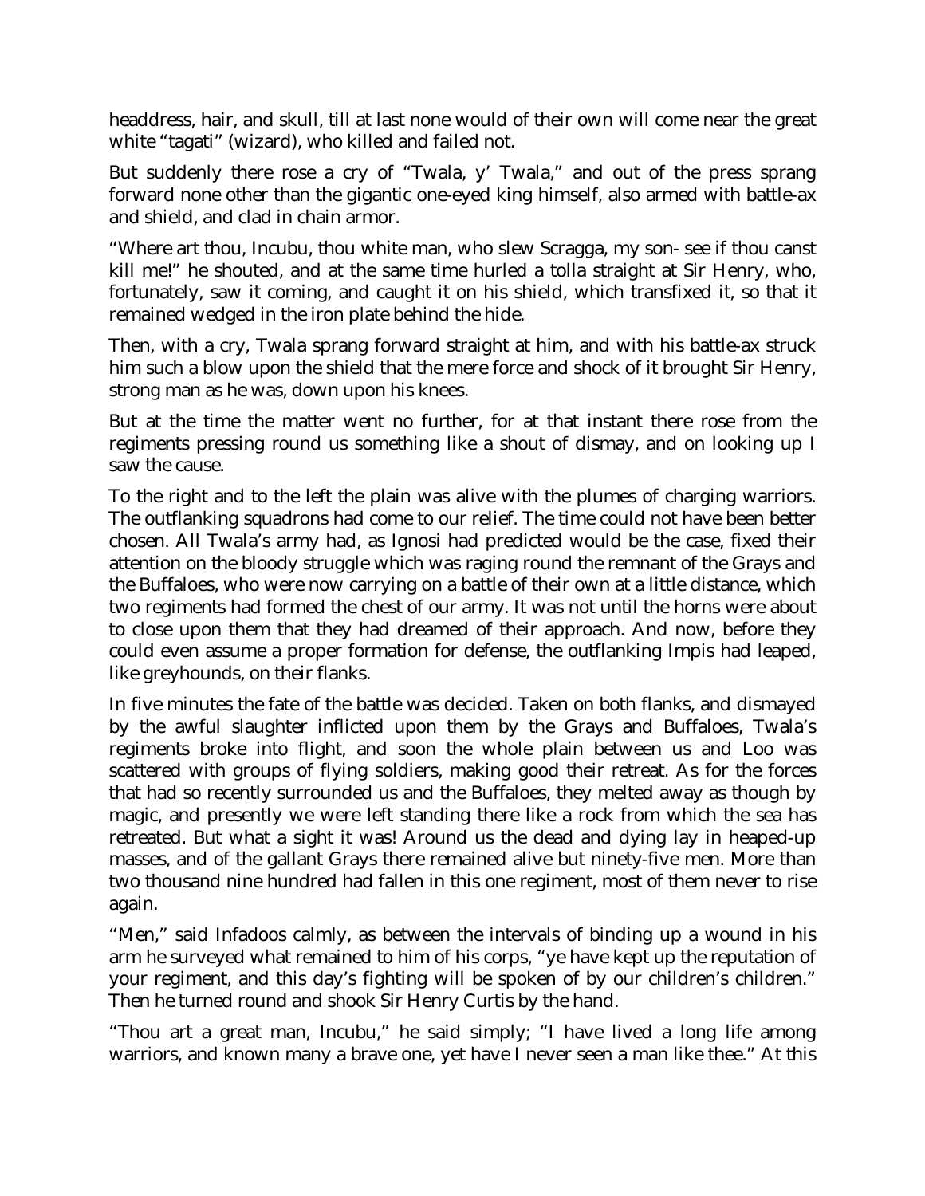headdress, hair, and skull, till at last none would of their own will come near the great white "tagati" (wizard), who killed and failed not.

But suddenly there rose a cry of "Twala, y' Twala," and out of the press sprang forward none other than the gigantic one-eyed king himself, also armed with battle-ax and shield, and clad in chain armor.

"Where art thou, Incubu, thou white man, who slew Scragga, my son- see if thou canst kill me!" he shouted, and at the same time hurled a tolla straight at Sir Henry, who, fortunately, saw it coming, and caught it on his shield, which transfixed it, so that it remained wedged in the iron plate behind the hide.

Then, with a cry, Twala sprang forward straight at him, and with his battle-ax struck him such a blow upon the shield that the mere force and shock of it brought Sir Henry, strong man as he was, down upon his knees.

But at the time the matter went no further, for at that instant there rose from the regiments pressing round us something like a shout of dismay, and on looking up I saw the cause.

To the right and to the left the plain was alive with the plumes of charging warriors. The outflanking squadrons had come to our relief. The time could not have been better chosen. All Twala's army had, as Ignosi had predicted would be the case, fixed their attention on the bloody struggle which was raging round the remnant of the Grays and the Buffaloes, who were now carrying on a battle of their own at a little distance, which two regiments had formed the chest of our army. It was not until the horns were about to close upon them that they had dreamed of their approach. And now, before they could even assume a proper formation for defense, the outflanking Impis had leaped, like greyhounds, on their flanks.

In five minutes the fate of the battle was decided. Taken on both flanks, and dismayed by the awful slaughter inflicted upon them by the Grays and Buffaloes, Twala's regiments broke into flight, and soon the whole plain between us and Loo was scattered with groups of flying soldiers, making good their retreat. As for the forces that had so recently surrounded us and the Buffaloes, they melted away as though by magic, and presently we were left standing there like a rock from which the sea has retreated. But what a sight it was! Around us the dead and dying lay in heaped-up masses, and of the gallant Grays there remained alive but ninety-five men. More than two thousand nine hundred had fallen in this one regiment, most of them never to rise again.

"Men," said Infadoos calmly, as between the intervals of binding up a wound in his arm he surveyed what remained to him of his corps, "ye have kept up the reputation of your regiment, and this day's fighting will be spoken of by our children's children." Then he turned round and shook Sir Henry Curtis by the hand.

"Thou art a great man, Incubu," he said simply; "I have lived a long life among warriors, and known many a brave one, yet have I never seen a man like thee." At this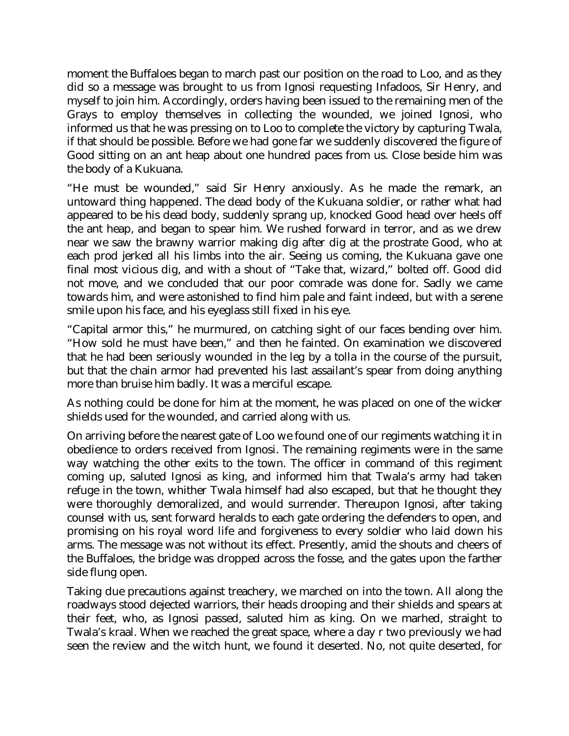moment the Buffaloes began to march past our position on the road to Loo, and as they did so a message was brought to us from Ignosi requesting Infadoos, Sir Henry, and myself to join him. Accordingly, orders having been issued to the remaining men of the Grays to employ themselves in collecting the wounded, we joined Ignosi, who informed us that he was pressing on to Loo to complete the victory by capturing Twala, if that should be possible. Before we had gone far we suddenly discovered the figure of Good sitting on an ant heap about one hundred paces from us. Close beside him was the body of a Kukuana.

"He must be wounded," said Sir Henry anxiously. As he made the remark, an untoward thing happened. The dead body of the Kukuana soldier, or rather what had appeared to be his dead body, suddenly sprang up, knocked Good head over heels off the ant heap, and began to spear him. We rushed forward in terror, and as we drew near we saw the brawny warrior making dig after dig at the prostrate Good, who at each prod jerked all his limbs into the air. Seeing us coming, the Kukuana gave one final most vicious dig, and with a shout of "Take that, wizard," bolted off. Good did not move, and we concluded that our poor comrade was done for. Sadly we came towards him, and were astonished to find him pale and faint indeed, but with a serene smile upon his face, and his eyeglass still fixed in his eye.

"Capital armor this," he murmured, on catching sight of our faces bending over him. "How sold he must have been," and then he fainted. On examination we discovered that he had been seriously wounded in the leg by a tolla in the course of the pursuit, but that the chain armor had prevented his last assailant's spear from doing anything more than bruise him badly. It was a merciful escape.

As nothing could be done for him at the moment, he was placed on one of the wicker shields used for the wounded, and carried along with us.

On arriving before the nearest gate of Loo we found one of our regiments watching it in obedience to orders received from Ignosi. The remaining regiments were in the same way watching the other exits to the town. The officer in command of this regiment coming up, saluted Ignosi as king, and informed him that Twala's army had taken refuge in the town, whither Twala himself had also escaped, but that he thought they were thoroughly demoralized, and would surrender. Thereupon Ignosi, after taking counsel with us, sent forward heralds to each gate ordering the defenders to open, and promising on his royal word life and forgiveness to every soldier who laid down his arms. The message was not without its effect. Presently, amid the shouts and cheers of the Buffaloes, the bridge was dropped across the fosse, and the gates upon the farther side flung open.

Taking due precautions against treachery, we marched on into the town. All along the roadways stood dejected warriors, their heads drooping and their shields and spears at their feet, who, as Ignosi passed, saluted him as king. On we marhed, straight to Twala's kraal. When we reached the great space, where a day r two previously we had seen the review and the witch hunt, we found it deserted. No, not quite deserted, for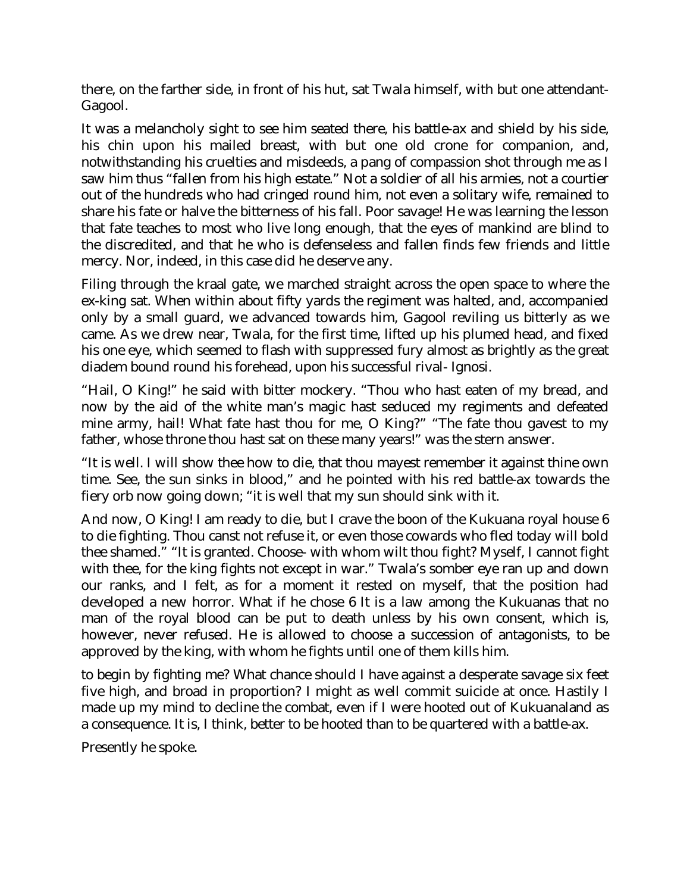there, on the farther side, in front of his hut, sat Twala himself, with but one attendant- Gagool.

It was a melancholy sight to see him seated there, his battle-ax and shield by his side, his chin upon his mailed breast, with but one old crone for companion, and, notwithstanding his cruelties and misdeeds, a pang of compassion shot through me as I saw him thus "fallen from his high estate." Not a soldier of all his armies, not a courtier out of the hundreds who had cringed round him, not even a solitary wife, remained to share his fate or halve the bitterness of his fall. Poor savage! He was learning the lesson that fate teaches to most who live long enough, that the eyes of mankind are blind to the discredited, and that he who is defenseless and fallen finds few friends and little mercy. Nor, indeed, in this case did he deserve any.

Filing through the kraal gate, we marched straight across the open space to where the ex-king sat. When within about fifty yards the regiment was halted, and, accompanied only by a small guard, we advanced towards him, Gagool reviling us bitterly as we came. As we drew near, Twala, for the first time, lifted up his plumed head, and fixed his one eye, which seemed to flash with suppressed fury almost as brightly as the great diadem bound round his forehead, upon his successful rival- Ignosi.

"Hail, O King!" he said with bitter mockery. "Thou who hast eaten of my bread, and now by the aid of the white man's magic hast seduced my regiments and defeated mine army, hail! What fate hast thou for me, O King?" "The fate thou gavest to my father, whose throne thou hast sat on these many years!" was the stern answer.

"It is well. I will show thee how to die, that thou mayest remember it against thine own time. See, the sun sinks in blood," and he pointed with his red battle-ax towards the fiery orb now going down; "it is well that my sun should sink with it.

And now, O King! I am ready to die, but I crave the boon of the Kukuana royal house [6] to die fighting. Thou canst not refuse it, or even those cowards who fled today will bold thee shamed." "It is granted. Choose- with whom wilt thou fight? Myself, I cannot fight with thee, for the king fights not except in war." Twala's somber eye ran up and down our ranks, and I felt, as for a moment it rested on myself, that the position had developed a new horror. What if he chose to begin by fighting me? What chance should I have against a desperate savage six feet five high, and broad in proportion? I might as well commit suicide at once. Hastily I made up my mind to decline the combat, even if I were hooted out of Kukuanaland as a consequence. It is, I think, better to be hooted than to be quartered with a battle-ax.

Presently he spoke.

[6] It is a law among the Kukuanas that no man of the royal blood can be put to death unless by his own consent, which is, however, never refused. He is allowed to choose a succession of antagonists, to be approved by the king, with whom he fights until one of them kills him.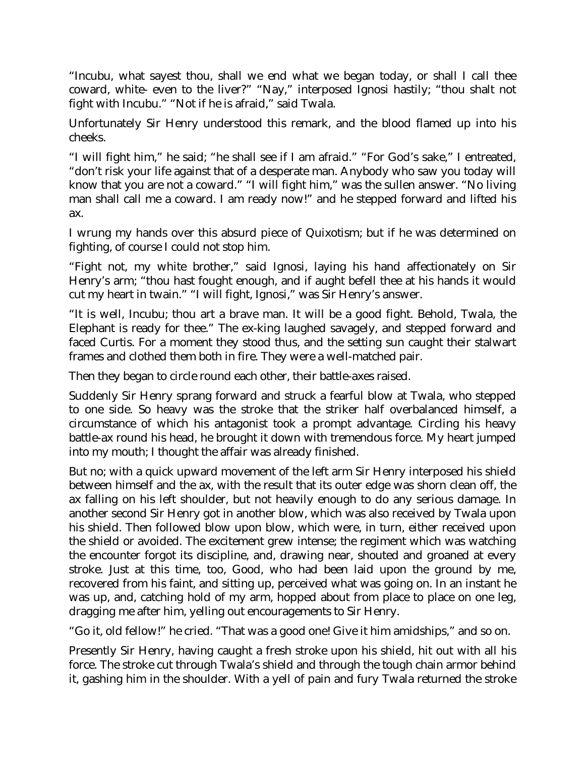"Incubu, what sayest thou, shall we end what we began today, or shall I call thee coward, white- even to the liver?" "Nay," interposed Ignosi hastily; "thou shalt not fight with Incubu." "Not if he is afraid," said Twala.

Unfortunately Sir Henry understood this remark, and the blood flamed up into his cheeks.

"I will fight him," he said; "he shall see if I am afraid." "For God's sake," I entreated, "don't risk your life against that of a desperate man. Anybody who saw you today will know that you are not a coward." "I will fight him," was the sullen answer. "No living man shall call me a coward. I am ready now!" and he stepped forward and lifted his ax.

I wrung my hands over this absurd piece of Quixotism; but if he was determined on fighting, of course I could not stop him.

"Fight not, my white brother," said Ignosi, laying his hand affectionately on Sir Henry's arm; "thou hast fought enough, and if aught befell thee at his hands it would cut my heart in twain." "I will fight, Ignosi," was Sir Henry's answer.

"It is well, Incubu; thou art a brave man. It will be a good fight. Behold, Twala, the Elephant is ready for thee." The ex-king laughed savagely, and stepped forward and faced Curtis. For a moment they stood thus, and the setting sun caught their stalwart frames and clothed them both in fire. They were a well-matched pair.

Then they began to circle round each other, their battle-axes raised.

Suddenly Sir Henry sprang forward and struck a fearful blow at Twala, who stepped to one side. So heavy was the stroke that the striker half overbalanced himself, a circumstance of which his antagonist took a prompt advantage. Circling his heavy battle-ax round his head, he brought it down with tremendous force. My heart jumped into my mouth; I thought the affair was already finished.

But no; with a quick upward movement of the left arm Sir Henry interposed his shield between himself and the ax, with the result that its outer edge was shorn clean off, the ax falling on his left shoulder, but not heavily enough to do any serious damage. In another second Sir Henry got in another blow, which was also received by Twala upon his shield. Then followed blow upon blow, which were, in turn, either received upon the shield or avoided. The excitement grew intense; the regiment which was watching the encounter forgot its discipline, and, drawing near, shouted and groaned at every stroke. Just at this time, too, Good, who had been laid upon the ground by me, recovered from his faint, and sitting up, perceived what was going on. In an instant he was up, and, catching hold of my arm, hopped about from place to place on one leg, dragging me after him, yelling out encouragements to Sir Henry.

"Go it, old fellow!" he cried. "That was a good one! Give it him amidships," and so on.

Presently Sir Henry, having caught a fresh stroke upon his shield, hit out with all his force. The stroke cut through Twala's shield and through the tough chain armor behind it, gashing him in the shoulder. With a yell of pain and fury Twala returned the stroke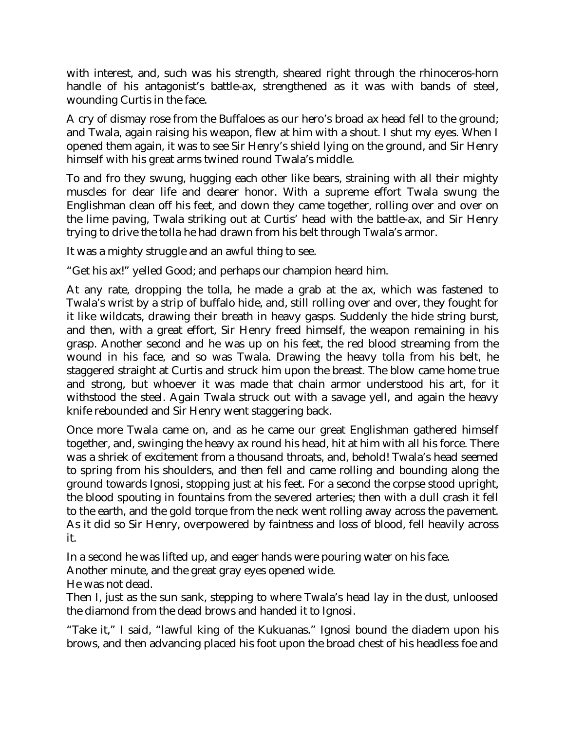with interest, and, such was his strength, sheared right through the rhinoceros-horn handle of his antagonist's battle-ax, strengthened as it was with bands of steel, wounding Curtis in the face.

A cry of dismay rose from the Buffaloes as our hero's broad ax head fell to the ground; and Twala, again raising his weapon, flew at him with a shout. I shut my eyes. When I opened them again, it was to see Sir Henry's shield lying on the ground, and Sir Henry himself with his great arms twined round Twala's middle.

To and fro they swung, hugging each other like bears, straining with all their mighty muscles for dear life and dearer honor. With a supreme effort Twala swung the Englishman clean off his feet, and down they came together, rolling over and over on the lime paving, Twala striking out at Curtis' head with the battle-ax, and Sir Henry trying to drive the tolla he had drawn from his belt through Twala's armor.

It was a mighty struggle and an awful thing to see.

"Get his ax!" yelled Good; and perhaps our champion heard him.

At any rate, dropping the tolla, he made a grab at the ax, which was fastened to Twala's wrist by a strip of buffalo hide, and, still rolling over and over, they fought for it like wildcats, drawing their breath in heavy gasps. Suddenly the hide string burst, and then, with a great effort, Sir Henry freed himself, the weapon remaining in his grasp. Another second and he was up on his feet, the red blood streaming from the wound in his face, and so was Twala. Drawing the heavy tolla from his belt, he staggered straight at Curtis and struck him upon the breast. The blow came home true and strong, but whoever it was made that chain armor understood his art, for it withstood the steel. Again Twala struck out with a savage yell, and again the heavy knife rebounded and Sir Henry went staggering back.

Once more Twala came on, and as he came our great Englishman gathered himself together, and, swinging the heavy ax round his head, hit at him with all his force. There was a shriek of excitement from a thousand throats, and, behold! Twala's head seemed to spring from his shoulders, and then fell and came rolling and bounding along the ground towards Ignosi, stopping just at his feet. For a second the corpse stood upright, the blood spouting in fountains from the severed arteries; then with a dull crash it fell to the earth, and the gold torque from the neck went rolling away across the pavement. As it did so Sir Henry, overpowered by faintness and loss of blood, fell heavily across it.

In a second he was lifted up, and eager hands were pouring water on his face.
Another minute, and the great gray eyes opened wide.
He was not dead.
Then I, just as the sun sank, stepping to where Twala's head lay in the dust, unloosed the diamond from the dead brows and handed it to Ignosi.

"Take it," I said, "lawful king of the Kukuanas." Ignosi bound the diadem upon his brows, and then advancing placed his foot upon the broad chest of his headless foe and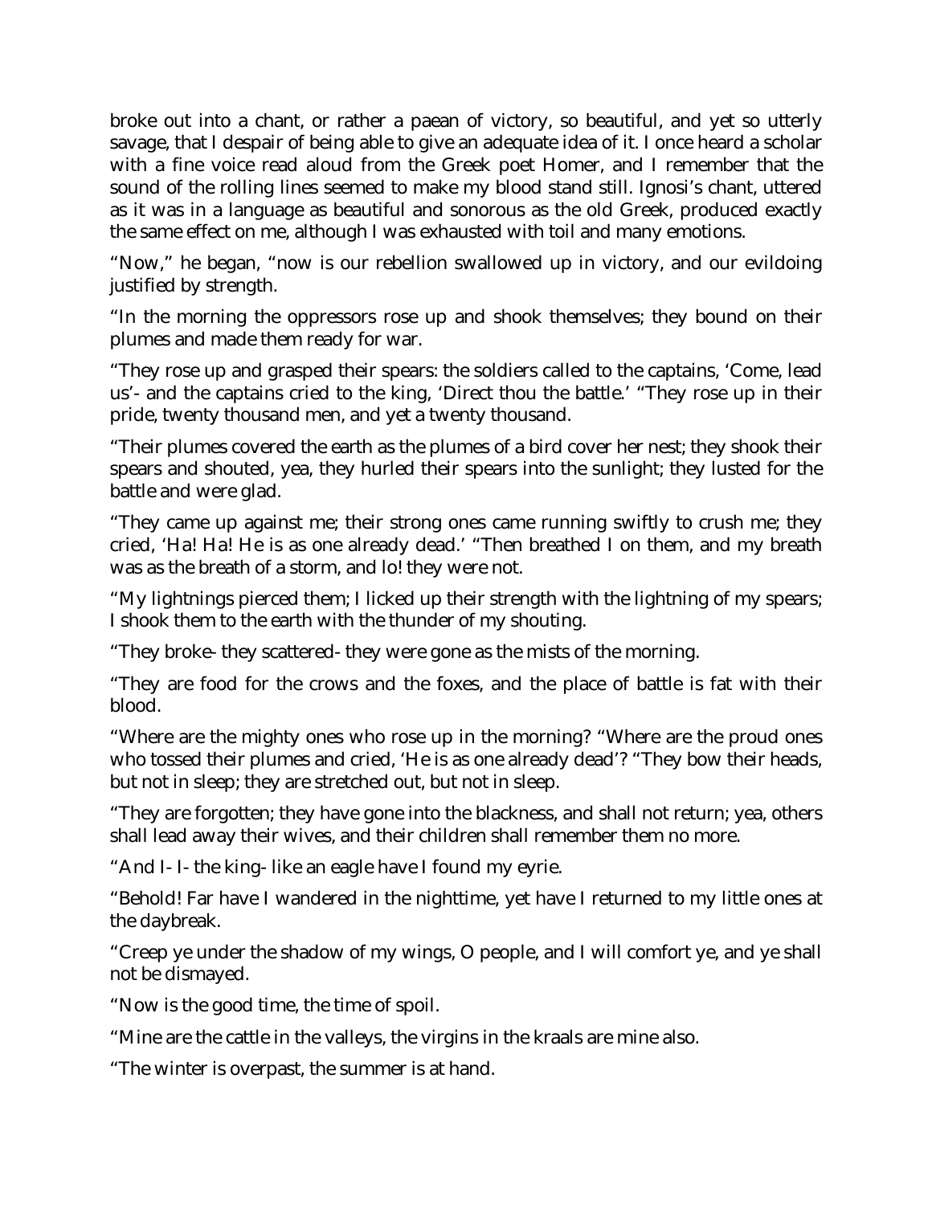broke out into a chant, or rather a paean of victory, so beautiful, and yet so utterly savage, that I despair of being able to give an adequate idea of it. I once heard a scholar with a fine voice read aloud from the Greek poet Homer, and I remember that the sound of the rolling lines seemed to make my blood stand still. Ignosi's chant, uttered as it was in a language as beautiful and sonorous as the old Greek, produced exactly the same effect on me, although I was exhausted with toil and many emotions.

"Now," he began, "now is our rebellion swallowed up in victory, and our evildoing justified by strength.

"In the morning the oppressors rose up and shook themselves; they bound on their plumes and made them ready for war.

"They rose up and grasped their spears: the soldiers called to the captains, 'Come, lead us'- and the captains cried to the king, 'Direct thou the battle.' "They rose up in their pride, twenty thousand men, and yet a twenty thousand.

"Their plumes covered the earth as the plumes of a bird cover her nest; they shook their spears and shouted, yea, they hurled their spears into the sunlight; they lusted for the battle and were glad.

"They came up against me; their strong ones came running swiftly to crush me; they cried, 'Ha! Ha! He is as one already dead.' "Then breathed I on them, and my breath was as the breath of a storm, and lo! they were not.

"My lightnings pierced them; I licked up their strength with the lightning of my spears; I shook them to the earth with the thunder of my shouting.

"They broke- they scattered- they were gone as the mists of the morning.

"They are food for the crows and the foxes, and the place of battle is fat with their blood.

"Where are the mighty ones who rose up in the morning? "Where are the proud ones who tossed their plumes and cried, 'He is as one already dead'? "They bow their heads, but not in sleep; they are stretched out, but not in sleep.

"They are forgotten; they have gone into the blackness, and shall not return; yea, others shall lead away their wives, and their children shall remember them no more.

"And I- I- the king- like an eagle have I found my eyrie.

"Behold! Far have I wandered in the nighttime, yet have I returned to my little ones at the daybreak.

"Creep ye under the shadow of my wings, O people, and I will comfort ye, and ye shall not be dismayed.

"Now is the good time, the time of spoil.

"Mine are the cattle in the valleys, the virgins in the kraals are mine also.

"The winter is overpast, the summer is at hand.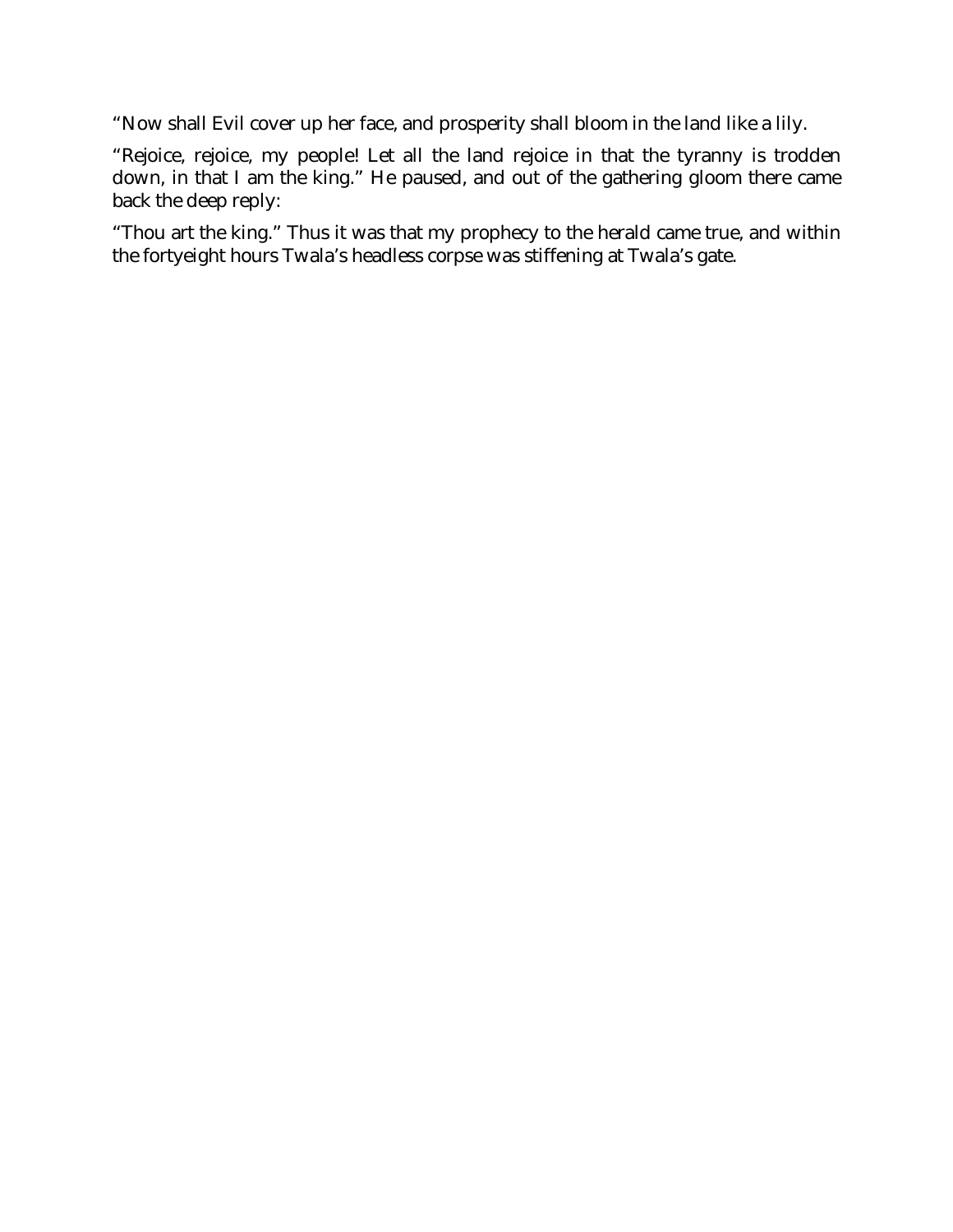"Now shall Evil cover up her face, and prosperity shall bloom in the land like a lily.

"Rejoice, rejoice, my people! Let all the land rejoice in that the tyranny is trodden down, in that I am the king." He paused, and out of the gathering gloom there came back the deep reply:

"Thou art the king." Thus it was that my prophecy to the herald came true, and within the fortyeight hours Twala's headless corpse was stiffening at Twala's gate.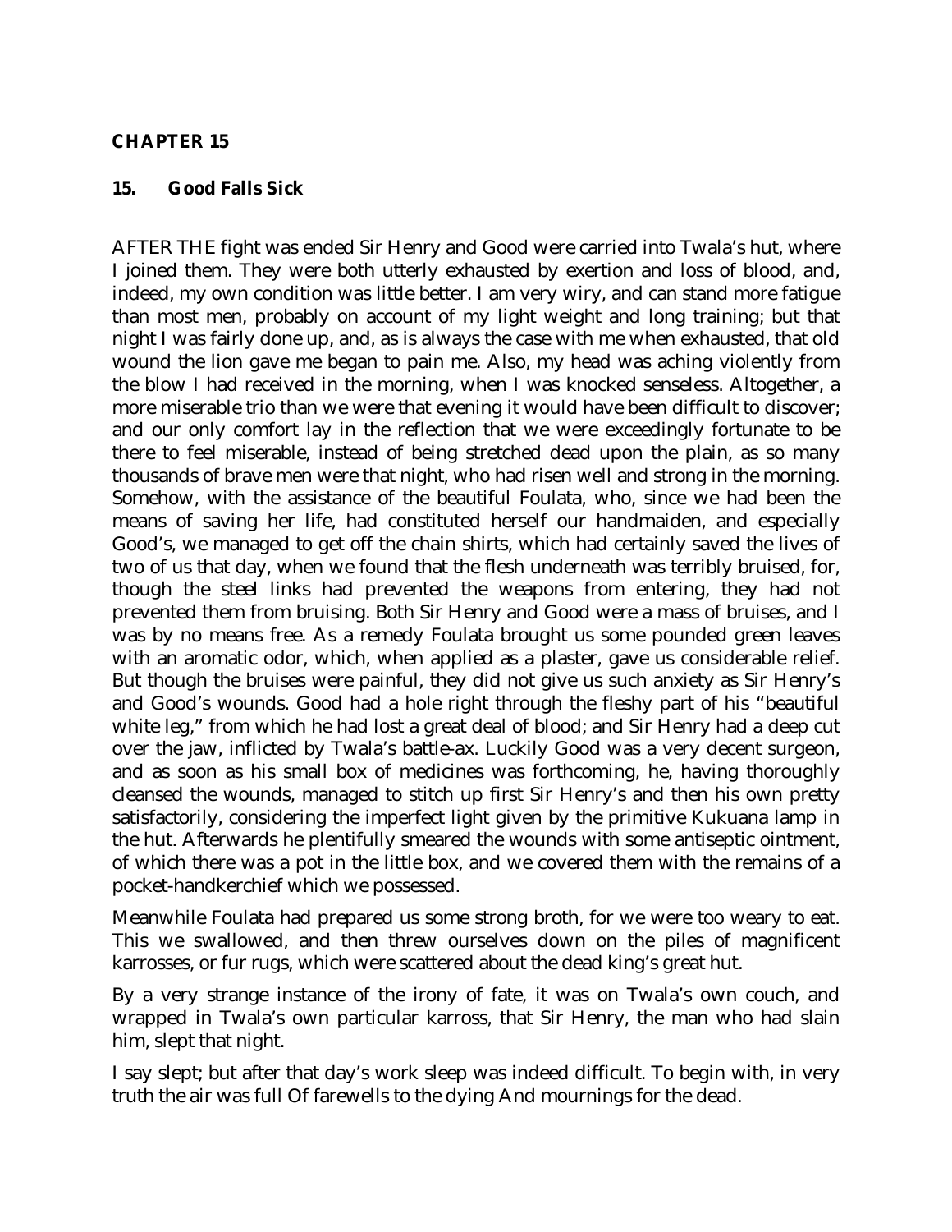## CHAPTER 15

### 15. Good Falls Sick

AFTER THE fight was ended Sir Henry and Good were carried into Twala's hut, where I joined them. They were both utterly exhausted by exertion and loss of blood, and, indeed, my own condition was little better. I am very wiry, and can stand more fatigue than most men, probably on account of my light weight and long training; but that night I was fairly done up, and, as is always the case with me when exhausted, that old wound the lion gave me began to pain me. Also, my head was aching violently from the blow I had received in the morning, when I was knocked senseless. Altogether, a more miserable trio than we were that evening it would have been difficult to discover; and our only comfort lay in the reflection that we were exceedingly fortunate to be there to feel miserable, instead of being stretched dead upon the plain, as so many thousands of brave men were that night, who had risen well and strong in the morning. Somehow, with the assistance of the beautiful Foulata, who, since we had been the means of saving her life, had constituted herself our handmaiden, and especially Good's, we managed to get off the chain shirts, which had certainly saved the lives of two of us that day, when we found that the flesh underneath was terribly bruised, for, though the steel links had prevented the weapons from entering, they had not prevented them from bruising. Both Sir Henry and Good were a mass of bruises, and I was by no means free. As a remedy Foulata brought us some pounded green leaves with an aromatic odor, which, when applied as a plaster, gave us considerable relief. But though the bruises were painful, they did not give us such anxiety as Sir Henry's and Good's wounds. Good had a hole right through the fleshy part of his "beautiful white leg," from which he had lost a great deal of blood; and Sir Henry had a deep cut over the jaw, inflicted by Twala's battle-ax. Luckily Good was a very decent surgeon, and as soon as his small box of medicines was forthcoming, he, having thoroughly cleansed the wounds, managed to stitch up first Sir Henry's and then his own pretty satisfactorily, considering the imperfect light given by the primitive Kukuana lamp in the hut. Afterwards he plentifully smeared the wounds with some antiseptic ointment, of which there was a pot in the little box, and we covered them with the remains of a pocket-handkerchief which we possessed.

Meanwhile Foulata had prepared us some strong broth, for we were too weary to eat. This we swallowed, and then threw ourselves down on the piles of magnificent karrosses, or fur rugs, which were scattered about the dead king's great hut.

By a very strange instance of the irony of fate, it was on Twala's own couch, and wrapped in Twala's own particular karross, that Sir Henry, the man who had slain him, slept that night.

I say slept; but after that day's work sleep was indeed difficult. To begin with, in very truth the air was full Of farewells to the dying And mournings for the dead.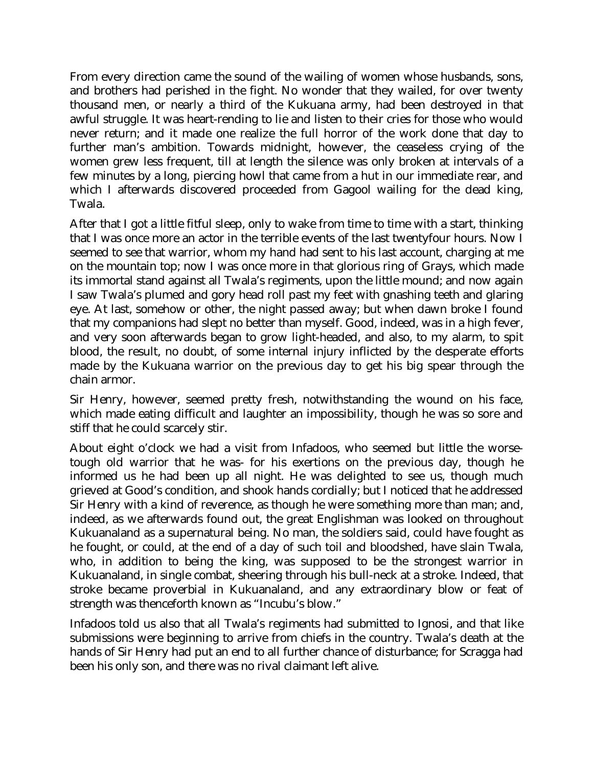From every direction came the sound of the wailing of women whose husbands, sons, and brothers had perished in the fight. No wonder that they wailed, for over twenty thousand men, or nearly a third of the Kukuana army, had been destroyed in that awful struggle. It was heart-rending to lie and listen to their cries for those who would never return; and it made one realize the full horror of the work done that day to further man's ambition. Towards midnight, however, the ceaseless crying of the women grew less frequent, till at length the silence was only broken at intervals of a few minutes by a long, piercing howl that came from a hut in our immediate rear, and which I afterwards discovered proceeded from Gagool wailing for the dead king, Twala.

After that I got a little fitful sleep, only to wake from time to time with a start, thinking that I was once more an actor in the terrible events of the last twentyfour hours. Now I seemed to see that warrior, whom my hand had sent to his last account, charging at me on the mountain top; now I was once more in that glorious ring of Grays, which made its immortal stand against all Twala's regiments, upon the little mound; and now again I saw Twala's plumed and gory head roll past my feet with gnashing teeth and glaring eye. At last, somehow or other, the night passed away; but when dawn broke I found that my companions had slept no better than myself. Good, indeed, was in a high fever, and very soon afterwards began to grow light-headed, and also, to my alarm, to spit blood, the result, no doubt, of some internal injury inflicted by the desperate efforts made by the Kukuana warrior on the previous day to get his big spear through the chain armor.

Sir Henry, however, seemed pretty fresh, notwithstanding the wound on his face, which made eating difficult and laughter an impossibility, though he was so sore and stiff that he could scarcely stir.

About eight o'clock we had a visit from Infadoos, who seemed but little the worse- tough old warrior that he was- for his exertions on the previous day, though he informed us he had been up all night. He was delighted to see us, though much grieved at Good's condition, and shook hands cordially; but I noticed that he addressed Sir Henry with a kind of reverence, as though he were something more than man; and, indeed, as we afterwards found out, the great Englishman was looked on throughout Kukuanaland as a supernatural being. No man, the soldiers said, could have fought as he fought, or could, at the end of a day of such toil and bloodshed, have slain Twala, who, in addition to being the king, was supposed to be the strongest warrior in Kukuanaland, in single combat, sheering through his bull-neck at a stroke. Indeed, that stroke became proverbial in Kukuanaland, and any extraordinary blow or feat of strength was thenceforth known as "Incubu's blow."

Infadoos told us also that all Twala's regiments had submitted to Ignosi, and that like submissions were beginning to arrive from chiefs in the country. Twala's death at the hands of Sir Henry had put an end to all further chance of disturbance; for Scragga had been his only son, and there was no rival claimant left alive.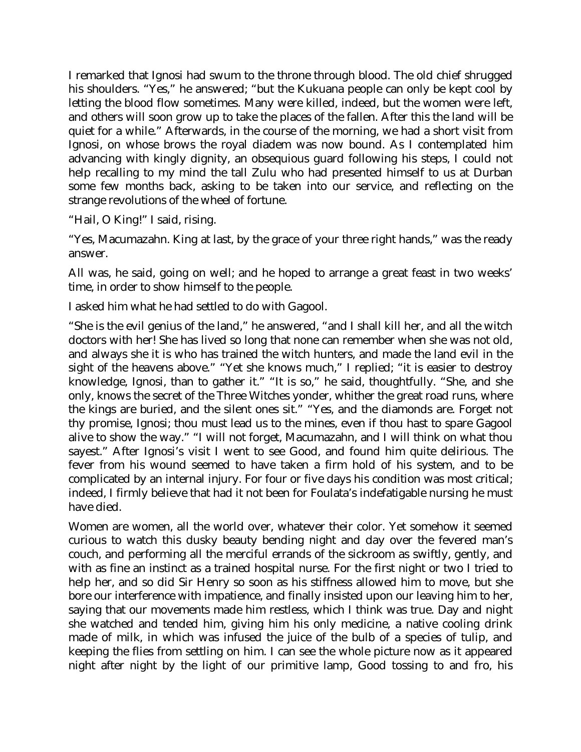I remarked that Ignosi had swum to the throne through blood. The old chief shrugged his shoulders. "Yes," he answered; "but the Kukuana people can only be kept cool by letting the blood flow sometimes. Many were killed, indeed, but the women were left, and others will soon grow up to take the places of the fallen. After this the land will be quiet for a while." Afterwards, in the course of the morning, we had a short visit from Ignosi, on whose brows the royal diadem was now bound. As I contemplated him advancing with kingly dignity, an obsequious guard following his steps, I could not help recalling to my mind the tall Zulu who had presented himself to us at Durban some few months back, asking to be taken into our service, and reflecting on the strange revolutions of the wheel of fortune.

"Hail, O King!" I said, rising.

"Yes, Macumazahn. King at last, by the grace of your three right hands," was the ready answer.

All was, he said, going on well; and he hoped to arrange a great feast in two weeks' time, in order to show himself to the people.

I asked him what he had settled to do with Gagool.

"She is the evil genius of the land," he answered, "and I shall kill her, and all the witch doctors with her! She has lived so long that none can remember when she was not old, and always she it is who has trained the witch hunters, and made the land evil in the sight of the heavens above." "Yet she knows much," I replied; "it is easier to destroy knowledge, Ignosi, than to gather it." "It is so," he said, thoughtfully. "She, and she only, knows the secret of the Three Witches yonder, whither the great road runs, where the kings are buried, and the silent ones sit." "Yes, and the diamonds are. Forget not thy promise, Ignosi; thou must lead us to the mines, even if thou hast to spare Gagool alive to show the way." "I will not forget, Macumazahn, and I will think on what thou sayest." After Ignosi's visit I went to see Good, and found him quite delirious. The fever from his wound seemed to have taken a firm hold of his system, and to be complicated by an internal injury. For four or five days his condition was most critical; indeed, I firmly believe that had it not been for Foulata's indefatigable nursing he must have died.

Women are women, all the world over, whatever their color. Yet somehow it seemed curious to watch this dusky beauty bending night and day over the fevered man's couch, and performing all the merciful errands of the sickroom as swiftly, gently, and with as fine an instinct as a trained hospital nurse. For the first night or two I tried to help her, and so did Sir Henry so soon as his stiffness allowed him to move, but she bore our interference with impatience, and finally insisted upon our leaving him to her, saying that our movements made him restless, which I think was true. Day and night she watched and tended him, giving him his only medicine, a native cooling drink made of milk, in which was infused the juice of the bulb of a species of tulip, and keeping the flies from settling on him. I can see the whole picture now as it appeared night after night by the light of our primitive lamp, Good tossing to and fro, his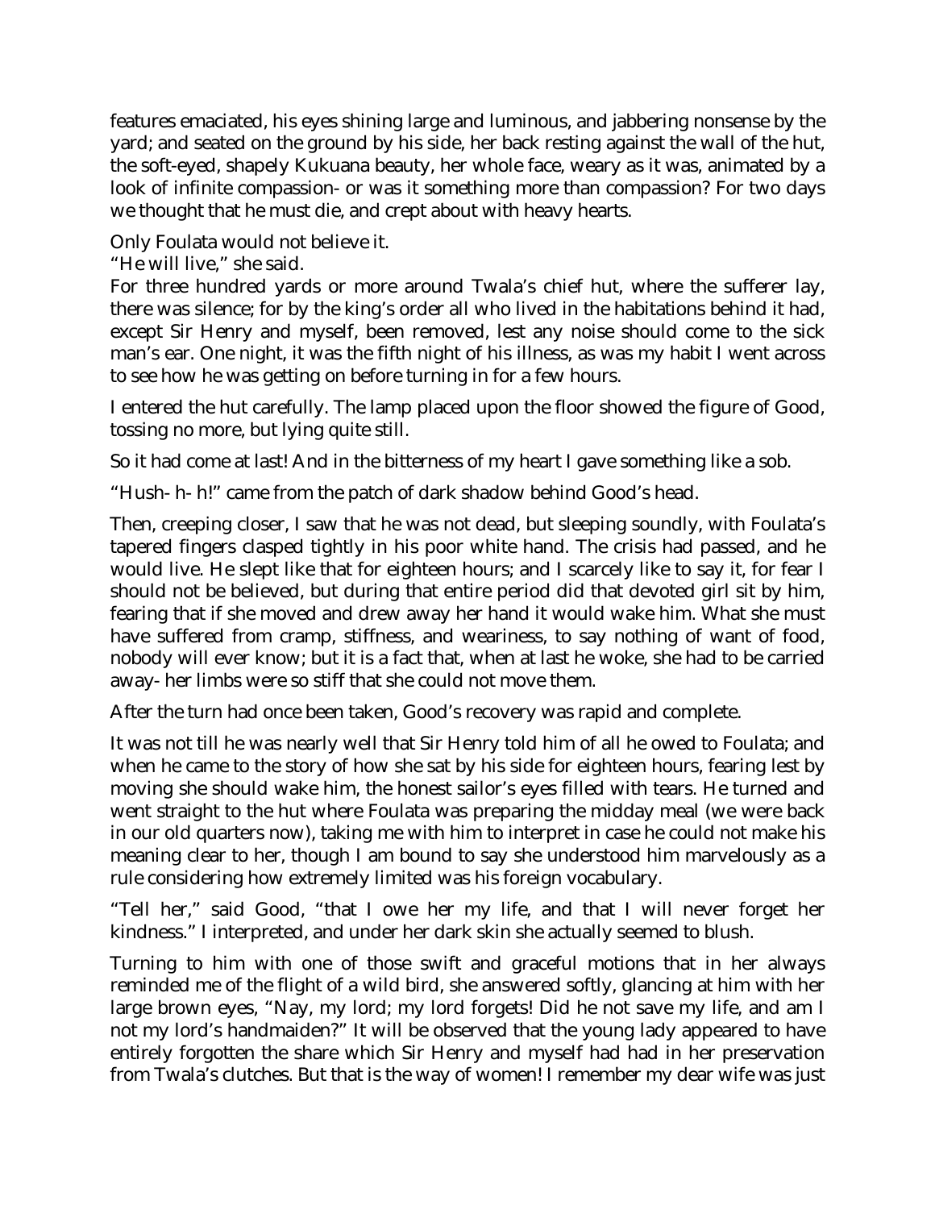features emaciated, his eyes shining large and luminous, and jabbering nonsense by the yard; and seated on the ground by his side, her back resting against the wall of the hut, the soft-eyed, shapely Kukuana beauty, her whole face, weary as it was, animated by a look of infinite compassion- or was it something more than compassion? For two days we thought that he must die, and crept about with heavy hearts.

Only Foulata would not believe it.

"He will live," she said.

For three hundred yards or more around Twala's chief hut, where the sufferer lay, there was silence; for by the king's order all who lived in the habitations behind it had, except Sir Henry and myself, been removed, lest any noise should come to the sick man's ear. One night, it was the fifth night of his illness, as was my habit I went across to see how he was getting on before turning in for a few hours.

I entered the hut carefully. The lamp placed upon the floor showed the figure of Good, tossing no more, but lying quite still.

So it had come at last! And in the bitterness of my heart I gave something like a sob.

"Hush- h- h!" came from the patch of dark shadow behind Good's head.

Then, creeping closer, I saw that he was not dead, but sleeping soundly, with Foulata's tapered fingers clasped tightly in his poor white hand. The crisis had passed, and he would live. He slept like that for eighteen hours; and I scarcely like to say it, for fear I should not be believed, but during that entire period did that devoted girl sit by him, fearing that if she moved and drew away her hand it would wake him. What she must have suffered from cramp, stiffness, and weariness, to say nothing of want of food, nobody will ever know; but it is a fact that, when at last he woke, she had to be carried away- her limbs were so stiff that she could not move them.

After the turn had once been taken, Good's recovery was rapid and complete.

It was not till he was nearly well that Sir Henry told him of all he owed to Foulata; and when he came to the story of how she sat by his side for eighteen hours, fearing lest by moving she should wake him, the honest sailor's eyes filled with tears. He turned and went straight to the hut where Foulata was preparing the midday meal (we were back in our old quarters now), taking me with him to interpret in case he could not make his meaning clear to her, though I am bound to say she understood him marvelously as a rule considering how extremely limited was his foreign vocabulary.

"Tell her," said Good, "that I owe her my life, and that I will never forget her kindness." I interpreted, and under her dark skin she actually seemed to blush.

Turning to him with one of those swift and graceful motions that in her always reminded me of the flight of a wild bird, she answered softly, glancing at him with her large brown eyes, "Nay, my lord; my lord forgets! Did he not save my life, and am I not my lord's handmaiden?" It will be observed that the young lady appeared to have entirely forgotten the share which Sir Henry and myself had had in her preservation from Twala's clutches. But that is the way of women! I remember my dear wife was just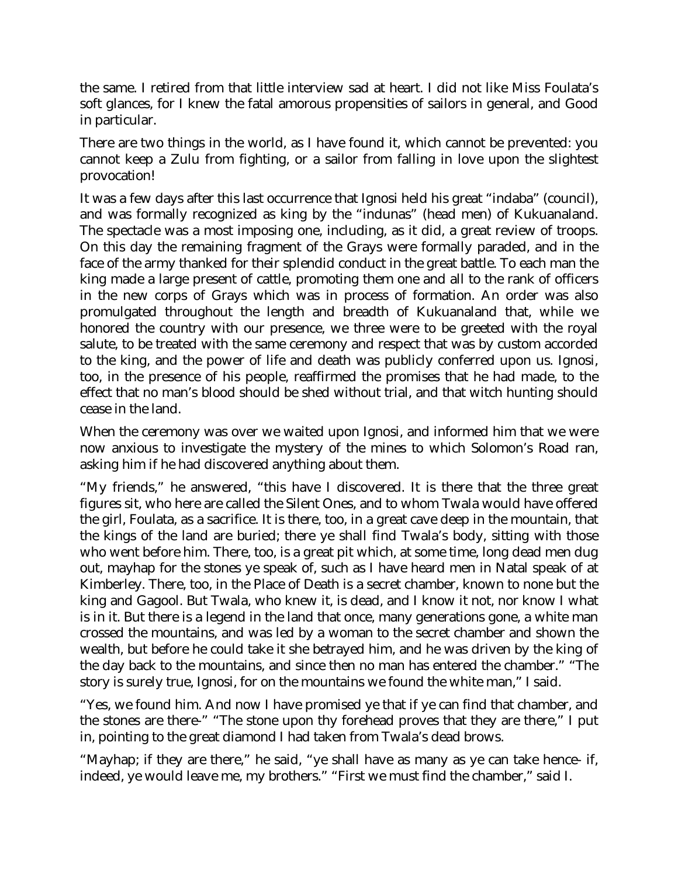the same. I retired from that little interview sad at heart. I did not like Miss Foulata's soft glances, for I knew the fatal amorous propensities of sailors in general, and Good in particular.

There are two things in the world, as I have found it, which cannot be prevented: you cannot keep a Zulu from fighting, or a sailor from falling in love upon the slightest provocation!

It was a few days after this last occurrence that Ignosi held his great "indaba" (council), and was formally recognized as king by the "indunas" (head men) of Kukuanaland. The spectacle was a most imposing one, including, as it did, a great review of troops. On this day the remaining fragment of the Grays were formally paraded, and in the face of the army thanked for their splendid conduct in the great battle. To each man the king made a large present of cattle, promoting them one and all to the rank of officers in the new corps of Grays which was in process of formation. An order was also promulgated throughout the length and breadth of Kukuanaland that, while we honored the country with our presence, we three were to be greeted with the royal salute, to be treated with the same ceremony and respect that was by custom accorded to the king, and the power of life and death was publicly conferred upon us. Ignosi, too, in the presence of his people, reaffirmed the promises that he had made, to the effect that no man's blood should be shed without trial, and that witch hunting should cease in the land.

When the ceremony was over we waited upon Ignosi, and informed him that we were now anxious to investigate the mystery of the mines to which Solomon's Road ran, asking him if he had discovered anything about them.

"My friends," he answered, "this have I discovered. It is there that the three great figures sit, who here are called the Silent Ones, and to whom Twala would have offered the girl, Foulata, as a sacrifice. It is there, too, in a great cave deep in the mountain, that the kings of the land are buried; there ye shall find Twala's body, sitting with those who went before him. There, too, is a great pit which, at some time, long dead men dug out, mayhap for the stones ye speak of, such as I have heard men in Natal speak of at Kimberley. There, too, in the Place of Death is a secret chamber, known to none but the king and Gagool. But Twala, who knew it, is dead, and I know it not, nor know I what is in it. But there is a legend in the land that once, many generations gone, a white man crossed the mountains, and was led by a woman to the secret chamber and shown the wealth, but before he could take it she betrayed him, and he was driven by the king of the day back to the mountains, and since then no man has entered the chamber." "The story is surely true, Ignosi, for on the mountains we found the white man," I said.

"Yes, we found him. And now I have promised ye that if ye can find that chamber, and the stones are there-" "The stone upon thy forehead proves that they are there," I put in, pointing to the great diamond I had taken from Twala's dead brows.

"Mayhap; if they are there," he said, "ye shall have as many as ye can take hence- if, indeed, ye would leave me, my brothers." "First we must find the chamber," said I.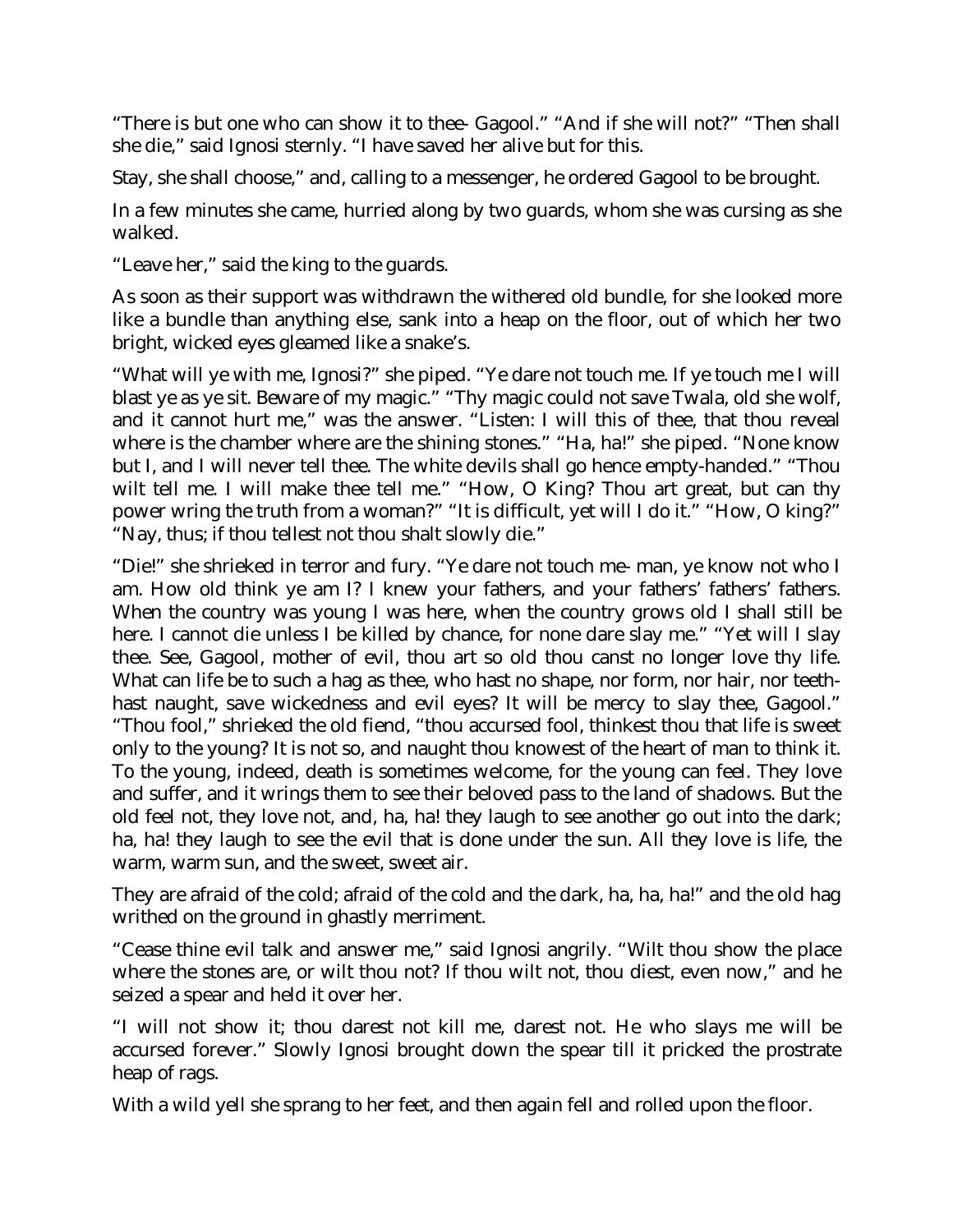"There is but one who can show it to thee- Gagool." "And if she will not?" "Then shall she die," said Ignosi sternly. "I have saved her alive but for this.

Stay, she shall choose," and, calling to a messenger, he ordered Gagool to be brought.

In a few minutes she came, hurried along by two guards, whom she was cursing as she walked.

"Leave her," said the king to the guards.

As soon as their support was withdrawn the withered old bundle, for she looked more like a bundle than anything else, sank into a heap on the floor, out of which her two bright, wicked eyes gleamed like a snake's.

"What will ye with me, Ignosi?" she piped. "Ye dare not touch me. If ye touch me I will blast ye as ye sit. Beware of my magic." "Thy magic could not save Twala, old she wolf, and it cannot hurt me," was the answer. "Listen: I will this of thee, that thou reveal where is the chamber where are the shining stones." "Ha, ha!" she piped. "None know but I, and I will never tell thee. The white devils shall go hence empty-handed." "Thou wilt tell me. I will make thee tell me." "How, O King? Thou art great, but can thy power wring the truth from a woman?" "It is difficult, yet will I do it." "How, O king?" "Nay, thus; if thou tellest not thou shalt slowly die."

"Die!" she shrieked in terror and fury. "Ye dare not touch me- man, ye know not who I am. How old think ye am I? I knew your fathers, and your fathers' fathers' fathers. When the country was young I was here, when the country grows old I shall still be here. I cannot die unless I be killed by chance, for none dare slay me." "Yet will I slay thee. See, Gagool, mother of evil, thou art so old thou canst no longer love thy life. What can life be to such a hag as thee, who hast no shape, nor form, nor hair, nor teeth- hast naught, save wickedness and evil eyes? It will be mercy to slay thee, Gagool." "Thou fool," shrieked the old fiend, "thou accursed fool, thinkest thou that life is sweet only to the young? It is not so, and naught thou knowest of the heart of man to think it. To the young, indeed, death is sometimes welcome, for the young can feel. They love and suffer, and it wrings them to see their beloved pass to the land of shadows. But the old feel not, they love not, and, ha, ha! they laugh to see another go out into the dark; ha, ha! they laugh to see the evil that is done under the sun. All they love is life, the warm, warm sun, and the sweet, sweet air.

They are afraid of the cold; afraid of the cold and the dark, ha, ha, ha!" and the old hag writhed on the ground in ghastly merriment.

"Cease thine evil talk and answer me," said Ignosi angrily. "Wilt thou show the place where the stones are, or wilt thou not? If thou wilt not, thou diest, even now," and he seized a spear and held it over her.

"I will not show it; thou darest not kill me, darest not. He who slays me will be accursed forever." Slowly Ignosi brought down the spear till it pricked the prostrate heap of rags.

With a wild yell she sprang to her feet, and then again fell and rolled upon the floor.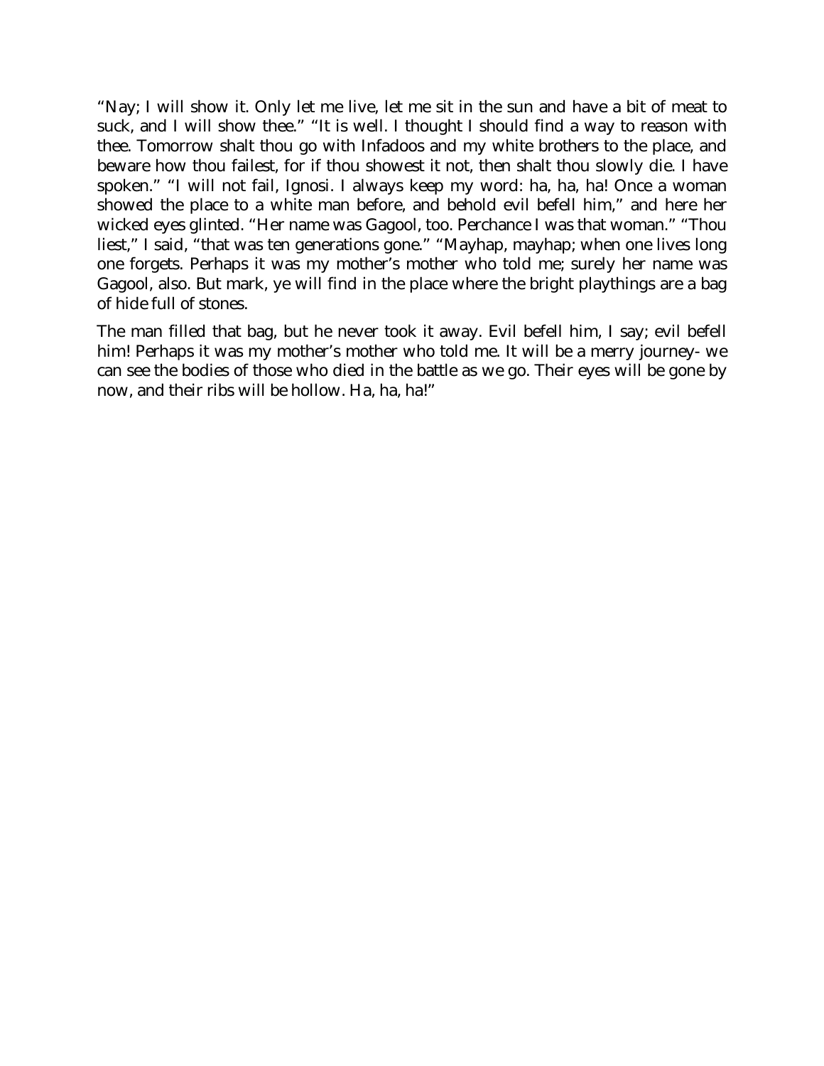"Nay; I will show it. Only let me live, let me sit in the sun and have a bit of meat to suck, and I will show thee." "It is well. I thought I should find a way to reason with thee. Tomorrow shalt thou go with Infadoos and my white brothers to the place, and beware how thou failest, for if thou showest it not, then shalt thou slowly die. I have spoken." "I will not fail, Ignosi. I always keep my word: ha, ha, ha! Once a woman showed the place to a white man before, and behold evil befell him," and here her wicked eyes glinted. "Her name was Gagool, too. Perchance I was that woman." "Thou liest," I said, "that was ten generations gone." "Mayhap, mayhap; when one lives long one forgets. Perhaps it was my mother's mother who told me; surely her name was Gagool, also. But mark, ye will find in the place where the bright playthings are a bag of hide full of stones.

The man filled that bag, but he never took it away. Evil befell him, I say; evil befell him! Perhaps it was my mother's mother who told me. It will be a merry journey- we can see the bodies of those who died in the battle as we go. Their eyes will be gone by now, and their ribs will be hollow. Ha, ha, ha!"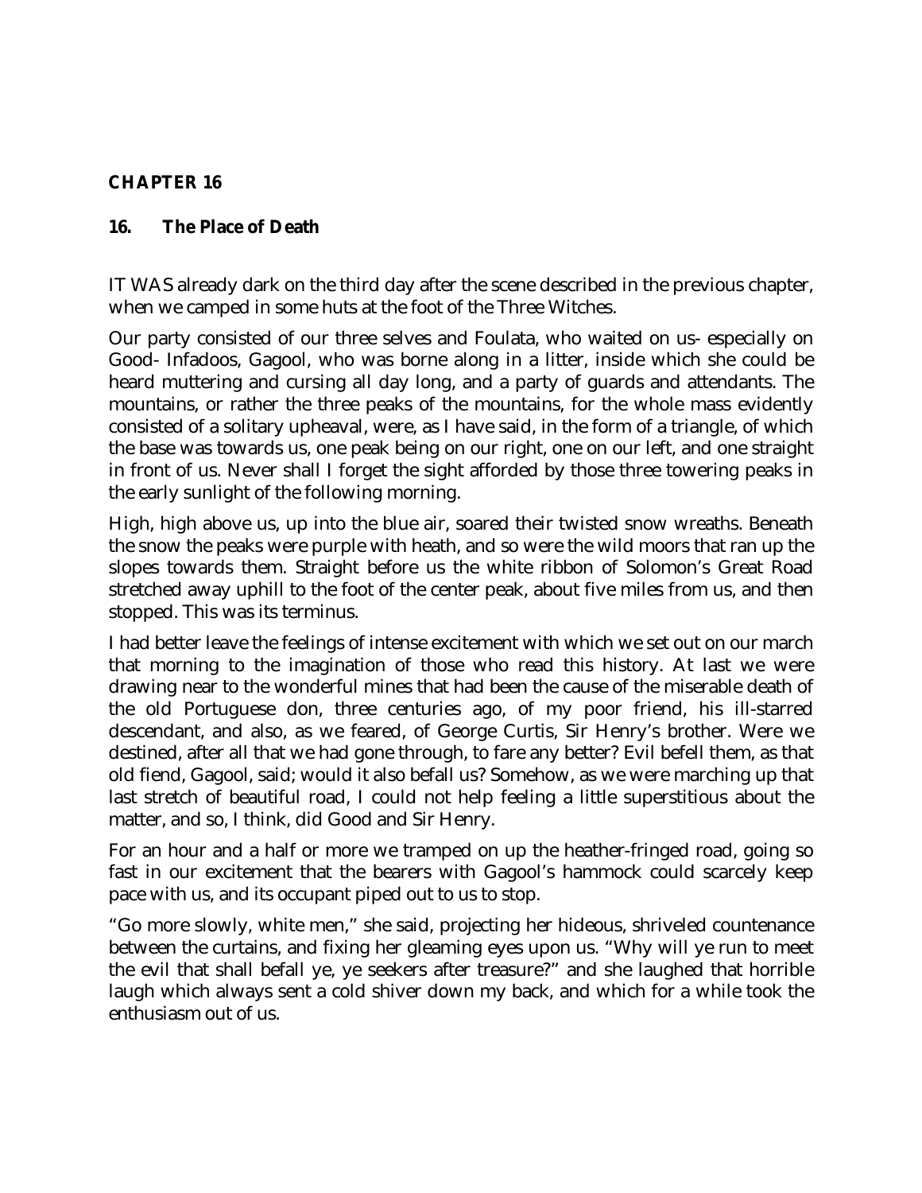## CHAPTER 16

### 16. The Place of Death

IT WAS already dark on the third day after the scene described in the previous chapter, when we camped in some huts at the foot of the Three Witches.

Our party consisted of our three selves and Foulata, who waited on us- especially on Good- Infadoos, Gagool, who was borne along in a litter, inside which she could be heard muttering and cursing all day long, and a party of guards and attendants. The mountains, or rather the three peaks of the mountains, for the whole mass evidently consisted of a solitary upheaval, were, as I have said, in the form of a triangle, of which the base was towards us, one peak being on our right, one on our left, and one straight in front of us. Never shall I forget the sight afforded by those three towering peaks in the early sunlight of the following morning.

High, high above us, up into the blue air, soared their twisted snow wreaths. Beneath the snow the peaks were purple with heath, and so were the wild moors that ran up the slopes towards them. Straight before us the white ribbon of Solomon's Great Road stretched away uphill to the foot of the center peak, about five miles from us, and then stopped. This was its terminus.

I had better leave the feelings of intense excitement with which we set out on our march that morning to the imagination of those who read this history. At last we were drawing near to the wonderful mines that had been the cause of the miserable death of the old Portuguese don, three centuries ago, of my poor friend, his ill-starred descendant, and also, as we feared, of George Curtis, Sir Henry's brother. Were we destined, after all that we had gone through, to fare any better? Evil befell them, as that old fiend, Gagool, said; would it also befall us? Somehow, as we were marching up that last stretch of beautiful road, I could not help feeling a little superstitious about the matter, and so, I think, did Good and Sir Henry.

For an hour and a half or more we tramped on up the heather-fringed road, going so fast in our excitement that the bearers with Gagool's hammock could scarcely keep pace with us, and its occupant piped out to us to stop.

"Go more slowly, white men," she said, projecting her hideous, shriveled countenance between the curtains, and fixing her gleaming eyes upon us. "Why will ye run to meet the evil that shall befall ye, ye seekers after treasure?" and she laughed that horrible laugh which always sent a cold shiver down my back, and which for a while took the enthusiasm out of us.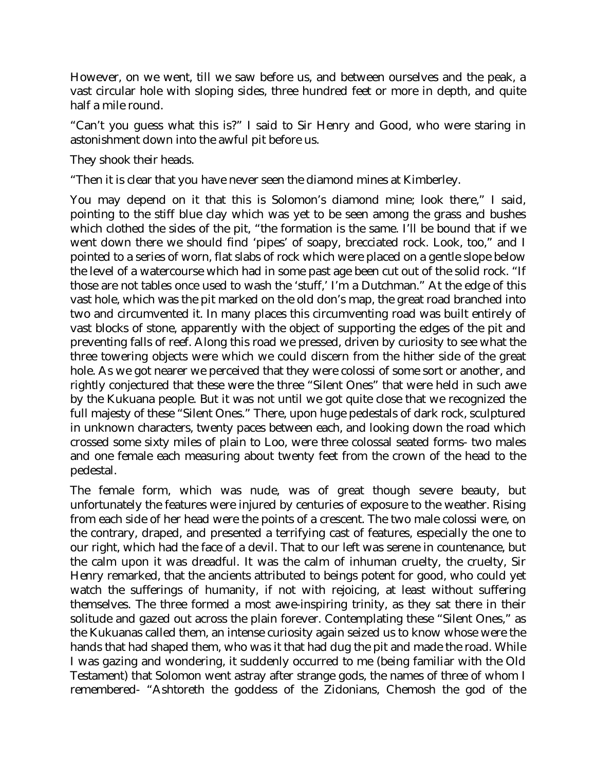However, on we went, till we saw before us, and between ourselves and the peak, a vast circular hole with sloping sides, three hundred feet or more in depth, and quite half a mile round.

“Can’t you guess what this is?” I said to Sir Henry and Good, who were staring in astonishment down into the awful pit before us.

They shook their heads.

“Then it is clear that you have never seen the diamond mines at Kimberley.

You may depend on it that this is Solomon’s diamond mine; look there,” I said, pointing to the stiff blue clay which was yet to be seen among the grass and bushes which clothed the sides of the pit, “the formation is the same. I’ll be bound that if we went down there we should find ‘pipes’ of soapy, brecciated rock. Look, too,” and I pointed to a series of worn, flat slabs of rock which were placed on a gentle slope below the level of a watercourse which had in some past age been cut out of the solid rock. “If those are not tables once used to wash the ‘stuff,’ I’m a Dutchman.” At the edge of this vast hole, which was the pit marked on the old don’s map, the great road branched into two and circumvented it. In many places this circumventing road was built entirely of vast blocks of stone, apparently with the object of supporting the edges of the pit and preventing falls of reef. Along this road we pressed, driven by curiosity to see what the three towering objects were which we could discern from the hither side of the great hole. As we got nearer we perceived that they were colossi of some sort or another, and rightly conjectured that these were the three “Silent Ones” that were held in such awe by the Kukuana people. But it was not until we got quite close that we recognized the full majesty of these “Silent Ones.” There, upon huge pedestals of dark rock, sculptured in unknown characters, twenty paces between each, and looking down the road which crossed some sixty miles of plain to Loo, were three colossal seated forms- two males and one female each measuring about twenty feet from the crown of the head to the pedestal.

The female form, which was nude, was of great though severe beauty, but unfortunately the features were injured by centuries of exposure to the weather. Rising from each side of her head were the points of a crescent. The two male colossi were, on the contrary, draped, and presented a terrifying cast of features, especially the one to our right, which had the face of a devil. That to our left was serene in countenance, but the calm upon it was dreadful. It was the calm of inhuman cruelty, the cruelty, Sir Henry remarked, that the ancients attributed to beings potent for good, who could yet watch the sufferings of humanity, if not with rejoicing, at least without suffering themselves. The three formed a most awe-inspiring trinity, as they sat there in their solitude and gazed out across the plain forever. Contemplating these “Silent Ones,” as the Kukuanas called them, an intense curiosity again seized us to know whose were the hands that had shaped them, who was it that had dug the pit and made the road. While I was gazing and wondering, it suddenly occurred to me (being familiar with the Old Testament) that Solomon went astray after strange gods, the names of three of whom I remembered- “Ashtoreth the goddess of the Zidonians, Chemosh the god of the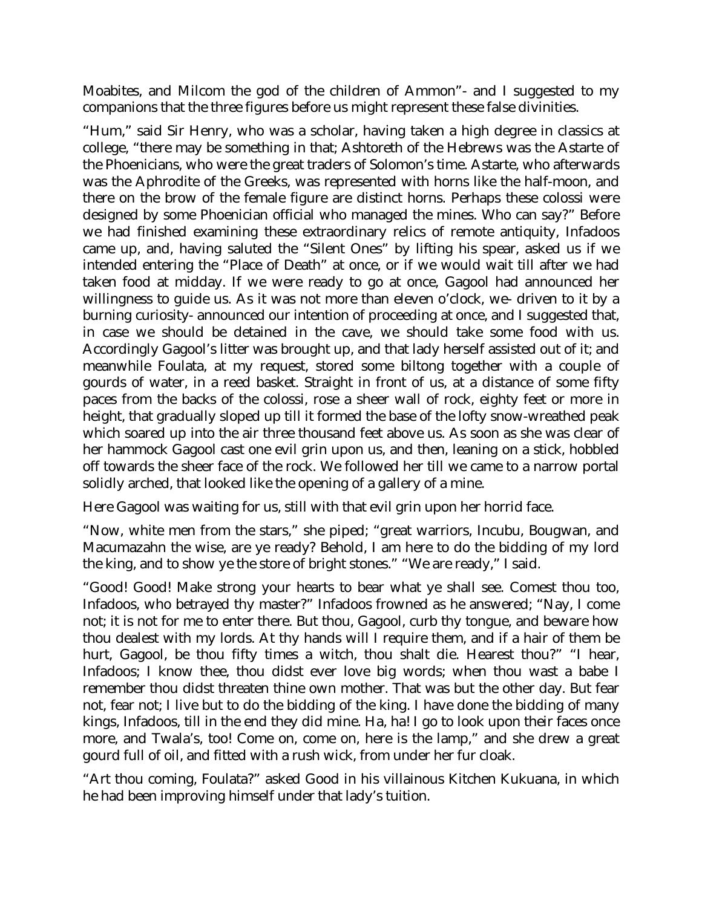Moabites, and Milcom the god of the children of Ammon"- and I suggested to my companions that the three figures before us might represent these false divinities.

"Hum," said Sir Henry, who was a scholar, having taken a high degree in classics at college, "there may be something in that; Ashtoreth of the Hebrews was the Astarte of the Phoenicians, who were the great traders of Solomon's time. Astarte, who afterwards was the Aphrodite of the Greeks, was represented with horns like the half-moon, and there on the brow of the female figure are distinct horns. Perhaps these colossi were designed by some Phoenician official who managed the mines. Who can say?" Before we had finished examining these extraordinary relics of remote antiquity, Infadoos came up, and, having saluted the "Silent Ones" by lifting his spear, asked us if we intended entering the "Place of Death" at once, or if we would wait till after we had taken food at midday. If we were ready to go at once, Gagool had announced her willingness to guide us. As it was not more than eleven o'clock, we- driven to it by a burning curiosity- announced our intention of proceeding at once, and I suggested that, in case we should be detained in the cave, we should take some food with us. Accordingly Gagool's litter was brought up, and that lady herself assisted out of it; and meanwhile Foulata, at my request, stored some biltong together with a couple of gourds of water, in a reed basket. Straight in front of us, at a distance of some fifty paces from the backs of the colossi, rose a sheer wall of rock, eighty feet or more in height, that gradually sloped up till it formed the base of the lofty snow-wreathed peak which soared up into the air three thousand feet above us. As soon as she was clear of her hammock Gagool cast one evil grin upon us, and then, leaning on a stick, hobbled off towards the sheer face of the rock. We followed her till we came to a narrow portal solidly arched, that looked like the opening of a gallery of a mine.

Here Gagool was waiting for us, still with that evil grin upon her horrid face.

"Now, white men from the stars," she piped; "great warriors, Incubu, Bougwan, and Macumazahn the wise, are ye ready? Behold, I am here to do the bidding of my lord the king, and to show ye the store of bright stones." "We are ready," I said.

"Good! Good! Make strong your hearts to bear what ye shall see. Comest thou too, Infadoos, who betrayed thy master?" Infadoos frowned as he answered; "Nay, I come not; it is not for me to enter there. But thou, Gagool, curb thy tongue, and beware how thou dealest with my lords. At thy hands will I require them, and if a hair of them be hurt, Gagool, be thou fifty times a witch, thou shalt die. Hearest thou?" "I hear, Infadoos; I know thee, thou didst ever love big words; when thou wast a babe I remember thou didst threaten thine own mother. That was but the other day. But fear not, fear not; I live but to do the bidding of the king. I have done the bidding of many kings, Infadoos, till in the end they did mine. Ha, ha! I go to look upon their faces once more, and Twala's, too! Come on, come on, here is the lamp," and she drew a great gourd full of oil, and fitted with a rush wick, from under her fur cloak.

"Art thou coming, Foulata?" asked Good in his villainous Kitchen Kukuana, in which he had been improving himself under that lady's tuition.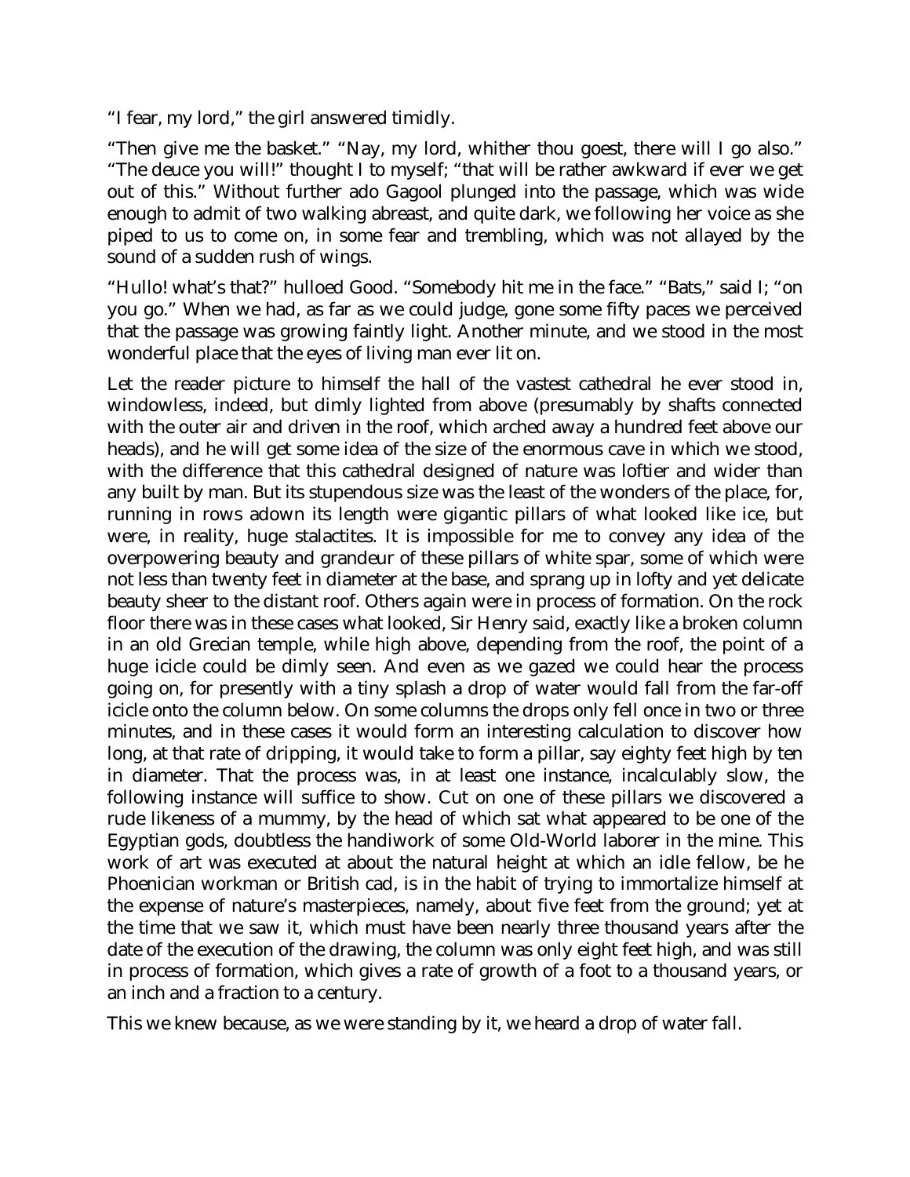"I fear, my lord," the girl answered timidly.

"Then give me the basket." "Nay, my lord, whither thou goest, there will I go also." "The deuce you will!" thought I to myself; "that will be rather awkward if ever we get out of this." Without further ado Gagool plunged into the passage, which was wide enough to admit of two walking abreast, and quite dark, we following her voice as she piped to us to come on, in some fear and trembling, which was not allayed by the sound of a sudden rush of wings.

"Hullo! what's that?" hulloed Good. "Somebody hit me in the face." "Bats," said I; "on you go." When we had, as far as we could judge, gone some fifty paces we perceived that the passage was growing faintly light. Another minute, and we stood in the most wonderful place that the eyes of living man ever lit on.

Let the reader picture to himself the hall of the vastest cathedral he ever stood in, windowless, indeed, but dimly lighted from above (presumably by shafts connected with the outer air and driven in the roof, which arched away a hundred feet above our heads), and he will get some idea of the size of the enormous cave in which we stood, with the difference that this cathedral designed of nature was loftier and wider than any built by man. But its stupendous size was the least of the wonders of the place, for, running in rows adown its length were gigantic pillars of what looked like ice, but were, in reality, huge stalactites. It is impossible for me to convey any idea of the overpowering beauty and grandeur of these pillars of white spar, some of which were not less than twenty feet in diameter at the base, and sprang up in lofty and yet delicate beauty sheer to the distant roof. Others again were in process of formation. On the rock floor there was in these cases what looked, Sir Henry said, exactly like a broken column in an old Grecian temple, while high above, depending from the roof, the point of a huge icicle could be dimly seen. And even as we gazed we could hear the process going on, for presently with a tiny splash a drop of water would fall from the far-off icicle onto the column below. On some columns the drops only fell once in two or three minutes, and in these cases it would form an interesting calculation to discover how long, at that rate of dripping, it would take to form a pillar, say eighty feet high by ten in diameter. That the process was, in at least one instance, incalculably slow, the following instance will suffice to show. Cut on one of these pillars we discovered a rude likeness of a mummy, by the head of which sat what appeared to be one of the Egyptian gods, doubtless the handiwork of some Old-World laborer in the mine. This work of art was executed at about the natural height at which an idle fellow, be he Phoenician workman or British cad, is in the habit of trying to immortalize himself at the expense of nature's masterpieces, namely, about five feet from the ground; yet at the time that we saw it, which must have been nearly three thousand years after the date of the execution of the drawing, the column was only eight feet high, and was still in process of formation, which gives a rate of growth of a foot to a thousand years, or an inch and a fraction to a century.

This we knew because, as we were standing by it, we heard a drop of water fall.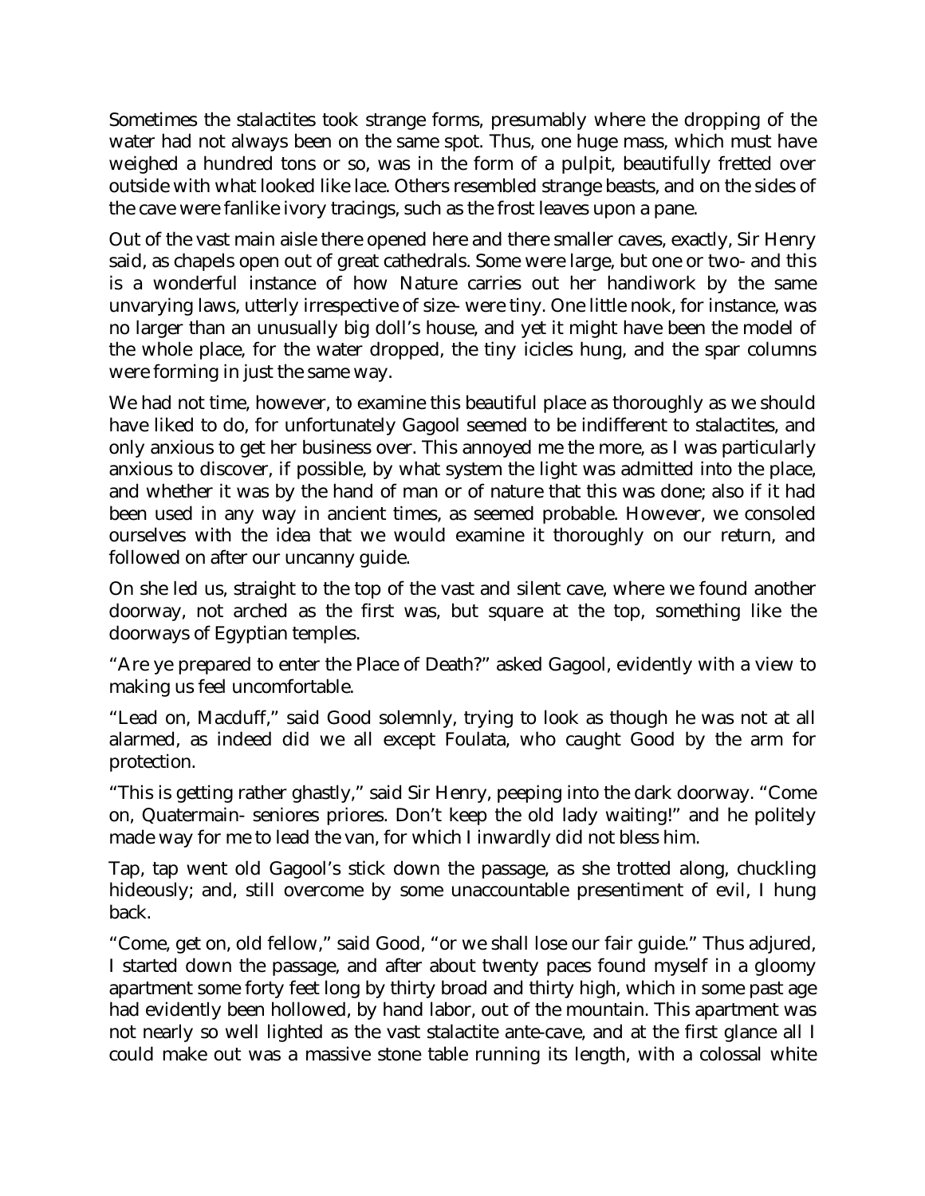Sometimes the stalactites took strange forms, presumably where the dropping of the water had not always been on the same spot. Thus, one huge mass, which must have weighed a hundred tons or so, was in the form of a pulpit, beautifully fretted over outside with what looked like lace. Others resembled strange beasts, and on the sides of the cave were fanlike ivory tracings, such as the frost leaves upon a pane.

Out of the vast main aisle there opened here and there smaller caves, exactly, Sir Henry said, as chapels open out of great cathedrals. Some were large, but one or two- and this is a wonderful instance of how Nature carries out her handiwork by the same unvarying laws, utterly irrespective of size- were tiny. One little nook, for instance, was no larger than an unusually big doll's house, and yet it might have been the model of the whole place, for the water dropped, the tiny icicles hung, and the spar columns were forming in just the same way.

We had not time, however, to examine this beautiful place as thoroughly as we should have liked to do, for unfortunately Gagool seemed to be indifferent to stalactites, and only anxious to get her business over. This annoyed me the more, as I was particularly anxious to discover, if possible, by what system the light was admitted into the place, and whether it was by the hand of man or of nature that this was done; also if it had been used in any way in ancient times, as seemed probable. However, we consoled ourselves with the idea that we would examine it thoroughly on our return, and followed on after our uncanny guide.

On she led us, straight to the top of the vast and silent cave, where we found another doorway, not arched as the first was, but square at the top, something like the doorways of Egyptian temples.

"Are ye prepared to enter the Place of Death?" asked Gagool, evidently with a view to making us feel uncomfortable.

"Lead on, Macduff," said Good solemnly, trying to look as though he was not at all alarmed, as indeed did we all except Foulata, who caught Good by the arm for protection.

"This is getting rather ghastly," said Sir Henry, peeping into the dark doorway. "Come on, Quatermain- seniores priores. Don't keep the old lady waiting!" and he politely made way for me to lead the van, for which I inwardly did not bless him.

Tap, tap went old Gagool's stick down the passage, as she trotted along, chuckling hideously; and, still overcome by some unaccountable presentiment of evil, I hung back.

"Come, get on, old fellow," said Good, "or we shall lose our fair guide." Thus adjured, I started down the passage, and after about twenty paces found myself in a gloomy apartment some forty feet long by thirty broad and thirty high, which in some past age had evidently been hollowed, by hand labor, out of the mountain. This apartment was not nearly so well lighted as the vast stalactite ante-cave, and at the first glance all I could make out was a massive stone table running its length, with a colossal white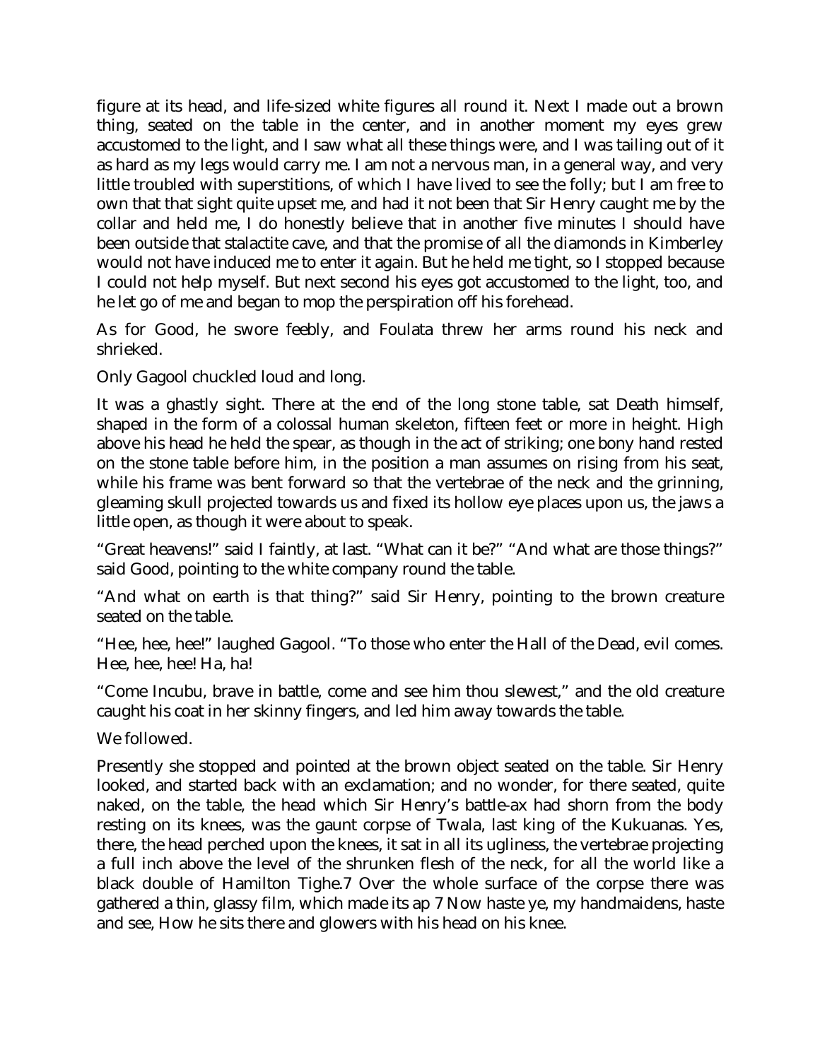figure at its head, and life-sized white figures all round it. Next I made out a brown thing, seated on the table in the center, and in another moment my eyes grew accustomed to the light, and I saw what all these things were, and I was tailing out of it as hard as my legs would carry me. I am not a nervous man, in a general way, and very little troubled with superstitions, of which I have lived to see the folly; but I am free to own that that sight quite upset me, and had it not been that Sir Henry caught me by the collar and held me, I do honestly believe that in another five minutes I should have been outside that stalactite cave, and that the promise of all the diamonds in Kimberley would not have induced me to enter it again. But he held me tight, so I stopped because I could not help myself. But next second his eyes got accustomed to the light, too, and he let go of me and began to mop the perspiration off his forehead.

As for Good, he swore feebly, and Foulata threw her arms round his neck and shrieked.

Only Gagool chuckled loud and long.

It was a ghastly sight. There at the end of the long stone table, sat Death himself, shaped in the form of a colossal human skeleton, fifteen feet or more in height. High above his head he held the spear, as though in the act of striking; one bony hand rested on the stone table before him, in the position a man assumes on rising from his seat, while his frame was bent forward so that the vertebrae of the neck and the grinning, gleaming skull projected towards us and fixed its hollow eye places upon us, the jaws a little open, as though it were about to speak.

"Great heavens!" said I faintly, at last. "What can it be?" "And what are those things?" said Good, pointing to the white company round the table.

"And what on earth is that thing?" said Sir Henry, pointing to the brown creature seated on the table.

"Hee, hee, hee!" laughed Gagool. "To those who enter the Hall of the Dead, evil comes. Hee, hee, hee! Ha, ha!

"Come Incubu, brave in battle, come and see him thou slewest," and the old creature caught his coat in her skinny fingers, and led him away towards the table.

We followed.

Presently she stopped and pointed at the brown object seated on the table. Sir Henry looked, and started back with an exclamation; and no wonder, for there seated, quite naked, on the table, the head which Sir Henry's battle-ax had shorn from the body resting on its knees, was the gaunt corpse of Twala, last king of the Kukuanas. Yes, there, the head perched upon the knees, it sat in all its ugliness, the vertebrae projecting a full inch above the level of the shrunken flesh of the neck, for all the world like a black double of Hamilton Tighe.[7] Over the whole surface of the corpse there was gathered a thin, glassy film, which made its ap [7] Now haste ye, my handmaidens, haste and see, How he sits there and glowers with his head on his knee.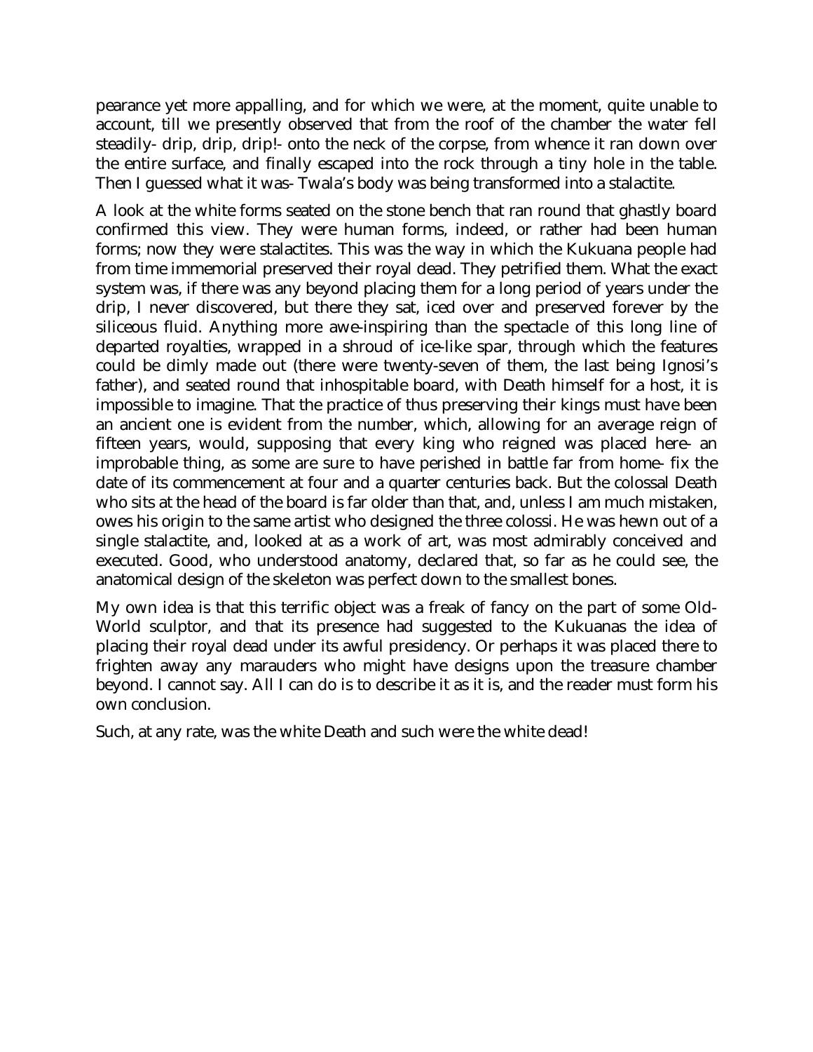pearance yet more appalling, and for which we were, at the moment, quite unable to account, till we presently observed that from the roof of the chamber the water fell steadily- drip, drip, drip!- onto the neck of the corpse, from whence it ran down over the entire surface, and finally escaped into the rock through a tiny hole in the table. Then I guessed what it was- Twala's body was being transformed into a stalactite.

A look at the white forms seated on the stone bench that ran round that ghastly board confirmed this view. They were human forms, indeed, or rather had been human forms; now they were stalactites. This was the way in which the Kukuana people had from time immemorial preserved their royal dead. They petrified them. What the exact system was, if there was any beyond placing them for a long period of years under the drip, I never discovered, but there they sat, iced over and preserved forever by the siliceous fluid. Anything more awe-inspiring than the spectacle of this long line of departed royalties, wrapped in a shroud of ice-like spar, through which the features could be dimly made out (there were twenty-seven of them, the last being Ignosi's father), and seated round that inhospitable board, with Death himself for a host, it is impossible to imagine. That the practice of thus preserving their kings must have been an ancient one is evident from the number, which, allowing for an average reign of fifteen years, would, supposing that every king who reigned was placed here- an improbable thing, as some are sure to have perished in battle far from home- fix the date of its commencement at four and a quarter centuries back. But the colossal Death who sits at the head of the board is far older than that, and, unless I am much mistaken, owes his origin to the same artist who designed the three colossi. He was hewn out of a single stalactite, and, looked at as a work of art, was most admirably conceived and executed. Good, who understood anatomy, declared that, so far as he could see, the anatomical design of the skeleton was perfect down to the smallest bones.

My own idea is that this terrific object was a freak of fancy on the part of some Old-World sculptor, and that its presence had suggested to the Kukuanas the idea of placing their royal dead under its awful presidency. Or perhaps it was placed there to frighten away any marauders who might have designs upon the treasure chamber beyond. I cannot say. All I can do is to describe it as it is, and the reader must form his own conclusion.

Such, at any rate, was the white Death and such were the white dead!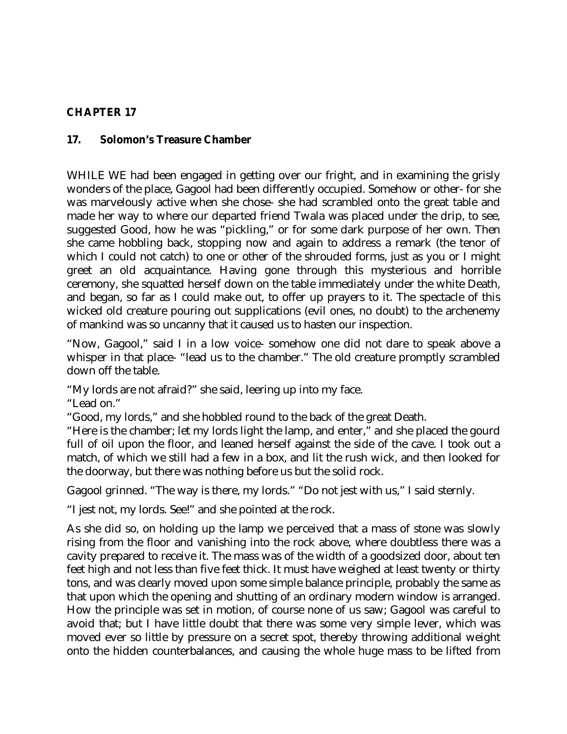**CHAPTER 17**

**17. Solomon's Treasure Chamber**

WHILE WE had been engaged in getting over our fright, and in examining the grisly wonders of the place, Gagool had been differently occupied. Somehow or other- for she was marvelously active when she chose- she had scrambled onto the great table and made her way to where our departed friend Twala was placed under the drip, to see, suggested Good, how he was "pickling," or for some dark purpose of her own. Then she came hobbling back, stopping now and again to address a remark (the tenor of which I could not catch) to one or other of the shrouded forms, just as you or I might greet an old acquaintance. Having gone through this mysterious and horrible ceremony, she squatted herself down on the table immediately under the white Death, and began, so far as I could make out, to offer up prayers to it. The spectacle of this wicked old creature pouring out supplications (evil ones, no doubt) to the archenemy of mankind was so uncanny that it caused us to hasten our inspection.

"Now, Gagool," said I in a low voice- somehow one did not dare to speak above a whisper in that place- "lead us to the chamber." The old creature promptly scrambled down off the table.

"My lords are not afraid?" she said, leering up into my face.

"Lead on."

"Good, my lords," and she hobbled round to the back of the great Death.

"Here is the chamber; let my lords light the lamp, and enter," and she placed the gourd full of oil upon the floor, and leaned herself against the side of the cave. I took out a match, of which we still had a few in a box, and lit the rush wick, and then looked for the doorway, but there was nothing before us but the solid rock.

Gagool grinned. "The way is there, my lords." "Do not jest with us," I said sternly.

"I jest not, my lords. See!" and she pointed at the rock.

As she did so, on holding up the lamp we perceived that a mass of stone was slowly rising from the floor and vanishing into the rock above, where doubtless there was a cavity prepared to receive it. The mass was of the width of a goodsized door, about ten feet high and not less than five feet thick. It must have weighed at least twenty or thirty tons, and was clearly moved upon some simple balance principle, probably the same as that upon which the opening and shutting of an ordinary modern window is arranged. How the principle was set in motion, of course none of us saw; Gagool was careful to avoid that; but I have little doubt that there was some very simple lever, which was moved ever so little by pressure on a secret spot, thereby throwing additional weight onto the hidden counterbalances, and causing the whole huge mass to be lifted from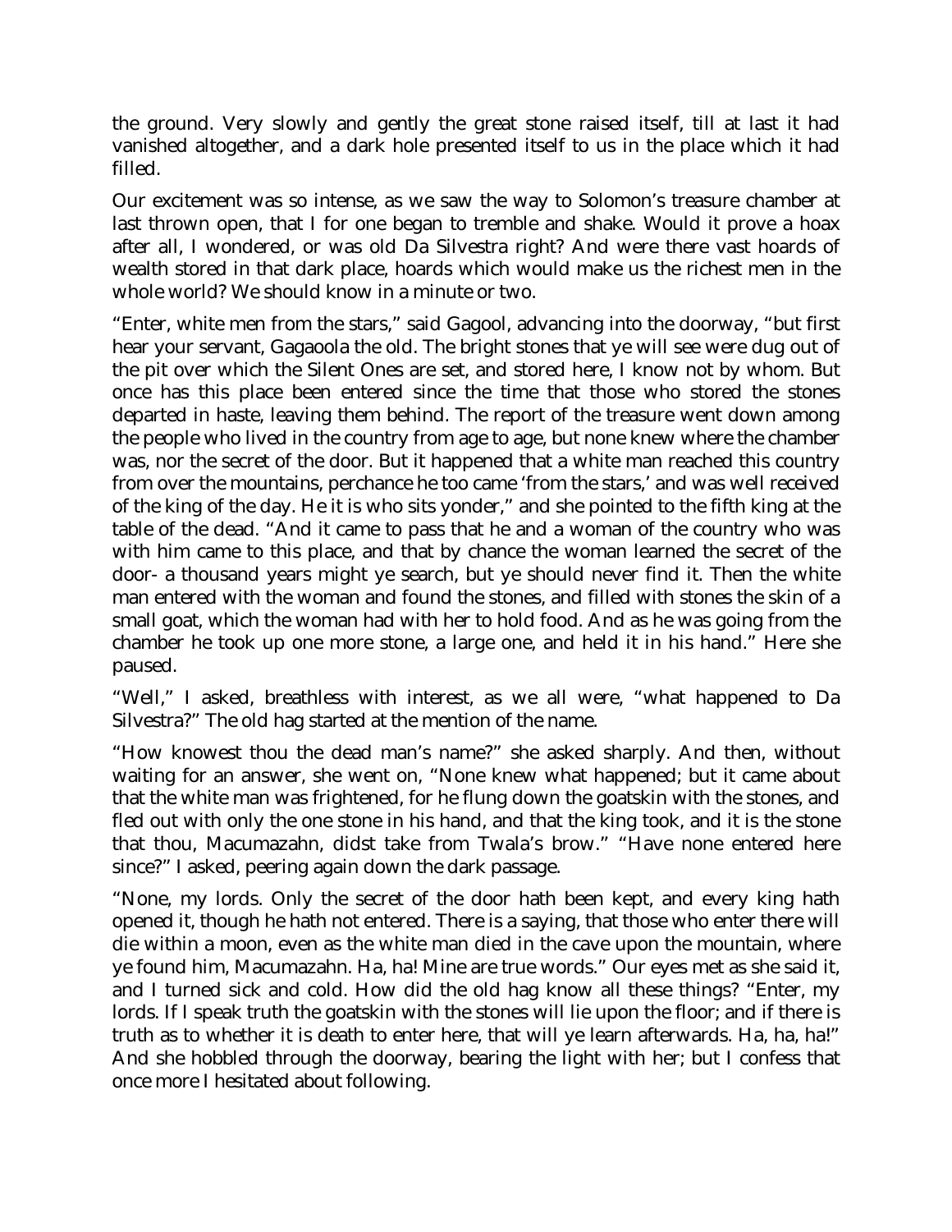the ground. Very slowly and gently the great stone raised itself, till at last it had vanished altogether, and a dark hole presented itself to us in the place which it had filled.

Our excitement was so intense, as we saw the way to Solomon's treasure chamber at last thrown open, that I for one began to tremble and shake. Would it prove a hoax after all, I wondered, or was old Da Silvestra right? And were there vast hoards of wealth stored in that dark place, hoards which would make us the richest men in the whole world? We should know in a minute or two.

"Enter, white men from the stars," said Gagool, advancing into the doorway, "but first hear your servant, Gagaoola the old. The bright stones that ye will see were dug out of the pit over which the Silent Ones are set, and stored here, I know not by whom. But once has this place been entered since the time that those who stored the stones departed in haste, leaving them behind. The report of the treasure went down among the people who lived in the country from age to age, but none knew where the chamber was, nor the secret of the door. But it happened that a white man reached this country from over the mountains, perchance he too came 'from the stars,' and was well received of the king of the day. He it is who sits yonder," and she pointed to the fifth king at the table of the dead. "And it came to pass that he and a woman of the country who was with him came to this place, and that by chance the woman learned the secret of the door- a thousand years might ye search, but ye should never find it. Then the white man entered with the woman and found the stones, and filled with stones the skin of a small goat, which the woman had with her to hold food. And as he was going from the chamber he took up one more stone, a large one, and held it in his hand." Here she paused.

"Well," I asked, breathless with interest, as we all were, "what happened to Da Silvestra?" The old hag started at the mention of the name.

"How knowest thou the dead man's name?" she asked sharply. And then, without waiting for an answer, she went on, "None knew what happened; but it came about that the white man was frightened, for he flung down the goatskin with the stones, and fled out with only the one stone in his hand, and that the king took, and it is the stone that thou, Macumazahn, didst take from Twala's brow." "Have none entered here since?" I asked, peering again down the dark passage.

"None, my lords. Only the secret of the door hath been kept, and every king hath opened it, though he hath not entered. There is a saying, that those who enter there will die within a moon, even as the white man died in the cave upon the mountain, where ye found him, Macumazahn. Ha, ha! Mine are true words." Our eyes met as she said it, and I turned sick and cold. How did the old hag know all these things? "Enter, my lords. If I speak truth the goatskin with the stones will lie upon the floor; and if there is truth as to whether it is death to enter here, that will ye learn afterwards. Ha, ha, ha!" And she hobbled through the doorway, bearing the light with her; but I confess that once more I hesitated about following.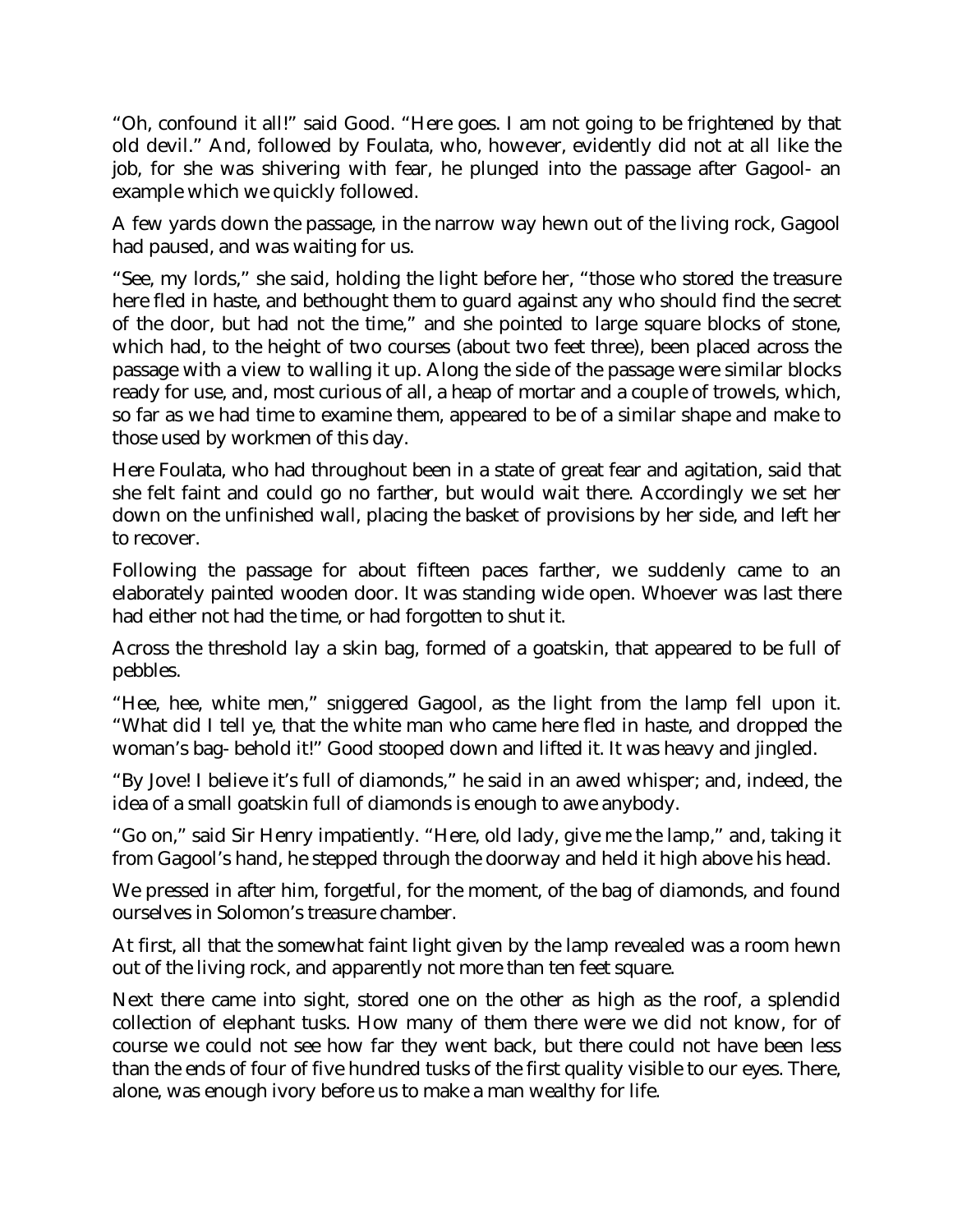"Oh, confound it all!" said Good. "Here goes. I am not going to be frightened by that old devil." And, followed by Foulata, who, however, evidently did not at all like the job, for she was shivering with fear, he plunged into the passage after Gagool- an example which we quickly followed.

A few yards down the passage, in the narrow way hewn out of the living rock, Gagool had paused, and was waiting for us.

"See, my lords," she said, holding the light before her, "those who stored the treasure here fled in haste, and bethought them to guard against any who should find the secret of the door, but had not the time," and she pointed to large square blocks of stone, which had, to the height of two courses (about two feet three), been placed across the passage with a view to walling it up. Along the side of the passage were similar blocks ready for use, and, most curious of all, a heap of mortar and a couple of trowels, which, so far as we had time to examine them, appeared to be of a similar shape and make to those used by workmen of this day.

Here Foulata, who had throughout been in a state of great fear and agitation, said that she felt faint and could go no farther, but would wait there. Accordingly we set her down on the unfinished wall, placing the basket of provisions by her side, and left her to recover.

Following the passage for about fifteen paces farther, we suddenly came to an elaborately painted wooden door. It was standing wide open. Whoever was last there had either not had the time, or had forgotten to shut it.

Across the threshold lay a skin bag, formed of a goatskin, that appeared to be full of pebbles.

"Hee, hee, white men," sniggered Gagool, as the light from the lamp fell upon it. "What did I tell ye, that the white man who came here fled in haste, and dropped the woman's bag- behold it!" Good stooped down and lifted it. It was heavy and jingled.

"By Jove! I believe it's full of diamonds," he said in an awed whisper; and, indeed, the idea of a small goatskin full of diamonds is enough to awe anybody.

"Go on," said Sir Henry impatiently. "Here, old lady, give me the lamp," and, taking it from Gagool's hand, he stepped through the doorway and held it high above his head.

We pressed in after him, forgetful, for the moment, of the bag of diamonds, and found ourselves in Solomon's treasure chamber.

At first, all that the somewhat faint light given by the lamp revealed was a room hewn out of the living rock, and apparently not more than ten feet square.

Next there came into sight, stored one on the other as high as the roof, a splendid collection of elephant tusks. How many of them there were we did not know, for of course we could not see how far they went back, but there could not have been less than the ends of four of five hundred tusks of the first quality visible to our eyes. There, alone, was enough ivory before us to make a man wealthy for life.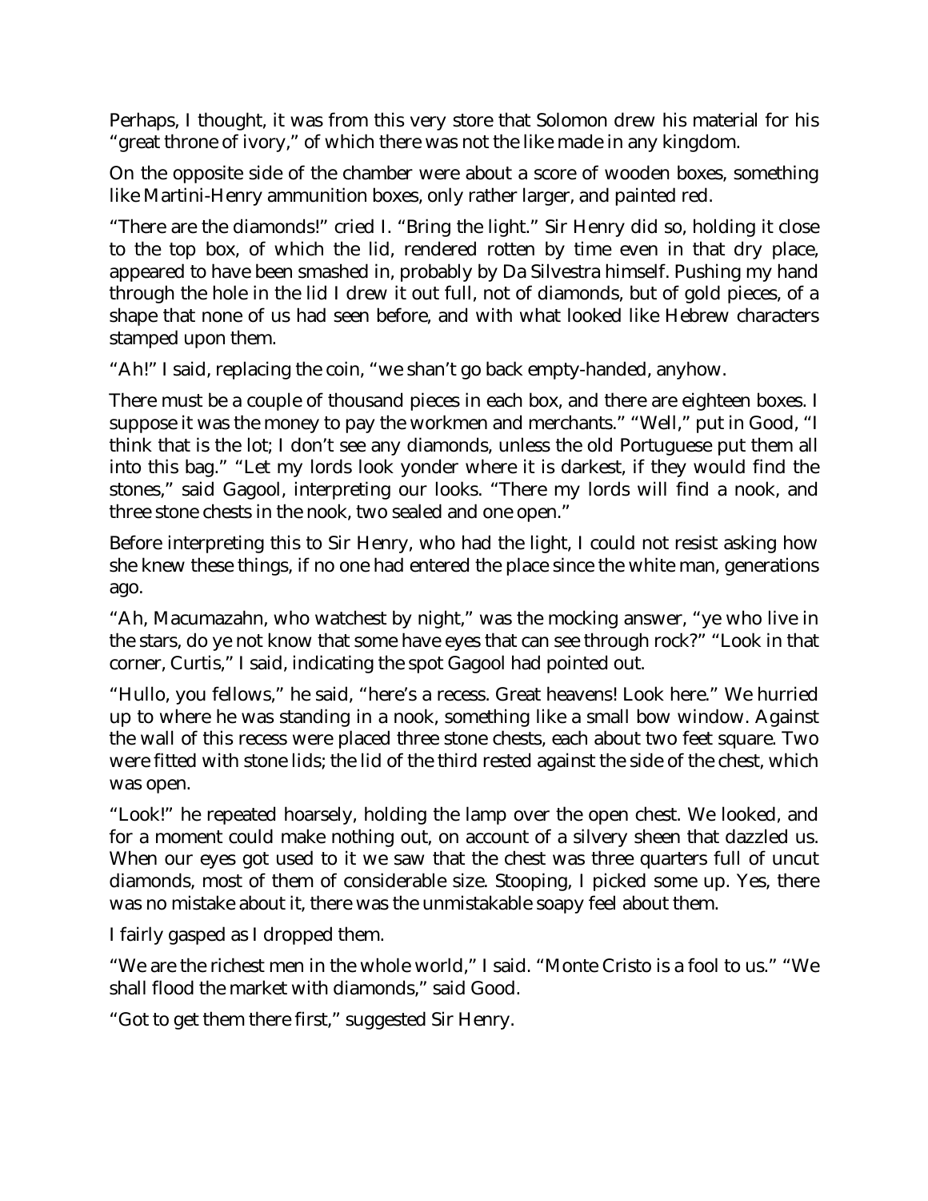Perhaps, I thought, it was from this very store that Solomon drew his material for his "great throne of ivory," of which there was not the like made in any kingdom.

On the opposite side of the chamber were about a score of wooden boxes, something like Martini-Henry ammunition boxes, only rather larger, and painted red.

"There are the diamonds!" cried I. "Bring the light." Sir Henry did so, holding it close to the top box, of which the lid, rendered rotten by time even in that dry place, appeared to have been smashed in, probably by Da Silvestra himself. Pushing my hand through the hole in the lid I drew it out full, not of diamonds, but of gold pieces, of a shape that none of us had seen before, and with what looked like Hebrew characters stamped upon them.

"Ah!" I said, replacing the coin, "we shan't go back empty-handed, anyhow.

There must be a couple of thousand pieces in each box, and there are eighteen boxes. I suppose it was the money to pay the workmen and merchants." "Well," put in Good, "I think that is the lot; I don't see any diamonds, unless the old Portuguese put them all into this bag." "Let my lords look yonder where it is darkest, if they would find the stones," said Gagool, interpreting our looks. "There my lords will find a nook, and three stone chests in the nook, two sealed and one open."

Before interpreting this to Sir Henry, who had the light, I could not resist asking how she knew these things, if no one had entered the place since the white man, generations ago.

"Ah, Macumazahn, who watchest by night," was the mocking answer, "ye who live in the stars, do ye not know that some have eyes that can see through rock?" "Look in that corner, Curtis," I said, indicating the spot Gagool had pointed out.

"Hullo, you fellows," he said, "here's a recess. Great heavens! Look here." We hurried up to where he was standing in a nook, something like a small bow window. Against the wall of this recess were placed three stone chests, each about two feet square. Two were fitted with stone lids; the lid of the third rested against the side of the chest, which was open.

"Look!" he repeated hoarsely, holding the lamp over the open chest. We looked, and for a moment could make nothing out, on account of a silvery sheen that dazzled us. When our eyes got used to it we saw that the chest was three quarters full of uncut diamonds, most of them of considerable size. Stooping, I picked some up. Yes, there was no mistake about it, there was the unmistakable soapy feel about them.

I fairly gasped as I dropped them.

"We are the richest men in the whole world," I said. "Monte Cristo is a fool to us." "We shall flood the market with diamonds," said Good.

"Got to get them there first," suggested Sir Henry.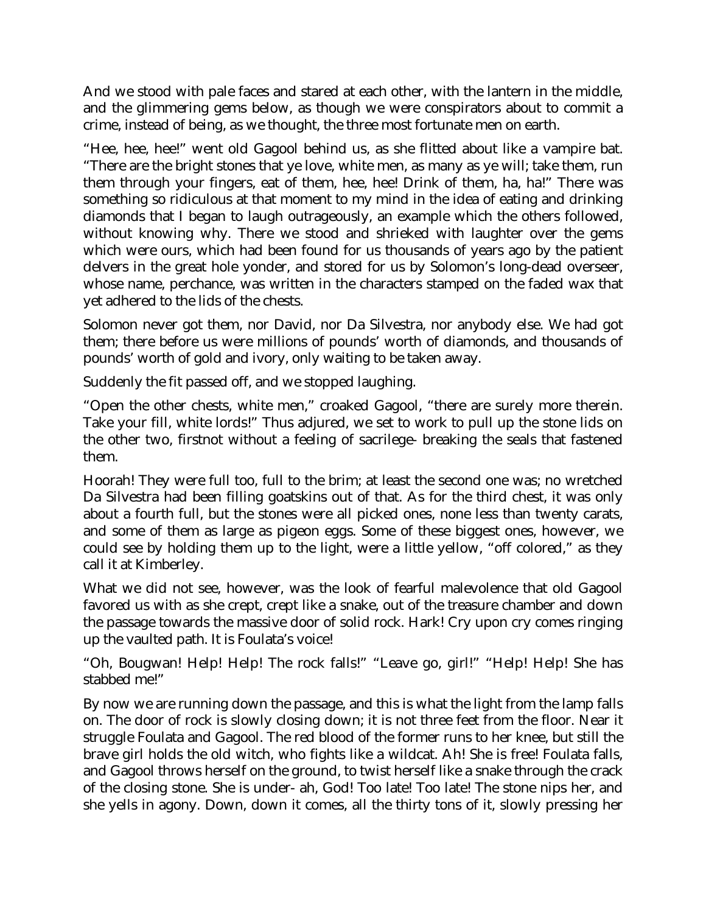And we stood with pale faces and stared at each other, with the lantern in the middle, and the glimmering gems below, as though we were conspirators about to commit a crime, instead of being, as we thought, the three most fortunate men on earth.

"Hee, hee, hee!" went old Gagool behind us, as she flitted about like a vampire bat. "There are the bright stones that ye love, white men, as many as ye will; take them, run them through your fingers, eat of them, hee, hee! Drink of them, ha, ha!" There was something so ridiculous at that moment to my mind in the idea of eating and drinking diamonds that I began to laugh outrageously, an example which the others followed, without knowing why. There we stood and shrieked with laughter over the gems which were ours, which had been found for us thousands of years ago by the patient delvers in the great hole yonder, and stored for us by Solomon's long-dead overseer, whose name, perchance, was written in the characters stamped on the faded wax that yet adhered to the lids of the chests.

Solomon never got them, nor David, nor Da Silvestra, nor anybody else. We had got them; there before us were millions of pounds' worth of diamonds, and thousands of pounds' worth of gold and ivory, only waiting to be taken away.

Suddenly the fit passed off, and we stopped laughing.

"Open the other chests, white men," croaked Gagool, "there are surely more therein. Take your fill, white lords!" Thus adjured, we set to work to pull up the stone lids on the other two, firstnot without a feeling of sacrilege- breaking the seals that fastened them.

Hoorah! They were full too, full to the brim; at least the second one was; no wretched Da Silvestra had been filling goatskins out of that. As for the third chest, it was only about a fourth full, but the stones were all picked ones, none less than twenty carats, and some of them as large as pigeon eggs. Some of these biggest ones, however, we could see by holding them up to the light, were a little yellow, "off colored," as they call it at Kimberley.

What we did not see, however, was the look of fearful malevolence that old Gagool favored us with as she crept, crept like a snake, out of the treasure chamber and down the passage towards the massive door of solid rock. Hark! Cry upon cry comes ringing up the vaulted path. It is Foulata's voice!

"Oh, Bougwan! Help! Help! The rock falls!" "Leave go, girl!" "Help! Help! She has stabbed me!"

By now we are running down the passage, and this is what the light from the lamp falls on. The door of rock is slowly closing down; it is not three feet from the floor. Near it struggle Foulata and Gagool. The red blood of the former runs to her knee, but still the brave girl holds the old witch, who fights like a wildcat. Ah! She is free! Foulata falls, and Gagool throws herself on the ground, to twist herself like a snake through the crack of the closing stone. She is under- ah, God! Too late! Too late! The stone nips her, and she yells in agony. Down, down it comes, all the thirty tons of it, slowly pressing her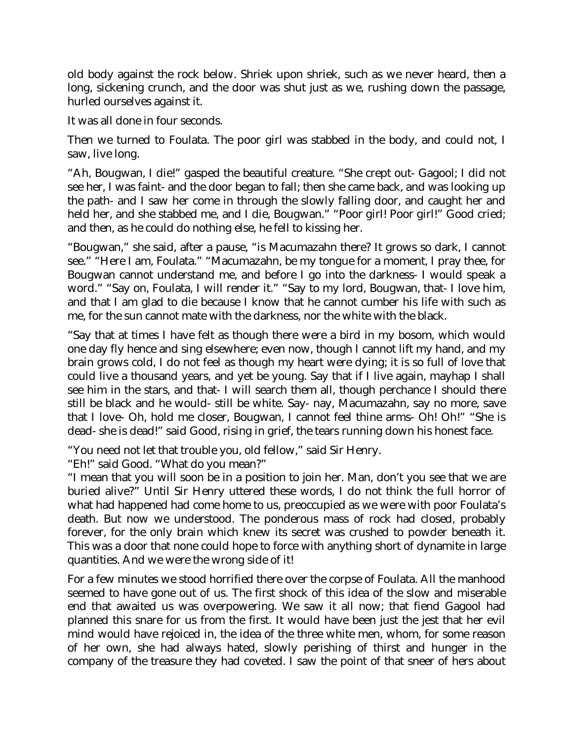old body against the rock below. Shriek upon shriek, such as we never heard, then a long, sickening crunch, and the door was shut just as we, rushing down the passage, hurled ourselves against it.

It was all done in four seconds.

Then we turned to Foulata. The poor girl was stabbed in the body, and could not, I saw, live long.

“Ah, Bougwan, I die!” gasped the beautiful creature. “She crept out- Gagool; I did not see her, I was faint- and the door began to fall; then she came back, and was looking up the path- and I saw her come in through the slowly falling door, and caught her and held her, and she stabbed me, and I die, Bougwan.” “Poor girl! Poor girl!” Good cried; and then, as he could do nothing else, he fell to kissing her.

“Bougwan,” she said, after a pause, “is Macumazahn there? It grows so dark, I cannot see.” “Here I am, Foulata.” “Macumazahn, be my tongue for a moment, I pray thee, for Bougwan cannot understand me, and before I go into the darkness- I would speak a word.” “Say on, Foulata, I will render it.” “Say to my lord, Bougwan, that- I love him, and that I am glad to die because I know that he cannot cumber his life with such as me, for the sun cannot mate with the darkness, nor the white with the black.

“Say that at times I have felt as though there were a bird in my bosom, which would one day fly hence and sing elsewhere; even now, though I cannot lift my hand, and my brain grows cold, I do not feel as though my heart were dying; it is so full of love that could live a thousand years, and yet be young. Say that if I live again, mayhap I shall see him in the stars, and that- I will search them all, though perchance I should there still be black and he would- still be white. Say- nay, Macumazahn, say no more, save that I love- Oh, hold me closer, Bougwan, I cannot feel thine arms- Oh! Oh!” “She is dead- she is dead!” said Good, rising in grief, the tears running down his honest face.

“You need not let that trouble you, old fellow,” said Sir Henry.

“Eh!” said Good. “What do you mean?”

“I mean that you will soon be in a position to join her. Man, don’t you see that we are buried alive?” Until Sir Henry uttered these words, I do not think the full horror of what had happened had come home to us, preoccupied as we were with poor Foulata’s death. But now we understood. The ponderous mass of rock had closed, probably forever, for the only brain which knew its secret was crushed to powder beneath it. This was a door that none could hope to force with anything short of dynamite in large quantities. And we were the wrong side of it!

For a few minutes we stood horrified there over the corpse of Foulata. All the manhood seemed to have gone out of us. The first shock of this idea of the slow and miserable end that awaited us was overpowering. We saw it all now; that fiend Gagool had planned this snare for us from the first. It would have been just the jest that her evil mind would have rejoiced in, the idea of the three white men, whom, for some reason of her own, she had always hated, slowly perishing of thirst and hunger in the company of the treasure they had coveted. I saw the point of that sneer of hers about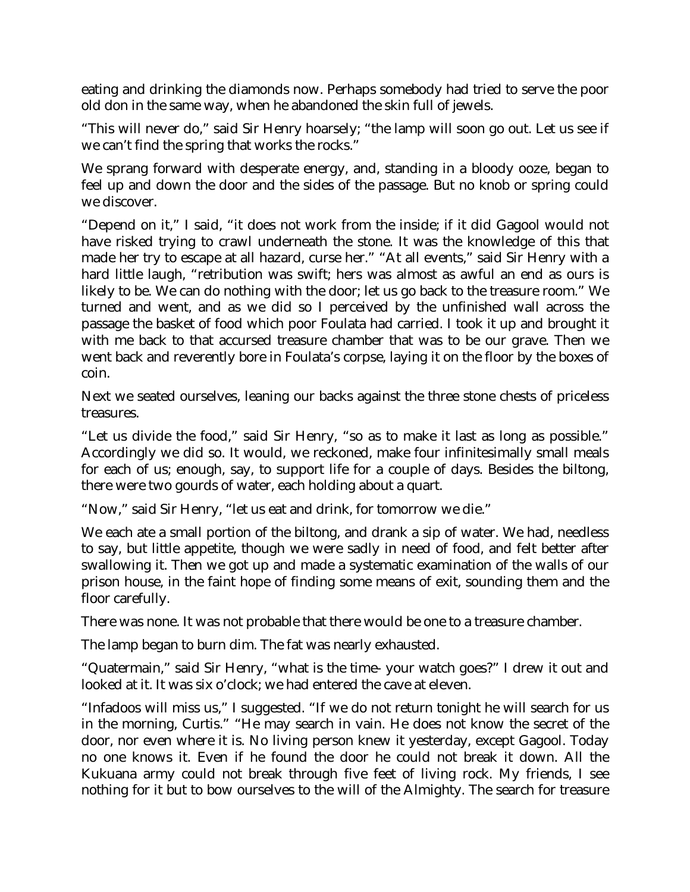eating and drinking the diamonds now. Perhaps somebody had tried to serve the poor old don in the same way, when he abandoned the skin full of jewels.

“This will never do,” said Sir Henry hoarsely; “the lamp will soon go out. Let us see if we can’t find the spring that works the rocks.”

We sprang forward with desperate energy, and, standing in a bloody ooze, began to feel up and down the door and the sides of the passage. But no knob or spring could we discover.

“Depend on it,” I said, “it does not work from the inside; if it did Gagool would not have risked trying to crawl underneath the stone. It was the knowledge of this that made her try to escape at all hazard, curse her.” “At all events,” said Sir Henry with a hard little laugh, “retribution was swift; hers was almost as awful an end as ours is likely to be. We can do nothing with the door; let us go back to the treasure room.” We turned and went, and as we did so I perceived by the unfinished wall across the passage the basket of food which poor Foulata had carried. I took it up and brought it with me back to that accursed treasure chamber that was to be our grave. Then we went back and reverently bore in Foulata’s corpse, laying it on the floor by the boxes of coin.

Next we seated ourselves, leaning our backs against the three stone chests of priceless treasures.

“Let us divide the food,” said Sir Henry, “so as to make it last as long as possible.” Accordingly we did so. It would, we reckoned, make four infinitesimally small meals for each of us; enough, say, to support life for a couple of days. Besides the biltong, there were two gourds of water, each holding about a quart.

“Now,” said Sir Henry, “let us eat and drink, for tomorrow we die.”

We each ate a small portion of the biltong, and drank a sip of water. We had, needless to say, but little appetite, though we were sadly in need of food, and felt better after swallowing it. Then we got up and made a systematic examination of the walls of our prison house, in the faint hope of finding some means of exit, sounding them and the floor carefully.

There was none. It was not probable that there would be one to a treasure chamber.

The lamp began to burn dim. The fat was nearly exhausted.

“Quatermain,” said Sir Henry, “what is the time- your watch goes?” I drew it out and looked at it. It was six o’clock; we had entered the cave at eleven.

“Infadoos will miss us,” I suggested. “If we do not return tonight he will search for us in the morning, Curtis.” “He may search in vain. He does not know the secret of the door, nor even where it is. No living person knew it yesterday, except Gagool. Today no one knows it. Even if he found the door he could not break it down. All the Kukuana army could not break through five feet of living rock. My friends, I see nothing for it but to bow ourselves to the will of the Almighty. The search for treasure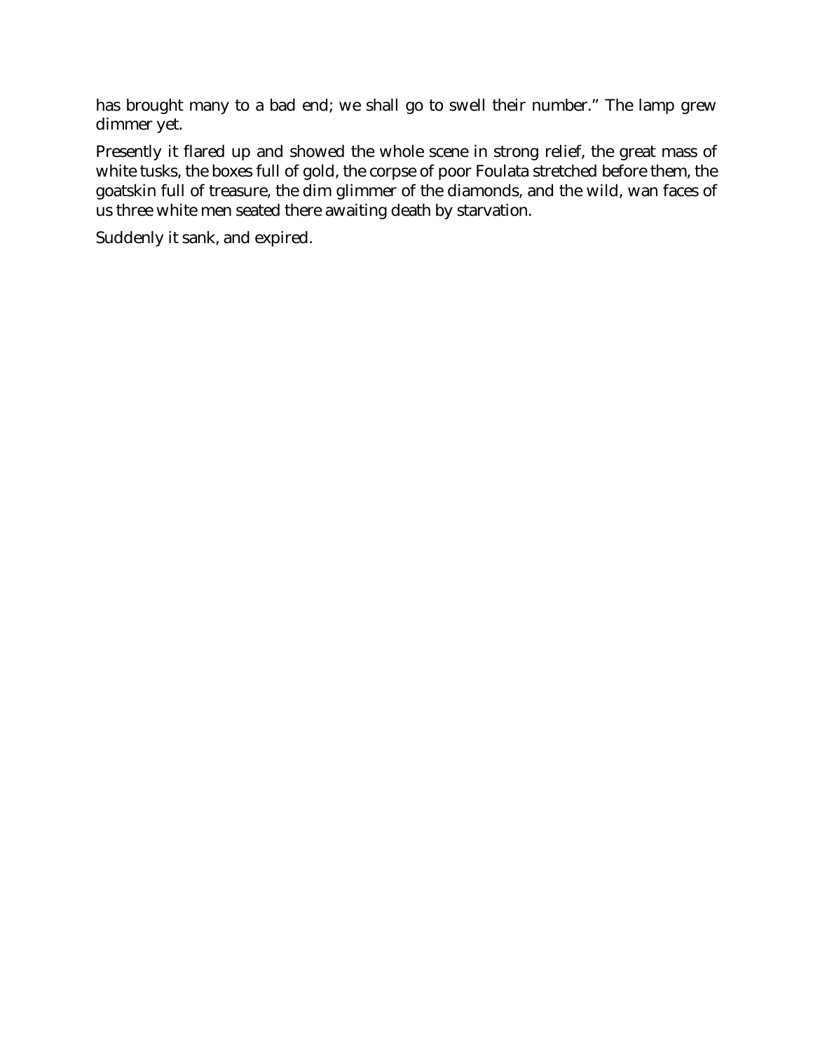has brought many to a bad end; we shall go to swell their number." The lamp grew dimmer yet.

Presently it flared up and showed the whole scene in strong relief, the great mass of white tusks, the boxes full of gold, the corpse of poor Foulata stretched before them, the goatskin full of treasure, the dim glimmer of the diamonds, and the wild, wan faces of us three white men seated there awaiting death by starvation.

Suddenly it sank, and expired.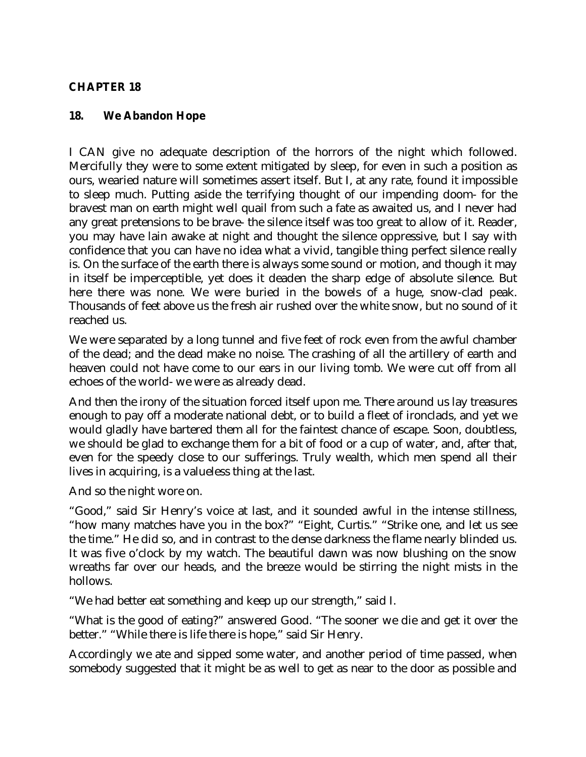## CHAPTER 18

### 18. We Abandon Hope

I CAN give no adequate description of the horrors of the night which followed. Mercifully they were to some extent mitigated by sleep, for even in such a position as ours, wearied nature will sometimes assert itself. But I, at any rate, found it impossible to sleep much. Putting aside the terrifying thought of our impending doom- for the bravest man on earth might well quail from such a fate as awaited us, and I never had any great pretensions to be brave- the silence itself was too great to allow of it. Reader, you may have lain awake at night and thought the silence oppressive, but I say with confidence that you can have no idea what a vivid, tangible thing perfect silence really is. On the surface of the earth there is always some sound or motion, and though it may in itself be imperceptible, yet does it deaden the sharp edge of absolute silence. But here there was none. We were buried in the bowels of a huge, snow-clad peak. Thousands of feet above us the fresh air rushed over the white snow, but no sound of it reached us.

We were separated by a long tunnel and five feet of rock even from the awful chamber of the dead; and the dead make no noise. The crashing of all the artillery of earth and heaven could not have come to our ears in our living tomb. We were cut off from all echoes of the world- we were as already dead.

And then the irony of the situation forced itself upon me. There around us lay treasures enough to pay off a moderate national debt, or to build a fleet of ironclads, and yet we would gladly have bartered them all for the faintest chance of escape. Soon, doubtless, we should be glad to exchange them for a bit of food or a cup of water, and, after that, even for the speedy close to our sufferings. Truly wealth, which men spend all their lives in acquiring, is a valueless thing at the last.

And so the night wore on.

"Good," said Sir Henry's voice at last, and it sounded awful in the intense stillness, "how many matches have you in the box?" "Eight, Curtis." "Strike one, and let us see the time." He did so, and in contrast to the dense darkness the flame nearly blinded us. It was five o'clock by my watch. The beautiful dawn was now blushing on the snow wreaths far over our heads, and the breeze would be stirring the night mists in the hollows.

"We had better eat something and keep up our strength," said I.

"What is the good of eating?" answered Good. "The sooner we die and get it over the better." "While there is life there is hope," said Sir Henry.

Accordingly we ate and sipped some water, and another period of time passed, when somebody suggested that it might be as well to get as near to the door as possible and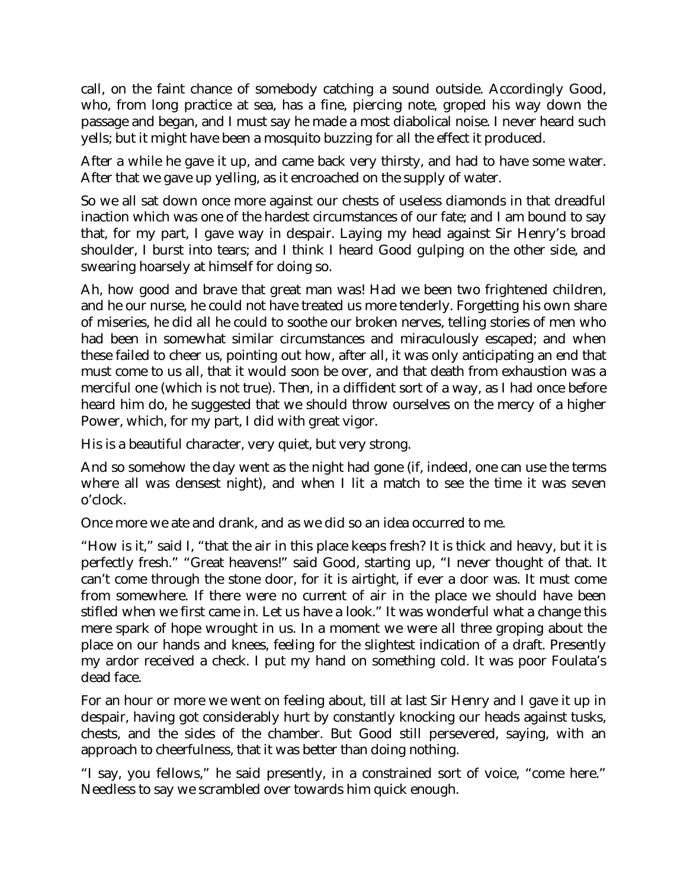call, on the faint chance of somebody catching a sound outside. Accordingly Good, who, from long practice at sea, has a fine, piercing note, groped his way down the passage and began, and I must say he made a most diabolical noise. I never heard such yells; but it might have been a mosquito buzzing for all the effect it produced.

After a while he gave it up, and came back very thirsty, and had to have some water. After that we gave up yelling, as it encroached on the supply of water.

So we all sat down once more against our chests of useless diamonds in that dreadful inaction which was one of the hardest circumstances of our fate; and I am bound to say that, for my part, I gave way in despair. Laying my head against Sir Henry's broad shoulder, I burst into tears; and I think I heard Good gulping on the other side, and swearing hoarsely at himself for doing so.

Ah, how good and brave that great man was! Had we been two frightened children, and he our nurse, he could not have treated us more tenderly. Forgetting his own share of miseries, he did all he could to soothe our broken nerves, telling stories of men who had been in somewhat similar circumstances and miraculously escaped; and when these failed to cheer us, pointing out how, after all, it was only anticipating an end that must come to us all, that it would soon be over, and that death from exhaustion was a merciful one (which is not true). Then, in a diffident sort of a way, as I had once before heard him do, he suggested that we should throw ourselves on the mercy of a higher Power, which, for my part, I did with great vigor.

His is a beautiful character, very quiet, but very strong.

And so somehow the day went as the night had gone (if, indeed, one can use the terms where all was densest night), and when I lit a match to see the time it was seven o'clock.

Once more we ate and drank, and as we did so an idea occurred to me.

"How is it," said I, "that the air in this place keeps fresh? It is thick and heavy, but it is perfectly fresh." "Great heavens!" said Good, starting up, "I never thought of that. It can't come through the stone door, for it is airtight, if ever a door was. It must come from somewhere. If there were no current of air in the place we should have been stifled when we first came in. Let us have a look." It was wonderful what a change this mere spark of hope wrought in us. In a moment we were all three groping about the place on our hands and knees, feeling for the slightest indication of a draft. Presently my ardor received a check. I put my hand on something cold. It was poor Foulata's dead face.

For an hour or more we went on feeling about, till at last Sir Henry and I gave it up in despair, having got considerably hurt by constantly knocking our heads against tusks, chests, and the sides of the chamber. But Good still persevered, saying, with an approach to cheerfulness, that it was better than doing nothing.

"I say, you fellows," he said presently, in a constrained sort of voice, "come here." Needless to say we scrambled over towards him quick enough.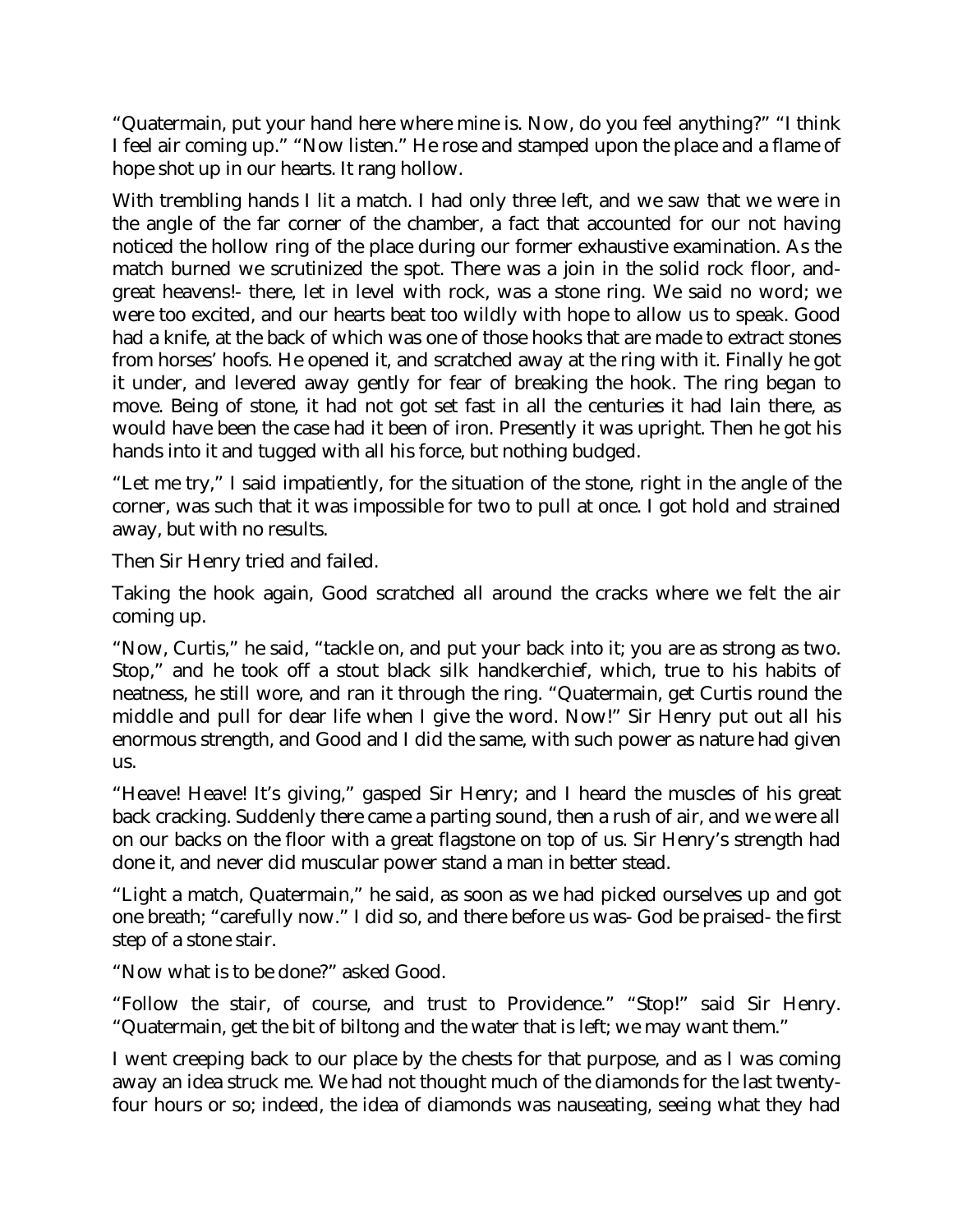"Quatermain, put your hand here where mine is. Now, do you feel anything?" "I think I feel air coming up." "Now listen." He rose and stamped upon the place and a flame of hope shot up in our hearts. It rang hollow.

With trembling hands I lit a match. I had only three left, and we saw that we were in the angle of the far corner of the chamber, a fact that accounted for our not having noticed the hollow ring of the place during our former exhaustive examination. As the match burned we scrutinized the spot. There was a join in the solid rock floor, and- great heavens!- there, let in level with rock, was a stone ring. We said no word; we were too excited, and our hearts beat too wildly with hope to allow us to speak. Good had a knife, at the back of which was one of those hooks that are made to extract stones from horses' hoofs. He opened it, and scratched away at the ring with it. Finally he got it under, and levered away gently for fear of breaking the hook. The ring began to move. Being of stone, it had not got set fast in all the centuries it had lain there, as would have been the case had it been of iron. Presently it was upright. Then he got his hands into it and tugged with all his force, but nothing budged.

"Let me try," I said impatiently, for the situation of the stone, right in the angle of the corner, was such that it was impossible for two to pull at once. I got hold and strained away, but with no results.

Then Sir Henry tried and failed.

Taking the hook again, Good scratched all around the cracks where we felt the air coming up.

"Now, Curtis," he said, "tackle on, and put your back into it; you are as strong as two. Stop," and he took off a stout black silk handkerchief, which, true to his habits of neatness, he still wore, and ran it through the ring. "Quatermain, get Curtis round the middle and pull for dear life when I give the word. Now!" Sir Henry put out all his enormous strength, and Good and I did the same, with such power as nature had given us.

"Heave! Heave! It's giving," gasped Sir Henry; and I heard the muscles of his great back cracking. Suddenly there came a parting sound, then a rush of air, and we were all on our backs on the floor with a great flagstone on top of us. Sir Henry's strength had done it, and never did muscular power stand a man in better stead.

"Light a match, Quatermain," he said, as soon as we had picked ourselves up and got one breath; "carefully now." I did so, and there before us was- God be praised- the first step of a stone stair.

"Now what is to be done?" asked Good.

"Follow the stair, of course, and trust to Providence." "Stop!" said Sir Henry. "Quatermain, get the bit of biltong and the water that is left; we may want them."

I went creeping back to our place by the chests for that purpose, and as I was coming away an idea struck me. We had not thought much of the diamonds for the last twenty-four hours or so; indeed, the idea of diamonds was nauseating, seeing what they had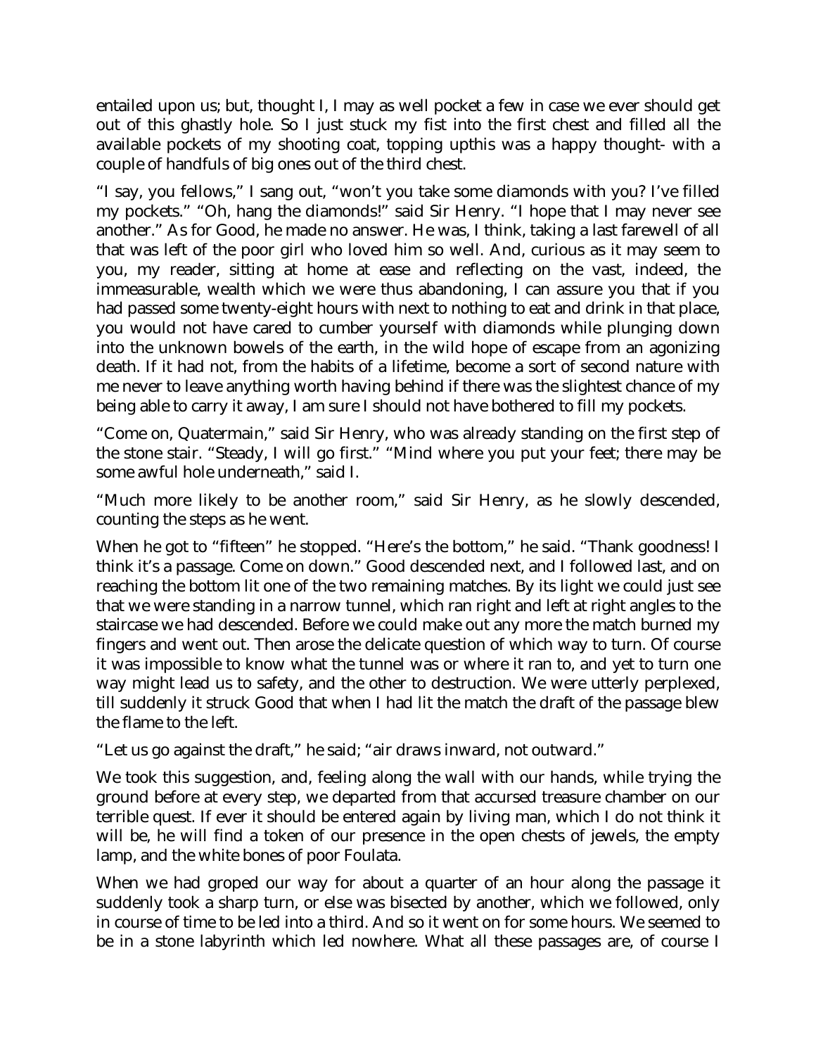entailed upon us; but, thought I, I may as well pocket a few in case we ever should get out of this ghastly hole. So I just stuck my fist into the first chest and filled all the available pockets of my shooting coat, topping upthis was a happy thought- with a couple of handfuls of big ones out of the third chest.

“I say, you fellows,” I sang out, “won’t you take some diamonds with you? I’ve filled my pockets.” “Oh, hang the diamonds!” said Sir Henry. “I hope that I may never see another.” As for Good, he made no answer. He was, I think, taking a last farewell of all that was left of the poor girl who loved him so well. And, curious as it may seem to you, my reader, sitting at home at ease and reflecting on the vast, indeed, the immeasurable, wealth which we were thus abandoning, I can assure you that if you had passed some twenty-eight hours with next to nothing to eat and drink in that place, you would not have cared to cumber yourself with diamonds while plunging down into the unknown bowels of the earth, in the wild hope of escape from an agonizing death. If it had not, from the habits of a lifetime, become a sort of second nature with me never to leave anything worth having behind if there was the slightest chance of my being able to carry it away, I am sure I should not have bothered to fill my pockets.

“Come on, Quatermain,” said Sir Henry, who was already standing on the first step of the stone stair. “Steady, I will go first.” “Mind where you put your feet; there may be some awful hole underneath,” said I.

“Much more likely to be another room,” said Sir Henry, as he slowly descended, counting the steps as he went.

When he got to “fifteen” he stopped. “Here’s the bottom,” he said. “Thank goodness! I think it’s a passage. Come on down.” Good descended next, and I followed last, and on reaching the bottom lit one of the two remaining matches. By its light we could just see that we were standing in a narrow tunnel, which ran right and left at right angles to the staircase we had descended. Before we could make out any more the match burned my fingers and went out. Then arose the delicate question of which way to turn. Of course it was impossible to know what the tunnel was or where it ran to, and yet to turn one way might lead us to safety, and the other to destruction. We were utterly perplexed, till suddenly it struck Good that when I had lit the match the draft of the passage blew the flame to the left.

“Let us go against the draft,” he said; “air draws inward, not outward.”

We took this suggestion, and, feeling along the wall with our hands, while trying the ground before at every step, we departed from that accursed treasure chamber on our terrible quest. If ever it should be entered again by living man, which I do not think it will be, he will find a token of our presence in the open chests of jewels, the empty lamp, and the white bones of poor Foulata.

When we had groped our way for about a quarter of an hour along the passage it suddenly took a sharp turn, or else was bisected by another, which we followed, only in course of time to be led into a third. And so it went on for some hours. We seemed to be in a stone labyrinth which led nowhere. What all these passages are, of course I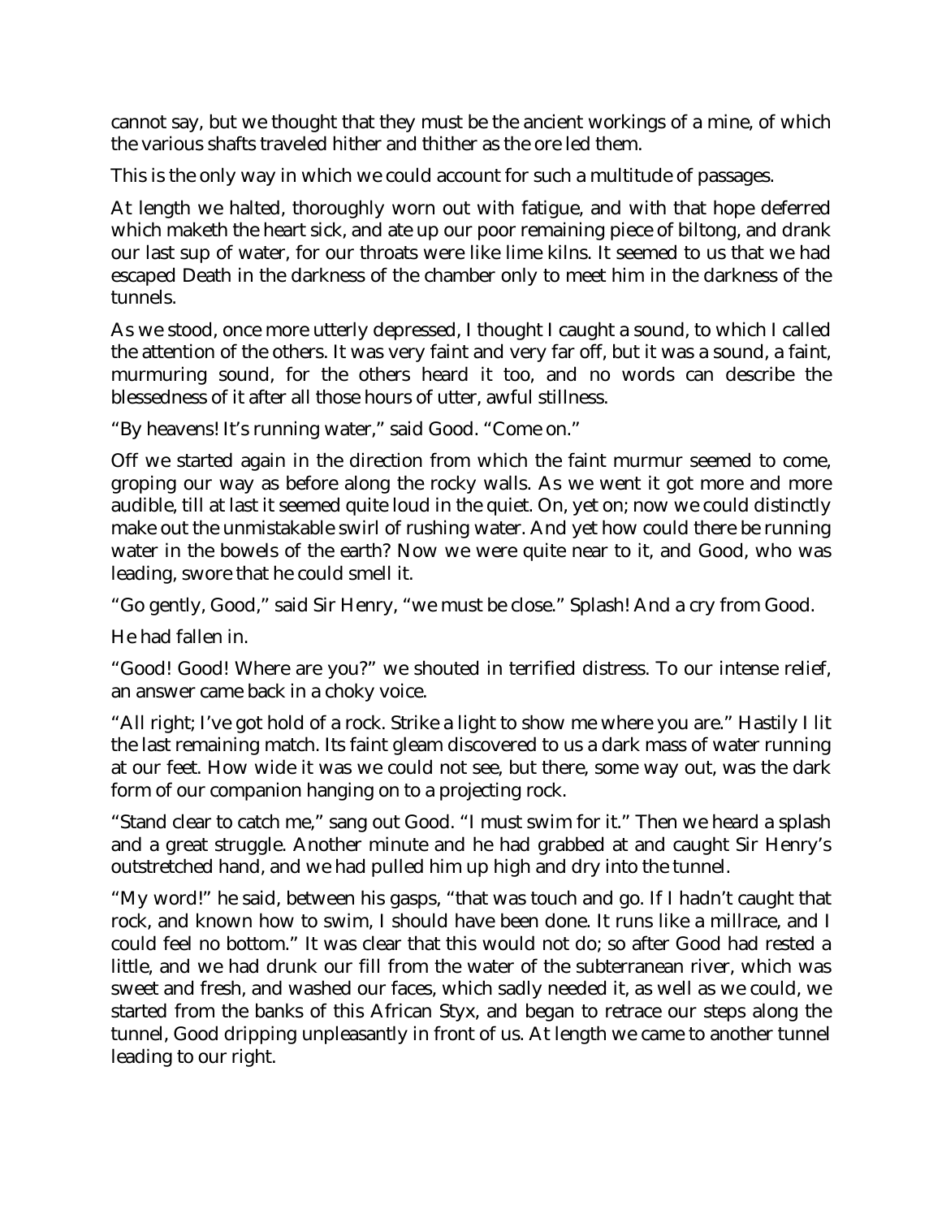cannot say, but we thought that they must be the ancient workings of a mine, of which the various shafts traveled hither and thither as the ore led them.

This is the only way in which we could account for such a multitude of passages.

At length we halted, thoroughly worn out with fatigue, and with that hope deferred which maketh the heart sick, and ate up our poor remaining piece of biltong, and drank our last sup of water, for our throats were like lime kilns. It seemed to us that we had escaped Death in the darkness of the chamber only to meet him in the darkness of the tunnels.

As we stood, once more utterly depressed, I thought I caught a sound, to which I called the attention of the others. It was very faint and very far off, but it was a sound, a faint, murmuring sound, for the others heard it too, and no words can describe the blessedness of it after all those hours of utter, awful stillness.

"By heavens! It's running water," said Good. "Come on."

Off we started again in the direction from which the faint murmur seemed to come, groping our way as before along the rocky walls. As we went it got more and more audible, till at last it seemed quite loud in the quiet. On, yet on; now we could distinctly make out the unmistakable swirl of rushing water. And yet how could there be running water in the bowels of the earth? Now we were quite near to it, and Good, who was leading, swore that he could smell it.

"Go gently, Good," said Sir Henry, "we must be close." Splash! And a cry from Good.

He had fallen in.

"Good! Good! Where are you?" we shouted in terrified distress. To our intense relief, an answer came back in a choky voice.

"All right; I've got hold of a rock. Strike a light to show me where you are." Hastily I lit the last remaining match. Its faint gleam discovered to us a dark mass of water running at our feet. How wide it was we could not see, but there, some way out, was the dark form of our companion hanging on to a projecting rock.

"Stand clear to catch me," sang out Good. "I must swim for it." Then we heard a splash and a great struggle. Another minute and he had grabbed at and caught Sir Henry's outstretched hand, and we had pulled him up high and dry into the tunnel.

"My word!" he said, between his gasps, "that was touch and go. If I hadn't caught that rock, and known how to swim, I should have been done. It runs like a millrace, and I could feel no bottom." It was clear that this would not do; so after Good had rested a little, and we had drunk our fill from the water of the subterranean river, which was sweet and fresh, and washed our faces, which sadly needed it, as well as we could, we started from the banks of this African Styx, and began to retrace our steps along the tunnel, Good dripping unpleasantly in front of us. At length we came to another tunnel leading to our right.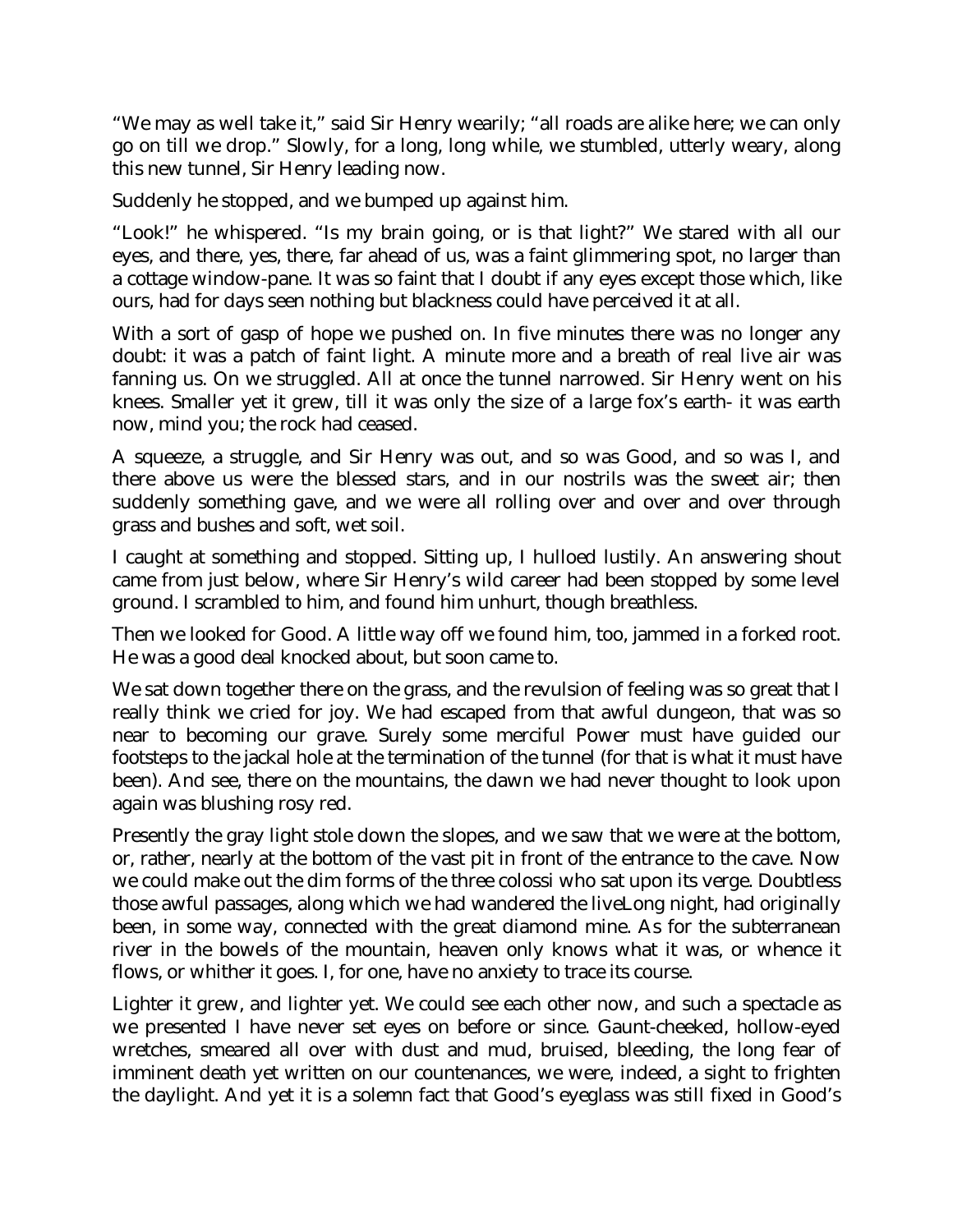"We may as well take it," said Sir Henry wearily; "all roads are alike here; we can only go on till we drop." Slowly, for a long, long while, we stumbled, utterly weary, along this new tunnel, Sir Henry leading now.

Suddenly he stopped, and we bumped up against him.

"Look!" he whispered. "Is my brain going, or is that light?" We stared with all our eyes, and there, yes, there, far ahead of us, was a faint glimmering spot, no larger than a cottage window-pane. It was so faint that I doubt if any eyes except those which, like ours, had for days seen nothing but blackness could have perceived it at all.

With a sort of gasp of hope we pushed on. In five minutes there was no longer any doubt: it was a patch of faint light. A minute more and a breath of real live air was fanning us. On we struggled. All at once the tunnel narrowed. Sir Henry went on his knees. Smaller yet it grew, till it was only the size of a large fox's earth- it was earth now, mind you; the rock had ceased.

A squeeze, a struggle, and Sir Henry was out, and so was Good, and so was I, and there above us were the blessed stars, and in our nostrils was the sweet air; then suddenly something gave, and we were all rolling over and over and over through grass and bushes and soft, wet soil.

I caught at something and stopped. Sitting up, I hulloed lustily. An answering shout came from just below, where Sir Henry's wild career had been stopped by some level ground. I scrambled to him, and found him unhurt, though breathless.

Then we looked for Good. A little way off we found him, too, jammed in a forked root. He was a good deal knocked about, but soon came to.

We sat down together there on the grass, and the revulsion of feeling was so great that I really think we cried for joy. We had escaped from that awful dungeon, that was so near to becoming our grave. Surely some merciful Power must have guided our footsteps to the jackal hole at the termination of the tunnel (for that is what it must have been). And see, there on the mountains, the dawn we had never thought to look upon again was blushing rosy red.

Presently the gray light stole down the slopes, and we saw that we were at the bottom, or, rather, nearly at the bottom of the vast pit in front of the entrance to the cave. Now we could make out the dim forms of the three colossi who sat upon its verge. Doubtless those awful passages, along which we had wandered the liveLong night, had originally been, in some way, connected with the great diamond mine. As for the subterranean river in the bowels of the mountain, heaven only knows what it was, or whence it flows, or whither it goes. I, for one, have no anxiety to trace its course.

Lighter it grew, and lighter yet. We could see each other now, and such a spectacle as we presented I have never set eyes on before or since. Gaunt-cheeked, hollow-eyed wretches, smeared all over with dust and mud, bruised, bleeding, the long fear of imminent death yet written on our countenances, we were, indeed, a sight to frighten the daylight. And yet it is a solemn fact that Good's eyeglass was still fixed in Good's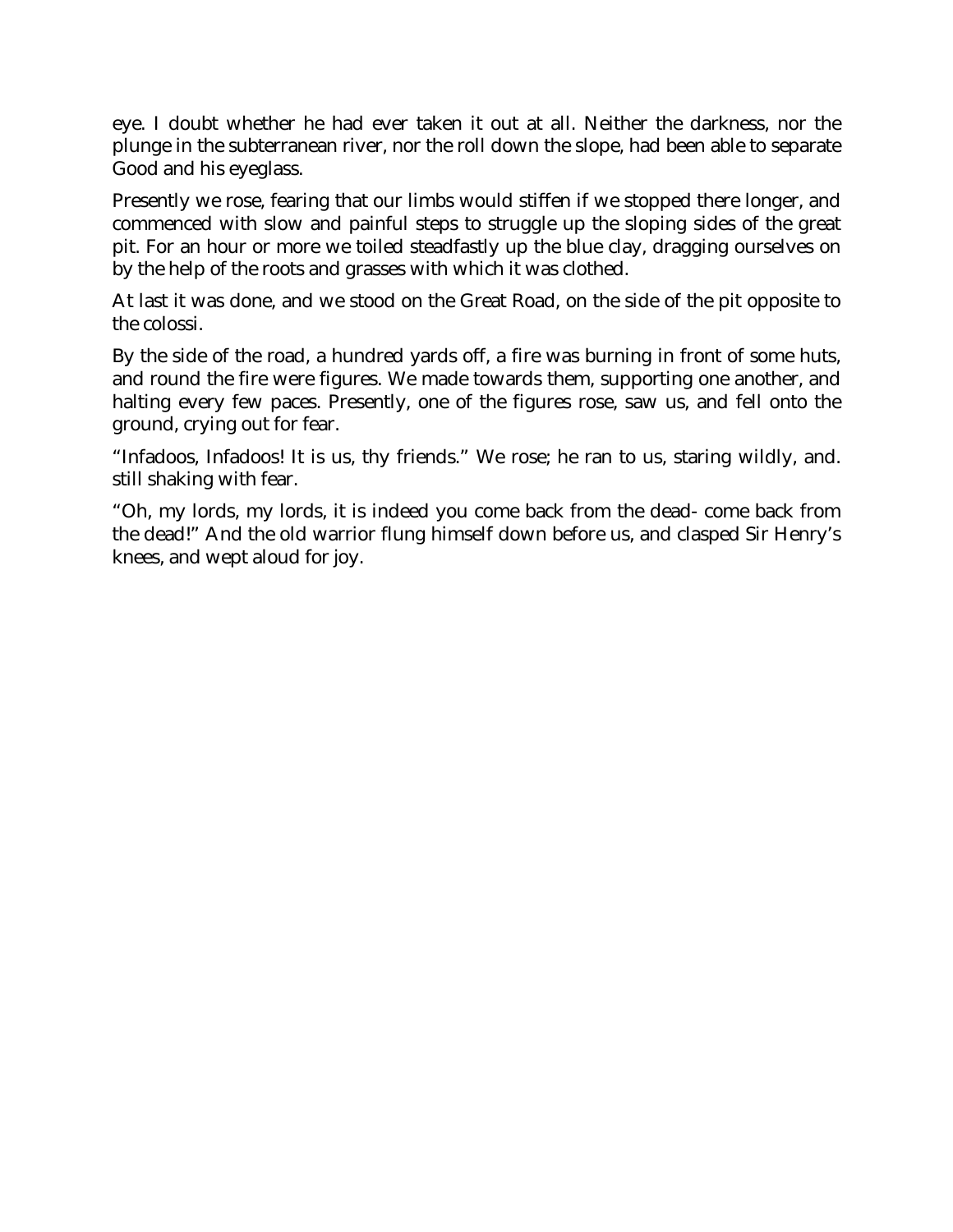eye. I doubt whether he had ever taken it out at all. Neither the darkness, nor the plunge in the subterranean river, nor the roll down the slope, had been able to separate Good and his eyeglass.

Presently we rose, fearing that our limbs would stiffen if we stopped there longer, and commenced with slow and painful steps to struggle up the sloping sides of the great pit. For an hour or more we toiled steadfastly up the blue clay, dragging ourselves on by the help of the roots and grasses with which it was clothed.

At last it was done, and we stood on the Great Road, on the side of the pit opposite to the colossi.

By the side of the road, a hundred yards off, a fire was burning in front of some huts, and round the fire were figures. We made towards them, supporting one another, and halting every few paces. Presently, one of the figures rose, saw us, and fell onto the ground, crying out for fear.

"Infadoos, Infadoos! It is us, thy friends." We rose; he ran to us, staring wildly, and. still shaking with fear.

"Oh, my lords, my lords, it is indeed you come back from the dead- come back from the dead!" And the old warrior flung himself down before us, and clasped Sir Henry's knees, and wept aloud for joy.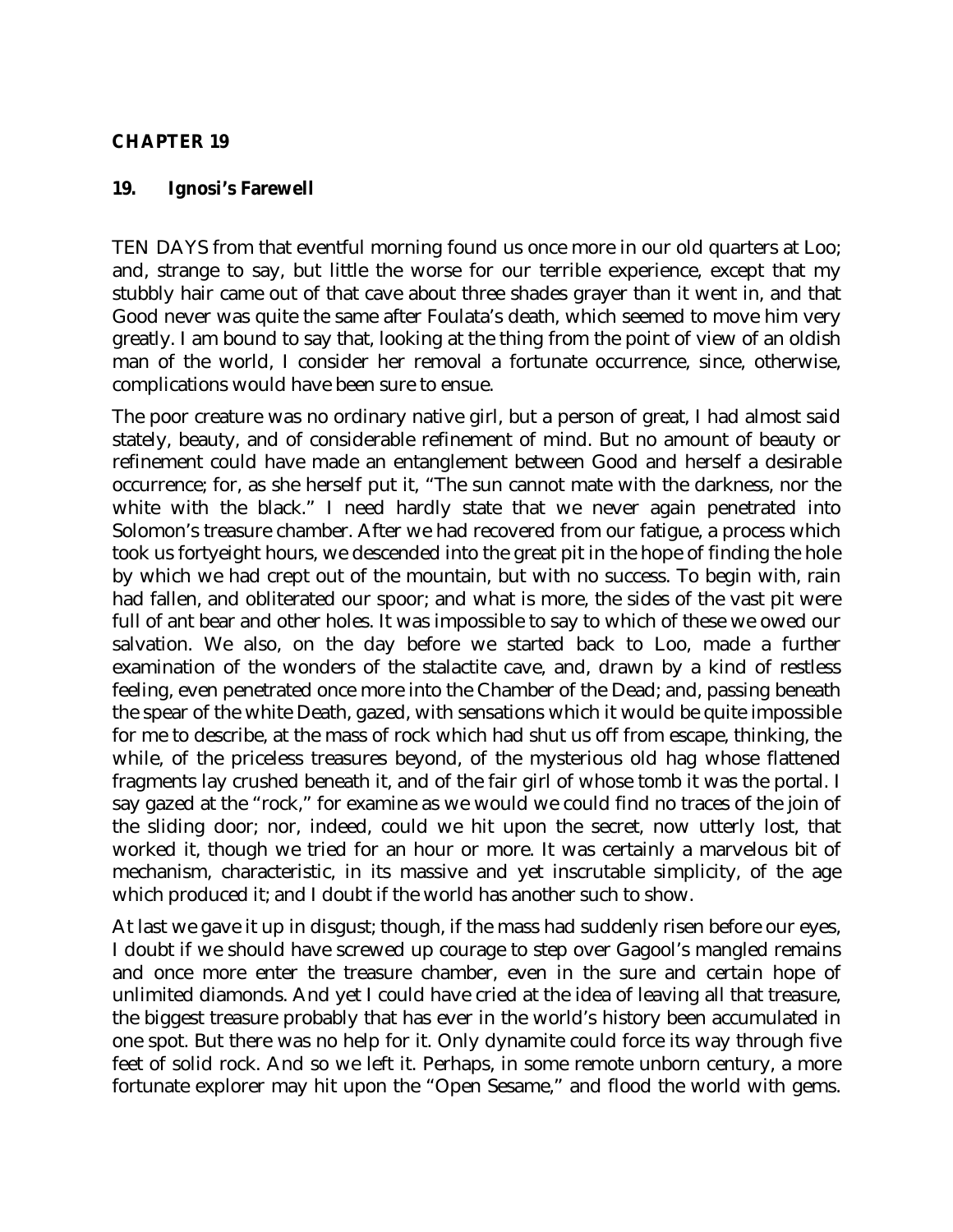# CHAPTER 19

## 19. Ignosi's Farewell

TEN DAYS from that eventful morning found us once more in our old quarters at Loo; and, strange to say, but little the worse for our terrible experience, except that my stubbly hair came out of that cave about three shades grayer than it went in, and that Good never was quite the same after Foulata's death, which seemed to move him very greatly. I am bound to say that, looking at the thing from the point of view of an oldish man of the world, I consider her removal a fortunate occurrence, since, otherwise, complications would have been sure to ensue.

The poor creature was no ordinary native girl, but a person of great, I had almost said stately, beauty, and of considerable refinement of mind. But no amount of beauty or refinement could have made an entanglement between Good and herself a desirable occurrence; for, as she herself put it, "The sun cannot mate with the darkness, nor the white with the black." I need hardly state that we never again penetrated into Solomon's treasure chamber. After we had recovered from our fatigue, a process which took us fortyeight hours, we descended into the great pit in the hope of finding the hole by which we had crept out of the mountain, but with no success. To begin with, rain had fallen, and obliterated our spoor; and what is more, the sides of the vast pit were full of ant bear and other holes. It was impossible to say to which of these we owed our salvation. We also, on the day before we started back to Loo, made a further examination of the wonders of the stalactite cave, and, drawn by a kind of restless feeling, even penetrated once more into the Chamber of the Dead; and, passing beneath the spear of the white Death, gazed, with sensations which it would be quite impossible for me to describe, at the mass of rock which had shut us off from escape, thinking, the while, of the priceless treasures beyond, of the mysterious old hag whose flattened fragments lay crushed beneath it, and of the fair girl of whose tomb it was the portal. I say gazed at the "rock," for examine as we would we could find no traces of the join of the sliding door; nor, indeed, could we hit upon the secret, now utterly lost, that worked it, though we tried for an hour or more. It was certainly a marvelous bit of mechanism, characteristic, in its massive and yet inscrutable simplicity, of the age which produced it; and I doubt if the world has another such to show.

At last we gave it up in disgust; though, if the mass had suddenly risen before our eyes, I doubt if we should have screwed up courage to step over Gagool's mangled remains and once more enter the treasure chamber, even in the sure and certain hope of unlimited diamonds. And yet I could have cried at the idea of leaving all that treasure, the biggest treasure probably that has ever in the world's history been accumulated in one spot. But there was no help for it. Only dynamite could force its way through five feet of solid rock. And so we left it. Perhaps, in some remote unborn century, a more fortunate explorer may hit upon the "Open Sesame," and flood the world with gems.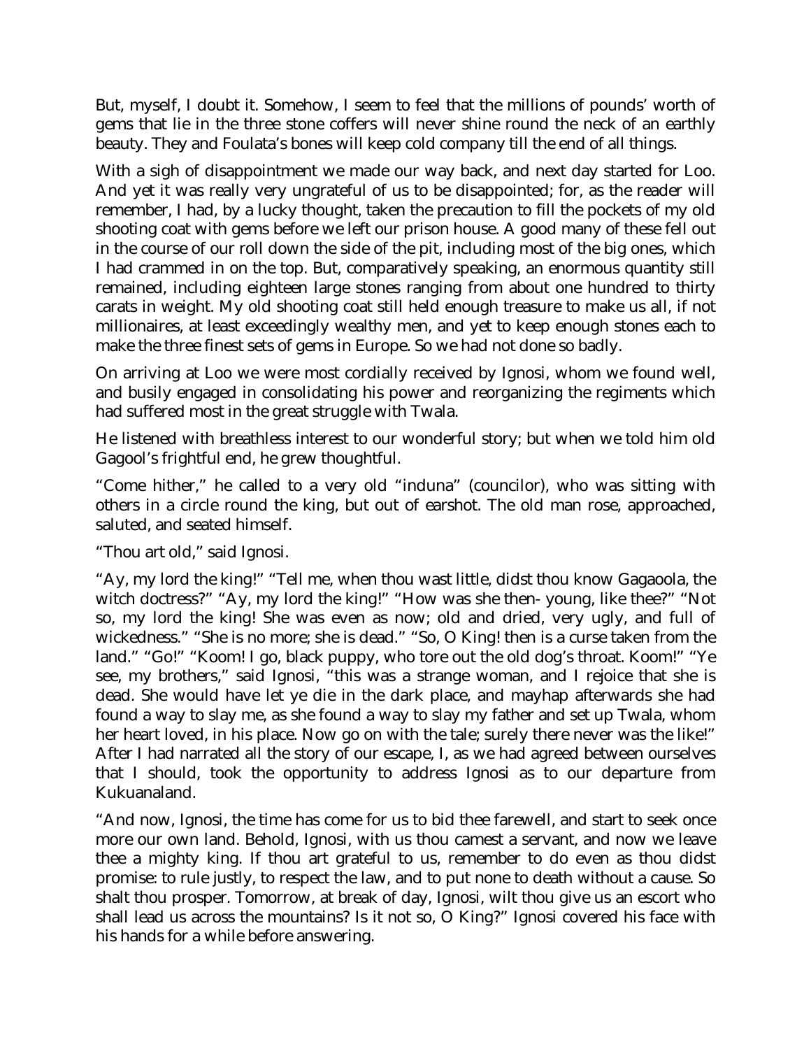But, myself, I doubt it. Somehow, I seem to feel that the millions of pounds' worth of gems that lie in the three stone coffers will never shine round the neck of an earthly beauty. They and Foulata's bones will keep cold company till the end of all things.

With a sigh of disappointment we made our way back, and next day started for Loo. And yet it was really very ungrateful of us to be disappointed; for, as the reader will remember, I had, by a lucky thought, taken the precaution to fill the pockets of my old shooting coat with gems before we left our prison house. A good many of these fell out in the course of our roll down the side of the pit, including most of the big ones, which I had crammed in on the top. But, comparatively speaking, an enormous quantity still remained, including eighteen large stones ranging from about one hundred to thirty carats in weight. My old shooting coat still held enough treasure to make us all, if not millionaires, at least exceedingly wealthy men, and yet to keep enough stones each to make the three finest sets of gems in Europe. So we had not done so badly.

On arriving at Loo we were most cordially received by Ignosi, whom we found well, and busily engaged in consolidating his power and reorganizing the regiments which had suffered most in the great struggle with Twala.

He listened with breathless interest to our wonderful story; but when we told him old Gagool's frightful end, he grew thoughtful.

"Come hither," he called to a very old "induna" (councilor), who was sitting with others in a circle round the king, but out of earshot. The old man rose, approached, saluted, and seated himself.

"Thou art old," said Ignosi.

"Ay, my lord the king!" "Tell me, when thou wast little, didst thou know Gagaoola, the witch doctress?" "Ay, my lord the king!" "How was she then- young, like thee?" "Not so, my lord the king! She was even as now; old and dried, very ugly, and full of wickedness." "She is no more; she is dead." "So, O King! then is a curse taken from the land." "Go!" "Koom! I go, black puppy, who tore out the old dog's throat. Koom!" "Ye see, my brothers," said Ignosi, "this was a strange woman, and I rejoice that she is dead. She would have let ye die in the dark place, and mayhap afterwards she had found a way to slay me, as she found a way to slay my father and set up Twala, whom her heart loved, in his place. Now go on with the tale; surely there never was the like!" After I had narrated all the story of our escape, I, as we had agreed between ourselves that I should, took the opportunity to address Ignosi as to our departure from Kukuanaland.

"And now, Ignosi, the time has come for us to bid thee farewell, and start to seek once more our own land. Behold, Ignosi, with us thou camest a servant, and now we leave thee a mighty king. If thou art grateful to us, remember to do even as thou didst promise: to rule justly, to respect the law, and to put none to death without a cause. So shalt thou prosper. Tomorrow, at break of day, Ignosi, wilt thou give us an escort who shall lead us across the mountains? Is it not so, O King?" Ignosi covered his face with his hands for a while before answering.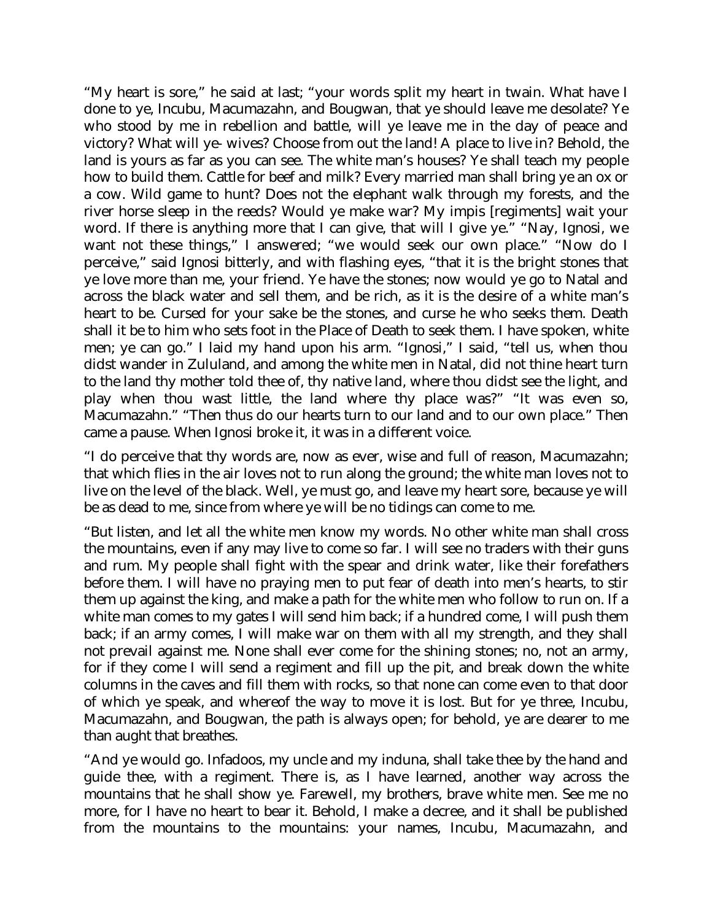"My heart is sore," he said at last; "your words split my heart in twain. What have I done to ye, Incubu, Macumazahn, and Bougwan, that ye should leave me desolate? Ye who stood by me in rebellion and battle, will ye leave me in the day of peace and victory? What will ye- wives? Choose from out the land! A place to live in? Behold, the land is yours as far as you can see. The white man's houses? Ye shall teach my people how to build them. Cattle for beef and milk? Every married man shall bring ye an ox or a cow. Wild game to hunt? Does not the elephant walk through my forests, and the river horse sleep in the reeds? Would ye make war? My impis [regiments] wait your word. If there is anything more that I can give, that will I give ye." "Nay, Ignosi, we want not these things," I answered; "we would seek our own place." "Now do I perceive," said Ignosi bitterly, and with flashing eyes, "that it is the bright stones that ye love more than me, your friend. Ye have the stones; now would ye go to Natal and across the black water and sell them, and be rich, as it is the desire of a white man's heart to be. Cursed for your sake be the stones, and curse he who seeks them. Death shall it be to him who sets foot in the Place of Death to seek them. I have spoken, white men; ye can go." I laid my hand upon his arm. "Ignosi," I said, "tell us, when thou didst wander in Zululand, and among the white men in Natal, did not thine heart turn to the land thy mother told thee of, thy native land, where thou didst see the light, and play when thou wast little, the land where thy place was?" "It was even so, Macumazahn." "Then thus do our hearts turn to our land and to our own place." Then came a pause. When Ignosi broke it, it was in a different voice.

"I do perceive that thy words are, now as ever, wise and full of reason, Macumazahn; that which flies in the air loves not to run along the ground; the white man loves not to live on the level of the black. Well, ye must go, and leave my heart sore, because ye will be as dead to me, since from where ye will be no tidings can come to me.

"But listen, and let all the white men know my words. No other white man shall cross the mountains, even if any may live to come so far. I will see no traders with their guns and rum. My people shall fight with the spear and drink water, like their forefathers before them. I will have no praying men to put fear of death into men's hearts, to stir them up against the king, and make a path for the white men who follow to run on. If a white man comes to my gates I will send him back; if a hundred come, I will push them back; if an army comes, I will make war on them with all my strength, and they shall not prevail against me. None shall ever come for the shining stones; no, not an army, for if they come I will send a regiment and fill up the pit, and break down the white columns in the caves and fill them with rocks, so that none can come even to that door of which ye speak, and whereof the way to move it is lost. But for ye three, Incubu, Macumazahn, and Bougwan, the path is always open; for behold, ye are dearer to me than aught that breathes.

"And ye would go. Infadoos, my uncle and my induna, shall take thee by the hand and guide thee, with a regiment. There is, as I have learned, another way across the mountains that he shall show ye. Farewell, my brothers, brave white men. See me no more, for I have no heart to bear it. Behold, I make a decree, and it shall be published from the mountains to the mountains: your names, Incubu, Macumazahn, and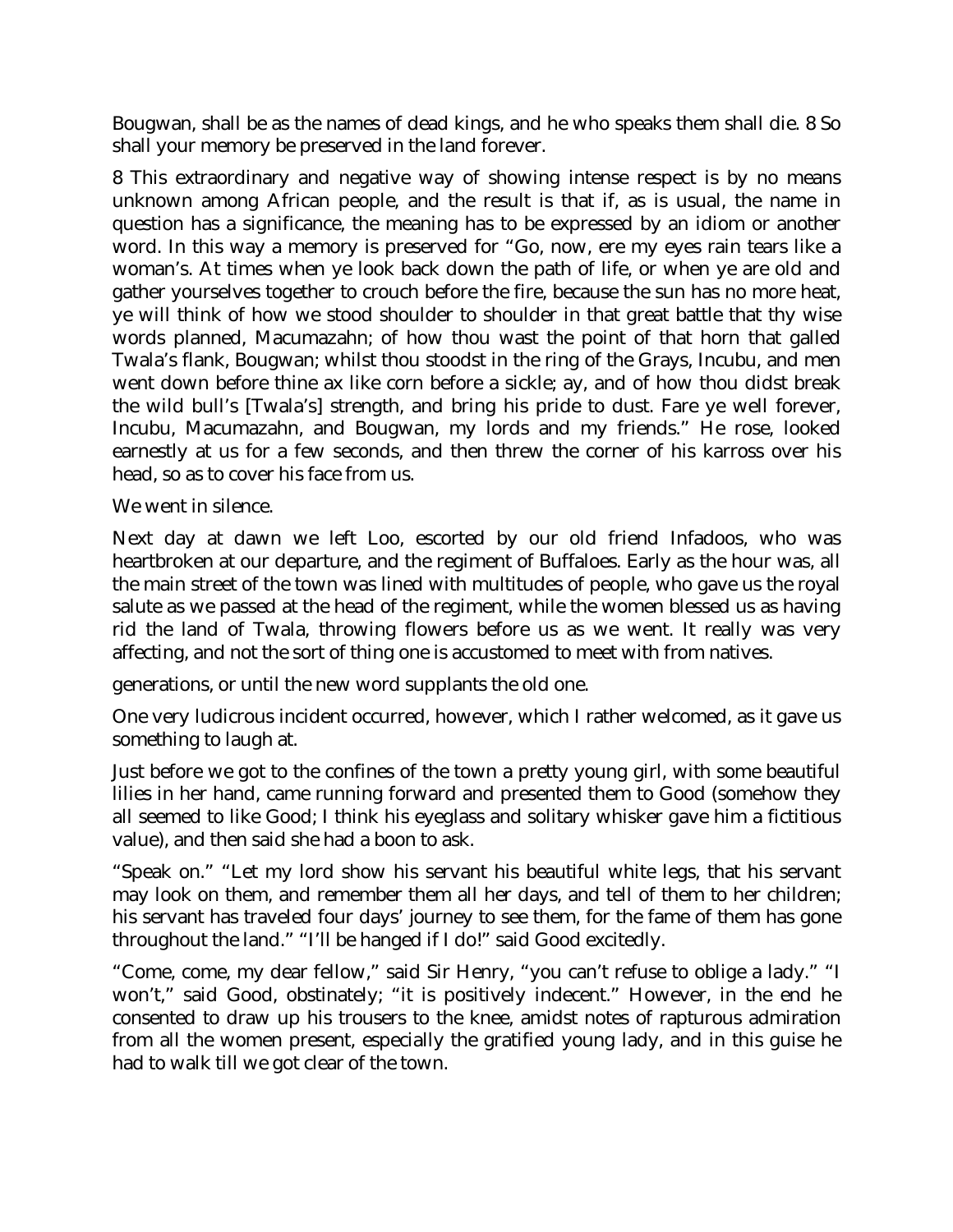Bougwan, shall be as the names of dead kings, and he who speaks them shall die. 8 So shall your memory be preserved in the land forever.

8 This extraordinary and negative way of showing intense respect is by no means unknown among African people, and the result is that if, as is usual, the name in question has a significance, the meaning has to be expressed by an idiom or another word. In this way a memory is preserved for "Go, now, ere my eyes rain tears like a woman's. At times when ye look back down the path of life, or when ye are old and gather yourselves together to crouch before the fire, because the sun has no more heat, ye will think of how we stood shoulder to shoulder in that great battle that thy wise words planned, Macumazahn; of how thou wast the point of that horn that galled Twala's flank, Bougwan; whilst thou stoodst in the ring of the Grays, Incubu, and men went down before thine ax like corn before a sickle; ay, and of how thou didst break the wild bull's [Twala's] strength, and bring his pride to dust. Fare ye well forever, Incubu, Macumazahn, and Bougwan, my lords and my friends." He rose, looked earnestly at us for a few seconds, and then threw the corner of his karross over his head, so as to cover his face from us.

We went in silence.

Next day at dawn we left Loo, escorted by our old friend Infadoos, who was heartbroken at our departure, and the regiment of Buffaloes. Early as the hour was, all the main street of the town was lined with multitudes of people, who gave us the royal salute as we passed at the head of the regiment, while the women blessed us as having rid the land of Twala, throwing flowers before us as we went. It really was very affecting, and not the sort of thing one is accustomed to meet with from natives.

generations, or until the new word supplants the old one.

One very ludicrous incident occurred, however, which I rather welcomed, as it gave us something to laugh at.

Just before we got to the confines of the town a pretty young girl, with some beautiful lilies in her hand, came running forward and presented them to Good (somehow they all seemed to like Good; I think his eyeglass and solitary whisker gave him a fictitious value), and then said she had a boon to ask.

"Speak on." "Let my lord show his servant his beautiful white legs, that his servant may look on them, and remember them all her days, and tell of them to her children; his servant has traveled four days' journey to see them, for the fame of them has gone throughout the land." "I'll be hanged if I do!" said Good excitedly.

"Come, come, my dear fellow," said Sir Henry, "you can't refuse to oblige a lady." "I won't," said Good, obstinately; "it is positively indecent." However, in the end he consented to draw up his trousers to the knee, amidst notes of rapturous admiration from all the women present, especially the gratified young lady, and in this guise he had to walk till we got clear of the town.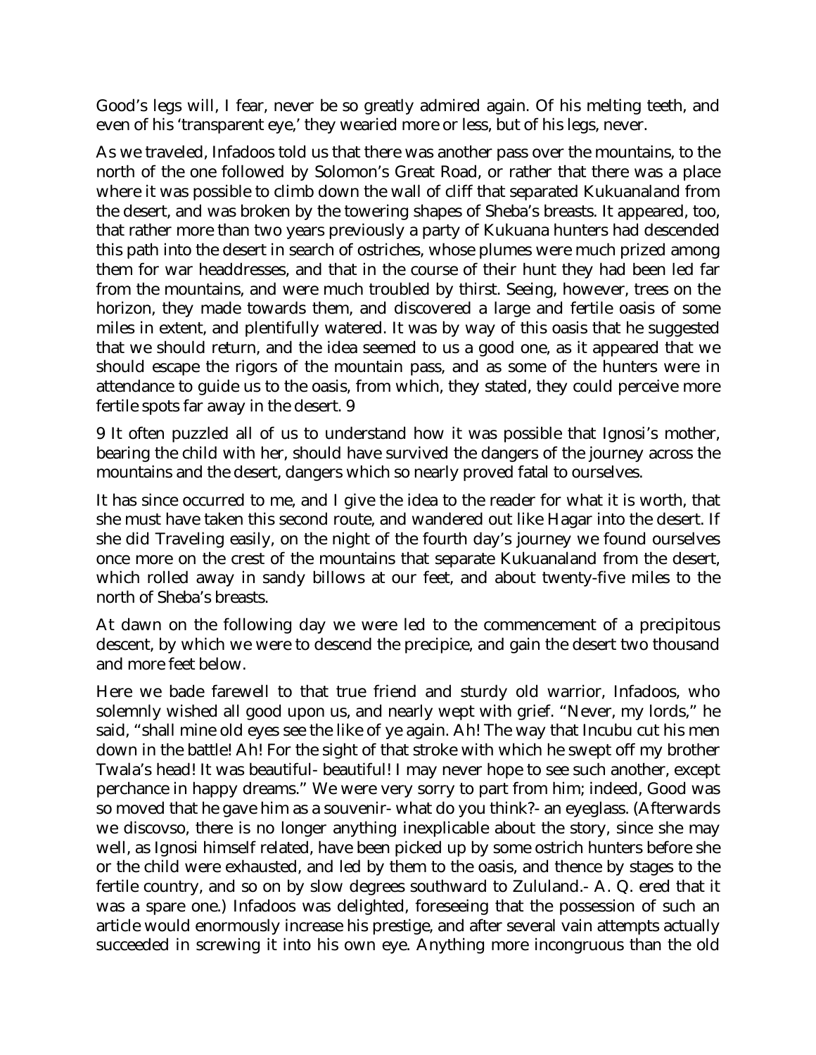Good's legs will, I fear, never be so greatly admired again. Of his melting teeth, and even of his 'transparent eye,' they wearied more or less, but of his legs, never.

As we traveled, Infadoos told us that there was another pass over the mountains, to the north of the one followed by Solomon's Great Road, or rather that there was a place where it was possible to climb down the wall of cliff that separated Kukuanaland from the desert, and was broken by the towering shapes of Sheba's breasts. It appeared, too, that rather more than two years previously a party of Kukuana hunters had descended this path into the desert in search of ostriches, whose plumes were much prized among them for war headdresses, and that in the course of their hunt they had been led far from the mountains, and were much troubled by thirst. Seeing, however, trees on the horizon, they made towards them, and discovered a large and fertile oasis of some miles in extent, and plentifully watered. It was by way of this oasis that he suggested that we should return, and the idea seemed to us a good one, as it appeared that we should escape the rigors of the mountain pass, and as some of the hunters were in attendance to guide us to the oasis, from which, they stated, they could perceive more fertile spots far away in the desert. 9

9 It often puzzled all of us to understand how it was possible that Ignosi's mother, bearing the child with her, should have survived the dangers of the journey across the mountains and the desert, dangers which so nearly proved fatal to ourselves.

It has since occurred to me, and I give the idea to the reader for what it is worth, that she must have taken this second route, and wandered out like Hagar into the desert. If she did Traveling easily, on the night of the fourth day's journey we found ourselves once more on the crest of the mountains that separate Kukuanaland from the desert, which rolled away in sandy billows at our feet, and about twenty-five miles to the north of Sheba's breasts.

At dawn on the following day we were led to the commencement of a precipitous descent, by which we were to descend the precipice, and gain the desert two thousand and more feet below.

Here we bade farewell to that true friend and sturdy old warrior, Infadoos, who solemnly wished all good upon us, and nearly wept with grief. "Never, my lords," he said, "shall mine old eyes see the like of ye again. Ah! The way that Incubu cut his men down in the battle! Ah! For the sight of that stroke with which he swept off my brother Twala's head! It was beautiful- beautiful! I may never hope to see such another, except perchance in happy dreams." We were very sorry to part from him; indeed, Good was so moved that he gave him as a souvenir- what do you think?- an eyeglass. (Afterwards we discovso, there is no longer anything inexplicable about the story, since she may well, as Ignosi himself related, have been picked up by some ostrich hunters before she or the child were exhausted, and led by them to the oasis, and thence by stages to the fertile country, and so on by slow degrees southward to Zululand.- A. Q. ered that it was a spare one.) Infadoos was delighted, foreseeing that the possession of such an article would enormously increase his prestige, and after several vain attempts actually succeeded in screwing it into his own eye. Anything more incongruous than the old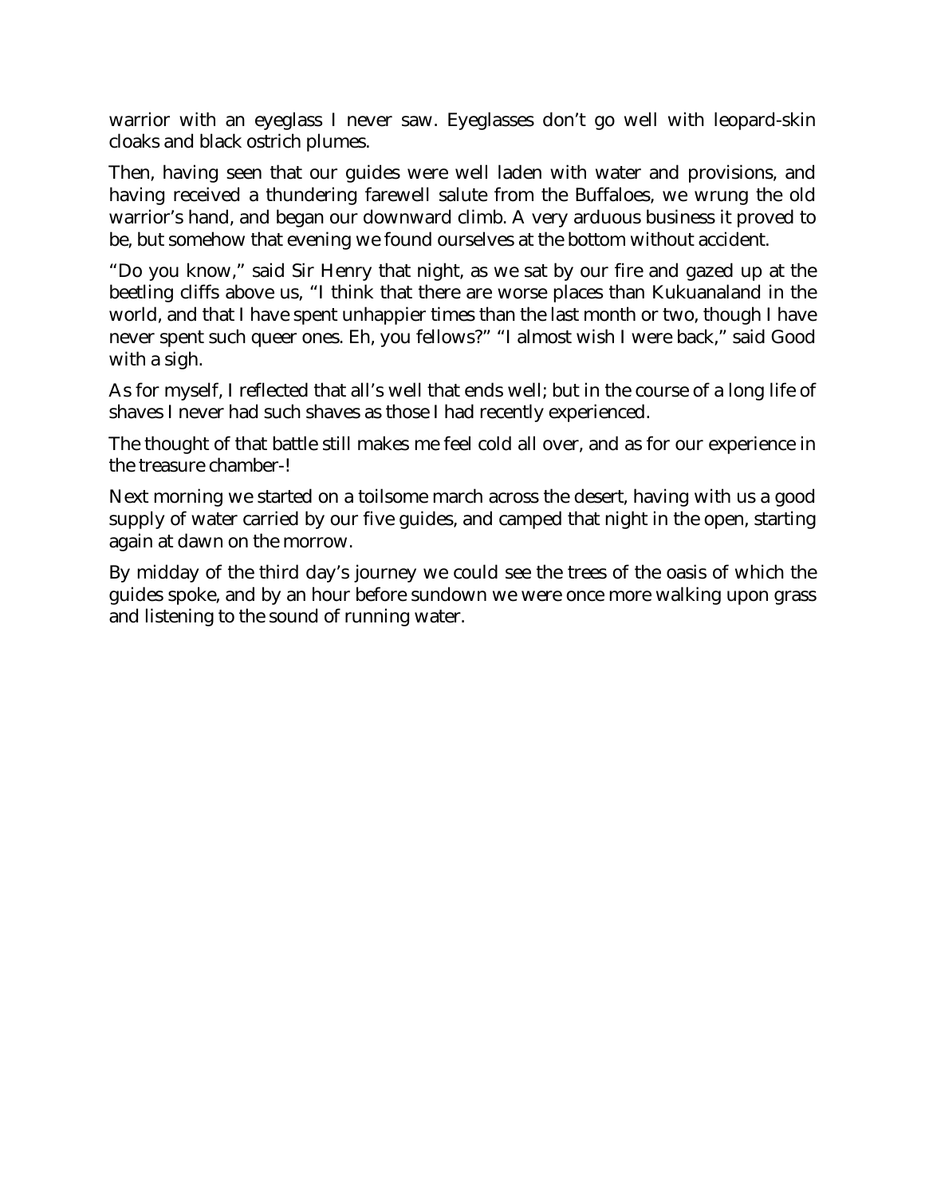warrior with an eyeglass I never saw. Eyeglasses don't go well with leopard-skin cloaks and black ostrich plumes.

Then, having seen that our guides were well laden with water and provisions, and having received a thundering farewell salute from the Buffaloes, we wrung the old warrior's hand, and began our downward climb. A very arduous business it proved to be, but somehow that evening we found ourselves at the bottom without accident.

"Do you know," said Sir Henry that night, as we sat by our fire and gazed up at the beetling cliffs above us, "I think that there are worse places than Kukuanaland in the world, and that I have spent unhappier times than the last month or two, though I have never spent such queer ones. Eh, you fellows?" "I almost wish I were back," said Good with a sigh.

As for myself, I reflected that all's well that ends well; but in the course of a long life of shaves I never had such shaves as those I had recently experienced.

The thought of that battle still makes me feel cold all over, and as for our experience in the treasure chamber-!

Next morning we started on a toilsome march across the desert, having with us a good supply of water carried by our five guides, and camped that night in the open, starting again at dawn on the morrow.

By midday of the third day's journey we could see the trees of the oasis of which the guides spoke, and by an hour before sundown we were once more walking upon grass and listening to the sound of running water.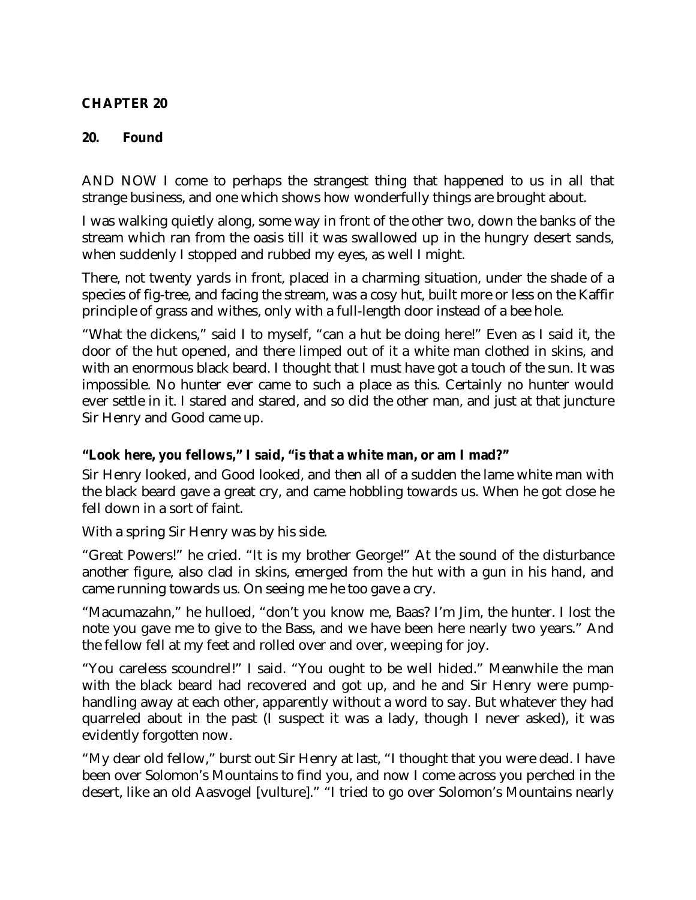## CHAPTER 20

### 20. Found

AND NOW I come to perhaps the strangest thing that happened to us in all that strange business, and one which shows how wonderfully things are brought about.

I was walking quietly along, some way in front of the other two, down the banks of the stream which ran from the oasis till it was swallowed up in the hungry desert sands, when suddenly I stopped and rubbed my eyes, as well I might.

There, not twenty yards in front, placed in a charming situation, under the shade of a species of fig-tree, and facing the stream, was a cosy hut, built more or less on the Kaffir principle of grass and withes, only with a full-length door instead of a bee hole.

"What the dickens," said I to myself, "can a hut be doing here!" Even as I said it, the door of the hut opened, and there limped out of it a white man clothed in skins, and with an enormous black beard. I thought that I must have got a touch of the sun. It was impossible. No hunter ever came to such a place as this. Certainly no hunter would ever settle in it. I stared and stared, and so did the other man, and just at that juncture Sir Henry and Good came up.

**"Look here, you fellows," I said, "is that a white man, or am I mad?"**

Sir Henry looked, and Good looked, and then all of a sudden the lame white man with the black beard gave a great cry, and came hobbling towards us. When he got close he fell down in a sort of faint.

With a spring Sir Henry was by his side.

"Great Powers!" he cried. "It is my brother George!" At the sound of the disturbance another figure, also clad in skins, emerged from the hut with a gun in his hand, and came running towards us. On seeing me he too gave a cry.

"Macumazahn," he hulloed, "don't you know me, Baas? I'm Jim, the hunter. I lost the note you gave me to give to the Bass, and we have been here nearly two years." And the fellow fell at my feet and rolled over and over, weeping for joy.

"You careless scoundrel!" I said. "You ought to be well hided." Meanwhile the man with the black beard had recovered and got up, and he and Sir Henry were pump-handling away at each other, apparently without a word to say. But whatever they had quarreled about in the past (I suspect it was a lady, though I never asked), it was evidently forgotten now.

"My dear old fellow," burst out Sir Henry at last, "I thought that you were dead. I have been over Solomon's Mountains to find you, and now I come across you perched in the desert, like an old Aasvogel [vulture]." "I tried to go over Solomon's Mountains nearly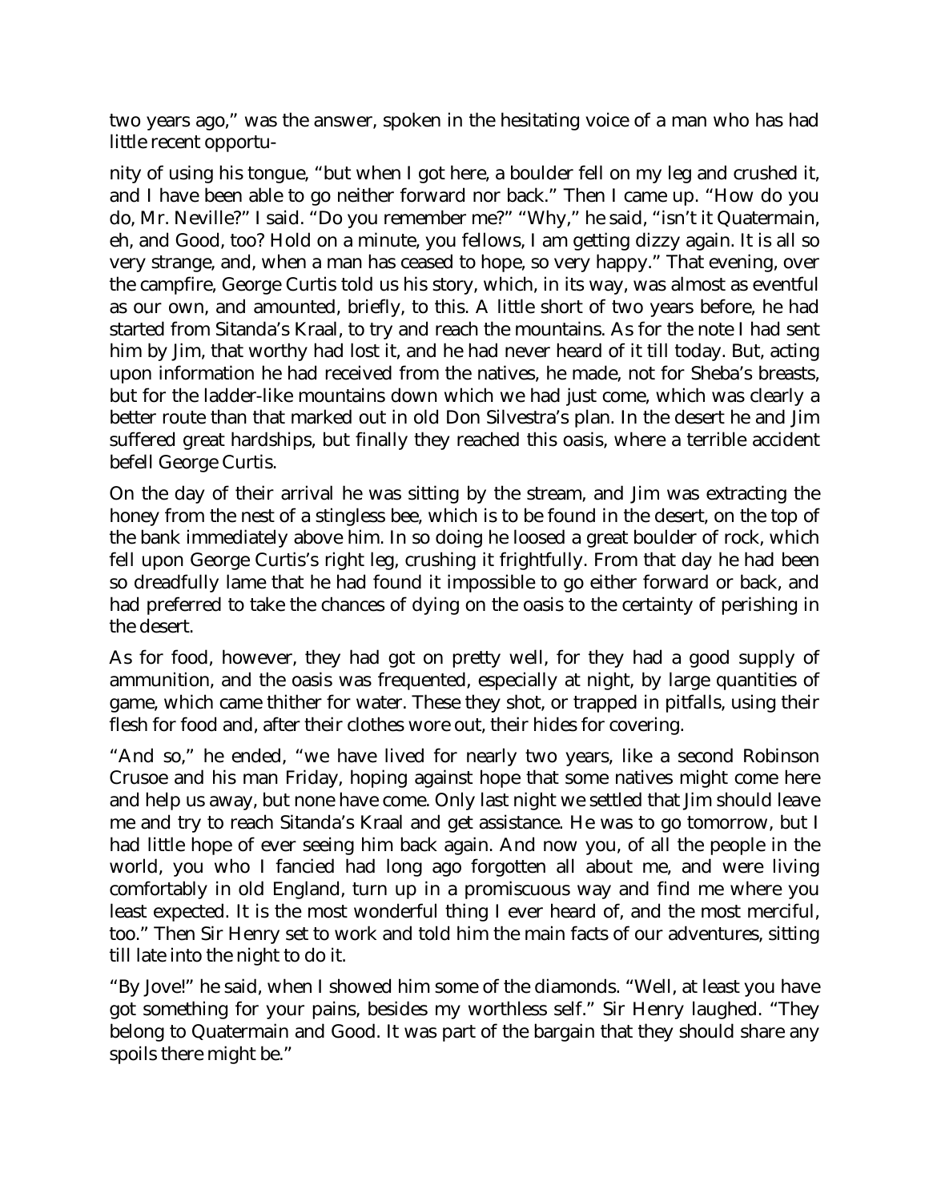two years ago," was the answer, spoken in the hesitating voice of a man who has had little recent opportu-

nity of using his tongue, "but when I got here, a boulder fell on my leg and crushed it, and I have been able to go neither forward nor back." Then I came up. "How do you do, Mr. Neville?" I said. "Do you remember me?" "Why," he said, "isn't it Quatermain, eh, and Good, too? Hold on a minute, you fellows, I am getting dizzy again. It is all so very strange, and, when a man has ceased to hope, so very happy." That evening, over the campfire, George Curtis told us his story, which, in its way, was almost as eventful as our own, and amounted, briefly, to this. A little short of two years before, he had started from Sitanda's Kraal, to try and reach the mountains. As for the note I had sent him by Jim, that worthy had lost it, and he had never heard of it till today. But, acting upon information he had received from the natives, he made, not for Sheba's breasts, but for the ladder-like mountains down which we had just come, which was clearly a better route than that marked out in old Don Silvestra's plan. In the desert he and Jim suffered great hardships, but finally they reached this oasis, where a terrible accident befell George Curtis.

On the day of their arrival he was sitting by the stream, and Jim was extracting the honey from the nest of a stingless bee, which is to be found in the desert, on the top of the bank immediately above him. In so doing he loosed a great boulder of rock, which fell upon George Curtis's right leg, crushing it frightfully. From that day he had been so dreadfully lame that he had found it impossible to go either forward or back, and had preferred to take the chances of dying on the oasis to the certainty of perishing in the desert.

As for food, however, they had got on pretty well, for they had a good supply of ammunition, and the oasis was frequented, especially at night, by large quantities of game, which came thither for water. These they shot, or trapped in pitfalls, using their flesh for food and, after their clothes wore out, their hides for covering.

"And so," he ended, "we have lived for nearly two years, like a second Robinson Crusoe and his man Friday, hoping against hope that some natives might come here and help us away, but none have come. Only last night we settled that Jim should leave me and try to reach Sitanda's Kraal and get assistance. He was to go tomorrow, but I had little hope of ever seeing him back again. And now you, of all the people in the world, you who I fancied had long ago forgotten all about me, and were living comfortably in old England, turn up in a promiscuous way and find me where you least expected. It is the most wonderful thing I ever heard of, and the most merciful, too." Then Sir Henry set to work and told him the main facts of our adventures, sitting till late into the night to do it.

"By Jove!" he said, when I showed him some of the diamonds. "Well, at least you have got something for your pains, besides my worthless self." Sir Henry laughed. "They belong to Quatermain and Good. It was part of the bargain that they should share any spoils there might be."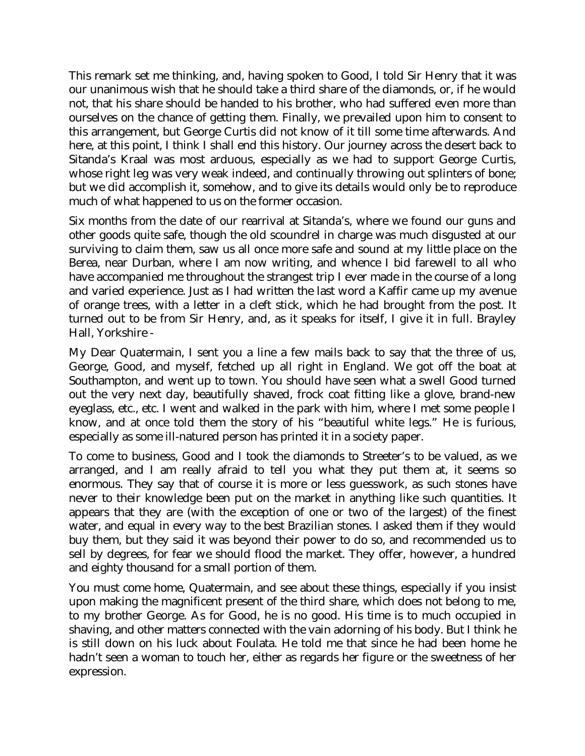This remark set me thinking, and, having spoken to Good, I told Sir Henry that it was our unanimous wish that he should take a third share of the diamonds, or, if he would not, that his share should be handed to his brother, who had suffered even more than ourselves on the chance of getting them. Finally, we prevailed upon him to consent to this arrangement, but George Curtis did not know of it till some time afterwards. And here, at this point, I think I shall end this history. Our journey across the desert back to Sitanda's Kraal was most arduous, especially as we had to support George Curtis, whose right leg was very weak indeed, and continually throwing out splinters of bone; but we did accomplish it, somehow, and to give its details would only be to reproduce much of what happened to us on the former occasion.

Six months from the date of our rearrival at Sitanda's, where we found our guns and other goods quite safe, though the old scoundrel in charge was much disgusted at our surviving to claim them, saw us all once more safe and sound at my little place on the Berea, near Durban, where I am now writing, and whence I bid farewell to all who have accompanied me throughout the strangest trip I ever made in the course of a long and varied experience. Just as I had written the last word a Kaffir came up my avenue of orange trees, with a letter in a cleft stick, which he had brought from the post. It turned out to be from Sir Henry, and, as it speaks for itself, I give it in full. Brayley Hall, Yorkshire -

My Dear Quatermain, I sent you a line a few mails back to say that the three of us, George, Good, and myself, fetched up all right in England. We got off the boat at Southampton, and went up to town. You should have seen what a swell Good turned out the very next day, beautifully shaved, frock coat fitting like a glove, brand-new eyeglass, etc., etc. I went and walked in the park with him, where I met some people I know, and at once told them the story of his "beautiful white legs." He is furious, especially as some ill-natured person has printed it in a society paper.

To come to business, Good and I took the diamonds to Streeter's to be valued, as we arranged, and I am really afraid to tell you what they put them at, it seems so enormous. They say that of course it is more or less guesswork, as such stones have never to their knowledge been put on the market in anything like such quantities. It appears that they are (with the exception of one or two of the largest) of the finest water, and equal in every way to the best Brazilian stones. I asked them if they would buy them, but they said it was beyond their power to do so, and recommended us to sell by degrees, for fear we should flood the market. They offer, however, a hundred and eighty thousand for a small portion of them.

You must come home, Quatermain, and see about these things, especially if you insist upon making the magnificent present of the third share, which does not belong to me, to my brother George. As for Good, he is no good. His time is to much occupied in shaving, and other matters connected with the vain adorning of his body. But I think he is still down on his luck about Foulata. He told me that since he had been home he hadn't seen a woman to touch her, either as regards her figure or the sweetness of her expression.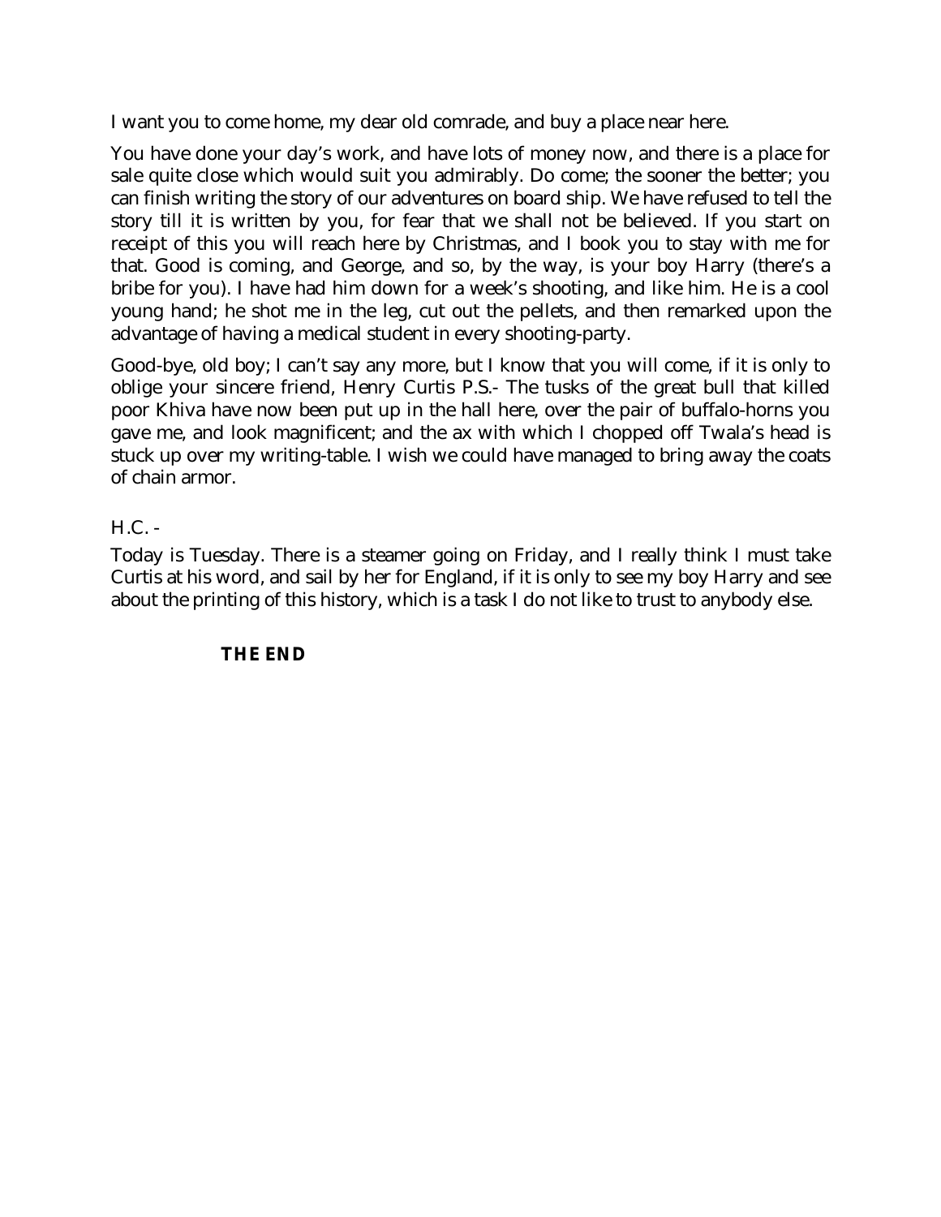I want you to come home, my dear old comrade, and buy a place near here.

You have done your day's work, and have lots of money now, and there is a place for sale quite close which would suit you admirably. Do come; the sooner the better; you can finish writing the story of our adventures on board ship. We have refused to tell the story till it is written by you, for fear that we shall not be believed. If you start on receipt of this you will reach here by Christmas, and I book you to stay with me for that. Good is coming, and George, and so, by the way, is your boy Harry (there's a bribe for you). I have had him down for a week's shooting, and like him. He is a cool young hand; he shot me in the leg, cut out the pellets, and then remarked upon the advantage of having a medical student in every shooting-party.

Good-bye, old boy; I can't say any more, but I know that you will come, if it is only to oblige your sincere friend, Henry Curtis P.S.- The tusks of the great bull that killed poor Khiva have now been put up in the hall here, over the pair of buffalo-horns you gave me, and look magnificent; and the ax with which I chopped off Twala's head is stuck up over my writing-table. I wish we could have managed to bring away the coats of chain armor.

H.C. -

Today is Tuesday. There is a steamer going on Friday, and I really think I must take Curtis at his word, and sail by her for England, if it is only to see my boy Harry and see about the printing of this history, which is a task I do not like to trust to anybody else.

**THE END**